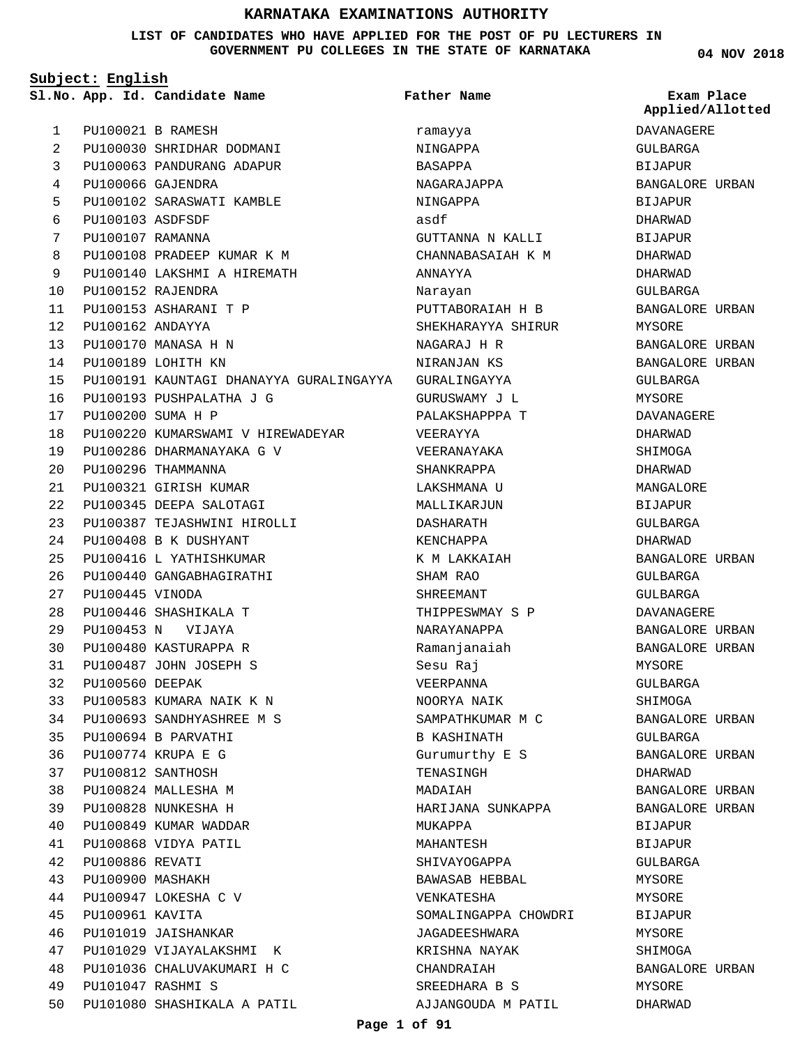# KARNATAKA EXAMINATIONS AUTHORITY

## LIST OF CANDIDATES WHO HAVE APPLIED FOR THE POST OF PU LECTURERS IN GOVERNMENT PU COLLEGES IN THE STATE OF KARNATAKA

04 NOV 2018

**Subject: English**

| Sl.No. | App. Id. | Candidate Name | Father Name | Exam Place Applied/Allotted |
|---|---|---|---|---|
| 1 | PU100021 | B RAMESH | ramayya | DAVANAGERE |
| 2 | PU100030 | SHRIDHAR DODMANI | NINGAPPA | GULBARGA |
| 3 | PU100063 | PANDURANG ADAPUR | BASAPPA | BIJAPUR |
| 4 | PU100066 | GAJENDRA | NAGARAJAPPA | BANGALORE URBAN |
| 5 | PU100102 | SARASWATI KAMBLE | NINGAPPA | BIJAPUR |
| 6 | PU100103 | ASDFSDF | asdf | DHARWAD |
| 7 | PU100107 | RAMANNA | GUTTANNA N KALLI | BIJAPUR |
| 8 | PU100108 | PRADEEP KUMAR K M | CHANNABASAIAH K M | DHARWAD |
| 9 | PU100140 | LAKSHMI A HIREMATH | ANNAYYA | DHARWAD |
| 10 | PU100152 | RAJENDRA | Narayan | GULBARGA |
| 11 | PU100153 | ASHARANI T P | PUTTABORAIAH H B | BANGALORE URBAN |
| 12 | PU100162 | ANDAYYA | SHEKHARAYYA SHIRUR | MYSORE |
| 13 | PU100170 | MANASA H N | NAGARAJ H R | BANGALORE URBAN |
| 14 | PU100189 | LOHITH KN | NIRANJAN KS | BANGALORE URBAN |
| 15 | PU100191 | KAUNTAGI DHANAYYA GURALINGAYYA | GURALINGAYYA | GULBARGA |
| 16 | PU100193 | PUSHPALATHA J G | GURUSWAMY J L | MYSORE |
| 17 | PU100200 | SUMA H P | PALAKSHAPPPA T | DAVANAGERE |
| 18 | PU100220 | KUMARSWAMI V HIREWADEYAR | VEERAYYA | DHARWAD |
| 19 | PU100286 | DHARMANAYAKA G V | VEERANAYAKA | SHIMOGA |
| 20 | PU100296 | THAMMANNA | SHANKRAPPA | DHARWAD |
| 21 | PU100321 | GIRISH KUMAR | LAKSHMANA U | MANGALORE |
| 22 | PU100345 | DEEPA SALOTAGI | MALLIKARJUN | BIJAPUR |
| 23 | PU100387 | TEJASHWINI HIROLLI | DASHARATH | GULBARGA |
| 24 | PU100408 | B K DUSHYANT | KENCHAPPA | DHARWAD |
| 25 | PU100416 | L YATHISHKUMAR | K M LAKKAIAH | BANGALORE URBAN |
| 26 | PU100440 | GANGABHAGIRATHI | SHAM RAO | GULBARGA |
| 27 | PU100445 | VINODA | SHREEMANT | GULBARGA |
| 28 | PU100446 | SHASHIKALA T | THIPPESWMAY S P | DAVANAGERE |
| 29 | PU100453 | N VIJAYA | NARAYANAPPA | BANGALORE URBAN |
| 30 | PU100480 | KASTURAPPA R | Ramanjanaiah | BANGALORE URBAN |
| 31 | PU100487 | JOHN JOSEPH S | Sesu Raj | MYSORE |
| 32 | PU100560 | DEEPAK | VEERPANNA | GULBARGA |
| 33 | PU100583 | KUMARA NAIK K N | NOORYA NAIK | SHIMOGA |
| 34 | PU100693 | SANDHYASHREE M S | SAMPATHKUMAR M C | BANGALORE URBAN |
| 35 | PU100694 | B PARVATHI | B KASHINATH | GULBARGA |
| 36 | PU100774 | KRUPA E G | Gurumurthy E S | BANGALORE URBAN |
| 37 | PU100812 | SANTHOSH | TENASINGH | DHARWAD |
| 38 | PU100824 | MALLESHA M | MADAIAH | BANGALORE URBAN |
| 39 | PU100828 | NUNKESHA H | HARIJANA SUNKAPPA | BANGALORE URBAN |
| 40 | PU100849 | KUMAR WADDAR | MUKAPPA | BIJAPUR |
| 41 | PU100868 | VIDYA PATIL | MAHANTESH | BIJAPUR |
| 42 | PU100886 | REVATI | SHIVAYOGAPPA | GULBARGA |
| 43 | PU100900 | MASHAKH | BAWASAB HEBBAL | MYSORE |
| 44 | PU100947 | LOKESHA C V | VENKATESHA | MYSORE |
| 45 | PU100961 | KAVITA | SOMALINGAPPA CHOWDRI | BIJAPUR |
| 46 | PU101019 | JAISHANKAR | JAGADEESHWARA | MYSORE |
| 47 | PU101029 | VIJAYALAKSHMI K | KRISHNA NAYAK | SHIMOGA |
| 48 | PU101036 | CHALUVAKUMARI H C | CHANDRAIAH | BANGALORE URBAN |
| 49 | PU101047 | RASHMI S | SREEDHARA B S | MYSORE |
| 50 | PU101080 | SHASHIKALA A PATIL | AJJANGOUDA M PATIL | DHARWAD |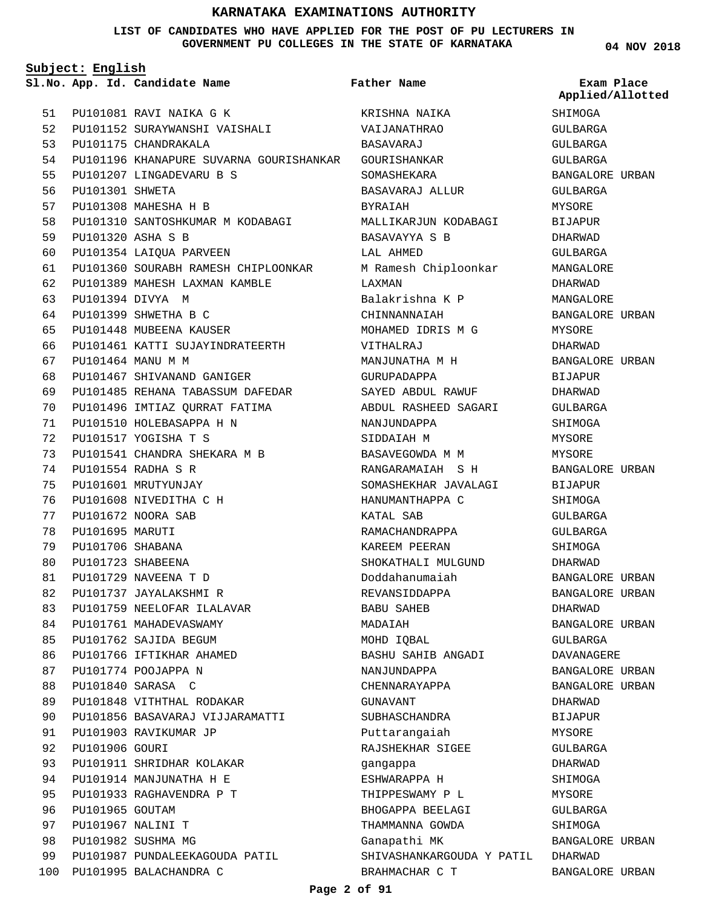# KARNATAKA EXAMINATIONS AUTHORITY

**LIST OF CANDIDATES WHO HAVE APPLIED FOR THE POST OF PU LECTURERS IN GOVERNMENT PU COLLEGES IN THE STATE OF KARNATAKA**

**04 NOV 2018**

**Subject: English**

| Sl.No. | App. Id. | Candidate Name | Father Name | Exam Place Applied/Allotted |
|---|---|---|---|---|
| 51 | PU101081 | RAVI NAIKA G K | KRISHNA NAIKA | SHIMOGA |
| 52 | PU101152 | SURAYWANSHI VAISHALI | VAIJANATHRAO | GULBARGA |
| 53 | PU101175 | CHANDRAKALA | BASAVARAJ | GULBARGA |
| 54 | PU101196 | KHANAPURE SUVARNA GOURISHANKAR | GOURISHANKAR | GULBARGA |
| 55 | PU101207 | LINGADEVARU B S | SOMASHEKARA | BANGALORE URBAN |
| 56 | PU101301 | SHWETA | BASAVARAJ ALLUR | GULBARGA |
| 57 | PU101308 | MAHESHA H B | BYRAIAH | MYSORE |
| 58 | PU101310 | SANTOSHKUMAR M KODABAGI | MALLIKARJUN KODABAGI | BIJAPUR |
| 59 | PU101320 | ASHA S B | BASAVAYYA S B | DHARWAD |
| 60 | PU101354 | LAIQUA PARVEEN | LAL AHMED | GULBARGA |
| 61 | PU101360 | SOURABH RAMESH CHIPLOONKAR | M Ramesh Chiploonkar | MANGALORE |
| 62 | PU101389 | MAHESH LAXMAN KAMBLE | LAXMAN | DHARWAD |
| 63 | PU101394 | DIVYA M | Balakrishna K P | MANGALORE |
| 64 | PU101399 | SHWETHA B C | CHINNANNAIAH | BANGALORE URBAN |
| 65 | PU101448 | MUBEENA KAUSER | MOHAMED IDRIS M G | MYSORE |
| 66 | PU101461 | KATTI SUJAYINDRATEERTH | VITHALRAJ | DHARWAD |
| 67 | PU101464 | MANU M M | MANJUNATHA M H | BANGALORE URBAN |
| 68 | PU101467 | SHIVANAND GANIGER | GURUPADAPPA | BIJAPUR |
| 69 | PU101485 | REHANA TABASSUM DAFEDAR | SAYED ABDUL RAWUF | DHARWAD |
| 70 | PU101496 | IMTIAZ QURRAT FATIMA | ABDUL RASHEED SAGARI | GULBARGA |
| 71 | PU101510 | HOLEBASAPPA H N | NANJUNDAPPA | SHIMOGA |
| 72 | PU101517 | YOGISHA T S | SIDDAIAH M | MYSORE |
| 73 | PU101541 | CHANDRA SHEKARA M B | BASAVEGOWDA M M | MYSORE |
| 74 | PU101554 | RADHA S R | RANGARAMAIAH S H | BANGALORE URBAN |
| 75 | PU101601 | MRUTYUNJAY | SOMASHEKHAR JAVALAGI | BIJAPUR |
| 76 | PU101608 | NIVEDITHA C H | HANUMANTHAPPA C | SHIMOGA |
| 77 | PU101672 | NOORA SAB | KATAL SAB | GULBARGA |
| 78 | PU101695 | MARUTI | RAMACHANDRAPPA | GULBARGA |
| 79 | PU101706 | SHABANA | KAREEM PEERAN | SHIMOGA |
| 80 | PU101723 | SHABEENA | SHOKATHALI MULGUND | DHARWAD |
| 81 | PU101729 | NAVEENA T D | Doddahanumaiah | BANGALORE URBAN |
| 82 | PU101737 | JAYALAKSHMI R | REVANSIDDAPPA | BANGALORE URBAN |
| 83 | PU101759 | NEELOFAR ILALAVAR | BABU SAHEB | DHARWAD |
| 84 | PU101761 | MAHADEVASWAMY | MADAIAH | BANGALORE URBAN |
| 85 | PU101762 | SAJIDA BEGUM | MOHD IQBAL | GULBARGA |
| 86 | PU101766 | IFTIKHAR AHAMED | BASHU SAHIB ANGADI | DAVANAGERE |
| 87 | PU101774 | POOJAPPA N | NANJUNDAPPA | BANGALORE URBAN |
| 88 | PU101840 | SARASA C | CHENNARAYAPPA | BANGALORE URBAN |
| 89 | PU101848 | VITHTHAL RODAKAR | GUNAVANT | DHARWAD |
| 90 | PU101856 | BASAVARAJ VIJJARAMATTI | SUBHASCHANDRA | BIJAPUR |
| 91 | PU101903 | RAVIKUMAR JP | Puttarangaiah | MYSORE |
| 92 | PU101906 | GOURI | RAJSHEKHAR SIGEE | GULBARGA |
| 93 | PU101911 | SHRIDHAR KOLAKAR | gangappa | DHARWAD |
| 94 | PU101914 | MANJUNATHA H E | ESHWARAPPA H | SHIMOGA |
| 95 | PU101933 | RAGHAVENDRA P T | THIPPESWAMY P L | MYSORE |
| 96 | PU101965 | GOUTAM | BHOGAPPA BEELAGI | GULBARGA |
| 97 | PU101967 | NALINI T | THAMMANNA GOWDA | SHIMOGA |
| 98 | PU101982 | SUSHMA MG | Ganapathi MK | BANGALORE URBAN |
| 99 | PU101987 | PUNDALEEKAGOUDA PATIL | SHIVASHANKARGOUDA Y PATIL | DHARWAD |
| 100 | PU101995 | BALACHANDRA C | BRAHMACHAR C T | BANGALORE URBAN |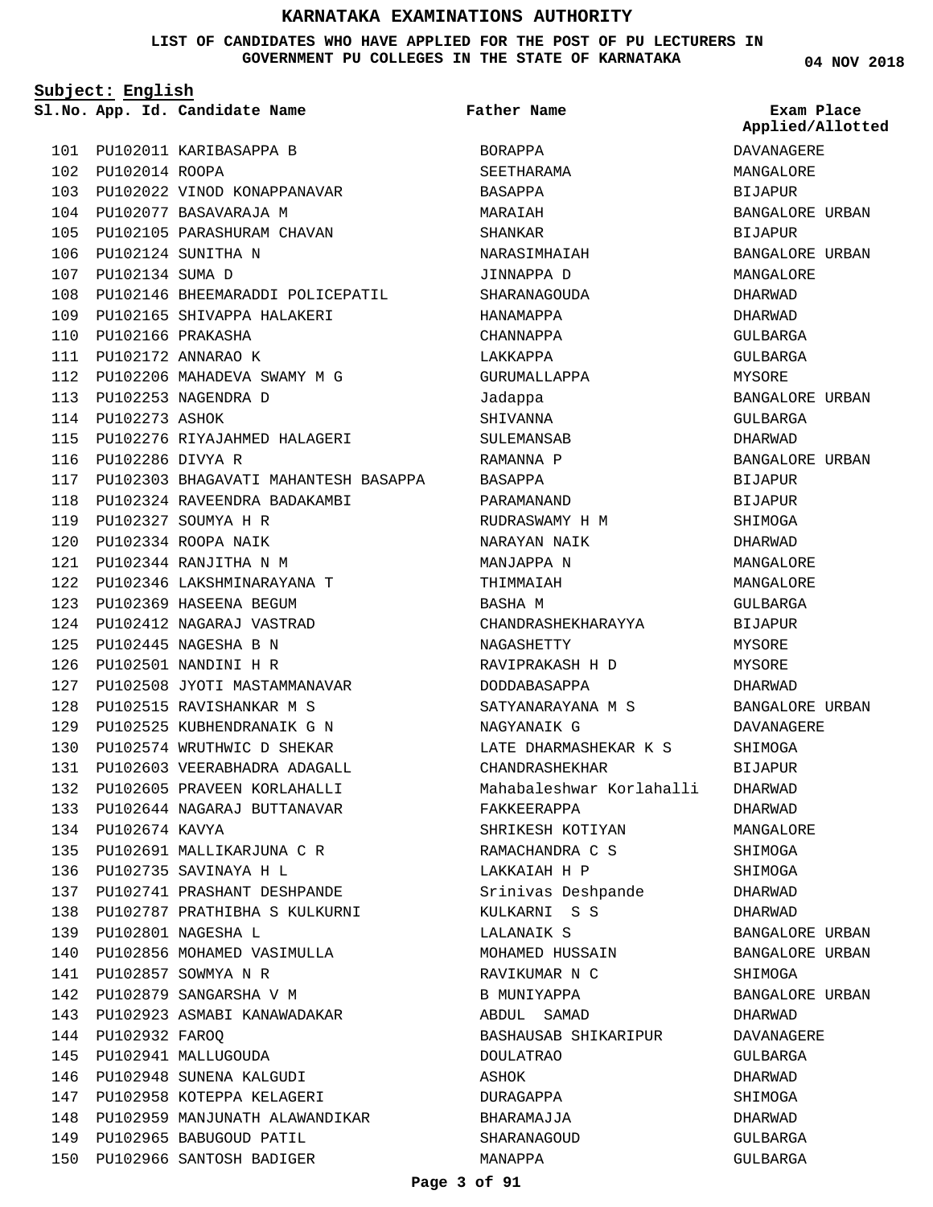# KARNATAKA EXAMINATIONS AUTHORITY

**LIST OF CANDIDATES WHO HAVE APPLIED FOR THE POST OF PU LECTURERS IN GOVERNMENT PU COLLEGES IN THE STATE OF KARNATAKA**

**04 NOV 2018**

**Subject: English**

| Sl.No. | App. Id. | Candidate Name | Father Name | Exam Place Applied/Allotted |
|---|---|---|---|---|
| 101 | PU102011 | KARIBASAPPA B | BORAPPA | DAVANAGERE |
| 102 | PU102014 | ROOPA | SEETHARAMA | MANGALORE |
| 103 | PU102022 | VINOD KONAPPANAVAR | BASAPPA | BIJAPUR |
| 104 | PU102077 | BASAVARAJA M | MARAIAH | BANGALORE URBAN |
| 105 | PU102105 | PARASHURAM CHAVAN | SHANKAR | BIJAPUR |
| 106 | PU102124 | SUNITHA N | NARASIMHAIAH | BANGALORE URBAN |
| 107 | PU102134 | SUMA D | JINNAPPA D | MANGALORE |
| 108 | PU102146 | BHEEMARADDI POLICEPATIL | SHARANAGOUDA | DHARWAD |
| 109 | PU102165 | SHIVAPPA HALAKERI | HANAMAPPA | DHARWAD |
| 110 | PU102166 | PRAKASHA | CHANNAPPA | GULBARGA |
| 111 | PU102172 | ANNARAO K | LAKKAPPA | GULBARGA |
| 112 | PU102206 | MAHADEVA SWAMY M G | GURUMALLAPPA | MYSORE |
| 113 | PU102253 | NAGENDRA D | Jadappa | BANGALORE URBAN |
| 114 | PU102273 | ASHOK | SHIVANNA | GULBARGA |
| 115 | PU102276 | RIYAJAHMED HALAGERI | SULEMANSAB | DHARWAD |
| 116 | PU102286 | DIVYA R | RAMANNA P | BANGALORE URBAN |
| 117 | PU102303 | BHAGAVATI MAHANTESH BASAPPA | BASAPPA | BIJAPUR |
| 118 | PU102324 | RAVEENDRA BADAKAMBI | PARAMANAND | BIJAPUR |
| 119 | PU102327 | SOUMYA H R | RUDRASWAMY H M | SHIMOGA |
| 120 | PU102334 | ROOPA NAIK | NARAYAN NAIK | DHARWAD |
| 121 | PU102344 | RANJITHA N M | MANJAPPA N | MANGALORE |
| 122 | PU102346 | LAKSHMINARAYANA T | THIMMAIAH | MANGALORE |
| 123 | PU102369 | HASEENA BEGUM | BASHA M | GULBARGA |
| 124 | PU102412 | NAGARAJ VASTRAD | CHANDRASHEKHARAYYA | BIJAPUR |
| 125 | PU102445 | NAGESHA B N | NAGASHETTY | MYSORE |
| 126 | PU102501 | NANDINI H R | RAVIPRAKASH H D | MYSORE |
| 127 | PU102508 | JYOTI MASTAMMANAVAR | DODDABASAPPA | DHARWAD |
| 128 | PU102515 | RAVISHANKAR M S | SATYANARAYANA M S | BANGALORE URBAN |
| 129 | PU102525 | KUBHENDRANAIK G N | NAGYANAIK G | DAVANAGERE |
| 130 | PU102574 | WRUTHWIC D SHEKAR | LATE DHARMASHEKAR K S | SHIMOGA |
| 131 | PU102603 | VEERABHADRA ADAGALL | CHANDRASHEKHAR | BIJAPUR |
| 132 | PU102605 | PRAVEEN KORLAHALLI | Mahabaleshwar Korlahalli | DHARWAD |
| 133 | PU102644 | NAGARAJ BUTTANAVAR | FAKKEERAPPA | DHARWAD |
| 134 | PU102674 | KAVYA | SHRIKESH KOTIYAN | MANGALORE |
| 135 | PU102691 | MALLIKARJUNA C R | RAMACHANDRA C S | SHIMOGA |
| 136 | PU102735 | SAVINAYA H L | LAKKAIAH H P | SHIMOGA |
| 137 | PU102741 | PRASHANT DESHPANDE | Srinivas Deshpande | DHARWAD |
| 138 | PU102787 | PRATHIBHA S KULKURNI | KULKARNI S S | DHARWAD |
| 139 | PU102801 | NAGESHA L | LALANAIK S | BANGALORE URBAN |
| 140 | PU102856 | MOHAMED VASIMULLA | MOHAMED HUSSAIN | BANGALORE URBAN |
| 141 | PU102857 | SOWMYA N R | RAVIKUMAR N C | SHIMOGA |
| 142 | PU102879 | SANGARSHA V M | B MUNIYAPPA | BANGALORE URBAN |
| 143 | PU102923 | ASMABI KANAWADAKAR | ABDUL SAMAD | DHARWAD |
| 144 | PU102932 | FAROQ | BASHAUSAB SHIKARIPUR | DAVANAGERE |
| 145 | PU102941 | MALLUGOUDA | DOULATRAO | GULBARGA |
| 146 | PU102948 | SUNENA KALGUDI | ASHOK | DHARWAD |
| 147 | PU102958 | KOTEPPA KELAGERI | DURAGAPPA | SHIMOGA |
| 148 | PU102959 | MANJUNATH ALAWANDIKAR | BHARAMAJJA | DHARWAD |
| 149 | PU102965 | BABUGOUD PATIL | SHARANAGOUD | GULBARGA |
| 150 | PU102966 | SANTOSH BADIGER | MANAPPA | GULBARGA |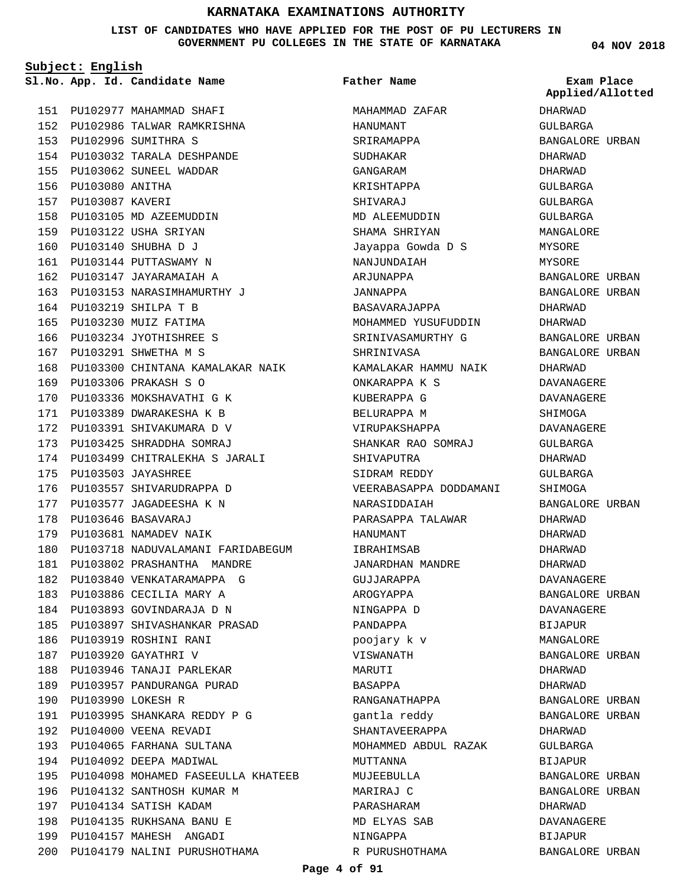# KARNATAKA EXAMINATIONS AUTHORITY

**LIST OF CANDIDATES WHO HAVE APPLIED FOR THE POST OF PU LECTURERS IN GOVERNMENT PU COLLEGES IN THE STATE OF KARNATAKA**

**04 NOV 2018**

**Subject: English**

| Sl.No. | App. Id. | Candidate Name | Father Name | Exam Place Applied/Allotted |
|---|---|---|---|---|
| 151 | PU102977 | MAHAMMAD SHAFI | MAHAMMAD ZAFAR | DHARWAD |
| 152 | PU102986 | TALWAR RAMKRISHNA | HANUMANT | GULBARGA |
| 153 | PU102996 | SUMITHRA S | SRIRAMAPPA | BANGALORE URBAN |
| 154 | PU103032 | TARALA DESHPANDE | SUDHAKAR | DHARWAD |
| 155 | PU103062 | SUNEEL WADDAR | GANGARAM | DHARWAD |
| 156 | PU103080 | ANITHA | KRISHTAPPA | GULBARGA |
| 157 | PU103087 | KAVERI | SHIVARAJ | GULBARGA |
| 158 | PU103105 | MD AZEEMUDDIN | MD ALEEMUDDIN | GULBARGA |
| 159 | PU103122 | USHA SRIYAN | SHAMA SHRIYAN | MANGALORE |
| 160 | PU103140 | SHUBHA D J | Jayappa Gowda D S | MYSORE |
| 161 | PU103144 | PUTTASWAMY N | NANJUNDAIAH | MYSORE |
| 162 | PU103147 | JAYARAMAIAH A | ARJUNAPPA | BANGALORE URBAN |
| 163 | PU103153 | NARASIMHAMURTHY J | JANNAPPA | BANGALORE URBAN |
| 164 | PU103219 | SHILPA T B | BASAVARAJAPPA | DHARWAD |
| 165 | PU103230 | MUIZ FATIMA | MOHAMMED YUSUFUDDIN | DHARWAD |
| 166 | PU103234 | JYOTHISHREE S | SRINIVASAMURTHY G | BANGALORE URBAN |
| 167 | PU103291 | SHWETHA M S | SHRINIVASA | BANGALORE URBAN |
| 168 | PU103300 | CHINTANA KAMALAKAR NAIK | KAMALAKAR HAMMU NAIK | DHARWAD |
| 169 | PU103306 | PRAKASH S O | ONKARAPPA K S | DAVANAGERE |
| 170 | PU103336 | MOKSHAVATHI G K | KUBERAPPA G | DAVANAGERE |
| 171 | PU103389 | DWARAKESHA K B | BELURAPPA M | SHIMOGA |
| 172 | PU103391 | SHIVAKUMARA D V | VIRUPAKSHAPPA | DAVANAGERE |
| 173 | PU103425 | SHRADDHA SOMRAJ | SHANKAR RAO SOMRAJ | GULBARGA |
| 174 | PU103499 | CHITRALEKHA S JARALI | SHIVAPUTRA | DHARWAD |
| 175 | PU103503 | JAYASHREE | SIDRAM REDDY | GULBARGA |
| 176 | PU103557 | SHIVARUDRAPPA D | VEERABASAPPA DODDAMANI | SHIMOGA |
| 177 | PU103577 | JAGADEESHA K N | NARASIDDAIAH | BANGALORE URBAN |
| 178 | PU103646 | BASAVARAJ | PARASAPPA TALAWAR | DHARWAD |
| 179 | PU103681 | NAMADEV NAIK | HANUMANT | DHARWAD |
| 180 | PU103718 | NADUVALAMANI FARIDABEGUM | IBRAHIMSAB | DHARWAD |
| 181 | PU103802 | PRASHANTHA MANDRE | JANARDHAN MANDRE | DHARWAD |
| 182 | PU103840 | VENKATARAMAPPA G | GUJJARAPPA | DAVANAGERE |
| 183 | PU103886 | CECILIA MARY A | AROGYAPPA | BANGALORE URBAN |
| 184 | PU103893 | GOVINDARAJA D N | NINGAPPA D | DAVANAGERE |
| 185 | PU103897 | SHIVASHANKAR PRASAD | PANDAPPA | BIJAPUR |
| 186 | PU103919 | ROSHINI RANI | poojary k v | MANGALORE |
| 187 | PU103920 | GAYATHRI V | VISWANATH | BANGALORE URBAN |
| 188 | PU103946 | TANAJI PARLEKAR | MARUTI | DHARWAD |
| 189 | PU103957 | PANDURANGA PURAD | BASAPPA | DHARWAD |
| 190 | PU103990 | LOKESH R | RANGANATHAPPA | BANGALORE URBAN |
| 191 | PU103995 | SHANKARA REDDY P G | gantla reddy | BANGALORE URBAN |
| 192 | PU104000 | VEENA REVADI | SHANTAVEERAPPA | DHARWAD |
| 193 | PU104065 | FARHANA SULTANA | MOHAMMED ABDUL RAZAK | GULBARGA |
| 194 | PU104092 | DEEPA MADIWAL | MUTTANNA | BIJAPUR |
| 195 | PU104098 | MOHAMED FASEEULLA KHATEEB | MUJEEBULLA | BANGALORE URBAN |
| 196 | PU104132 | SANTHOSH KUMAR M | MARIRAJ C | BANGALORE URBAN |
| 197 | PU104134 | SATISH KADAM | PARASHARAM | DHARWAD |
| 198 | PU104135 | RUKHSANA BANU E | MD ELYAS SAB | DAVANAGERE |
| 199 | PU104157 | MAHESH ANGADI | NINGAPPA | BIJAPUR |
| 200 | PU104179 | NALINI PURUSHOTHAMA | R PURUSHOTHAMA | BANGALORE URBAN |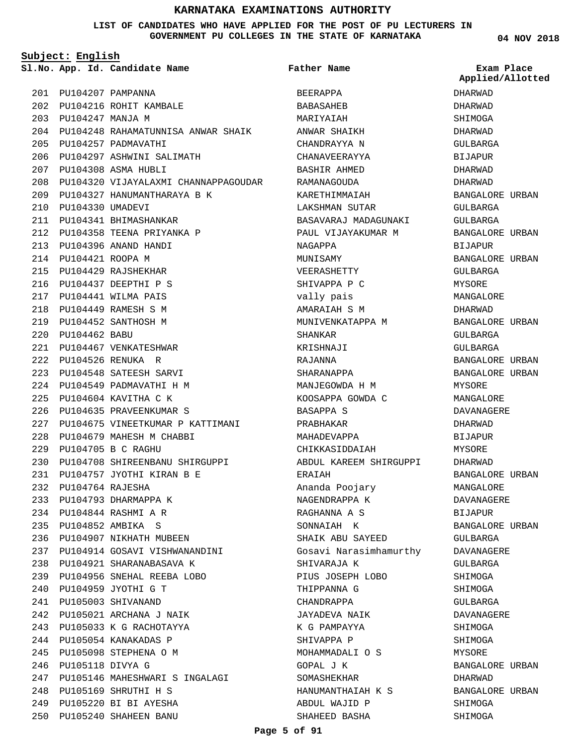# KARNATAKA EXAMINATIONS AUTHORITY

**LIST OF CANDIDATES WHO HAVE APPLIED FOR THE POST OF PU LECTURERS IN GOVERNMENT PU COLLEGES IN THE STATE OF KARNATAKA**

04 NOV 2018

**Subject: English**

| Sl.No. | App. Id. | Candidate Name | Father Name | Exam Place Applied/Allotted |
|---|---|---|---|---|
| 201 | PU104207 | PAMPANNA | BEERAPPA | DHARWAD |
| 202 | PU104216 | ROHIT KAMBALE | BABASAHEB | DHARWAD |
| 203 | PU104247 | MANJA M | MARIYAIAH | SHIMOGA |
| 204 | PU104248 | RAHAMATUNNISA ANWAR SHAIK | ANWAR SHAIKH | DHARWAD |
| 205 | PU104257 | PADMAVATHI | CHANDRAYYA N | GULBARGA |
| 206 | PU104297 | ASHWINI SALIMATH | CHANAVEERAYYA | BIJAPUR |
| 207 | PU104308 | ASMA HUBLI | BASHIR AHMED | DHARWAD |
| 208 | PU104320 | VIJAYALAXMI CHANNAPPAGOUDAR | RAMANAGOUDA | DHARWAD |
| 209 | PU104327 | HANUMANTHARAYA B K | KARETHIMMAIAH | BANGALORE URBAN |
| 210 | PU104330 | UMADEVI | LAKSHMAN SUTAR | GULBARGA |
| 211 | PU104341 | BHIMASHANKAR | BASAVARAJ MADAGUNAKI | GULBARGA |
| 212 | PU104358 | TEENA PRIYANKA P | PAUL VIJAYAKUMAR M | BANGALORE URBAN |
| 213 | PU104396 | ANAND HANDI | NAGAPPA | BIJAPUR |
| 214 | PU104421 | ROOPA M | MUNISAMY | BANGALORE URBAN |
| 215 | PU104429 | RAJSHEKHAR | VEERASHETTY | GULBARGA |
| 216 | PU104437 | DEEPTHI P S | SHIVAPPA P C | MYSORE |
| 217 | PU104441 | WILMA PAIS | vally pais | MANGALORE |
| 218 | PU104449 | RAMESH S M | AMARAIAH S M | DHARWAD |
| 219 | PU104452 | SANTHOSH M | MUNIVENKATAPPA M | BANGALORE URBAN |
| 220 | PU104462 | BABU | SHANKAR | GULBARGA |
| 221 | PU104467 | VENKATESHWAR | KRISHNAJI | GULBARGA |
| 222 | PU104526 | RENUKA R | RAJANNA | BANGALORE URBAN |
| 223 | PU104548 | SATEESH SARVI | SHARANAPPA | BANGALORE URBAN |
| 224 | PU104549 | PADMAVATHI H M | MANJEGOWDA H M | MYSORE |
| 225 | PU104604 | KAVITHA C K | KOOSAPPA GOWDA C | MANGALORE |
| 226 | PU104635 | PRAVEENKUMAR S | BASAPPA S | DAVANAGERE |
| 227 | PU104675 | VINEETKUMAR P KATTIMANI | PRABHAKAR | DHARWAD |
| 228 | PU104679 | MAHESH M CHABBI | MAHADEVAPPA | BIJAPUR |
| 229 | PU104705 | B C RAGHU | CHIKKASIDDAIAH | MYSORE |
| 230 | PU104708 | SHIREENBANU SHIRGUPPI | ABDUL KAREEM SHIRGUPPI | DHARWAD |
| 231 | PU104757 | JYOTHI KIRAN B E | ERAIAH | BANGALORE URBAN |
| 232 | PU104764 | RAJESHA | Ananda Poojary | MANGALORE |
| 233 | PU104793 | DHARMAPPA K | NAGENDRAPPA K | DAVANAGERE |
| 234 | PU104844 | RASHMI A R | RAGHANNA A S | BIJAPUR |
| 235 | PU104852 | AMBIKA S | SONNAIAH K | BANGALORE URBAN |
| 236 | PU104907 | NIKHATH MUBEEN | SHAIK ABU SAYEED | GULBARGA |
| 237 | PU104914 | GOSAVI VISHWANANDINI | Gosavi Narasimhamurthy | DAVANAGERE |
| 238 | PU104921 | SHARANABASAVA K | SHIVARAJA K | GULBARGA |
| 239 | PU104956 | SNEHAL REEBA LOBO | PIUS JOSEPH LOBO | SHIMOGA |
| 240 | PU104959 | JYOTHI G T | THIPPANNA G | SHIMOGA |
| 241 | PU105003 | SHIVANAND | CHANDRAPPA | GULBARGA |
| 242 | PU105021 | ARCHANA J NAIK | JAYADEVA NAIK | DAVANAGERE |
| 243 | PU105033 | K G RACHOTAYYA | K G PAMPAYYA | SHIMOGA |
| 244 | PU105054 | KANAKADAS P | SHIVAPPA P | SHIMOGA |
| 245 | PU105098 | STEPHENA O M | MOHAMMADALI O S | MYSORE |
| 246 | PU105118 | DIVYA G | GOPAL J K | BANGALORE URBAN |
| 247 | PU105146 | MAHESHWARI S INGALAGI | SOMASHEKHAR | DHARWAD |
| 248 | PU105169 | SHRUTHI H S | HANUMANTHAIAH K S | BANGALORE URBAN |
| 249 | PU105220 | BI BI AYESHA | ABDUL WAJID P | SHIMOGA |
| 250 | PU105240 | SHAHEEN BANU | SHAHEED BASHA | SHIMOGA |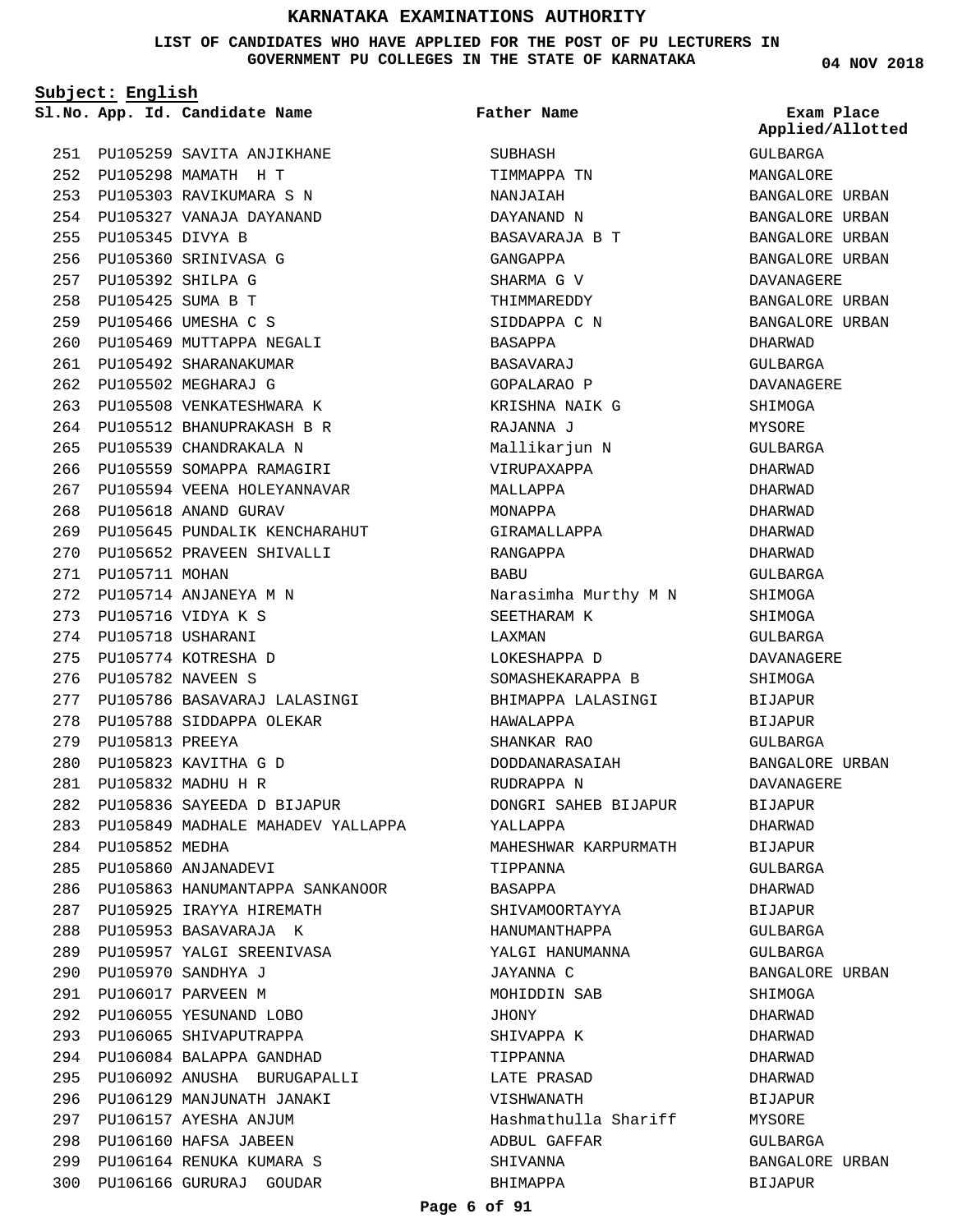# KARNATAKA EXAMINATIONS AUTHORITY

**LIST OF CANDIDATES WHO HAVE APPLIED FOR THE POST OF PU LECTURERS IN GOVERNMENT PU COLLEGES IN THE STATE OF KARNATAKA**

04 NOV 2018

**Subject: English**

| Sl.No. | App. Id. | Candidate Name | Father Name | Exam Place Applied/Allotted |
|---|---|---|---|---|
| 251 | PU105259 | SAVITA ANJIKHANE | SUBHASH | GULBARGA |
| 252 | PU105298 | MAMATH H T | TIMMAPPA TN | MANGALORE |
| 253 | PU105303 | RAVIKUMARA S N | NANJAIAH | BANGALORE URBAN |
| 254 | PU105327 | VANAJA DAYANAND | DAYANAND N | BANGALORE URBAN |
| 255 | PU105345 | DIVYA B | BASAVARAJA B T | BANGALORE URBAN |
| 256 | PU105360 | SRINIVASA G | GANGAPPA | BANGALORE URBAN |
| 257 | PU105392 | SHILPA G | SHARMA G V | DAVANAGERE |
| 258 | PU105425 | SUMA B T | THIMMAREDDY | BANGALORE URBAN |
| 259 | PU105466 | UMESHA C S | SIDDAPPA C N | BANGALORE URBAN |
| 260 | PU105469 | MUTTAPPA NEGALI | BASAPPA | DHARWAD |
| 261 | PU105492 | SHARANAKUMAR | BASAVARAJ | GULBARGA |
| 262 | PU105502 | MEGHARAJ G | GOPALARAO P | DAVANAGERE |
| 263 | PU105508 | VENKATESHWARA K | KRISHNA NAIK G | SHIMOGA |
| 264 | PU105512 | BHANUPRAKASH B R | RAJANNA J | MYSORE |
| 265 | PU105539 | CHANDRAKALA N | Mallikarjun N | GULBARGA |
| 266 | PU105559 | SOMAPPA RAMAGIRI | VIRUPAXAPPA | DHARWAD |
| 267 | PU105594 | VEENA HOLEYANNAVAR | MALLAPPA | DHARWAD |
| 268 | PU105618 | ANAND GURAV | MONAPPA | DHARWAD |
| 269 | PU105645 | PUNDALIK KENCHARAHUT | GIRAMALLAPPA | DHARWAD |
| 270 | PU105652 | PRAVEEN SHIVALLI | RANGAPPA | DHARWAD |
| 271 | PU105711 | MOHAN | BABU | GULBARGA |
| 272 | PU105714 | ANJANEYA M N | Narasimha Murthy M N | SHIMOGA |
| 273 | PU105716 | VIDYA K S | SEETHARAM K | SHIMOGA |
| 274 | PU105718 | USHARANI | LAXMAN | GULBARGA |
| 275 | PU105774 | KOTRESHA D | LOKESHAPPA D | DAVANAGERE |
| 276 | PU105782 | NAVEEN S | SOMASHEKARAPPA B | SHIMOGA |
| 277 | PU105786 | BASAVARAJ LALASINGI | BHIMAPPA LALASINGI | BIJAPUR |
| 278 | PU105788 | SIDDAPPA OLEKAR | HAWALAPPA | BIJAPUR |
| 279 | PU105813 | PREEYA | SHANKAR RAO | GULBARGA |
| 280 | PU105823 | KAVITHA G D | DODDANARASAIAH | BANGALORE URBAN |
| 281 | PU105832 | MADHU H R | RUDRAPPA N | DAVANAGERE |
| 282 | PU105836 | SAYEEDA D BIJAPUR | DONGRI SAHEB BIJAPUR | BIJAPUR |
| 283 | PU105849 | MADHALE MAHADEV YALLAPPA | YALLAPPA | DHARWAD |
| 284 | PU105852 | MEDHA | MAHESHWAR KARPURMATH | BIJAPUR |
| 285 | PU105860 | ANJANADEVI | TIPPANNA | GULBARGA |
| 286 | PU105863 | HANUMANTAPPA SANKANOOR | BASAPPA | DHARWAD |
| 287 | PU105925 | IRAYYA HIREMATH | SHIVAMOORTAYYA | BIJAPUR |
| 288 | PU105953 | BASAVARAJA K | HANUMANTHAPPA | GULBARGA |
| 289 | PU105957 | YALGI SREENIVASA | YALGI HANUMANNA | GULBARGA |
| 290 | PU105970 | SANDHYA J | JAYANNA C | BANGALORE URBAN |
| 291 | PU106017 | PARVEEN M | MOHIDDIN SAB | SHIMOGA |
| 292 | PU106055 | YESUNAND LOBO | JHONY | DHARWAD |
| 293 | PU106065 | SHIVAPUTRAPPA | SHIVAPPA K | DHARWAD |
| 294 | PU106084 | BALAPPA GANDHAD | TIPPANNA | DHARWAD |
| 295 | PU106092 | ANUSHA BURUGAPALLI | LATE PRASAD | DHARWAD |
| 296 | PU106129 | MANJUNATH JANAKI | VISHWANATH | BIJAPUR |
| 297 | PU106157 | AYESHA ANJUM | Hashmathulla Shariff | MYSORE |
| 298 | PU106160 | HAFSA JABEEN | ADBUL GAFFAR | GULBARGA |
| 299 | PU106164 | RENUKA KUMARA S | SHIVANNA | BANGALORE URBAN |
| 300 | PU106166 | GURURAJ GOUDAR | BHIMAPPA | BIJAPUR |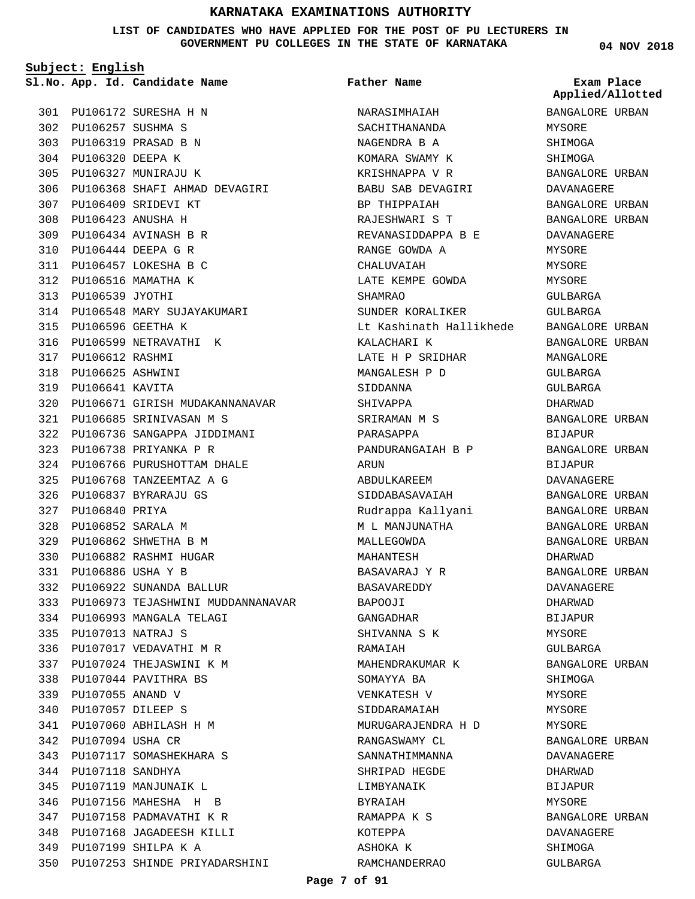# KARNATAKA EXAMINATIONS AUTHORITY

**LIST OF CANDIDATES WHO HAVE APPLIED FOR THE POST OF PU LECTURERS IN GOVERNMENT PU COLLEGES IN THE STATE OF KARNATAKA**

04 NOV 2018

**Subject: English**

| Sl.No. | App. Id. | Candidate Name | Father Name | Exam Place Applied/Allotted |
|---|---|---|---|---|
| 301 | PU106172 | SURESHA H N | NARASIMHAIAH | BANGALORE URBAN |
| 302 | PU106257 | SUSHMA S | SACHITHANANDA | MYSORE |
| 303 | PU106319 | PRASAD B N | NAGENDRA B A | SHIMOGA |
| 304 | PU106320 | DEEPA K | KOMARA SWAMY K | SHIMOGA |
| 305 | PU106327 | MUNIRAJU K | KRISHNAPPA V R | BANGALORE URBAN |
| 306 | PU106368 | SHAFI AHMAD DEVAGIRI | BABU SAB DEVAGIRI | DAVANAGERE |
| 307 | PU106409 | SRIDEVI KT | BP THIPPAIAH | BANGALORE URBAN |
| 308 | PU106423 | ANUSHA H | RAJESHWARI S T | BANGALORE URBAN |
| 309 | PU106434 | AVINASH B R | REVANASIDDAPPA B E | DAVANAGERE |
| 310 | PU106444 | DEEPA G R | RANGE GOWDA A | MYSORE |
| 311 | PU106457 | LOKESHA B C | CHALUVAIAH | MYSORE |
| 312 | PU106516 | MAMATHA K | LATE KEMPE GOWDA | MYSORE |
| 313 | PU106539 | JYOTHI | SHAMRAO | GULBARGA |
| 314 | PU106548 | MARY SUJAYAKUMARI | SUNDER KORALIKER | GULBARGA |
| 315 | PU106596 | GEETHA K | Lt Kashinath Hallikhede | BANGALORE URBAN |
| 316 | PU106599 | NETRAVATHI K | KALACHARI K | BANGALORE URBAN |
| 317 | PU106612 | RASHMI | LATE H P SRIDHAR | MANGALORE |
| 318 | PU106625 | ASHWINI | MANGALESH P D | GULBARGA |
| 319 | PU106641 | KAVITA | SIDDANNA | GULBARGA |
| 320 | PU106671 | GIRISH MUDAKANNANAVAR | SHIVAPPA | DHARWAD |
| 321 | PU106685 | SRINIVASAN M S | SRIRAMAN M S | BANGALORE URBAN |
| 322 | PU106736 | SANGAPPA JIDDIMANI | PARASAPPA | BIJAPUR |
| 323 | PU106738 | PRIYANKA P R | PANDURANGAIAH B P | BANGALORE URBAN |
| 324 | PU106766 | PURUSHOTTAM DHALE | ARUN | BIJAPUR |
| 325 | PU106768 | TANZEEMTAZ A G | ABDULKAREEM | DAVANAGERE |
| 326 | PU106837 | BYRARAJU GS | SIDDABASAVAIAH | BANGALORE URBAN |
| 327 | PU106840 | PRIYA | Rudrappa Kallyani | BANGALORE URBAN |
| 328 | PU106852 | SARALA M | M L MANJUNATHA | BANGALORE URBAN |
| 329 | PU106862 | SHWETHA B M | MALLEGOWDA | BANGALORE URBAN |
| 330 | PU106882 | RASHMI HUGAR | MAHANTESH | DHARWAD |
| 331 | PU106886 | USHA Y B | BASAVARAJ Y R | BANGALORE URBAN |
| 332 | PU106922 | SUNANDA BALLUR | BASAVAREDDY | DAVANAGERE |
| 333 | PU106973 | TEJASHWINI MUDDANNANAVAR | BAPOOJI | DHARWAD |
| 334 | PU106993 | MANGALA TELAGI | GANGADHAR | BIJAPUR |
| 335 | PU107013 | NATRAJ S | SHIVANNA S K | MYSORE |
| 336 | PU107017 | VEDAVATHI M R | RAMAIAH | GULBARGA |
| 337 | PU107024 | THEJASWINI K M | MAHENDRAKUMAR K | BANGALORE URBAN |
| 338 | PU107044 | PAVITHRA BS | SOMAYYA BA | SHIMOGA |
| 339 | PU107055 | ANAND V | VENKATESH V | MYSORE |
| 340 | PU107057 | DILEEP S | SIDDARAMAIAH | MYSORE |
| 341 | PU107060 | ABHILASH H M | MURUGARAJENDRA H D | MYSORE |
| 342 | PU107094 | USHA CR | RANGASWAMY CL | BANGALORE URBAN |
| 343 | PU107117 | SOMASHEKHARA S | SANNATHIMMANNA | DAVANAGERE |
| 344 | PU107118 | SANDHYA | SHRIPAD HEGDE | DHARWAD |
| 345 | PU107119 | MANJUNAIK L | LIMBYANAIK | BIJAPUR |
| 346 | PU107156 | MAHESHA H B | BYRAIAH | MYSORE |
| 347 | PU107158 | PADMAVATHI K R | RAMAPPA K S | BANGALORE URBAN |
| 348 | PU107168 | JAGADEESH KILLI | KOTEPPA | DAVANAGERE |
| 349 | PU107199 | SHILPA K A | ASHOKA K | SHIMOGA |
| 350 | PU107253 | SHINDE PRIYADARSHINI | RAMCHANDERRAO | GULBARGA |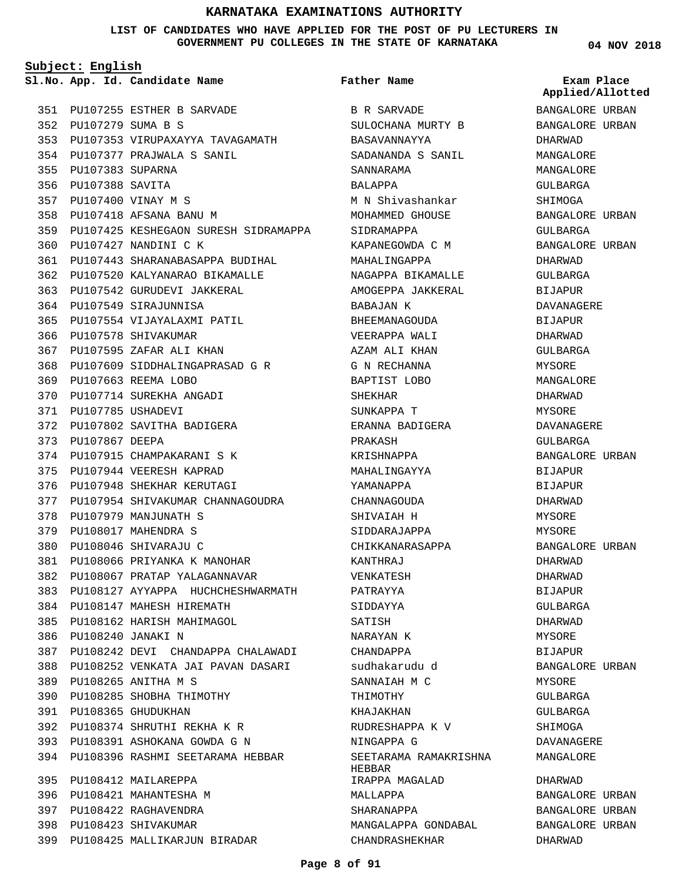# KARNATAKA EXAMINATIONS AUTHORITY

**LIST OF CANDIDATES WHO HAVE APPLIED FOR THE POST OF PU LECTURERS IN GOVERNMENT PU COLLEGES IN THE STATE OF KARNATAKA**

**04 NOV 2018**

**Subject: English**

| Sl.No. | App. Id. | Candidate Name | Father Name | Exam Place Applied/Allotted |
|---|---|---|---|---|
| 351 | PU107255 | ESTHER B SARVADE | B R SARVADE | BANGALORE URBAN |
| 352 | PU107279 | SUMA B S | SULOCHANA MURTY B | BANGALORE URBAN |
| 353 | PU107353 | VIRUPAXAYYA TAVAGAMATH | BASAVANNAYYA | DHARWAD |
| 354 | PU107377 | PRAJWALA S SANIL | SADANANDA S SANIL | MANGALORE |
| 355 | PU107383 | SUPARNA | SANNARAMA | MANGALORE |
| 356 | PU107388 | SAVITA | BALAPPA | GULBARGA |
| 357 | PU107400 | VINAY M S | M N Shivashankar | SHIMOGA |
| 358 | PU107418 | AFSANA BANU M | MOHAMMED GHOUSE | BANGALORE URBAN |
| 359 | PU107425 | KESHEGAON SURESH SIDRAMAPPA | SIDRAMAPPA | GULBARGA |
| 360 | PU107427 | NANDINI C K | KAPANEGOWDA C M | BANGALORE URBAN |
| 361 | PU107443 | SHARANABASAPPA BUDIHAL | MAHALINGAPPA | DHARWAD |
| 362 | PU107520 | KALYANARAO BIKAMALLE | NAGAPPA BIKAMALLE | GULBARGA |
| 363 | PU107542 | GURUDEVI JAKKERAL | AMOGEPPA JAKKERAL | BIJAPUR |
| 364 | PU107549 | SIRAJUNNISA | BABAJAN K | DAVANAGERE |
| 365 | PU107554 | VIJAYALAXMI PATIL | BHEEMANAGOUDA | BIJAPUR |
| 366 | PU107578 | SHIVAKUMAR | VEERAPPA WALI | DHARWAD |
| 367 | PU107595 | ZAFAR ALI KHAN | AZAM ALI KHAN | GULBARGA |
| 368 | PU107609 | SIDDHALINGAPRASAD G R | G N RECHANNA | MYSORE |
| 369 | PU107663 | REEMA LOBO | BAPTIST LOBO | MANGALORE |
| 370 | PU107714 | SUREKHA ANGADI | SHEKHAR | DHARWAD |
| 371 | PU107785 | USHADEVI | SUNKAPPA T | MYSORE |
| 372 | PU107802 | SAVITHA BADIGERA | ERANNA BADIGERA | DAVANAGERE |
| 373 | PU107867 | DEEPA | PRAKASH | GULBARGA |
| 374 | PU107915 | CHAMPAKARANI S K | KRISHNAPPA | BANGALORE URBAN |
| 375 | PU107944 | VEERESH KAPRAD | MAHALINGAYYA | BIJAPUR |
| 376 | PU107948 | SHEKHAR KERUTAGI | YAMANAPPA | BIJAPUR |
| 377 | PU107954 | SHIVAKUMAR CHANNAGOUDRA | CHANNAGOUDA | DHARWAD |
| 378 | PU107979 | MANJUNATH S | SHIVAIAH H | MYSORE |
| 379 | PU108017 | MAHENDRA S | SIDDARAJAPPA | MYSORE |
| 380 | PU108046 | SHIVARAJU C | CHIKKANARASAPPA | BANGALORE URBAN |
| 381 | PU108066 | PRIYANKA K MANOHAR | KANTHRAJ | DHARWAD |
| 382 | PU108067 | PRATAP YALAGANNAVAR | VENKATESH | DHARWAD |
| 383 | PU108127 | AYYAPPA HUCHCHESHWARMATH | PATRAYYA | BIJAPUR |
| 384 | PU108147 | MAHESH HIREMATH | SIDDAYYA | GULBARGA |
| 385 | PU108162 | HARISH MAHIMAGOL | SATISH | DHARWAD |
| 386 | PU108240 | JANAKI N | NARAYAN K | MYSORE |
| 387 | PU108242 | DEVI CHANDAPPA CHALAWADI | CHANDAPPA | BIJAPUR |
| 388 | PU108252 | VENKATA JAI PAVAN DASARI | sudhakarudu d | BANGALORE URBAN |
| 389 | PU108265 | ANITHA M S | SANNAIAH M C | MYSORE |
| 390 | PU108285 | SHOBHA THIMOTHY | THIMOTHY | GULBARGA |
| 391 | PU108365 | GHUDUKHAN | KHAJAKHAN | GULBARGA |
| 392 | PU108374 | SHRUTHI REKHA K R | RUDRESHAPPA K V | SHIMOGA |
| 393 | PU108391 | ASHOKANA GOWDA G N | NINGAPPA G | DAVANAGERE |
| 394 | PU108396 | RASHMI SEETARAMA HEBBAR | SEETARAMA RAMAKRISHNA HEBBAR | MANGALORE |
| 395 | PU108412 | MAILAREPPA | IRAPPA MAGALAD | DHARWAD |
| 396 | PU108421 | MAHANTESHA M | MALLAPPA | BANGALORE URBAN |
| 397 | PU108422 | RAGHAVENDRA | SHARANAPPA | BANGALORE URBAN |
| 398 | PU108423 | SHIVAKUMAR | MANGALAPPA GONDABAL | BANGALORE URBAN |
| 399 | PU108425 | MALLIKARJUN BIRADAR | CHANDRASHEKHAR | DHARWAD |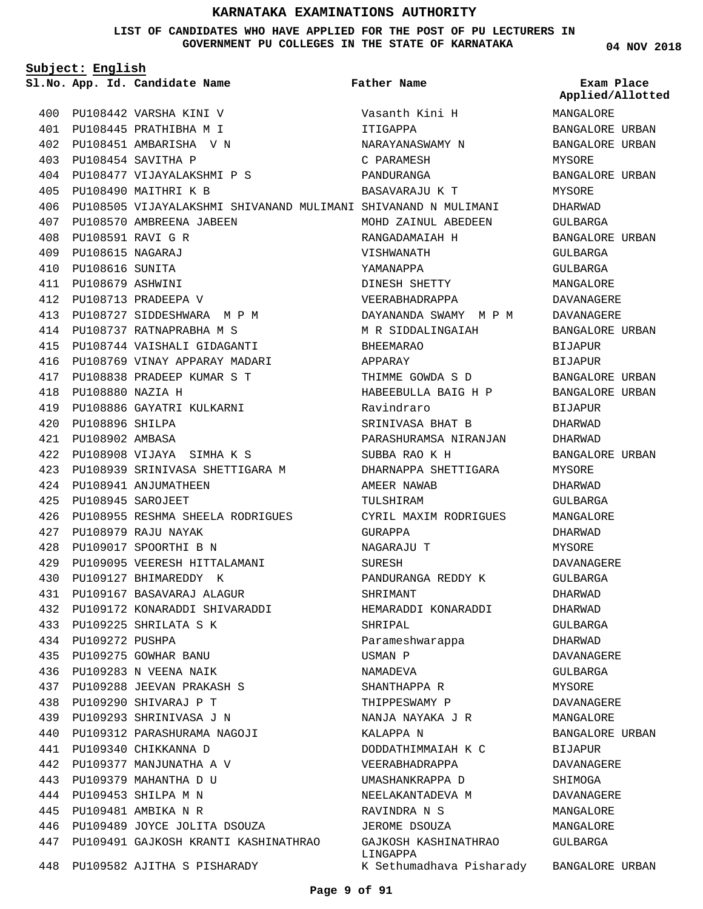# KARNATAKA EXAMINATIONS AUTHORITY

**LIST OF CANDIDATES WHO HAVE APPLIED FOR THE POST OF PU LECTURERS IN GOVERNMENT PU COLLEGES IN THE STATE OF KARNATAKA**

**04 NOV 2018**

**Subject: English**

| Sl.No. | App. Id. | Candidate Name | Father Name | Exam Place Applied/Allotted |
|---|---|---|---|---|
| 400 | PU108442 | VARSHA KINI V | Vasanth Kini H | MANGALORE |
| 401 | PU108445 | PRATHIBHA M I | ITIGAPPA | BANGALORE URBAN |
| 402 | PU108451 | AMBARISHA V N | NARAYANASWAMY N | BANGALORE URBAN |
| 403 | PU108454 | SAVITHA P | C PARAMESH | MYSORE |
| 404 | PU108477 | VIJAYALAKSHMI P S | PANDURANGA | BANGALORE URBAN |
| 405 | PU108490 | MAITHRI K B | BASAVARAJU K T | MYSORE |
| 406 | PU108505 | VIJAYALAKSHMI SHIVANAND MULIMANI | SHIVANAND N MULIMANI | DHARWAD |
| 407 | PU108570 | AMBREENA JABEEN | MOHD ZAINUL ABEDEEN | GULBARGA |
| 408 | PU108591 | RAVI G R | RANGADAMAIAH H | BANGALORE URBAN |
| 409 | PU108615 | NAGARAJ | VISHWANATH | GULBARGA |
| 410 | PU108616 | SUNITA | YAMANAPPA | GULBARGA |
| 411 | PU108679 | ASHWINI | DINESH SHETTY | MANGALORE |
| 412 | PU108713 | PRADEEPA V | VEERABHADRAPPA | DAVANAGERE |
| 413 | PU108727 | SIDDESHWARA M P M | DAYANANDA SWAMY M P M | DAVANAGERE |
| 414 | PU108737 | RATNAPRABHA M S | M R SIDDALINGAIAH | BANGALORE URBAN |
| 415 | PU108744 | VAISHALI GIDAGANTI | BHEEMARAO | BIJAPUR |
| 416 | PU108769 | VINAY APPARAY MADARI | APPARAY | BIJAPUR |
| 417 | PU108838 | PRADEEP KUMAR S T | THIMME GOWDA S D | BANGALORE URBAN |
| 418 | PU108880 | NAZIA H | HABEEBULLA BAIG H P | BANGALORE URBAN |
| 419 | PU108886 | GAYATRI KULKARNI | Ravindraro | BIJAPUR |
| 420 | PU108896 | SHILPA | SRINIVASA BHAT B | DHARWAD |
| 421 | PU108902 | AMBASA | PARASHURAMSA NIRANJAN | DHARWAD |
| 422 | PU108908 | VIJAYA SIMHA K S | SUBBA RAO K H | BANGALORE URBAN |
| 423 | PU108939 | SRINIVASA SHETTIGARA M | DHARNAPPA SHETTIGARA | MYSORE |
| 424 | PU108941 | ANJUMATHEEN | AMEER NAWAB | DHARWAD |
| 425 | PU108945 | SAROJEET | TULSHIRAM | GULBARGA |
| 426 | PU108955 | RESHMA SHEELA RODRIGUES | CYRIL MAXIM RODRIGUES | MANGALORE |
| 427 | PU108979 | RAJU NAYAK | GURAPPA | DHARWAD |
| 428 | PU109017 | SPOORTHI B N | NAGARAJU T | MYSORE |
| 429 | PU109095 | VEERESH HITTALAMANI | SURESH | DAVANAGERE |
| 430 | PU109127 | BHIMAREDDY K | PANDURANGA REDDY K | GULBARGA |
| 431 | PU109167 | BASAVARAJ ALAGUR | SHRIMANT | DHARWAD |
| 432 | PU109172 | KONARADDI SHIVARADDI | HEMARADDI KONARADDI | DHARWAD |
| 433 | PU109225 | SHRILATA S K | SHRIPAL | GULBARGA |
| 434 | PU109272 | PUSHPA | Parameshwarappa | DHARWAD |
| 435 | PU109275 | GOWHAR BANU | USMAN P | DAVANAGERE |
| 436 | PU109283 | N VEENA NAIK | NAMADEVA | GULBARGA |
| 437 | PU109288 | JEEVAN PRAKASH S | SHANTHAPPA R | MYSORE |
| 438 | PU109290 | SHIVARAJ P T | THIPPESWAMY P | DAVANAGERE |
| 439 | PU109293 | SHRINIVASA J N | NANJA NAYAKA J R | MANGALORE |
| 440 | PU109312 | PARASHURAMA NAGOJI | KALAPPA N | BANGALORE URBAN |
| 441 | PU109340 | CHIKKANNA D | DODDATHIMMAIAH K C | BIJAPUR |
| 442 | PU109377 | MANJUNATHA A V | VEERABHADRAPPA | DAVANAGERE |
| 443 | PU109379 | MAHANTHA D U | UMASHANKRAPPA D | SHIMOGA |
| 444 | PU109453 | SHILPA M N | NEELAKANTADEVA M | DAVANAGERE |
| 445 | PU109481 | AMBIKA N R | RAVINDRA N S | MANGALORE |
| 446 | PU109489 | JOYCE JOLITA DSOUZA | JEROME DSOUZA | MANGALORE |
| 447 | PU109491 | GAJKOSH KRANTI KASHINATHRAO | GAJKOSH KASHINATHRAO LINGAPPA | GULBARGA |
| 448 | PU109582 | AJITHA S PISHARADY | K Sethumadhava Pisharady | BANGALORE URBAN |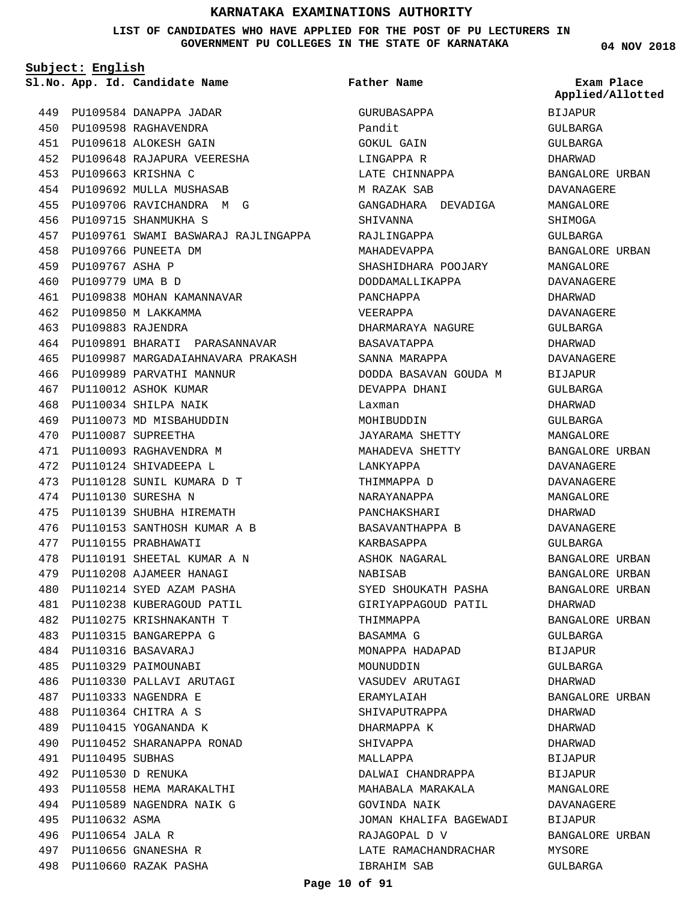# KARNATAKA EXAMINATIONS AUTHORITY

**LIST OF CANDIDATES WHO HAVE APPLIED FOR THE POST OF PU LECTURERS IN GOVERNMENT PU COLLEGES IN THE STATE OF KARNATAKA**

04 NOV 2018

**Subject: English**

| Sl.No. | App. Id. | Candidate Name | Father Name | Exam Place Applied/Allotted |
|---|---|---|---|---|
| 449 | PU109584 | DANAPPA JADAR | GURUBASAPPA | BIJAPUR |
| 450 | PU109598 | RAGHAVENDRA | Pandit | GULBARGA |
| 451 | PU109618 | ALOKESH GAIN | GOKUL GAIN | GULBARGA |
| 452 | PU109648 | RAJAPURA VEERESHA | LINGAPPA R | DHARWAD |
| 453 | PU109663 | KRISHNA C | LATE CHINNAPPA | BANGALORE URBAN |
| 454 | PU109692 | MULLA MUSHASAB | M RAZAK SAB | DAVANAGERE |
| 455 | PU109706 | RAVICHANDRA M G | GANGADHARA DEVADIGA | MANGALORE |
| 456 | PU109715 | SHANMUKHA S | SHIVANNA | SHIMOGA |
| 457 | PU109761 | SWAMI BASWARAJ RAJLINGAPPA | RAJLINGAPPA | GULBARGA |
| 458 | PU109766 | PUNEETA DM | MAHADEVAPPA | BANGALORE URBAN |
| 459 | PU109767 | ASHA P | SHASHIDHARA POOJARY | MANGALORE |
| 460 | PU109779 | UMA B D | DODDAMALLIKAPPA | DAVANAGERE |
| 461 | PU109838 | MOHAN KAMANNAVAR | PANCHAPPA | DHARWAD |
| 462 | PU109850 | M LAKKAMMA | VEERAPPA | DAVANAGERE |
| 463 | PU109883 | RAJENDRA | DHARMARAYA NAGURE | GULBARGA |
| 464 | PU109891 | BHARATI PARASANNAVAR | BASAVATAPPA | DHARWAD |
| 465 | PU109987 | MARGADAIAHNAVARA PRAKASH | SANNA MARAPPA | DAVANAGERE |
| 466 | PU109989 | PARVATHI MANNUR | DODDA BASAVAN GOUDA M | BIJAPUR |
| 467 | PU110012 | ASHOK KUMAR | DEVAPPA DHANI | GULBARGA |
| 468 | PU110034 | SHILPA NAIK | Laxman | DHARWAD |
| 469 | PU110073 | MD MISBAHUDDIN | MOHIBUDDIN | GULBARGA |
| 470 | PU110087 | SUPREETHA | JAYARAMA SHETTY | MANGALORE |
| 471 | PU110093 | RAGHAVENDRA M | MAHADEVA SHETTY | BANGALORE URBAN |
| 472 | PU110124 | SHIVADEEPA L | LANKYAPPA | DAVANAGERE |
| 473 | PU110128 | SUNIL KUMARA D T | THIMMAPPA D | DAVANAGERE |
| 474 | PU110130 | SURESHA N | NARAYANAPPA | MANGALORE |
| 475 | PU110139 | SHUBHA HIREMATH | PANCHAKSHARI | DHARWAD |
| 476 | PU110153 | SANTHOSH KUMAR A B | BASAVANTHAPPA B | DAVANAGERE |
| 477 | PU110155 | PRABHAWATI | KARBASAPPA | GULBARGA |
| 478 | PU110191 | SHEETAL KUMAR A N | ASHOK NAGARAL | BANGALORE URBAN |
| 479 | PU110208 | AJAMEER HANAGI | NABISAB | BANGALORE URBAN |
| 480 | PU110214 | SYED AZAM PASHA | SYED SHOUKATH PASHA | BANGALORE URBAN |
| 481 | PU110238 | KUBERAGOUD PATIL | GIRIYAPPAGOUD PATIL | DHARWAD |
| 482 | PU110275 | KRISHNAKANTH T | THIMMAPPA | BANGALORE URBAN |
| 483 | PU110315 | BANGAREPPA G | BASAMMA G | GULBARGA |
| 484 | PU110316 | BASAVARAJ | MONAPPA HADAPAD | BIJAPUR |
| 485 | PU110329 | PAIMOUNABI | MOUNUDDIN | GULBARGA |
| 486 | PU110330 | PALLAVI ARUTAGI | VASUDEV ARUTAGI | DHARWAD |
| 487 | PU110333 | NAGENDRA E | ERAMYLAIAH | BANGALORE URBAN |
| 488 | PU110364 | CHITRA A S | SHIVAPUTRAPPA | DHARWAD |
| 489 | PU110415 | YOGANANDA K | DHARMAPPA K | DHARWAD |
| 490 | PU110452 | SHARANAPPA RONAD | SHIVAPPA | DHARWAD |
| 491 | PU110495 | SUBHAS | MALLAPPA | BIJAPUR |
| 492 | PU110530 | D RENUKA | DALWAI CHANDRAPPA | BIJAPUR |
| 493 | PU110558 | HEMA MARAKALTHI | MAHABALA MARAKALA | MANGALORE |
| 494 | PU110589 | NAGENDRA NAIK G | GOVINDA NAIK | DAVANAGERE |
| 495 | PU110632 | ASMA | JOMAN KHALIFA BAGEWADI | BIJAPUR |
| 496 | PU110654 | JALA R | RAJAGOPAL D V | BANGALORE URBAN |
| 497 | PU110656 | GNANESHA R | LATE RAMACHANDRACHAR | MYSORE |
| 498 | PU110660 | RAZAK PASHA | IBRAHIM SAB | GULBARGA |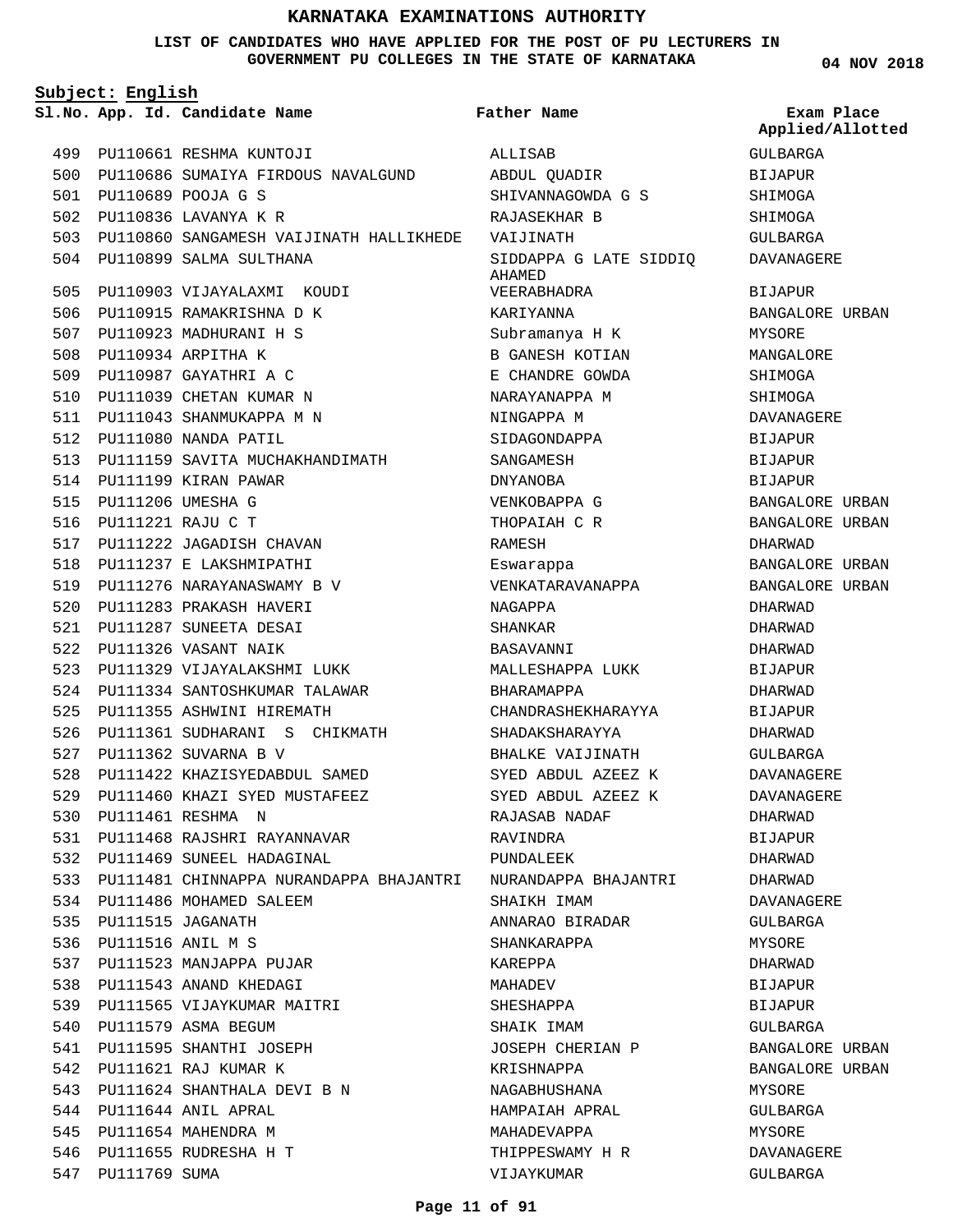# KARNATAKA EXAMINATIONS AUTHORITY

**LIST OF CANDIDATES WHO HAVE APPLIED FOR THE POST OF PU LECTURERS IN GOVERNMENT PU COLLEGES IN THE STATE OF KARNATAKA**

04 NOV 2018

**Subject: English**

| Sl.No. | App. Id. | Candidate Name | Father Name | Exam Place Applied/Allotted |
|---|---|---|---|---|
| 499 | PU110661 | RESHMA KUNTOJI | ALLISAB | GULBARGA |
| 500 | PU110686 | SUMAIYA FIRDOUS NAVALGUND | ABDUL QUADIR | BIJAPUR |
| 501 | PU110689 | POOJA G S | SHIVANNAGOWDA G S | SHIMOGA |
| 502 | PU110836 | LAVANYA K R | RAJASEKHAR B | SHIMOGA |
| 503 | PU110860 | SANGAMESH VAIJINATH HALLIKHEDE | VAIJINATH | GULBARGA |
| 504 | PU110899 | SALMA SULTHANA | SIDDAPPA G LATE SIDDIQ AHAMED | DAVANAGERE |
| 505 | PU110903 | VIJAYALAXMI KOUDI | VEERABHADRA | BIJAPUR |
| 506 | PU110915 | RAMAKRISHNA D K | KARIYANNA | BANGALORE URBAN |
| 507 | PU110923 | MADHURANI H S | Subramanya H K | MYSORE |
| 508 | PU110934 | ARPITHA K | B GANESH KOTIAN | MANGALORE |
| 509 | PU110987 | GAYATHRI A C | E CHANDRE GOWDA | SHIMOGA |
| 510 | PU111039 | CHETAN KUMAR N | NARAYANAPPA M | SHIMOGA |
| 511 | PU111043 | SHANMUKAPPA M N | NINGAPPA M | DAVANAGERE |
| 512 | PU111080 | NANDA PATIL | SIDAGONDAPPA | BIJAPUR |
| 513 | PU111159 | SAVITA MUCHAKHANDIMATH | SANGAMESH | BIJAPUR |
| 514 | PU111199 | KIRAN PAWAR | DNYANOBA | BIJAPUR |
| 515 | PU111206 | UMESHA G | VENKOBAPPA G | BANGALORE URBAN |
| 516 | PU111221 | RAJU C T | THOPAIAH C R | BANGALORE URBAN |
| 517 | PU111222 | JAGADISH CHAVAN | RAMESH | DHARWAD |
| 518 | PU111237 | E LAKSHMIPATHI | Eswarappa | BANGALORE URBAN |
| 519 | PU111276 | NARAYANASWAMY B V | VENKATARAVANAPPA | BANGALORE URBAN |
| 520 | PU111283 | PRAKASH HAVERI | NAGAPPA | DHARWAD |
| 521 | PU111287 | SUNEETA DESAI | SHANKAR | DHARWAD |
| 522 | PU111326 | VASANT NAIK | BASAVANNI | DHARWAD |
| 523 | PU111329 | VIJAYALAKSHMI LUKK | MALLESHAPPA LUKK | BIJAPUR |
| 524 | PU111334 | SANTOSHKUMAR TALAWAR | BHARAMAPPA | DHARWAD |
| 525 | PU111355 | ASHWINI HIREMATH | CHANDRASHEKHARAYYA | BIJAPUR |
| 526 | PU111361 | SUDHARANI S CHIKMATH | SHADAKSHARAYYA | DHARWAD |
| 527 | PU111362 | SUVARNA B V | BHALKE VAIJINATH | GULBARGA |
| 528 | PU111422 | KHAZISYEDABDUL SAMED | SYED ABDUL AZEEZ K | DAVANAGERE |
| 529 | PU111460 | KHAZI SYED MUSTAFEEZ | SYED ABDUL AZEEZ K | DAVANAGERE |
| 530 | PU111461 | RESHMA N | RAJASAB NADAF | DHARWAD |
| 531 | PU111468 | RAJSHRI RAYANNAVAR | RAVINDRA | BIJAPUR |
| 532 | PU111469 | SUNEEL HADAGINAL | PUNDALEEK | DHARWAD |
| 533 | PU111481 | CHINNAPPA NURANDAPPA BHAJANTRI | NURANDAPPA BHAJANTRI | DHARWAD |
| 534 | PU111486 | MOHAMED SALEEM | SHAIKH IMAM | DAVANAGERE |
| 535 | PU111515 | JAGANATH | ANNARAO BIRADAR | GULBARGA |
| 536 | PU111516 | ANIL M S | SHANKARAPPA | MYSORE |
| 537 | PU111523 | MANJAPPA PUJAR | KAREPPA | DHARWAD |
| 538 | PU111543 | ANAND KHEDAGI | MAHADEV | BIJAPUR |
| 539 | PU111565 | VIJAYKUMAR MAITRI | SHESHAPPA | BIJAPUR |
| 540 | PU111579 | ASMA BEGUM | SHAIK IMAM | GULBARGA |
| 541 | PU111595 | SHANTHI JOSEPH | JOSEPH CHERIAN P | BANGALORE URBAN |
| 542 | PU111621 | RAJ KUMAR K | KRISHNAPPA | BANGALORE URBAN |
| 543 | PU111624 | SHANTHALA DEVI B N | NAGABHUSHANA | MYSORE |
| 544 | PU111644 | ANIL APRAL | HAMPAIAH APRAL | GULBARGA |
| 545 | PU111654 | MAHENDRA M | MAHADEVAPPA | MYSORE |
| 546 | PU111655 | RUDRESHA H T | THIPPESWAMY H R | DAVANAGERE |
| 547 | PU111769 | SUMA | VIJAYKUMAR | GULBARGA |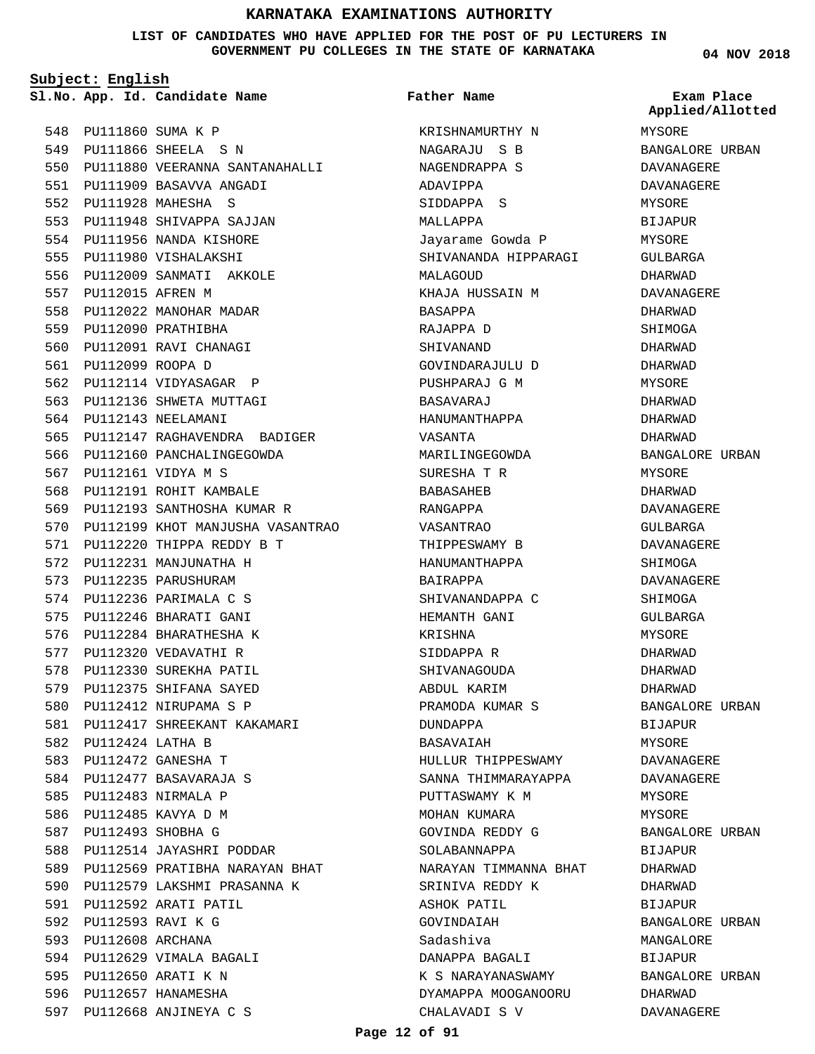# KARNATAKA EXAMINATIONS AUTHORITY

**LIST OF CANDIDATES WHO HAVE APPLIED FOR THE POST OF PU LECTURERS IN GOVERNMENT PU COLLEGES IN THE STATE OF KARNATAKA**

04 NOV 2018

**Subject: English**

| Sl.No. | App. Id. | Candidate Name | Father Name | Exam Place Applied/Allotted |
|---|---|---|---|---|
| 548 | PU111860 | SUMA K P | KRISHNAMURTHY N | MYSORE |
| 549 | PU111866 | SHEELA S N | NAGARAJU S B | BANGALORE URBAN |
| 550 | PU111880 | VEERANNA SANTANAHALLI | NAGENDRAPPA S | DAVANAGERE |
| 551 | PU111909 | BASAVVA ANGADI | ADAVIPPA | DAVANAGERE |
| 552 | PU111928 | MAHESHA S | SIDDAPPA S | MYSORE |
| 553 | PU111948 | SHIVAPPA SAJJAN | MALLAPPA | BIJAPUR |
| 554 | PU111956 | NANDA KISHORE | Jayarame Gowda P | MYSORE |
| 555 | PU111980 | VISHALAKSHI | SHIVANANDA HIPPARAGI | GULBARGA |
| 556 | PU112009 | SANMATI AKKOLE | MALAGOUD | DHARWAD |
| 557 | PU112015 | AFREN M | KHAJA HUSSAIN M | DAVANAGERE |
| 558 | PU112022 | MANOHAR MADAR | BASAPPA | DHARWAD |
| 559 | PU112090 | PRATHIBHA | RAJAPPA D | SHIMOGA |
| 560 | PU112091 | RAVI CHANAGI | SHIVANAND | DHARWAD |
| 561 | PU112099 | ROOPA D | GOVINDARAJULU D | DHARWAD |
| 562 | PU112114 | VIDYASAGAR P | PUSHPARAJ G M | MYSORE |
| 563 | PU112136 | SHWETA MUTTAGI | BASAVARAJ | DHARWAD |
| 564 | PU112143 | NEELAMANI | HANUMANTHAPPA | DHARWAD |
| 565 | PU112147 | RAGHAVENDRA BADIGER | VASANTA | DHARWAD |
| 566 | PU112160 | PANCHALINGEGOWDA | MARILINGEGOWDA | BANGALORE URBAN |
| 567 | PU112161 | VIDYA M S | SURESHA T R | MYSORE |
| 568 | PU112191 | ROHIT KAMBALE | BABASAHEB | DHARWAD |
| 569 | PU112193 | SANTHOSHA KUMAR R | RANGAPPA | DAVANAGERE |
| 570 | PU112199 | KHOT MANJUSHA VASANTRAO | VASANTRAO | GULBARGA |
| 571 | PU112220 | THIPPA REDDY B T | THIPPESWAMY B | DAVANAGERE |
| 572 | PU112231 | MANJUNATHA H | HANUMANTHAPPA | SHIMOGA |
| 573 | PU112235 | PARUSHURAM | BAIRAPPA | DAVANAGERE |
| 574 | PU112236 | PARIMALA C S | SHIVANANDAPPA C | SHIMOGA |
| 575 | PU112246 | BHARATI GANI | HEMANTH GANI | GULBARGA |
| 576 | PU112284 | BHARATHESHA K | KRISHNA | MYSORE |
| 577 | PU112320 | VEDAVATHI R | SIDDAPPA R | DHARWAD |
| 578 | PU112330 | SUREKHA PATIL | SHIVANAGOUDA | DHARWAD |
| 579 | PU112375 | SHIFANA SAYED | ABDUL KARIM | DHARWAD |
| 580 | PU112412 | NIRUPAMA S P | PRAMODA KUMAR S | BANGALORE URBAN |
| 581 | PU112417 | SHREEKANT KAKAMARI | DUNDAPPA | BIJAPUR |
| 582 | PU112424 | LATHA B | BASAVAIAH | MYSORE |
| 583 | PU112472 | GANESHA T | HULLUR THIPPESWAMY | DAVANAGERE |
| 584 | PU112477 | BASAVARAJA S | SANNA THIMMARAYAPPA | DAVANAGERE |
| 585 | PU112483 | NIRMALA P | PUTTASWAMY K M | MYSORE |
| 586 | PU112485 | KAVYA D M | MOHAN KUMARA | MYSORE |
| 587 | PU112493 | SHOBHA G | GOVINDA REDDY G | BANGALORE URBAN |
| 588 | PU112514 | JAYASHRI PODDAR | SOLABANNAPPA | BIJAPUR |
| 589 | PU112569 | PRATIBHA NARAYAN BHAT | NARAYAN TIMMANNA BHAT | DHARWAD |
| 590 | PU112579 | LAKSHMI PRASANNA K | SRINIVA REDDY K | DHARWAD |
| 591 | PU112592 | ARATI PATIL | ASHOK PATIL | BIJAPUR |
| 592 | PU112593 | RAVI K G | GOVINDAIAH | BANGALORE URBAN |
| 593 | PU112608 | ARCHANA | Sadashiva | MANGALORE |
| 594 | PU112629 | VIMALA BAGALI | DANAPPA BAGALI | BIJAPUR |
| 595 | PU112650 | ARATI K N | K S NARAYANASWAMY | BANGALORE URBAN |
| 596 | PU112657 | HANAMESHA | DYAMAPPA MOOGANOORU | DHARWAD |
| 597 | PU112668 | ANJINEYA C S | CHALAVADI S V | DAVANAGERE |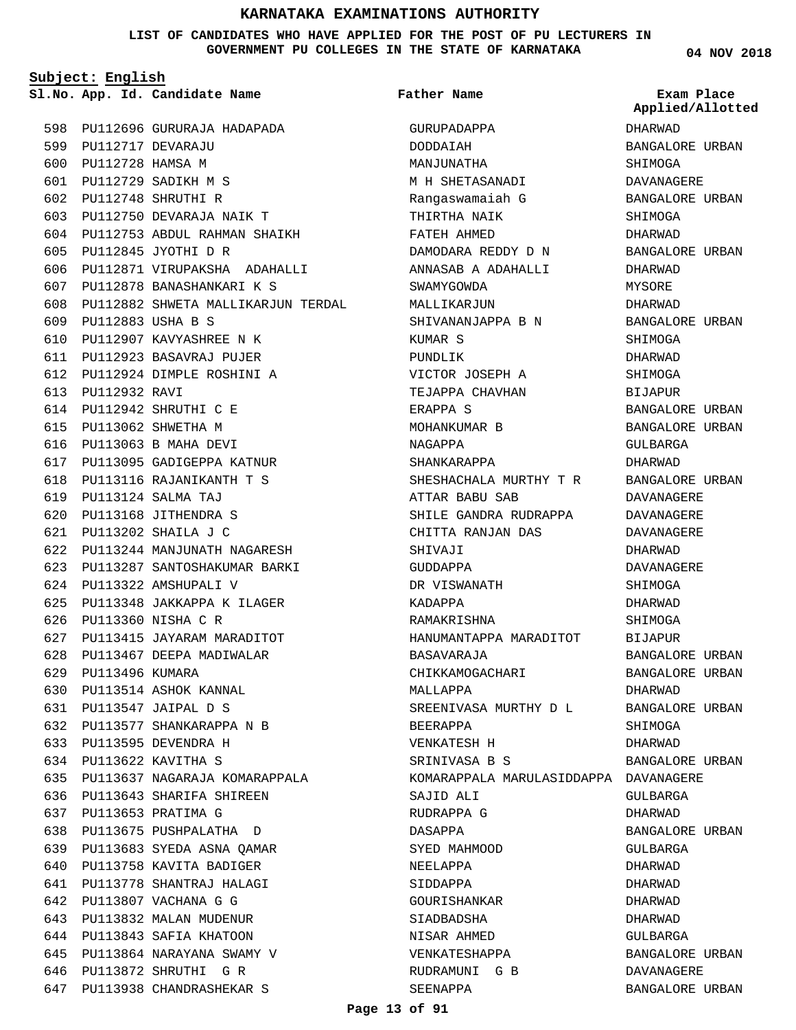# KARNATAKA EXAMINATIONS AUTHORITY

**LIST OF CANDIDATES WHO HAVE APPLIED FOR THE POST OF PU LECTURERS IN GOVERNMENT PU COLLEGES IN THE STATE OF KARNATAKA**

04 NOV 2018

**Subject: English**

| Sl.No. | App. Id. | Candidate Name | Father Name | Exam Place Applied/Allotted |
|---|---|---|---|---|
| 598 | PU112696 | GURURAJA HADAPADA | GURUPADAPPA | DHARWAD |
| 599 | PU112717 | DEVARAJU | DODDAIAH | BANGALORE URBAN |
| 600 | PU112728 | HAMSA M | MANJUNATHA | SHIMOGA |
| 601 | PU112729 | SADIKH M S | M H SHETASANADI | DAVANAGERE |
| 602 | PU112748 | SHRUTHI R | Rangaswamaiah G | BANGALORE URBAN |
| 603 | PU112750 | DEVARAJA NAIK T | THIRTHA NAIK | SHIMOGA |
| 604 | PU112753 | ABDUL RAHMAN SHAIKH | FATEH AHMED | DHARWAD |
| 605 | PU112845 | JYOTHI D R | DAMODARA REDDY D N | BANGALORE URBAN |
| 606 | PU112871 | VIRUPAKSHA ADAHALLI | ANNASAB A ADAHALLI | DHARWAD |
| 607 | PU112878 | BANASHANKARI K S | SWAMYGOWDA | MYSORE |
| 608 | PU112882 | SHWETA MALLIKARJUN TERDAL | MALLIKARJUN | DHARWAD |
| 609 | PU112883 | USHA B S | SHIVANANJAPPA B N | BANGALORE URBAN |
| 610 | PU112907 | KAVYASHREE N K | KUMAR S | SHIMOGA |
| 611 | PU112923 | BASAVRAJ PUJER | PUNDLIK | DHARWAD |
| 612 | PU112924 | DIMPLE ROSHINI A | VICTOR JOSEPH A | SHIMOGA |
| 613 | PU112932 | RAVI | TEJAPPA CHAVHAN | BIJAPUR |
| 614 | PU112942 | SHRUTHI C E | ERAPPA S | BANGALORE URBAN |
| 615 | PU113062 | SHWETHA M | MOHANKUMAR B | BANGALORE URBAN |
| 616 | PU113063 | B MAHA DEVI | NAGAPPA | GULBARGA |
| 617 | PU113095 | GADIGEPPA KATNUR | SHANKARAPPA | DHARWAD |
| 618 | PU113116 | RAJANIKANTH T S | SHESHACHALA MURTHY T R | BANGALORE URBAN |
| 619 | PU113124 | SALMA TAJ | ATTAR BABU SAB | DAVANAGERE |
| 620 | PU113168 | JITHENDRA S | SHILE GANDRA RUDRAPPA | DAVANAGERE |
| 621 | PU113202 | SHAILA J C | CHITTA RANJAN DAS | DAVANAGERE |
| 622 | PU113244 | MANJUNATH NAGARESH | SHIVAJI | DHARWAD |
| 623 | PU113287 | SANTOSHAKUMAR BARKI | GUDDAPPA | DAVANAGERE |
| 624 | PU113322 | AMSHUPALI V | DR VISWANATH | SHIMOGA |
| 625 | PU113348 | JAKKAPPA K ILAGER | KADAPPA | DHARWAD |
| 626 | PU113360 | NISHA C R | RAMAKRISHNA | SHIMOGA |
| 627 | PU113415 | JAYARAM MARADITOT | HANUMANTAPPA MARADITOT | BIJAPUR |
| 628 | PU113467 | DEEPA MADIWALAR | BASAVARAJA | BANGALORE URBAN |
| 629 | PU113496 | KUMARA | CHIKKAMOGACHARI | BANGALORE URBAN |
| 630 | PU113514 | ASHOK KANNAL | MALLAPPA | DHARWAD |
| 631 | PU113547 | JAIPAL D S | SREENIVASA MURTHY D L | BANGALORE URBAN |
| 632 | PU113577 | SHANKARAPPA N B | BEERAPPA | SHIMOGA |
| 633 | PU113595 | DEVENDRA H | VENKATESH H | DHARWAD |
| 634 | PU113622 | KAVITHA S | SRINIVASA B S | BANGALORE URBAN |
| 635 | PU113637 | NAGARAJA KOMARAPPALA | KOMARAPPALA MARULASIDDAPPA | DAVANAGERE |
| 636 | PU113643 | SHARIFA SHIREEN | SAJID ALI | GULBARGA |
| 637 | PU113653 | PRATIMA G | RUDRAPPA G | DHARWAD |
| 638 | PU113675 | PUSHPALATHA D | DASAPPA | BANGALORE URBAN |
| 639 | PU113683 | SYEDA ASNA QAMAR | SYED MAHMOOD | GULBARGA |
| 640 | PU113758 | KAVITA BADIGER | NEELAPPA | DHARWAD |
| 641 | PU113778 | SHANTRAJ HALAGI | SIDDAPPA | DHARWAD |
| 642 | PU113807 | VACHANA G G | GOURISHANKAR | DHARWAD |
| 643 | PU113832 | MALAN MUDENUR | SIADBADSHA | DHARWAD |
| 644 | PU113843 | SAFIA KHATOON | NISAR AHMED | GULBARGA |
| 645 | PU113864 | NARAYANA SWAMY V | VENKATESHAPPA | BANGALORE URBAN |
| 646 | PU113872 | SHRUTHI G R | RUDRAMUNI G B | DAVANAGERE |
| 647 | PU113938 | CHANDRASHEKAR S | SEENAPPA | BANGALORE URBAN |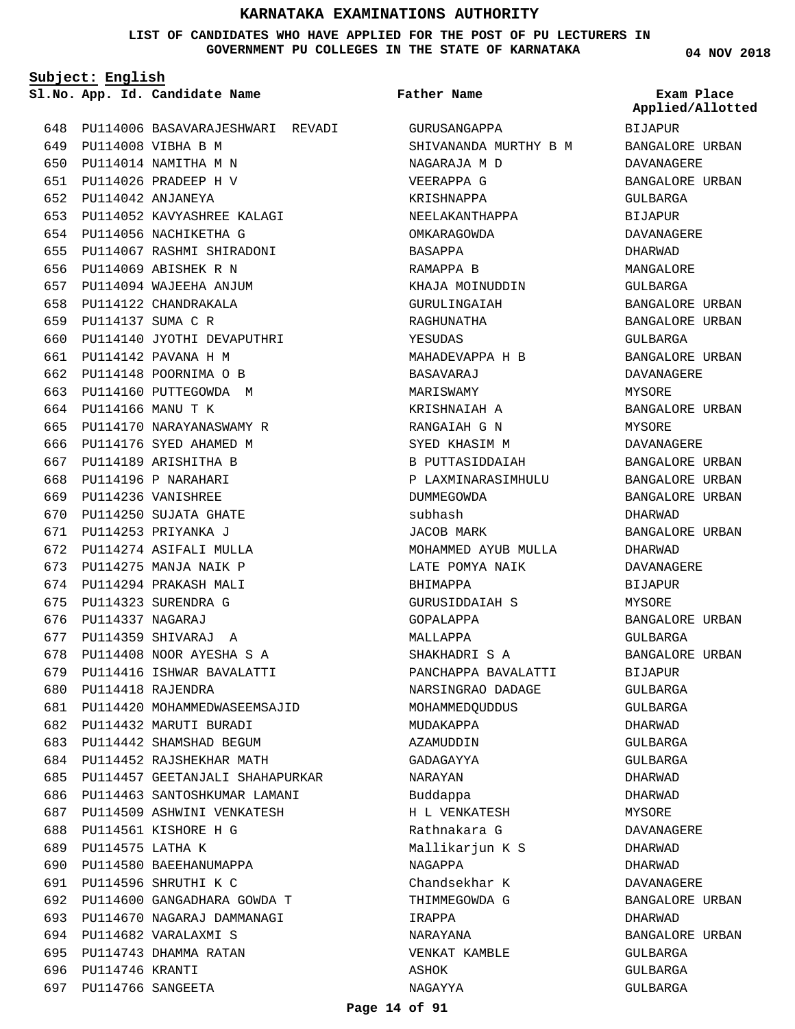# KARNATAKA EXAMINATIONS AUTHORITY

**LIST OF CANDIDATES WHO HAVE APPLIED FOR THE POST OF PU LECTURERS IN GOVERNMENT PU COLLEGES IN THE STATE OF KARNATAKA**

04 NOV 2018

**Subject: English**

| Sl.No. | App. Id. | Candidate Name | Father Name | Exam Place Applied/Allotted |
|---|---|---|---|---|
| 648 | PU114006 | BASAVARAJESHWARI REVADI | GURUSANGAPPA | BIJAPUR |
| 649 | PU114008 | VIBHA B M | SHIVANANDA MURTHY B M | BANGALORE URBAN |
| 650 | PU114014 | NAMITHA M N | NAGARAJA M D | DAVANAGERE |
| 651 | PU114026 | PRADEEP H V | VEERAPPA G | BANGALORE URBAN |
| 652 | PU114042 | ANJANEYA | KRISHNAPPA | GULBARGA |
| 653 | PU114052 | KAVYASHREE KALAGI | NEELAKANTHAPPA | BIJAPUR |
| 654 | PU114056 | NACHIKETHA G | OMKARAGOWDA | DAVANAGERE |
| 655 | PU114067 | RASHMI SHIRADONI | BASAPPA | DHARWAD |
| 656 | PU114069 | ABISHEK R N | RAMAPPA B | MANGALORE |
| 657 | PU114094 | WAJEEHA ANJUM | KHAJA MOINUDDIN | GULBARGA |
| 658 | PU114122 | CHANDRAKALA | GURULINGAIAH | BANGALORE URBAN |
| 659 | PU114137 | SUMA C R | RAGHUNATHA | BANGALORE URBAN |
| 660 | PU114140 | JYOTHI DEVAPUTHRI | YESUDAS | GULBARGA |
| 661 | PU114142 | PAVANA H M | MAHADEVAPPA H B | BANGALORE URBAN |
| 662 | PU114148 | POORNIMA O B | BASAVARAJ | DAVANAGERE |
| 663 | PU114160 | PUTTEGOWDA M | MARISWAMY | MYSORE |
| 664 | PU114166 | MANU T K | KRISHNAIAH A | BANGALORE URBAN |
| 665 | PU114170 | NARAYANASWAMY R | RANGAIAH G N | MYSORE |
| 666 | PU114176 | SYED AHAMED M | SYED KHASIM M | DAVANAGERE |
| 667 | PU114189 | ARISHITHA B | B PUTTASIDDAIAH | BANGALORE URBAN |
| 668 | PU114196 | P NARAHARI | P LAXMINARASIMHULU | BANGALORE URBAN |
| 669 | PU114236 | VANISHREE | DUMMEGOWDA | BANGALORE URBAN |
| 670 | PU114250 | SUJATA GHATE | subhash | DHARWAD |
| 671 | PU114253 | PRIYANKA J | JACOB MARK | BANGALORE URBAN |
| 672 | PU114274 | ASIFALI MULLA | MOHAMMED AYUB MULLA | DHARWAD |
| 673 | PU114275 | MANJA NAIK P | LATE POMYA NAIK | DAVANAGERE |
| 674 | PU114294 | PRAKASH MALI | BHIMAPPA | BIJAPUR |
| 675 | PU114323 | SURENDRA G | GURUSIDDAIAH S | MYSORE |
| 676 | PU114337 | NAGARAJ | GOPALAPPA | BANGALORE URBAN |
| 677 | PU114359 | SHIVARAJ A | MALLAPPA | GULBARGA |
| 678 | PU114408 | NOOR AYESHA S A | SHAKHADRI S A | BANGALORE URBAN |
| 679 | PU114416 | ISHWAR BAVALATTI | PANCHAPPA BAVALATTI | BIJAPUR |
| 680 | PU114418 | RAJENDRA | NARSINGRAO DADAGE | GULBARGA |
| 681 | PU114420 | MOHAMMEDWASEEMSAJID | MOHAMMEDQUDDUS | GULBARGA |
| 682 | PU114432 | MARUTI BURADI | MUDAKAPPA | DHARWAD |
| 683 | PU114442 | SHAMSHAD BEGUM | AZAMUDDIN | GULBARGA |
| 684 | PU114452 | RAJSHEKHAR MATH | GADAGAYYA | GULBARGA |
| 685 | PU114457 | GEETANJALI SHAHAPURKAR | NARAYAN | DHARWAD |
| 686 | PU114463 | SANTOSHKUMAR LAMANI | Buddappa | DHARWAD |
| 687 | PU114509 | ASHWINI VENKATESH | H L VENKATESH | MYSORE |
| 688 | PU114561 | KISHORE H G | Rathnakara G | DAVANAGERE |
| 689 | PU114575 | LATHA K | Mallikarjun K S | DHARWAD |
| 690 | PU114580 | BAEEHANUMAPPA | NAGAPPA | DHARWAD |
| 691 | PU114596 | SHRUTHI K C | Chandsekhar K | DAVANAGERE |
| 692 | PU114600 | GANGADHARA GOWDA T | THIMMEGOWDA G | BANGALORE URBAN |
| 693 | PU114670 | NAGARAJ DAMMANAGI | IRAPPA | DHARWAD |
| 694 | PU114682 | VARALAXMI S | NARAYANA | BANGALORE URBAN |
| 695 | PU114743 | DHAMMA RATAN | VENKAT KAMBLE | GULBARGA |
| 696 | PU114746 | KRANTI | ASHOK | GULBARGA |
| 697 | PU114766 | SANGEETA | NAGAYYA | GULBARGA |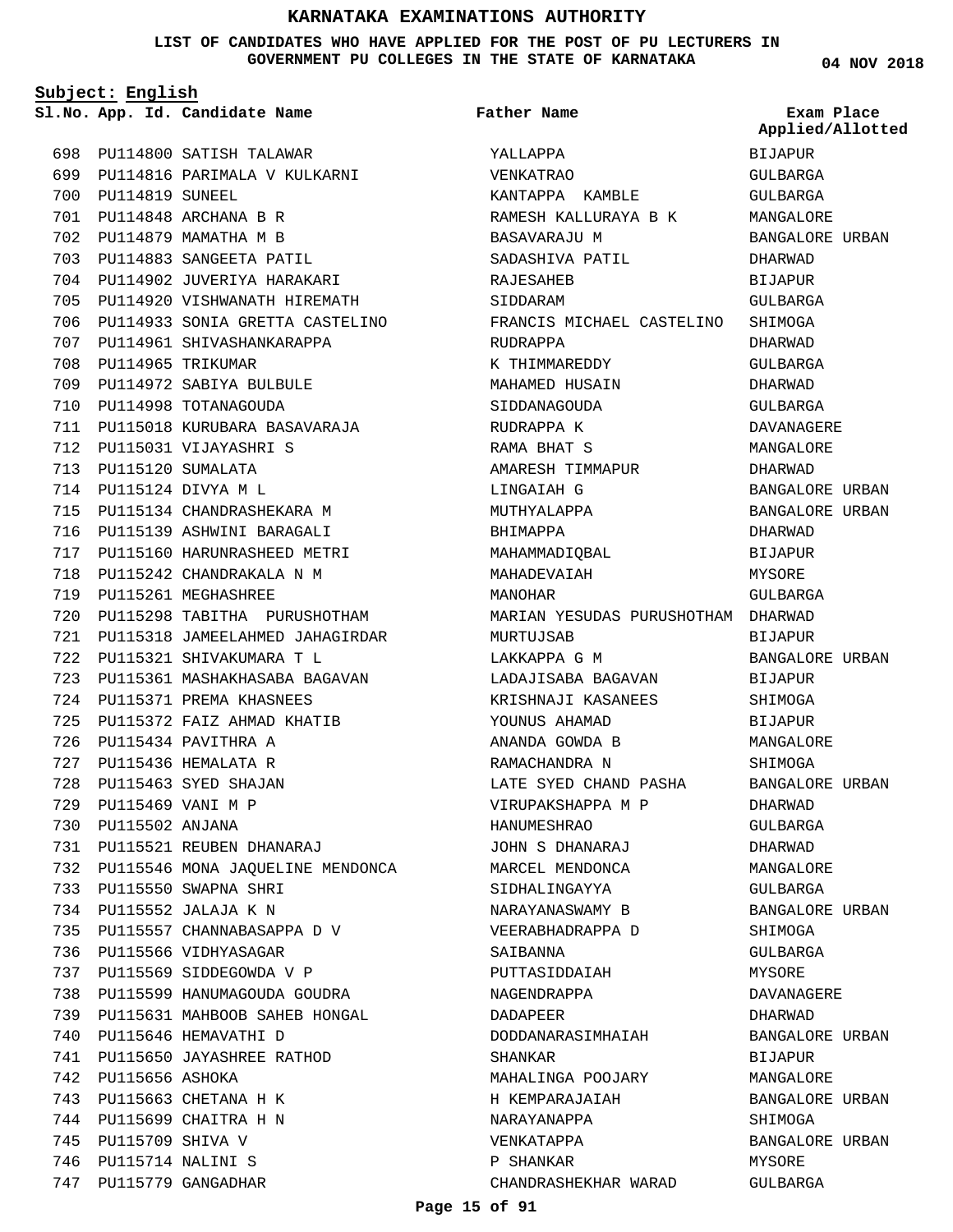# KARNATAKA EXAMINATIONS AUTHORITY

**LIST OF CANDIDATES WHO HAVE APPLIED FOR THE POST OF PU LECTURERS IN GOVERNMENT PU COLLEGES IN THE STATE OF KARNATAKA**

**04 NOV 2018**

**Subject: English**

| Sl.No. | App. Id. | Candidate Name | Father Name | Exam Place Applied/Allotted |
|---|---|---|---|---|
| 698 | PU114800 | SATISH TALAWAR | YALLAPPA | BIJAPUR |
| 699 | PU114816 | PARIMALA V KULKARNI | VENKATRAO | GULBARGA |
| 700 | PU114819 | SUNEEL | KANTAPPA KAMBLE | GULBARGA |
| 701 | PU114848 | ARCHANA B R | RAMESH KALLURAYA B K | MANGALORE |
| 702 | PU114879 | MAMATHA M B | BASAVARAJU M | BANGALORE URBAN |
| 703 | PU114883 | SANGEETA PATIL | SADASHIVA PATIL | DHARWAD |
| 704 | PU114902 | JUVERIYA HARAKARI | RAJESAHEB | BIJAPUR |
| 705 | PU114920 | VISHWANATH HIREMATH | SIDDARAM | GULBARGA |
| 706 | PU114933 | SONIA GRETTA CASTELINO | FRANCIS MICHAEL CASTELINO | SHIMOGA |
| 707 | PU114961 | SHIVASHANKARAPPA | RUDRAPPA | DHARWAD |
| 708 | PU114965 | TRIKUMAR | K THIMMAREDDY | GULBARGA |
| 709 | PU114972 | SABIYA BULBULE | MAHAMED HUSAIN | DHARWAD |
| 710 | PU114998 | TOTANAGOUDA | SIDDANAGOUDA | GULBARGA |
| 711 | PU115018 | KURUBARA BASAVARAJA | RUDRAPPA K | DAVANAGERE |
| 712 | PU115031 | VIJAYASHRI S | RAMA BHAT S | MANGALORE |
| 713 | PU115120 | SUMALATA | AMARESH TIMMAPUR | DHARWAD |
| 714 | PU115124 | DIVYA M L | LINGAIAH G | BANGALORE URBAN |
| 715 | PU115134 | CHANDRASHEKARA M | MUTHYALAPPA | BANGALORE URBAN |
| 716 | PU115139 | ASHWINI BARAGALI | BHIMAPPA | DHARWAD |
| 717 | PU115160 | HARUNRASHEED METRI | MAHAMMADIQBAL | BIJAPUR |
| 718 | PU115242 | CHANDRAKALA N M | MAHADEVAIAH | MYSORE |
| 719 | PU115261 | MEGHASHREE | MANOHAR | GULBARGA |
| 720 | PU115298 | TABITHA PURUSHOTHAM | MARIAN YESUDAS PURUSHOTHAM | DHARWAD |
| 721 | PU115318 | JAMEELAHMED JAHAGIRDAR | MURTUJSAB | BIJAPUR |
| 722 | PU115321 | SHIVAKUMARA T L | LAKKAPPA G M | BANGALORE URBAN |
| 723 | PU115361 | MASHAKHASABA BAGAVAN | LADAJISABA BAGAVAN | BIJAPUR |
| 724 | PU115371 | PREMA KHASNEES | KRISHNAJI KASANEES | SHIMOGA |
| 725 | PU115372 | FAIZ AHMAD KHATIB | YOUNUS AHAMAD | BIJAPUR |
| 726 | PU115434 | PAVITHRA A | ANANDA GOWDA B | MANGALORE |
| 727 | PU115436 | HEMALATA R | RAMACHANDRA N | SHIMOGA |
| 728 | PU115463 | SYED SHAJAN | LATE SYED CHAND PASHA | BANGALORE URBAN |
| 729 | PU115469 | VANI M P | VIRUPAKSHAPPA M P | DHARWAD |
| 730 | PU115502 | ANJANA | HANUMESHRAO | GULBARGA |
| 731 | PU115521 | REUBEN DHANARAJ | JOHN S DHANARAJ | DHARWAD |
| 732 | PU115546 | MONA JAQUELINE MENDONCA | MARCEL MENDONCA | MANGALORE |
| 733 | PU115550 | SWAPNA SHRI | SIDHALINGAYYA | GULBARGA |
| 734 | PU115552 | JALAJA K N | NARAYANASWAMY B | BANGALORE URBAN |
| 735 | PU115557 | CHANNABASAPPA D V | VEERABHADRAPPA D | SHIMOGA |
| 736 | PU115566 | VIDHYASAGAR | SAIBANNA | GULBARGA |
| 737 | PU115569 | SIDDEGOWDA V P | PUTTASIDDAIAH | MYSORE |
| 738 | PU115599 | HANUMAGOUDA GOUDRA | NAGENDRAPPA | DAVANAGERE |
| 739 | PU115631 | MAHBOOB SAHEB HONGAL | DADAPEER | DHARWAD |
| 740 | PU115646 | HEMAVATHI D | DODDANARASIMHAIAH | BANGALORE URBAN |
| 741 | PU115650 | JAYASHREE RATHOD | SHANKAR | BIJAPUR |
| 742 | PU115656 | ASHOKA | MAHALINGA POOJARY | MANGALORE |
| 743 | PU115663 | CHETANA H K | H KEMPARAJAIAH | BANGALORE URBAN |
| 744 | PU115699 | CHAITRA H N | NARAYANAPPA | SHIMOGA |
| 745 | PU115709 | SHIVA V | VENKATAPPA | BANGALORE URBAN |
| 746 | PU115714 | NALINI S | P SHANKAR | MYSORE |
| 747 | PU115779 | GANGADHAR | CHANDRASHEKHAR WARAD | GULBARGA |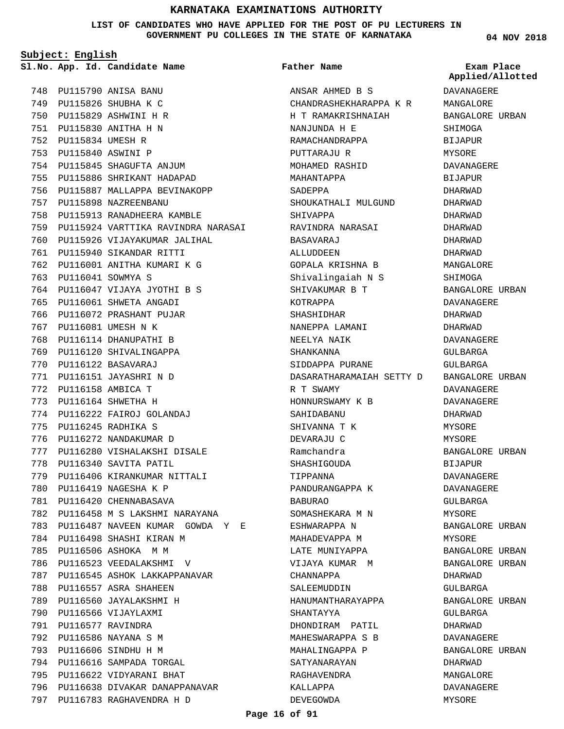# KARNATAKA EXAMINATIONS AUTHORITY

**LIST OF CANDIDATES WHO HAVE APPLIED FOR THE POST OF PU LECTURERS IN GOVERNMENT PU COLLEGES IN THE STATE OF KARNATAKA**

**04 NOV 2018**

**Subject: English**

| Sl.No. | App. Id. | Candidate Name | Father Name | Exam Place Applied/Allotted |
|---|---|---|---|---|
| 748 | PU115790 | ANISA BANU | ANSAR AHMED B S | DAVANAGERE |
| 749 | PU115826 | SHUBHA K C | CHANDRASHEKHARAPPA K R | MANGALORE |
| 750 | PU115829 | ASHWINI H R | H T RAMAKRISHNAIAH | BANGALORE URBAN |
| 751 | PU115830 | ANITHA H N | NANJUNDA H E | SHIMOGA |
| 752 | PU115834 | UMESH R | RAMACHANDRAPPA | BIJAPUR |
| 753 | PU115840 | ASWINI P | PUTTARAJU R | MYSORE |
| 754 | PU115845 | SHAGUFTA ANJUM | MOHAMED RASHID | DAVANAGERE |
| 755 | PU115886 | SHRIKANT HADAPAD | MAHANTAPPA | BIJAPUR |
| 756 | PU115887 | MALLAPPA BEVINAKOPP | SADEPPA | DHARWAD |
| 757 | PU115898 | NAZREENBANU | SHOUKATHALI MULGUND | DHARWAD |
| 758 | PU115913 | RANADHEERA KAMBLE | SHIVAPPA | DHARWAD |
| 759 | PU115924 | VARTTIKA RAVINDRA NARASAI | RAVINDRA NARASAI | DHARWAD |
| 760 | PU115926 | VIJAYAKUMAR JALIHAL | BASAVARAJ | DHARWAD |
| 761 | PU115940 | SIKANDAR RITTI | ALLUDDEEN | DHARWAD |
| 762 | PU116001 | ANITHA KUMARI K G | GOPALA KRISHNA B | MANGALORE |
| 763 | PU116041 | SOWMYA S | Shivalingaiah N S | SHIMOGA |
| 764 | PU116047 | VIJAYA JYOTHI B S | SHIVAKUMAR B T | BANGALORE URBAN |
| 765 | PU116061 | SHWETA ANGADI | KOTRAPPA | DAVANAGERE |
| 766 | PU116072 | PRASHANT PUJAR | SHASHIDHAR | DHARWAD |
| 767 | PU116081 | UMESH N K | NANEPPA LAMANI | DHARWAD |
| 768 | PU116114 | DHANUPATHI B | NEELYA NAIK | DAVANAGERE |
| 769 | PU116120 | SHIVALINGAPPA | SHANKANNA | GULBARGA |
| 770 | PU116122 | BASAVARAJ | SIDDAPPA PURANE | GULBARGA |
| 771 | PU116151 | JAYASHRI N D | DASARATHARAMAIAH SETTY D | BANGALORE URBAN |
| 772 | PU116158 | AMBICA T | R T SWAMY | DAVANAGERE |
| 773 | PU116164 | SHWETHA H | HONNURSWAMY K B | DAVANAGERE |
| 774 | PU116222 | FAIROJ GOLANDAJ | SAHIDABANU | DHARWAD |
| 775 | PU116245 | RADHIKA S | SHIVANNA T K | MYSORE |
| 776 | PU116272 | NANDAKUMAR D | DEVARAJU C | MYSORE |
| 777 | PU116280 | VISHALAKSHI DISALE | Ramchandra | BANGALORE URBAN |
| 778 | PU116340 | SAVITA PATIL | SHASHIGOUDA | BIJAPUR |
| 779 | PU116406 | KIRANKUMAR NITTALI | TIPPANNA | DAVANAGERE |
| 780 | PU116419 | NAGESHA K P | PANDURANGAPPA K | DAVANAGERE |
| 781 | PU116420 | CHENNABASAVA | BABURAO | GULBARGA |
| 782 | PU116458 | M S LAKSHMI NARAYANA | SOMASHEKARA M N | MYSORE |
| 783 | PU116487 | NAVEEN KUMAR GOWDA Y E | ESHWARAPPA N | BANGALORE URBAN |
| 784 | PU116498 | SHASHI KIRAN M | MAHADEVAPPA M | MYSORE |
| 785 | PU116506 | ASHOKA M M | LATE MUNIYAPPA | BANGALORE URBAN |
| 786 | PU116523 | VEEDALAKSHMI V | VIJAYA KUMAR M | BANGALORE URBAN |
| 787 | PU116545 | ASHOK LAKKAPPANAVAR | CHANNAPPA | DHARWAD |
| 788 | PU116557 | ASRA SHAHEEN | SALEEMUDDIN | GULBARGA |
| 789 | PU116560 | JAYALAKSHMI H | HANUMANTHARAYAPPA | BANGALORE URBAN |
| 790 | PU116566 | VIJAYLAXMI | SHANTAYYA | GULBARGA |
| 791 | PU116577 | RAVINDRA | DHONDIRAM PATIL | DHARWAD |
| 792 | PU116586 | NAYANA S M | MAHESWARAPPA S B | DAVANAGERE |
| 793 | PU116606 | SINDHU H M | MAHALINGAPPA P | BANGALORE URBAN |
| 794 | PU116616 | SAMPADA TORGAL | SATYANARAYAN | DHARWAD |
| 795 | PU116622 | VIDYARANI BHAT | RAGHAVENDRA | MANGALORE |
| 796 | PU116638 | DIVAKAR DANAPPANAVAR | KALLAPPA | DAVANAGERE |
| 797 | PU116783 | RAGHAVENDRA H D | DEVEGOWDA | MYSORE |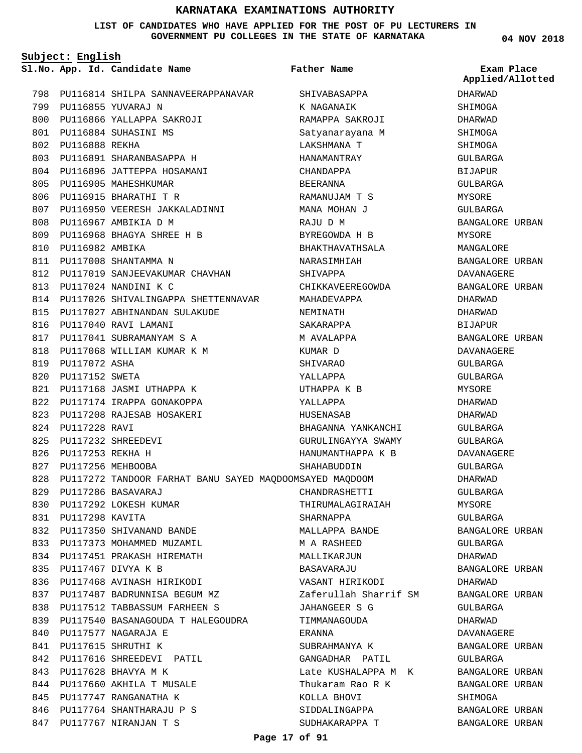# KARNATAKA EXAMINATIONS AUTHORITY

**LIST OF CANDIDATES WHO HAVE APPLIED FOR THE POST OF PU LECTURERS IN GOVERNMENT PU COLLEGES IN THE STATE OF KARNATAKA**

04 NOV 2018

**Subject: English**

| Sl.No. | App. Id. | Candidate Name | Father Name | Exam Place Applied/Allotted |
|---|---|---|---|---|
| 798 | PU116814 | SHILPA SANNAVEERAPPANAVAR | SHIVABASAPPA | DHARWAD |
| 799 | PU116855 | YUVARAJ N | K NAGANAIK | SHIMOGA |
| 800 | PU116866 | YALLAPPA SAKROJI | RAMAPPA SAKROJI | DHARWAD |
| 801 | PU116884 | SUHASINI MS | Satyanarayana M | SHIMOGA |
| 802 | PU116888 | REKHA | LAKSHMANA T | SHIMOGA |
| 803 | PU116891 | SHARANBASAPPA H | HANAMANTRAY | GULBARGA |
| 804 | PU116896 | JATTEPPA HOSAMANI | CHANDAPPA | BIJAPUR |
| 805 | PU116905 | MAHESHKUMAR | BEERANNA | GULBARGA |
| 806 | PU116915 | BHARATHI T R | RAMANUJAM T S | MYSORE |
| 807 | PU116950 | VEERESH JAKKALADINNI | MANA MOHAN J | GULBARGA |
| 808 | PU116967 | AMBIKIA D M | RAJU D M | BANGALORE URBAN |
| 809 | PU116968 | BHAGYA SHREE H B | BYREGOWDA H B | MYSORE |
| 810 | PU116982 | AMBIKA | BHAKTHAVATHSALA | MANGALORE |
| 811 | PU117008 | SHANTAMMA N | NARASIMHIAH | BANGALORE URBAN |
| 812 | PU117019 | SANJEEVAKUMAR CHAVHAN | SHIVAPPA | DAVANAGERE |
| 813 | PU117024 | NANDINI K C | CHIKKAVEEREGOWDA | BANGALORE URBAN |
| 814 | PU117026 | SHIVALINGAPPA SHETTENNAVAR | MAHADEVAPPA | DHARWAD |
| 815 | PU117027 | ABHINANDAN SULAKUDE | NEMINATH | DHARWAD |
| 816 | PU117040 | RAVI LAMANI | SAKARAPPA | BIJAPUR |
| 817 | PU117041 | SUBRAMANYAM S A | M AVALAPPA | BANGALORE URBAN |
| 818 | PU117068 | WILLIAM KUMAR K M | KUMAR D | DAVANAGERE |
| 819 | PU117072 | ASHA | SHIVARAO | GULBARGA |
| 820 | PU117152 | SWETA | YALLAPPA | GULBARGA |
| 821 | PU117168 | JASMI UTHAPPA K | UTHAPPA K B | MYSORE |
| 822 | PU117174 | IRAPPA GONAKOPPA | YALLAPPA | DHARWAD |
| 823 | PU117208 | RAJESAB HOSAKERI | HUSENASAB | DHARWAD |
| 824 | PU117228 | RAVI | BHAGANNA YANKANCHI | GULBARGA |
| 825 | PU117232 | SHREEDEVI | GURULINGAYYA SWAMY | GULBARGA |
| 826 | PU117253 | REKHA H | HANUMANTHAPPA K B | DAVANAGERE |
| 827 | PU117256 | MEHBOOBA | SHAHABUDDIN | GULBARGA |
| 828 | PU117272 | TANDOOR FARHAT BANU SAYED MAQDOOM | SAYED MAQDOOM | DHARWAD |
| 829 | PU117286 | BASAVARAJ | CHANDRASHETTI | GULBARGA |
| 830 | PU117292 | LOKESH KUMAR | THIRUMALAGIRAIAH | MYSORE |
| 831 | PU117298 | KAVITA | SHARNAPPA | GULBARGA |
| 832 | PU117350 | SHIVANAND BANDE | MALLAPPA BANDE | BANGALORE URBAN |
| 833 | PU117373 | MOHAMMED MUZAMIL | M A RASHEED | GULBARGA |
| 834 | PU117451 | PRAKASH HIREMATH | MALLIKARJUN | DHARWAD |
| 835 | PU117467 | DIVYA K B | BASAVARAJU | BANGALORE URBAN |
| 836 | PU117468 | AVINASH HIRIKODI | VASANT HIRIKODI | DHARWAD |
| 837 | PU117487 | BADRUNNISA BEGUM MZ | Zaferullah Sharrif SM | BANGALORE URBAN |
| 838 | PU117512 | TABBASSUM FARHEEN S | JAHANGEER S G | GULBARGA |
| 839 | PU117540 | BASANAGOUDA T HALEGOUDRA | TIMMANAGOUDA | DHARWAD |
| 840 | PU117577 | NAGARAJA E | ERANNA | DAVANAGERE |
| 841 | PU117615 | SHRUTHI K | SUBRAHMANYA K | BANGALORE URBAN |
| 842 | PU117616 | SHREEDEVI PATIL | GANGADHAR PATIL | GULBARGA |
| 843 | PU117628 | BHAVYA M K | Late KUSHALAPPA M K | BANGALORE URBAN |
| 844 | PU117660 | AKHILA T MUSALE | Thukaram Rao R K | BANGALORE URBAN |
| 845 | PU117747 | RANGANATHA K | KOLLA BHOVI | SHIMOGA |
| 846 | PU117764 | SHANTHARAJU P S | SIDDALINGAPPA | BANGALORE URBAN |
| 847 | PU117767 | NIRANJAN T S | SUDHAKARAPPA T | BANGALORE URBAN |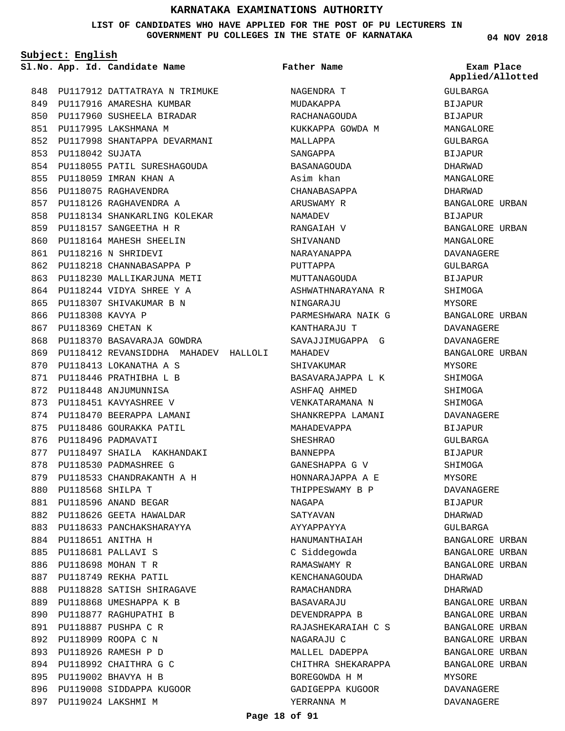# KARNATAKA EXAMINATIONS AUTHORITY

**LIST OF CANDIDATES WHO HAVE APPLIED FOR THE POST OF PU LECTURERS IN GOVERNMENT PU COLLEGES IN THE STATE OF KARNATAKA**

04 NOV 2018

**Subject: English**

| Sl.No. | App. Id. | Candidate Name | Father Name | Exam Place Applied/Allotted |
|---|---|---|---|---|
| 848 | PU117912 | DATTATRAYA N TRIMUKE | NAGENDRA T | GULBARGA |
| 849 | PU117916 | AMARESHA KUMBAR | MUDAKAPPA | BIJAPUR |
| 850 | PU117960 | SUSHEELA BIRADAR | RACHANAGOUDA | BIJAPUR |
| 851 | PU117995 | LAKSHMANA M | KUKKAPPA GOWDA M | MANGALORE |
| 852 | PU117998 | SHANTAPPA DEVARMANI | MALLAPPA | GULBARGA |
| 853 | PU118042 | SUJATA | SANGAPPA | BIJAPUR |
| 854 | PU118055 | PATIL SURESHAGOUDA | BASANAGOUDA | DHARWAD |
| 855 | PU118059 | IMRAN KHAN A | Asim khan | MANGALORE |
| 856 | PU118075 | RAGHAVENDRA | CHANABASAPPA | DHARWAD |
| 857 | PU118126 | RAGHAVENDRA A | ARUSWAMY R | BANGALORE URBAN |
| 858 | PU118134 | SHANKARLING KOLEKAR | NAMADEV | BIJAPUR |
| 859 | PU118157 | SANGEETHA H R | RANGAIAH V | BANGALORE URBAN |
| 860 | PU118164 | MAHESH SHEELIN | SHIVANAND | MANGALORE |
| 861 | PU118216 | N SHRIDEVI | NARAYANAPPA | DAVANAGERE |
| 862 | PU118218 | CHANNABASAPPA P | PUTTAPPA | GULBARGA |
| 863 | PU118230 | MALLIKARJUNA METI | MUTTANAGOUDA | BIJAPUR |
| 864 | PU118244 | VIDYA SHREE Y A | ASHWATHNARAYANA R | SHIMOGA |
| 865 | PU118307 | SHIVAKUMAR B N | NINGARAJU | MYSORE |
| 866 | PU118308 | KAVYA P | PARMESHWARA NAIK G | BANGALORE URBAN |
| 867 | PU118369 | CHETAN K | KANTHARAJU T | DAVANAGERE |
| 868 | PU118370 | BASAVARAJA GOWDRA | SAVAJJIMUGAPPA G | DAVANAGERE |
| 869 | PU118412 | REVANSIDDHA MAHADEV HALLOLI | MAHADEV | BANGALORE URBAN |
| 870 | PU118413 | LOKANATHA A S | SHIVAKUMAR | MYSORE |
| 871 | PU118446 | PRATHIBHA L B | BASAVARAJAPPA L K | SHIMOGA |
| 872 | PU118448 | ANJUMUNNISA | ASHFAQ AHMED | SHIMOGA |
| 873 | PU118451 | KAVYASHREE V | VENKATARAMANA N | SHIMOGA |
| 874 | PU118470 | BEERAPPA LAMANI | SHANKREPPA LAMANI | DAVANAGERE |
| 875 | PU118486 | GOURAKKA PATIL | MAHADEVAPPA | BIJAPUR |
| 876 | PU118496 | PADMAVATI | SHESHRAO | GULBARGA |
| 877 | PU118497 | SHAILA KAKHANDAKI | BANNEPPA | BIJAPUR |
| 878 | PU118530 | PADMASHREE G | GANESHAPPA G V | SHIMOGA |
| 879 | PU118533 | CHANDRAKANTH A H | HONNARAJAPPA A E | MYSORE |
| 880 | PU118568 | SHILPA T | THIPPESWAMY B P | DAVANAGERE |
| 881 | PU118596 | ANAND BEGAR | NAGAPA | BIJAPUR |
| 882 | PU118626 | GEETA HAWALDAR | SATYAVAN | DHARWAD |
| 883 | PU118633 | PANCHAKSHARAYYA | AYYAPPAYYA | GULBARGA |
| 884 | PU118651 | ANITHA H | HANUMANTHAIAH | BANGALORE URBAN |
| 885 | PU118681 | PALLAVI S | C Siddegowda | BANGALORE URBAN |
| 886 | PU118698 | MOHAN T R | RAMASWAMY R | BANGALORE URBAN |
| 887 | PU118749 | REKHA PATIL | KENCHANAGOUDA | DHARWAD |
| 888 | PU118828 | SATISH SHIRAGAVE | RAMACHANDRA | DHARWAD |
| 889 | PU118868 | UMESHAPPA K B | BASAVARAJU | BANGALORE URBAN |
| 890 | PU118877 | RAGHUPATHI B | DEVENDRAPPA B | BANGALORE URBAN |
| 891 | PU118887 | PUSHPA C R | RAJASHEKARAIAH C S | BANGALORE URBAN |
| 892 | PU118909 | ROOPA C N | NAGARAJU C | BANGALORE URBAN |
| 893 | PU118926 | RAMESH P D | MALLEL DADEPPA | BANGALORE URBAN |
| 894 | PU118992 | CHAITHRA G C | CHITHRA SHEKARAPPA | BANGALORE URBAN |
| 895 | PU119002 | BHAVYA H B | BOREGOWDA H M | MYSORE |
| 896 | PU119008 | SIDDAPPA KUGOOR | GADIGEPPA KUGOOR | DAVANAGERE |
| 897 | PU119024 | LAKSHMI M | YERRANNA M | DAVANAGERE |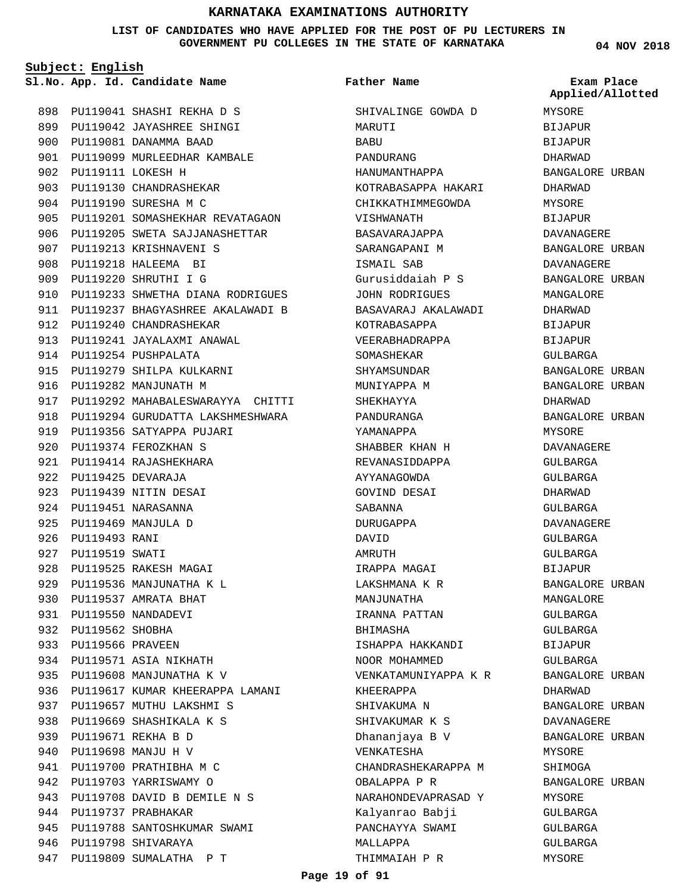# KARNATAKA EXAMINATIONS AUTHORITY

**LIST OF CANDIDATES WHO HAVE APPLIED FOR THE POST OF PU LECTURERS IN GOVERNMENT PU COLLEGES IN THE STATE OF KARNATAKA**

**04 NOV 2018**

**Subject: English**

| Sl.No. | App. Id. | Candidate Name | Father Name | Exam Place Applied/Allotted |
|---|---|---|---|---|
| 898 | PU119041 | SHASHI REKHA D S | SHIVALINGE GOWDA D | MYSORE |
| 899 | PU119042 | JAYASHREE SHINGI | MARUTI | BIJAPUR |
| 900 | PU119081 | DANAMMA BAAD | BABU | BIJAPUR |
| 901 | PU119099 | MURLEEDHAR KAMBALE | PANDURANG | DHARWAD |
| 902 | PU119111 | LOKESH H | HANUMANTHAPPA | BANGALORE URBAN |
| 903 | PU119130 | CHANDRASHEKAR | KOTRABASAPPA HAKARI | DHARWAD |
| 904 | PU119190 | SURESHA M C | CHIKKATHIMMEGOWDA | MYSORE |
| 905 | PU119201 | SOMASHEKHAR REVATAGAON | VISHWANATH | BIJAPUR |
| 906 | PU119205 | SWETA SAJJANASHETTAR | BASAVARAJAPPA | DAVANAGERE |
| 907 | PU119213 | KRISHNAVENI S | SARANGAPANI M | BANGALORE URBAN |
| 908 | PU119218 | HALEEMA BI | ISMAIL SAB | DAVANAGERE |
| 909 | PU119220 | SHRUTHI I G | Gurusiddaiah P S | BANGALORE URBAN |
| 910 | PU119233 | SHWETHA DIANA RODRIGUES | JOHN RODRIGUES | MANGALORE |
| 911 | PU119237 | BHAGYASHREE AKALAWADI B | BASAVARAJ AKALAWADI | DHARWAD |
| 912 | PU119240 | CHANDRASHEKAR | KOTRABASAPPA | BIJAPUR |
| 913 | PU119241 | JAYALAXMI ANAWAL | VEERABHADRAPPA | BIJAPUR |
| 914 | PU119254 | PUSHPALATA | SOMASHEKAR | GULBARGA |
| 915 | PU119279 | SHILPA KULKARNI | SHYAMSUNDAR | BANGALORE URBAN |
| 916 | PU119282 | MANJUNATH M | MUNIYAPPA M | BANGALORE URBAN |
| 917 | PU119292 | MAHABALESWARAYYA CHITTI | SHEKHAYYA | DHARWAD |
| 918 | PU119294 | GURUDATTA LAKSHMESHWARA | PANDURANGA | BANGALORE URBAN |
| 919 | PU119356 | SATYAPPA PUJARI | YAMANAPPA | MYSORE |
| 920 | PU119374 | FEROZKHAN S | SHABBER KHAN H | DAVANAGERE |
| 921 | PU119414 | RAJASHEKHARA | REVANASIDDAPPA | GULBARGA |
| 922 | PU119425 | DEVARAJA | AYYANAGOWDA | GULBARGA |
| 923 | PU119439 | NITIN DESAI | GOVIND DESAI | DHARWAD |
| 924 | PU119451 | NARASANNA | SABANNA | GULBARGA |
| 925 | PU119469 | MANJULA D | DURUGAPPA | DAVANAGERE |
| 926 | PU119493 | RANI | DAVID | GULBARGA |
| 927 | PU119519 | SWATI | AMRUTH | GULBARGA |
| 928 | PU119525 | RAKESH MAGAI | IRAPPA MAGAI | BIJAPUR |
| 929 | PU119536 | MANJUNATHA K L | LAKSHMANA K R | BANGALORE URBAN |
| 930 | PU119537 | AMRATA BHAT | MANJUNATHA | MANGALORE |
| 931 | PU119550 | NANDADEVI | IRANNA PATTAN | GULBARGA |
| 932 | PU119562 | SHOBHA | BHIMASHA | GULBARGA |
| 933 | PU119566 | PRAVEEN | ISHAPPA HAKKANDI | BIJAPUR |
| 934 | PU119571 | ASIA NIKHATH | NOOR MOHAMMED | GULBARGA |
| 935 | PU119608 | MANJUNATHA K V | VENKATAMUNIYAPPA K R | BANGALORE URBAN |
| 936 | PU119617 | KUMAR KHEERAPPA LAMANI | KHEERAPPA | DHARWAD |
| 937 | PU119657 | MUTHU LAKSHMI S | SHIVAKUMA N | BANGALORE URBAN |
| 938 | PU119669 | SHASHIKALA K S | SHIVAKUMAR K S | DAVANAGERE |
| 939 | PU119671 | REKHA B D | Dhananjaya B V | BANGALORE URBAN |
| 940 | PU119698 | MANJU H V | VENKATESHA | MYSORE |
| 941 | PU119700 | PRATHIBHA M C | CHANDRASHEKARAPPA M | SHIMOGA |
| 942 | PU119703 | YARRISWAMY O | OBALAPPA P R | BANGALORE URBAN |
| 943 | PU119708 | DAVID B DEMILE N S | NARAHONDEVAPRASAD Y | MYSORE |
| 944 | PU119737 | PRABHAKAR | Kalyanrao Babji | GULBARGA |
| 945 | PU119788 | SANTOSHKUMAR SWAMI | PANCHAYYA SWAMI | GULBARGA |
| 946 | PU119798 | SHIVARAYA | MALLAPPA | GULBARGA |
| 947 | PU119809 | SUMALATHA P T | THIMMAIAH P R | MYSORE |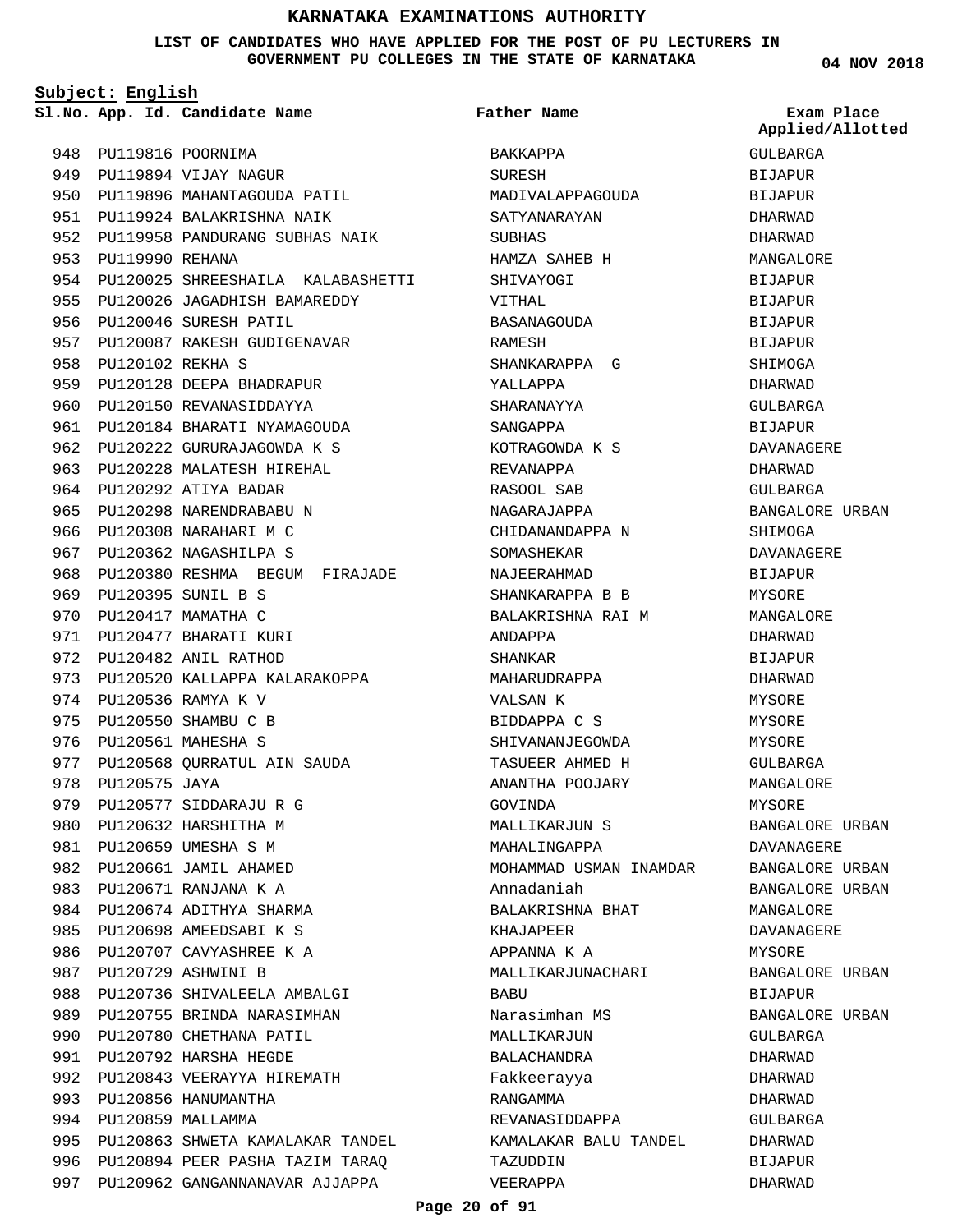# KARNATAKA EXAMINATIONS AUTHORITY

**LIST OF CANDIDATES WHO HAVE APPLIED FOR THE POST OF PU LECTURERS IN GOVERNMENT PU COLLEGES IN THE STATE OF KARNATAKA**

**04 NOV 2018**

**Subject: English**

| Sl.No. | App. Id. | Candidate Name | Father Name | Exam Place Applied/Allotted |
|---|---|---|---|---|
| 948 | PU119816 | POORNIMA | BAKKAPPA | GULBARGA |
| 949 | PU119894 | VIJAY NAGUR | SURESH | BIJAPUR |
| 950 | PU119896 | MAHANTAGOUDA PATIL | MADIVALAPPAGOUDA | BIJAPUR |
| 951 | PU119924 | BALAKRISHNA NAIK | SATYANARAYAN | DHARWAD |
| 952 | PU119958 | PANDURANG SUBHAS NAIK | SUBHAS | DHARWAD |
| 953 | PU119990 | REHANA | HAMZA SAHEB H | MANGALORE |
| 954 | PU120025 | SHREESHAILA KALABASHETTI | SHIVAYOGI | BIJAPUR |
| 955 | PU120026 | JAGADHISH BAMAREDDY | VITHAL | BIJAPUR |
| 956 | PU120046 | SURESH PATIL | BASANAGOUDA | BIJAPUR |
| 957 | PU120087 | RAKESH GUDIGENAVAR | RAMESH | BIJAPUR |
| 958 | PU120102 | REKHA S | SHANKARAPPA G | SHIMOGA |
| 959 | PU120128 | DEEPA BHADRAPUR | YALLAPPA | DHARWAD |
| 960 | PU120150 | REVANASIDDAYYA | SHARANAYYA | GULBARGA |
| 961 | PU120184 | BHARATI NYAMAGOUDA | SANGAPPA | BIJAPUR |
| 962 | PU120222 | GURURAJAGOWDA K S | KOTRAGOWDA K S | DAVANAGERE |
| 963 | PU120228 | MALATESH HIREHAL | REVANAPPA | DHARWAD |
| 964 | PU120292 | ATIYA BADAR | RASOOL SAB | GULBARGA |
| 965 | PU120298 | NARENDRABABU N | NAGARAJAPPA | BANGALORE URBAN |
| 966 | PU120308 | NARAHARI M C | CHIDANANDAPPA N | SHIMOGA |
| 967 | PU120362 | NAGASHILPA S | SOMASHEKAR | DAVANAGERE |
| 968 | PU120380 | RESHMA BEGUM FIRAJADE | NAJEERAHMAD | BIJAPUR |
| 969 | PU120395 | SUNIL B S | SHANKARAPPA B B | MYSORE |
| 970 | PU120417 | MAMATHA C | BALAKRISHNA RAI M | MANGALORE |
| 971 | PU120477 | BHARATI KURI | ANDAPPA | DHARWAD |
| 972 | PU120482 | ANIL RATHOD | SHANKAR | BIJAPUR |
| 973 | PU120520 | KALLAPPA KALARAKOPPA | MAHARUDRAPPA | DHARWAD |
| 974 | PU120536 | RAMYA K V | VALSAN K | MYSORE |
| 975 | PU120550 | SHAMBU C B | BIDDAPPA C S | MYSORE |
| 976 | PU120561 | MAHESHA S | SHIVANANJEGOWDA | MYSORE |
| 977 | PU120568 | QURRATUL AIN SAUDA | TASUEER AHMED H | GULBARGA |
| 978 | PU120575 | JAYA | ANANTHA POOJARY | MANGALORE |
| 979 | PU120577 | SIDDARAJU R G | GOVINDA | MYSORE |
| 980 | PU120632 | HARSHITHA M | MALLIKARJUN S | BANGALORE URBAN |
| 981 | PU120659 | UMESHA S M | MAHALINGAPPA | DAVANAGERE |
| 982 | PU120661 | JAMIL AHAMED | MOHAMMAD USMAN INAMDAR | BANGALORE URBAN |
| 983 | PU120671 | RANJANA K A | Annadaniah | BANGALORE URBAN |
| 984 | PU120674 | ADITHYA SHARMA | BALAKRISHNA BHAT | MANGALORE |
| 985 | PU120698 | AMEEDSABI K S | KHAJAPEER | DAVANAGERE |
| 986 | PU120707 | CAVYASHREE K A | APPANNA K A | MYSORE |
| 987 | PU120729 | ASHWINI B | MALLIKARJUNACHARI | BANGALORE URBAN |
| 988 | PU120736 | SHIVALEELA AMBALGI | BABU | BIJAPUR |
| 989 | PU120755 | BRINDA NARASIMHAN | Narasimhan MS | BANGALORE URBAN |
| 990 | PU120780 | CHETHANA PATIL | MALLIKARJUN | GULBARGA |
| 991 | PU120792 | HARSHA HEGDE | BALACHANDRA | DHARWAD |
| 992 | PU120843 | VEERAYYA HIREMATH | Fakkeerayya | DHARWAD |
| 993 | PU120856 | HANUMANTHA | RANGAMMA | DHARWAD |
| 994 | PU120859 | MALLAMMA | REVANASIDDAPPA | GULBARGA |
| 995 | PU120863 | SHWETA KAMALAKAR TANDEL | KAMALAKAR BALU TANDEL | DHARWAD |
| 996 | PU120894 | PEER PASHA TAZIM TARAQ | TAZUDDIN | BIJAPUR |
| 997 | PU120962 | GANGANNANAVAR AJJAPPA | VEERAPPA | DHARWAD |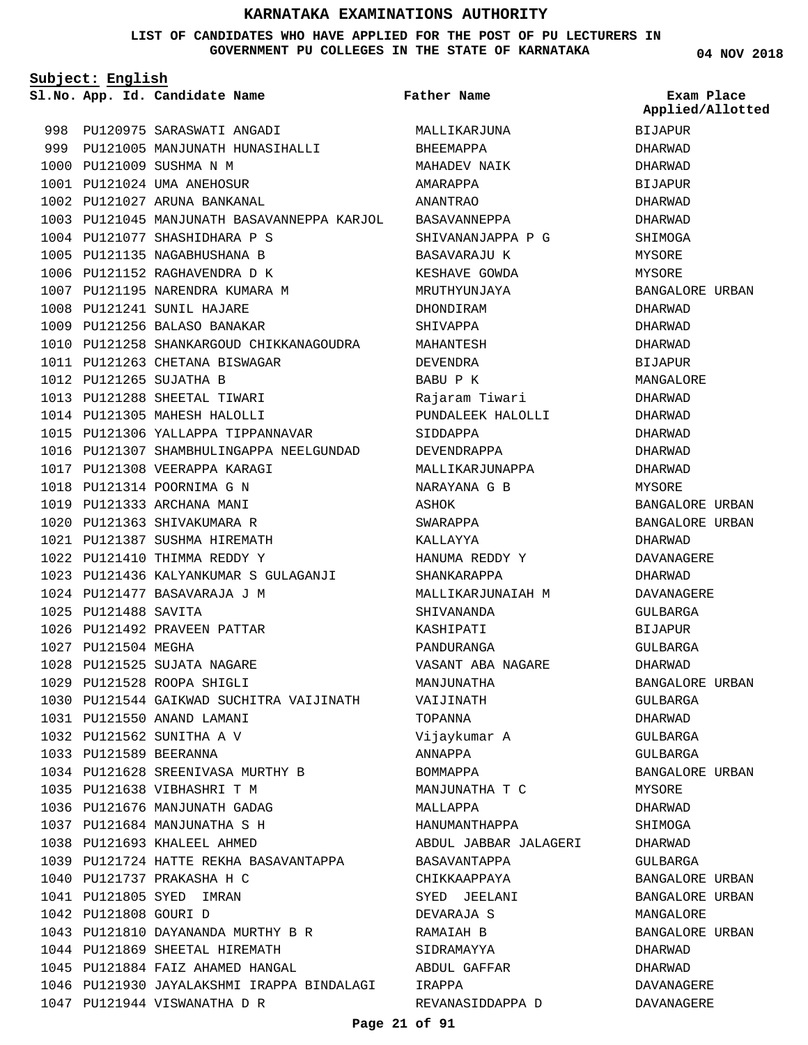# KARNATAKA EXAMINATIONS AUTHORITY

**LIST OF CANDIDATES WHO HAVE APPLIED FOR THE POST OF PU LECTURERS IN GOVERNMENT PU COLLEGES IN THE STATE OF KARNATAKA**

**04 NOV 2018**

**Subject: English**

| Sl.No. | App. Id. | Candidate Name | Father Name | Exam Place Applied/Allotted |
|---|---|---|---|---|
| 998 | PU120975 | SARASWATI ANGADI | MALLIKARJUNA | BIJAPUR |
| 999 | PU121005 | MANJUNATH HUNASIHALLI | BHEEMAPPA | DHARWAD |
| 1000 | PU121009 | SUSHMA N M | MAHADEV NAIK | DHARWAD |
| 1001 | PU121024 | UMA ANEHOSUR | AMARAPPA | BIJAPUR |
| 1002 | PU121027 | ARUNA BANKANAL | ANANTRAO | DHARWAD |
| 1003 | PU121045 | MANJUNATH BASAVANNEPPA KARJOL | BASAVANNEPPA | DHARWAD |
| 1004 | PU121077 | SHASHIDHARA P S | SHIVANANJAPPA P G | SHIMOGA |
| 1005 | PU121135 | NAGABHUSHANA B | BASAVARAJU K | MYSORE |
| 1006 | PU121152 | RAGHAVENDRA D K | KESHAVE GOWDA | MYSORE |
| 1007 | PU121195 | NARENDRA KUMARA M | MRUTHYUNJAYA | BANGALORE URBAN |
| 1008 | PU121241 | SUNIL HAJARE | DHONDIRAM | DHARWAD |
| 1009 | PU121256 | BALASO BANAKAR | SHIVAPPA | DHARWAD |
| 1010 | PU121258 | SHANKARGOUD CHIKKANAGOUDRA | MAHANTESH | DHARWAD |
| 1011 | PU121263 | CHETANA BISWAGAR | DEVENDRA | BIJAPUR |
| 1012 | PU121265 | SUJATHA B | BABU P K | MANGALORE |
| 1013 | PU121288 | SHEETAL TIWARI | Rajaram Tiwari | DHARWAD |
| 1014 | PU121305 | MAHESH HALOLLI | PUNDALEEK HALOLLI | DHARWAD |
| 1015 | PU121306 | YALLAPPA TIPPANNAVAR | SIDDAPPA | DHARWAD |
| 1016 | PU121307 | SHAMBHULINGAPPA NEELGUNDAD | DEVENDRAPPA | DHARWAD |
| 1017 | PU121308 | VEERAPPA KARAGI | MALLIKARJUNAPPA | DHARWAD |
| 1018 | PU121314 | POORNIMA G N | NARAYANA G B | MYSORE |
| 1019 | PU121333 | ARCHANA MANI | ASHOK | BANGALORE URBAN |
| 1020 | PU121363 | SHIVAKUMARA R | SWARAPPA | BANGALORE URBAN |
| 1021 | PU121387 | SUSHMA HIREMATH | KALLAYYA | DHARWAD |
| 1022 | PU121410 | THIMMA REDDY Y | HANUMA REDDY Y | DAVANAGERE |
| 1023 | PU121436 | KALYANKUMAR S GULAGANJI | SHANKARAPPA | DHARWAD |
| 1024 | PU121477 | BASAVARAJA J M | MALLIKARJUNAIAH M | DAVANAGERE |
| 1025 | PU121488 | SAVITA | SHIVANANDA | GULBARGA |
| 1026 | PU121492 | PRAVEEN PATTAR | KASHIPATI | BIJAPUR |
| 1027 | PU121504 | MEGHA | PANDURANGA | GULBARGA |
| 1028 | PU121525 | SUJATA NAGARE | VASANT ABA NAGARE | DHARWAD |
| 1029 | PU121528 | ROOPA SHIGLI | MANJUNATHA | BANGALORE URBAN |
| 1030 | PU121544 | GAIKWAD SUCHITRA VAIJINATH | VAIJINATH | GULBARGA |
| 1031 | PU121550 | ANAND LAMANI | TOPANNA | DHARWAD |
| 1032 | PU121562 | SUNITHA A V | Vijaykumar A | GULBARGA |
| 1033 | PU121589 | BEERANNA | ANNAPPA | GULBARGA |
| 1034 | PU121628 | SREENIVASA MURTHY B | BOMMAPPA | BANGALORE URBAN |
| 1035 | PU121638 | VIBHASHRI T M | MANJUNATHA T C | MYSORE |
| 1036 | PU121676 | MANJUNATH GADAG | MALLAPPA | DHARWAD |
| 1037 | PU121684 | MANJUNATHA S H | HANUMANTHAPPA | SHIMOGA |
| 1038 | PU121693 | KHALEEL AHMED | ABDUL JABBAR JALAGERI | DHARWAD |
| 1039 | PU121724 | HATTE REKHA BASAVANTAPPA | BASAVANTAPPA | GULBARGA |
| 1040 | PU121737 | PRAKASHA H C | CHIKKAAPPAYA | BANGALORE URBAN |
| 1041 | PU121805 | SYED IMRAN | SYED JEELANI | BANGALORE URBAN |
| 1042 | PU121808 | GOURI D | DEVARAJA S | MANGALORE |
| 1043 | PU121810 | DAYANANDA MURTHY B R | RAMAIAH B | BANGALORE URBAN |
| 1044 | PU121869 | SHEETAL HIREMATH | SIDRAMAYYA | DHARWAD |
| 1045 | PU121884 | FAIZ AHAMED HANGAL | ABDUL GAFFAR | DHARWAD |
| 1046 | PU121930 | JAYALAKSHMI IRAPPA BINDALAGI | IRAPPA | DAVANAGERE |
| 1047 | PU121944 | VISWANATHA D R | REVANASIDDAPPA D | DAVANAGERE |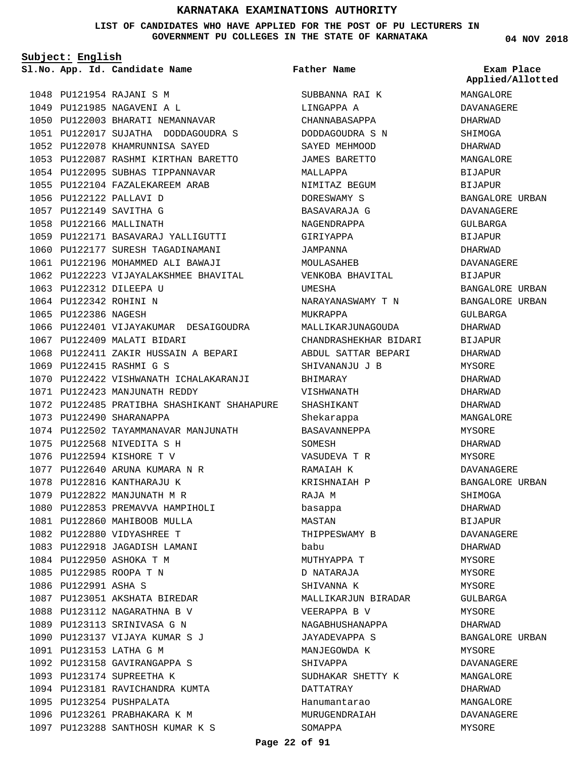# KARNATAKA EXAMINATIONS AUTHORITY

**LIST OF CANDIDATES WHO HAVE APPLIED FOR THE POST OF PU LECTURERS IN GOVERNMENT PU COLLEGES IN THE STATE OF KARNATAKA**

**04 NOV 2018**

**Subject: English**

| Sl.No. | App. Id. | Candidate Name | Father Name | Exam Place Applied/Allotted |
|---|---|---|---|---|
| 1048 | PU121954 | RAJANI S M | SUBBANNA RAI K | MANGALORE |
| 1049 | PU121985 | NAGAVENI A L | LINGAPPA A | DAVANAGERE |
| 1050 | PU122003 | BHARATI NEMANNAVAR | CHANNABASAPPA | DHARWAD |
| 1051 | PU122017 | SUJATHA DODDAGOUDRA S | DODDAGOUDRA S N | SHIMOGA |
| 1052 | PU122078 | KHAMRUNNISA SAYED | SAYED MEHMOOD | DHARWAD |
| 1053 | PU122087 | RASHMI KIRTHAN BARETTO | JAMES BARETTO | MANGALORE |
| 1054 | PU122095 | SUBHAS TIPPANNAVAR | MALLAPPA | BIJAPUR |
| 1055 | PU122104 | FAZALEKAREEM ARAB | NIMITAZ BEGUM | BIJAPUR |
| 1056 | PU122122 | PALLAVI D | DORESWAMY S | BANGALORE URBAN |
| 1057 | PU122149 | SAVITHA G | BASAVARAJA G | DAVANAGERE |
| 1058 | PU122166 | MALLINATH | NAGENDRAPPA | GULBARGA |
| 1059 | PU122171 | BASAVARAJ YALLIGUTTI | GIRIYAPPA | BIJAPUR |
| 1060 | PU122177 | SURESH TAGADINAMANI | JAMPANNA | DHARWAD |
| 1061 | PU122196 | MOHAMMED ALI BAWAJI | MOULASAHEB | DAVANAGERE |
| 1062 | PU122223 | VIJAYALAKSHMEE BHAVITAL | VENKOBA BHAVITAL | BIJAPUR |
| 1063 | PU122312 | DILEEPA U | UMESHA | BANGALORE URBAN |
| 1064 | PU122342 | ROHINI N | NARAYANASWAMY T N | BANGALORE URBAN |
| 1065 | PU122386 | NAGESH | MUKRAPPA | GULBARGA |
| 1066 | PU122401 | VIJAYAKUMAR DESAIGOUDRA | MALLIKARJUNAGOUDA | DHARWAD |
| 1067 | PU122409 | MALATI BIDARI | CHANDRASHEKHAR BIDARI | BIJAPUR |
| 1068 | PU122411 | ZAKIR HUSSAIN A BEPARI | ABDUL SATTAR BEPARI | DHARWAD |
| 1069 | PU122415 | RASHMI G S | SHIVANANJU J B | MYSORE |
| 1070 | PU122422 | VISHWANATH ICHALAKARANJI | BHIMARAY | DHARWAD |
| 1071 | PU122423 | MANJUNATH REDDY | VISHWANATH | DHARWAD |
| 1072 | PU122485 | PRATIBHA SHASHIKANT SHAHAPURE | SHASHIKANT | DHARWAD |
| 1073 | PU122490 | SHARANAPPA | Shekarappa | MANGALORE |
| 1074 | PU122502 | TAYAMMANAVAR MANJUNATH | BASAVANNEPPA | MYSORE |
| 1075 | PU122568 | NIVEDITA S H | SOMESH | DHARWAD |
| 1076 | PU122594 | KISHORE T V | VASUDEVA T R | MYSORE |
| 1077 | PU122640 | ARUNA KUMARA N R | RAMAIAH K | DAVANAGERE |
| 1078 | PU122816 | KANTHARAJU K | KRISHNAIAH P | BANGALORE URBAN |
| 1079 | PU122822 | MANJUNATH M R | RAJA M | SHIMOGA |
| 1080 | PU122853 | PREMAVVA HAMPIHOLI | basappa | DHARWAD |
| 1081 | PU122860 | MAHIBOOB MULLA | MASTAN | BIJAPUR |
| 1082 | PU122880 | VIDYASHREE T | THIPPESWAMY B | DAVANAGERE |
| 1083 | PU122918 | JAGADISH LAMANI | babu | DHARWAD |
| 1084 | PU122950 | ASHOKA T M | MUTHYAPPA T | MYSORE |
| 1085 | PU122985 | ROOPA T N | D NATARAJA | MYSORE |
| 1086 | PU122991 | ASHA S | SHIVANNA K | MYSORE |
| 1087 | PU123051 | AKSHATA BIREDAR | MALLIKARJUN BIRADAR | GULBARGA |
| 1088 | PU123112 | NAGARATHNA B V | VEERAPPA B V | MYSORE |
| 1089 | PU123113 | SRINIVASA G N | NAGABHUSHANAPPA | DHARWAD |
| 1090 | PU123137 | VIJAYA KUMAR S J | JAYADEVAPPA S | BANGALORE URBAN |
| 1091 | PU123153 | LATHA G M | MANJEGOWDA K | MYSORE |
| 1092 | PU123158 | GAVIRANGAPPA S | SHIVAPPA | DAVANAGERE |
| 1093 | PU123174 | SUPREETHA K | SUDHAKAR SHETTY K | MANGALORE |
| 1094 | PU123181 | RAVICHANDRA KUMTA | DATTATRAY | DHARWAD |
| 1095 | PU123254 | PUSHPALATA | Hanumantarao | MANGALORE |
| 1096 | PU123261 | PRABHAKARA K M | MURUGENDRAIAH | DAVANAGERE |
| 1097 | PU123288 | SANTHOSH KUMAR K S | SOMAPPA | MYSORE |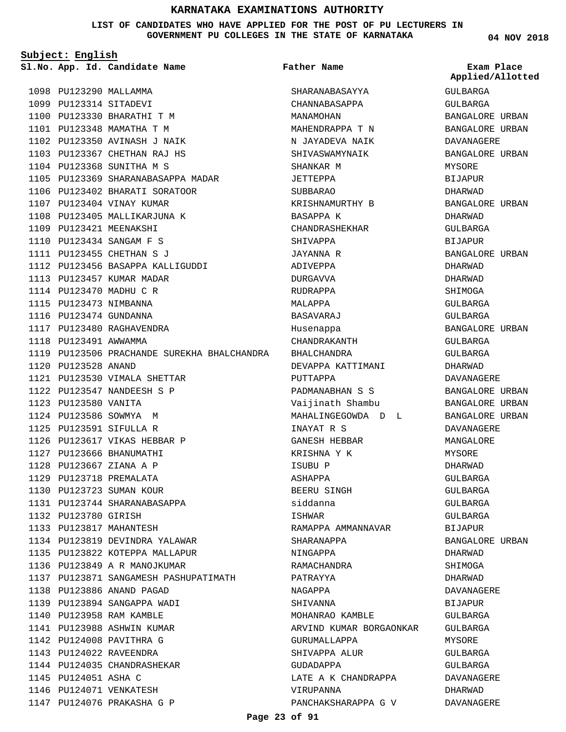# KARNATAKA EXAMINATIONS AUTHORITY

**LIST OF CANDIDATES WHO HAVE APPLIED FOR THE POST OF PU LECTURERS IN GOVERNMENT PU COLLEGES IN THE STATE OF KARNATAKA**

**04 NOV 2018**

**Subject: English**

| Sl.No. | App. Id. | Candidate Name | Father Name | Exam Place Applied/Allotted |
|---|---|---|---|---|
| 1098 | PU123290 | MALLAMMA | SHARANABASAYYA | GULBARGA |
| 1099 | PU123314 | SITADEVI | CHANNABASAPPA | GULBARGA |
| 1100 | PU123330 | BHARATHI T M | MANAMOHAN | BANGALORE URBAN |
| 1101 | PU123348 | MAMATHA T M | MAHENDRAPPA T N | BANGALORE URBAN |
| 1102 | PU123350 | AVINASH J NAIK | N JAYADEVA NAIK | DAVANAGERE |
| 1103 | PU123367 | CHETHAN RAJ HS | SHIVASWAMYNAIK | BANGALORE URBAN |
| 1104 | PU123368 | SUNITHA M S | SHANKAR M | MYSORE |
| 1105 | PU123369 | SHARANABASAPPA MADAR | JETTEPPA | BIJAPUR |
| 1106 | PU123402 | BHARATI SORATOOR | SUBBARAO | DHARWAD |
| 1107 | PU123404 | VINAY KUMAR | KRISHNAMURTHY B | BANGALORE URBAN |
| 1108 | PU123405 | MALLIKARJUNA K | BASAPPA K | DHARWAD |
| 1109 | PU123421 | MEENAKSHI | CHANDRASHEKHAR | GULBARGA |
| 1110 | PU123434 | SANGAM F S | SHIVAPPA | BIJAPUR |
| 1111 | PU123455 | CHETHAN S J | JAYANNA R | BANGALORE URBAN |
| 1112 | PU123456 | BASAPPA KALLIGUDDI | ADIVEPPA | DHARWAD |
| 1113 | PU123457 | KUMAR MADAR | DURGAVVA | DHARWAD |
| 1114 | PU123470 | MADHU C R | RUDRAPPA | SHIMOGA |
| 1115 | PU123473 | NIMBANNA | MALAPPA | GULBARGA |
| 1116 | PU123474 | GUNDANNA | BASAVARAJ | GULBARGA |
| 1117 | PU123480 | RAGHAVENDRA | Husenappa | BANGALORE URBAN |
| 1118 | PU123491 | AWWAMMA | CHANDRAKANTH | GULBARGA |
| 1119 | PU123506 | PRACHANDE SUREKHA BHALCHANDRA | BHALCHANDRA | GULBARGA |
| 1120 | PU123528 | ANAND | DEVAPPA KATTIMANI | DHARWAD |
| 1121 | PU123530 | VIMALA SHETTAR | PUTTAPPA | DAVANAGERE |
| 1122 | PU123547 | NANDEESH S P | PADMANABHAN S S | BANGALORE URBAN |
| 1123 | PU123580 | VANITA | Vaijinath Shambu | BANGALORE URBAN |
| 1124 | PU123586 | SOWMYA M | MAHALINGEGOWDA D L | BANGALORE URBAN |
| 1125 | PU123591 | SIFULLA R | INAYAT R S | DAVANAGERE |
| 1126 | PU123617 | VIKAS HEBBAR P | GANESH HEBBAR | MANGALORE |
| 1127 | PU123666 | BHANUMATHI | KRISHNA Y K | MYSORE |
| 1128 | PU123667 | ZIANA A P | ISUBU P | DHARWAD |
| 1129 | PU123718 | PREMALATA | ASHAPPA | GULBARGA |
| 1130 | PU123723 | SUMAN KOUR | BEERU SINGH | GULBARGA |
| 1131 | PU123744 | SHARANABASAPPA | siddanna | GULBARGA |
| 1132 | PU123780 | GIRISH | ISHWAR | GULBARGA |
| 1133 | PU123817 | MAHANTESH | RAMAPPA AMMANNAVAR | BIJAPUR |
| 1134 | PU123819 | DEVINDRA YALAWAR | SHARANAPPA | BANGALORE URBAN |
| 1135 | PU123822 | KOTEPPA MALLAPUR | NINGAPPA | DHARWAD |
| 1136 | PU123849 | A R MANOJKUMAR | RAMACHANDRA | SHIMOGA |
| 1137 | PU123871 | SANGAMESH PASHUPATIMATH | PATRAYYA | DHARWAD |
| 1138 | PU123886 | ANAND PAGAD | NAGAPPA | DAVANAGERE |
| 1139 | PU123894 | SANGAPPA WADI | SHIVANNA | BIJAPUR |
| 1140 | PU123958 | RAM KAMBLE | MOHANRAO KAMBLE | GULBARGA |
| 1141 | PU123988 | ASHWIN KUMAR | ARVIND KUMAR BORGAONKAR | GULBARGA |
| 1142 | PU124008 | PAVITHRA G | GURUMALLAPPA | MYSORE |
| 1143 | PU124022 | RAVEENDRA | SHIVAPPA ALUR | GULBARGA |
| 1144 | PU124035 | CHANDRASHEKAR | GUDADAPPA | GULBARGA |
| 1145 | PU124051 | ASHA C | LATE A K CHANDRAPPA | DAVANAGERE |
| 1146 | PU124071 | VENKATESH | VIRUPANNA | DHARWAD |
| 1147 | PU124076 | PRAKASHA G P | PANCHAKSHARAPPA G V | DAVANAGERE |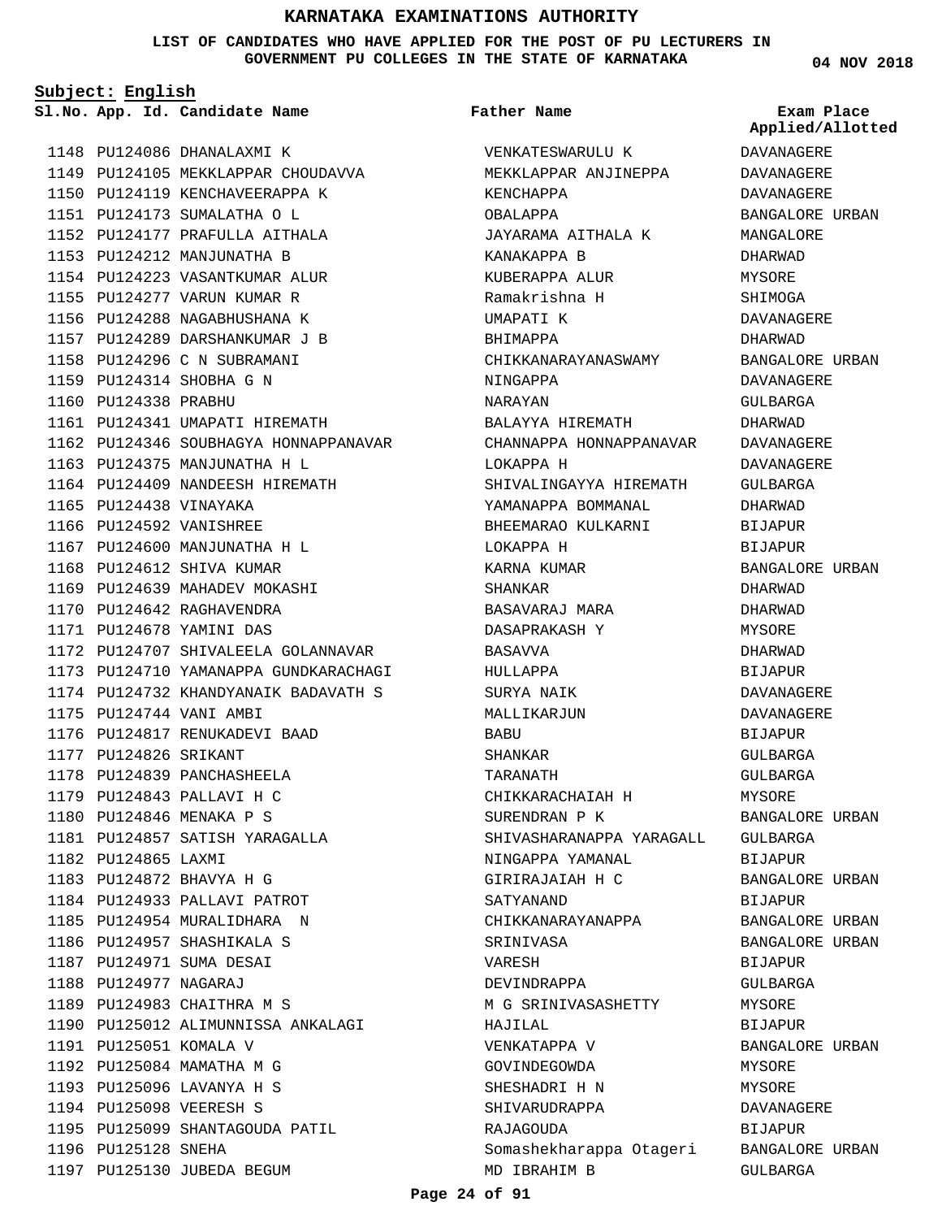# KARNATAKA EXAMINATIONS AUTHORITY

**LIST OF CANDIDATES WHO HAVE APPLIED FOR THE POST OF PU LECTURERS IN GOVERNMENT PU COLLEGES IN THE STATE OF KARNATAKA**

04 NOV 2018

**Subject: English**

| Sl.No. | App. Id. | Candidate Name | Father Name | Exam Place Applied/Allotted |
|---|---|---|---|---|
| 1148 | PU124086 | DHANALAXMI K | VENKATESWARULU K | DAVANAGERE |
| 1149 | PU124105 | MEKKLAPPAR CHOUDAVVA | MEKKLAPPAR ANJINEPPA | DAVANAGERE |
| 1150 | PU124119 | KENCHAVEERAPPA K | KENCHAPPA | DAVANAGERE |
| 1151 | PU124173 | SUMALATHA O L | OBALAPPA | BANGALORE URBAN |
| 1152 | PU124177 | PRAFULLA AITHALA | JAYARAMA AITHALA K | MANGALORE |
| 1153 | PU124212 | MANJUNATHA B | KANAKAPPA B | DHARWAD |
| 1154 | PU124223 | VASANTKUMAR ALUR | KUBERAPPA ALUR | MYSORE |
| 1155 | PU124277 | VARUN KUMAR R | Ramakrishna H | SHIMOGA |
| 1156 | PU124288 | NAGABHUSHANA K | UMAPATI K | DAVANAGERE |
| 1157 | PU124289 | DARSHANKUMAR J B | BHIMAPPA | DHARWAD |
| 1158 | PU124296 | C N SUBRAMANI | CHIKKANARAYANASWAMY | BANGALORE URBAN |
| 1159 | PU124314 | SHOBHA G N | NINGAPPA | DAVANAGERE |
| 1160 | PU124338 | PRABHU | NARAYAN | GULBARGA |
| 1161 | PU124341 | UMAPATI HIREMATH | BALAYYA HIREMATH | DHARWAD |
| 1162 | PU124346 | SOUBHAGYA HONNAPPANAVAR | CHANNAPPA HONNAPPANAVAR | DAVANAGERE |
| 1163 | PU124375 | MANJUNATHA H L | LOKAPPA H | DAVANAGERE |
| 1164 | PU124409 | NANDEESH HIREMATH | SHIVALINGAYYA HIREMATH | GULBARGA |
| 1165 | PU124438 | VINAYAKA | YAMANAPPA BOMMANAL | DHARWAD |
| 1166 | PU124592 | VANISHREE | BHEEMARAO KULKARNI | BIJAPUR |
| 1167 | PU124600 | MANJUNATHA H L | LOKAPPA H | BIJAPUR |
| 1168 | PU124612 | SHIVA KUMAR | KARNA KUMAR | BANGALORE URBAN |
| 1169 | PU124639 | MAHADEV MOKASHI | SHANKAR | DHARWAD |
| 1170 | PU124642 | RAGHAVENDRA | BASAVARAJ MARA | DHARWAD |
| 1171 | PU124678 | YAMINI DAS | DASAPRAKASH Y | MYSORE |
| 1172 | PU124707 | SHIVALEELA GOLANNAVAR | BASAVVA | DHARWAD |
| 1173 | PU124710 | YAMANAPPA GUNDKARACHAGI | HULLAPPA | BIJAPUR |
| 1174 | PU124732 | KHANDYANAIK BADAVATH S | SURYA NAIK | DAVANAGERE |
| 1175 | PU124744 | VANI AMBI | MALLIKARJUN | DAVANAGERE |
| 1176 | PU124817 | RENUKADEVI BAAD | BABU | BIJAPUR |
| 1177 | PU124826 | SRIKANT | SHANKAR | GULBARGA |
| 1178 | PU124839 | PANCHASHEELA | TARANATH | GULBARGA |
| 1179 | PU124843 | PALLAVI H C | CHIKKARACHAIAH H | MYSORE |
| 1180 | PU124846 | MENAKA P S | SURENDRAN P K | BANGALORE URBAN |
| 1181 | PU124857 | SATISH YARAGALLA | SHIVASHARANAPPA YARAGALL | GULBARGA |
| 1182 | PU124865 | LAXMI | NINGAPPA YAMANAL | BIJAPUR |
| 1183 | PU124872 | BHAVYA H G | GIRIRAJAIAH H C | BANGALORE URBAN |
| 1184 | PU124933 | PALLAVI PATROT | SATYANAND | BIJAPUR |
| 1185 | PU124954 | MURALIDHARA N | CHIKKANARAYANAPPA | BANGALORE URBAN |
| 1186 | PU124957 | SHASHIKALA S | SRINIVASA | BANGALORE URBAN |
| 1187 | PU124971 | SUMA DESAI | VARESH | BIJAPUR |
| 1188 | PU124977 | NAGARAJ | DEVINDRAPPA | GULBARGA |
| 1189 | PU124983 | CHAITHRA M S | M G SRINIVASASHETTY | MYSORE |
| 1190 | PU125012 | ALIMUNNISSA ANKALAGI | HAJILAL | BIJAPUR |
| 1191 | PU125051 | KOMALA V | VENKATAPPA V | BANGALORE URBAN |
| 1192 | PU125084 | MAMATHA M G | GOVINDEGOWDA | MYSORE |
| 1193 | PU125096 | LAVANYA H S | SHESHADRI H N | MYSORE |
| 1194 | PU125098 | VEERESH S | SHIVARUDRAPPA | DAVANAGERE |
| 1195 | PU125099 | SHANTAGOUDA PATIL | RAJAGOUDA | BIJAPUR |
| 1196 | PU125128 | SNEHA | Somashekharappa Otageri | BANGALORE URBAN |
| 1197 | PU125130 | JUBEDA BEGUM | MD IBRAHIM B | GULBARGA |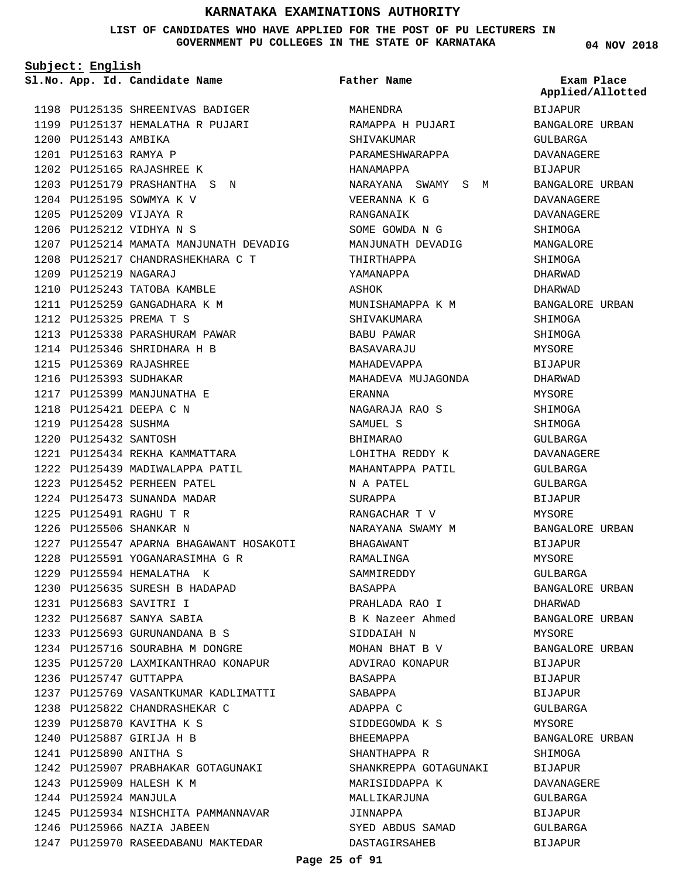# KARNATAKA EXAMINATIONS AUTHORITY

**LIST OF CANDIDATES WHO HAVE APPLIED FOR THE POST OF PU LECTURERS IN GOVERNMENT PU COLLEGES IN THE STATE OF KARNATAKA**

04 NOV 2018

**Subject: English**

| Sl.No. | App. Id. | Candidate Name | Father Name | Exam Place Applied/Allotted |
|---|---|---|---|---|
| 1198 | PU125135 | SHREENIVAS BADIGER | MAHENDRA | BIJAPUR |
| 1199 | PU125137 | HEMALATHA R PUJARI | RAMAPPA H PUJARI | BANGALORE URBAN |
| 1200 | PU125143 | AMBIKA | SHIVAKUMAR | GULBARGA |
| 1201 | PU125163 | RAMYA P | PARAMESHWARAPPA | DAVANAGERE |
| 1202 | PU125165 | RAJASHREE K | HANAMAPPA | BIJAPUR |
| 1203 | PU125179 | PRASHANTHA S N | NARAYANA SWAMY S M | BANGALORE URBAN |
| 1204 | PU125195 | SOWMYA K V | VEERANNA K G | DAVANAGERE |
| 1205 | PU125209 | VIJAYA R | RANGANAIK | DAVANAGERE |
| 1206 | PU125212 | VIDHYA N S | SOME GOWDA N G | SHIMOGA |
| 1207 | PU125214 | MAMATA MANJUNATH DEVADIG | MANJUNATH DEVADIG | MANGALORE |
| 1208 | PU125217 | CHANDRASHEKHARA C T | THIRTHAPPA | SHIMOGA |
| 1209 | PU125219 | NAGARAJ | YAMANAPPA | DHARWAD |
| 1210 | PU125243 | TATOBA KAMBLE | ASHOK | DHARWAD |
| 1211 | PU125259 | GANGADHARA K M | MUNISHAMAPPA K M | BANGALORE URBAN |
| 1212 | PU125325 | PREMA T S | SHIVAKUMARA | SHIMOGA |
| 1213 | PU125338 | PARASHURAM PAWAR | BABU PAWAR | SHIMOGA |
| 1214 | PU125346 | SHRIDHARA H B | BASAVARAJU | MYSORE |
| 1215 | PU125369 | RAJASHREE | MAHADEVAPPA | BIJAPUR |
| 1216 | PU125393 | SUDHAKAR | MAHADEVA MUJAGONDA | DHARWAD |
| 1217 | PU125399 | MANJUNATHA E | ERANNA | MYSORE |
| 1218 | PU125421 | DEEPA C N | NAGARAJA RAO S | SHIMOGA |
| 1219 | PU125428 | SUSHMA | SAMUEL S | SHIMOGA |
| 1220 | PU125432 | SANTOSH | BHIMARAO | GULBARGA |
| 1221 | PU125434 | REKHA KAMMATTARA | LOHITHA REDDY K | DAVANAGERE |
| 1222 | PU125439 | MADIWALAPPA PATIL | MAHANTAPPA PATIL | GULBARGA |
| 1223 | PU125452 | PERHEEN PATEL | N A PATEL | GULBARGA |
| 1224 | PU125473 | SUNANDA MADAR | SURAPPA | BIJAPUR |
| 1225 | PU125491 | RAGHU T R | RANGACHAR T V | MYSORE |
| 1226 | PU125506 | SHANKAR N | NARAYANA SWAMY M | BANGALORE URBAN |
| 1227 | PU125547 | APARNA BHAGAWANT HOSAKOTI | BHAGAWANT | BIJAPUR |
| 1228 | PU125591 | YOGANARASIMHA G R | RAMALINGA | MYSORE |
| 1229 | PU125594 | HEMALATHA K | SAMMIREDDY | GULBARGA |
| 1230 | PU125635 | SURESH B HADAPAD | BASAPPA | BANGALORE URBAN |
| 1231 | PU125683 | SAVITRI I | PRAHLADA RAO I | DHARWAD |
| 1232 | PU125687 | SANYA SABIA | B K Nazeer Ahmed | BANGALORE URBAN |
| 1233 | PU125693 | GURUNANDANA B S | SIDDAIAH N | MYSORE |
| 1234 | PU125716 | SOURABHA M DONGRE | MOHAN BHAT B V | BANGALORE URBAN |
| 1235 | PU125720 | LAXMIKANTHRAO KONAPUR | ADVIRAO KONAPUR | BIJAPUR |
| 1236 | PU125747 | GUTTAPPA | BASAPPA | BIJAPUR |
| 1237 | PU125769 | VASANTKUMAR KADLIMATTI | SABAPPA | BIJAPUR |
| 1238 | PU125822 | CHANDRASHEKAR C | ADAPPA C | GULBARGA |
| 1239 | PU125870 | KAVITHA K S | SIDDEGOWDA K S | MYSORE |
| 1240 | PU125887 | GIRIJA H B | BHEEMAPPA | BANGALORE URBAN |
| 1241 | PU125890 | ANITHA S | SHANTHAPPA R | SHIMOGA |
| 1242 | PU125907 | PRABHAKAR GOTAGUNAKI | SHANKREPPA GOTAGUNAKI | BIJAPUR |
| 1243 | PU125909 | HALESH K M | MARISIDDAPPA K | DAVANAGERE |
| 1244 | PU125924 | MANJULA | MALLIKARJUNA | GULBARGA |
| 1245 | PU125934 | NISHCHITA PAMMANNAVAR | JINNAPPA | BIJAPUR |
| 1246 | PU125966 | NAZIA JABEEN | SYED ABDUS SAMAD | GULBARGA |
| 1247 | PU125970 | RASEEDABANU MAKTEDAR | DASTAGIRSAHEB | BIJAPUR |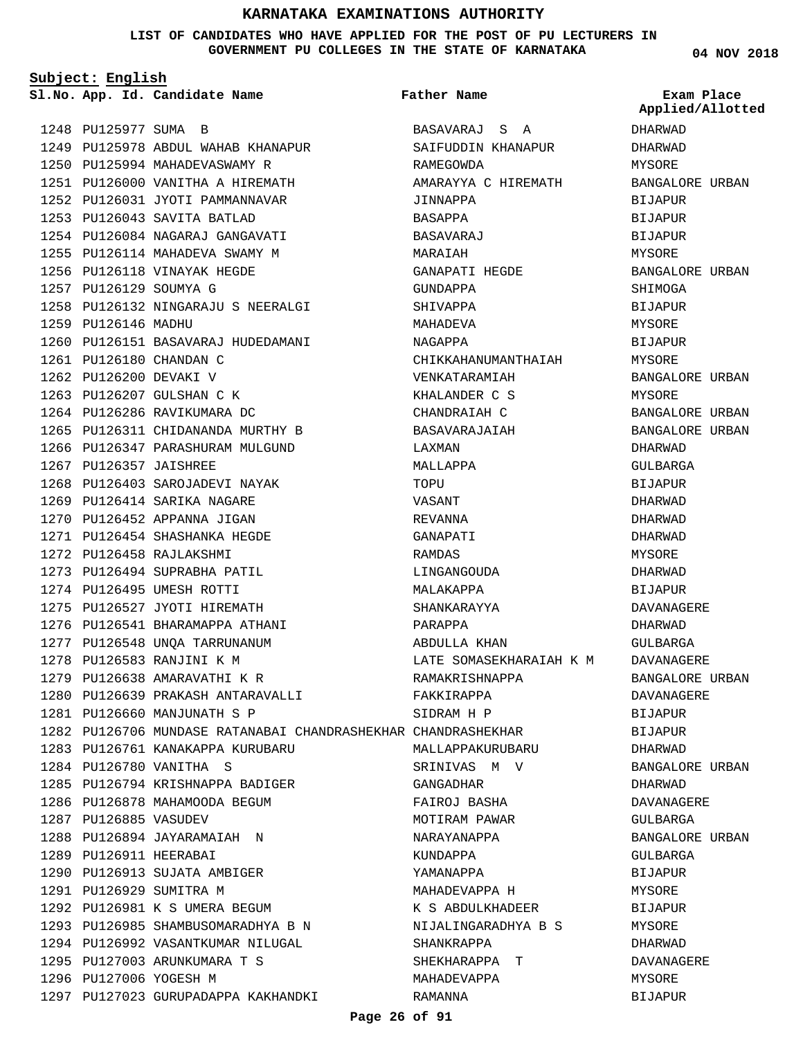# KARNATAKA EXAMINATIONS AUTHORITY

**LIST OF CANDIDATES WHO HAVE APPLIED FOR THE POST OF PU LECTURERS IN GOVERNMENT PU COLLEGES IN THE STATE OF KARNATAKA**

**04 NOV 2018**

**Subject: English**

| Sl.No. | App. Id. | Candidate Name | Father Name | Exam Place Applied/Allotted |
|---|---|---|---|---|
| 1248 | PU125977 | SUMA B | BASAVARAJ S A | DHARWAD |
| 1249 | PU125978 | ABDUL WAHAB KHANAPUR | SAIFUDDIN KHANAPUR | DHARWAD |
| 1250 | PU125994 | MAHADEVASWAMY R | RAMEGOWDA | MYSORE |
| 1251 | PU126000 | VANITHA A HIREMATH | AMARAYYA C HIREMATH | BANGALORE URBAN |
| 1252 | PU126031 | JYOTI PAMMANNAVAR | JINNAPPA | BIJAPUR |
| 1253 | PU126043 | SAVITA BATLAD | BASAPPA | BIJAPUR |
| 1254 | PU126084 | NAGARAJ GANGAVATI | BASAVARAJ | BIJAPUR |
| 1255 | PU126114 | MAHADEVA SWAMY M | MARAIAH | MYSORE |
| 1256 | PU126118 | VINAYAK HEGDE | GANAPATI HEGDE | BANGALORE URBAN |
| 1257 | PU126129 | SOUMYA G | GUNDAPPA | SHIMOGA |
| 1258 | PU126132 | NINGARAJU S NEERALGI | SHIVAPPA | BIJAPUR |
| 1259 | PU126146 | MADHU | MAHADEVA | MYSORE |
| 1260 | PU126151 | BASAVARAJ HUDEDAMANI | NAGAPPA | BIJAPUR |
| 1261 | PU126180 | CHANDAN C | CHIKKAHANUMANTHAIAH | MYSORE |
| 1262 | PU126200 | DEVAKI V | VENKATARAMIAH | BANGALORE URBAN |
| 1263 | PU126207 | GULSHAN C K | KHALANDER C S | MYSORE |
| 1264 | PU126286 | RAVIKUMARA DC | CHANDRAIAH C | BANGALORE URBAN |
| 1265 | PU126311 | CHIDANANDA MURTHY B | BASAVARAJAIAH | BANGALORE URBAN |
| 1266 | PU126347 | PARASHURAM MULGUND | LAXMAN | DHARWAD |
| 1267 | PU126357 | JAISHREE | MALLAPPA | GULBARGA |
| 1268 | PU126403 | SAROJADEVI NAYAK | TOPU | BIJAPUR |
| 1269 | PU126414 | SARIKA NAGARE | VASANT | DHARWAD |
| 1270 | PU126452 | APPANNA JIGAN | REVANNA | DHARWAD |
| 1271 | PU126454 | SHASHANKA HEGDE | GANAPATI | DHARWAD |
| 1272 | PU126458 | RAJLAKSHMI | RAMDAS | MYSORE |
| 1273 | PU126494 | SUPRABHA PATIL | LINGANGOUDA | DHARWAD |
| 1274 | PU126495 | UMESH ROTTI | MALAKAPPA | BIJAPUR |
| 1275 | PU126527 | JYOTI HIREMATH | SHANKARAYYA | DAVANAGERE |
| 1276 | PU126541 | BHARAMAPPA ATHANI | PARAPPA | DHARWAD |
| 1277 | PU126548 | UNQA TARRUNANUM | ABDULLA KHAN | GULBARGA |
| 1278 | PU126583 | RANJINI K M | LATE SOMASEKHARAIAH K M | DAVANAGERE |
| 1279 | PU126638 | AMARAVATHI K R | RAMAKRISHNAPPA | BANGALORE URBAN |
| 1280 | PU126639 | PRAKASH ANTARAVALLI | FAKKIRAPPA | DAVANAGERE |
| 1281 | PU126660 | MANJUNATH S P | SIDRAM H P | BIJAPUR |
| 1282 | PU126706 | MUNDASE RATANABAI CHANDRASHEKHAR | CHANDRASHEKHAR | BIJAPUR |
| 1283 | PU126761 | KANAKAPPA KURUBARU | MALLAPPAKURUBARU | DHARWAD |
| 1284 | PU126780 | VANITHA S | SRINIVAS M V | BANGALORE URBAN |
| 1285 | PU126794 | KRISHNAPPA BADIGER | GANGADHAR | DHARWAD |
| 1286 | PU126878 | MAHAMOODA BEGUM | FAIROJ BASHA | DAVANAGERE |
| 1287 | PU126885 | VASUDEV | MOTIRAM PAWAR | GULBARGA |
| 1288 | PU126894 | JAYARAMAIAH N | NARAYANAPPA | BANGALORE URBAN |
| 1289 | PU126911 | HEERABAI | KUNDAPPA | GULBARGA |
| 1290 | PU126913 | SUJATA AMBIGER | YAMANAPPA | BIJAPUR |
| 1291 | PU126929 | SUMITRA M | MAHADEVAPPA H | MYSORE |
| 1292 | PU126981 | K S UMERA BEGUM | K S ABDULKHADEER | BIJAPUR |
| 1293 | PU126985 | SHAMBUSOMARADHYA B N | NIJALINGARADHYA B S | MYSORE |
| 1294 | PU126992 | VASANTKUMAR NILUGAL | SHANKRAPPA | DHARWAD |
| 1295 | PU127003 | ARUNKUMARA T S | SHEKHARAPPA T | DAVANAGERE |
| 1296 | PU127006 | YOGESH M | MAHADEVAPPA | MYSORE |
| 1297 | PU127023 | GURUPADAPPA KAKHANDKI | RAMANNA | BIJAPUR |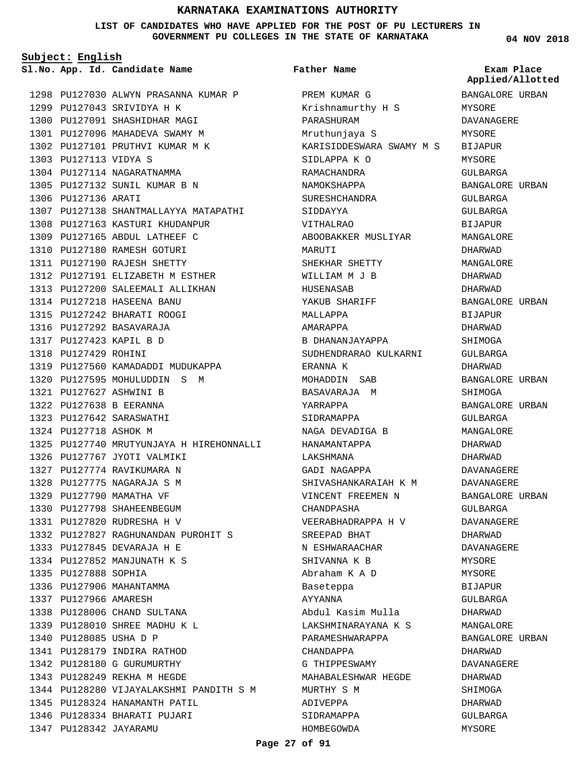# KARNATAKA EXAMINATIONS AUTHORITY

**LIST OF CANDIDATES WHO HAVE APPLIED FOR THE POST OF PU LECTURERS IN GOVERNMENT PU COLLEGES IN THE STATE OF KARNATAKA**

04 NOV 2018

**Subject: English**

| Sl.No. | App. Id. | Candidate Name | Father Name | Exam Place Applied/Allotted |
|---|---|---|---|---|
| 1298 | PU127030 | ALWYN PRASANNA KUMAR P | PREM KUMAR G | BANGALORE URBAN |
| 1299 | PU127043 | SRIVIDYA H K | Krishnamurthy H S | MYSORE |
| 1300 | PU127091 | SHASHIDHAR MAGI | PARASHURAM | DAVANAGERE |
| 1301 | PU127096 | MAHADEVA SWAMY M | Mruthunjaya S | MYSORE |
| 1302 | PU127101 | PRUTHVI KUMAR M K | KARISIDDESWARA SWAMY M S | BIJAPUR |
| 1303 | PU127113 | VIDYA S | SIDLAPPA K O | MYSORE |
| 1304 | PU127114 | NAGARATNAMMA | RAMACHANDRA | GULBARGA |
| 1305 | PU127132 | SUNIL KUMAR B N | NAMOKSHAPPA | BANGALORE URBAN |
| 1306 | PU127136 | ARATI | SURESHCHANDRA | GULBARGA |
| 1307 | PU127138 | SHANTMALLAYYA MATAPATHI | SIDDAYYA | GULBARGA |
| 1308 | PU127163 | KASTURI KHUDANPUR | VITHALRAO | BIJAPUR |
| 1309 | PU127165 | ABDUL LATHEEF C | ABOOBAKKER MUSLIYAR | MANGALORE |
| 1310 | PU127180 | RAMESH GOTURI | MARUTI | DHARWAD |
| 1311 | PU127190 | RAJESH SHETTY | SHEKHAR SHETTY | MANGALORE |
| 1312 | PU127191 | ELIZABETH M ESTHER | WILLIAM M J B | DHARWAD |
| 1313 | PU127200 | SALEEMALI ALLIKHAN | HUSENASAB | DHARWAD |
| 1314 | PU127218 | HASEENA BANU | YAKUB SHARIFF | BANGALORE URBAN |
| 1315 | PU127242 | BHARATI ROOGI | MALLAPPA | BIJAPUR |
| 1316 | PU127292 | BASAVARAJA | AMARAPPA | DHARWAD |
| 1317 | PU127423 | KAPIL B D | B DHANANJAYAPPA | SHIMOGA |
| 1318 | PU127429 | ROHINI | SUDHENDRARAO KULKARNI | GULBARGA |
| 1319 | PU127560 | KAMADADDI MUDUKAPPA | ERANNA K | DHARWAD |
| 1320 | PU127595 | MOHULUDDIN S M | MOHADDIN SAB | BANGALORE URBAN |
| 1321 | PU127627 | ASHWINI B | BASAVARAJA M | SHIMOGA |
| 1322 | PU127638 | B EERANNA | YARRAPPA | BANGALORE URBAN |
| 1323 | PU127642 | SARASWATHI | SIDRAMAPPA | GULBARGA |
| 1324 | PU127718 | ASHOK M | NAGA DEVADIGA B | MANGALORE |
| 1325 | PU127740 | MRUTYUNJAYA H HIREHONNALLI | HANAMANTAPPA | DHARWAD |
| 1326 | PU127767 | JYOTI VALMIKI | LAKSHMANA | DHARWAD |
| 1327 | PU127774 | RAVIKUMARA N | GADI NAGAPPA | DAVANAGERE |
| 1328 | PU127775 | NAGARAJA S M | SHIVASHANKARAIAH K M | DAVANAGERE |
| 1329 | PU127790 | MAMATHA VF | VINCENT FREEMEN N | BANGALORE URBAN |
| 1330 | PU127798 | SHAHEENBEGUM | CHANDPASHA | GULBARGA |
| 1331 | PU127820 | RUDRESHA H V | VEERABHADRAPPA H V | DAVANAGERE |
| 1332 | PU127827 | RAGHUNANDAN PUROHIT S | SREEPAD BHAT | DHARWAD |
| 1333 | PU127845 | DEVARAJA H E | N ESHWARAACHAR | DAVANAGERE |
| 1334 | PU127852 | MANJUNATH K S | SHIVANNA K B | MYSORE |
| 1335 | PU127888 | SOPHIA | Abraham K A D | MYSORE |
| 1336 | PU127906 | MAHANTAMMA | Baseteppa | BIJAPUR |
| 1337 | PU127966 | AMARESH | AYYANNA | GULBARGA |
| 1338 | PU128006 | CHAND SULTANA | Abdul Kasim Mulla | DHARWAD |
| 1339 | PU128010 | SHREE MADHU K L | LAKSHMINARAYANA K S | MANGALORE |
| 1340 | PU128085 | USHA D P | PARAMESHWARAPPA | BANGALORE URBAN |
| 1341 | PU128179 | INDIRA RATHOD | CHANDAPPA | DHARWAD |
| 1342 | PU128180 | G GURUMURTHY | G THIPPESWAMY | DAVANAGERE |
| 1343 | PU128249 | REKHA M HEGDE | MAHABALESHWAR HEGDE | DHARWAD |
| 1344 | PU128280 | VIJAYALAKSHMI PANDITH S M | MURTHY S M | SHIMOGA |
| 1345 | PU128324 | HANAMANTH PATIL | ADIVEPPA | DHARWAD |
| 1346 | PU128334 | BHARATI PUJARI | SIDRAMAPPA | GULBARGA |
| 1347 | PU128342 | JAYARAMU | HOMBEGOWDA | MYSORE |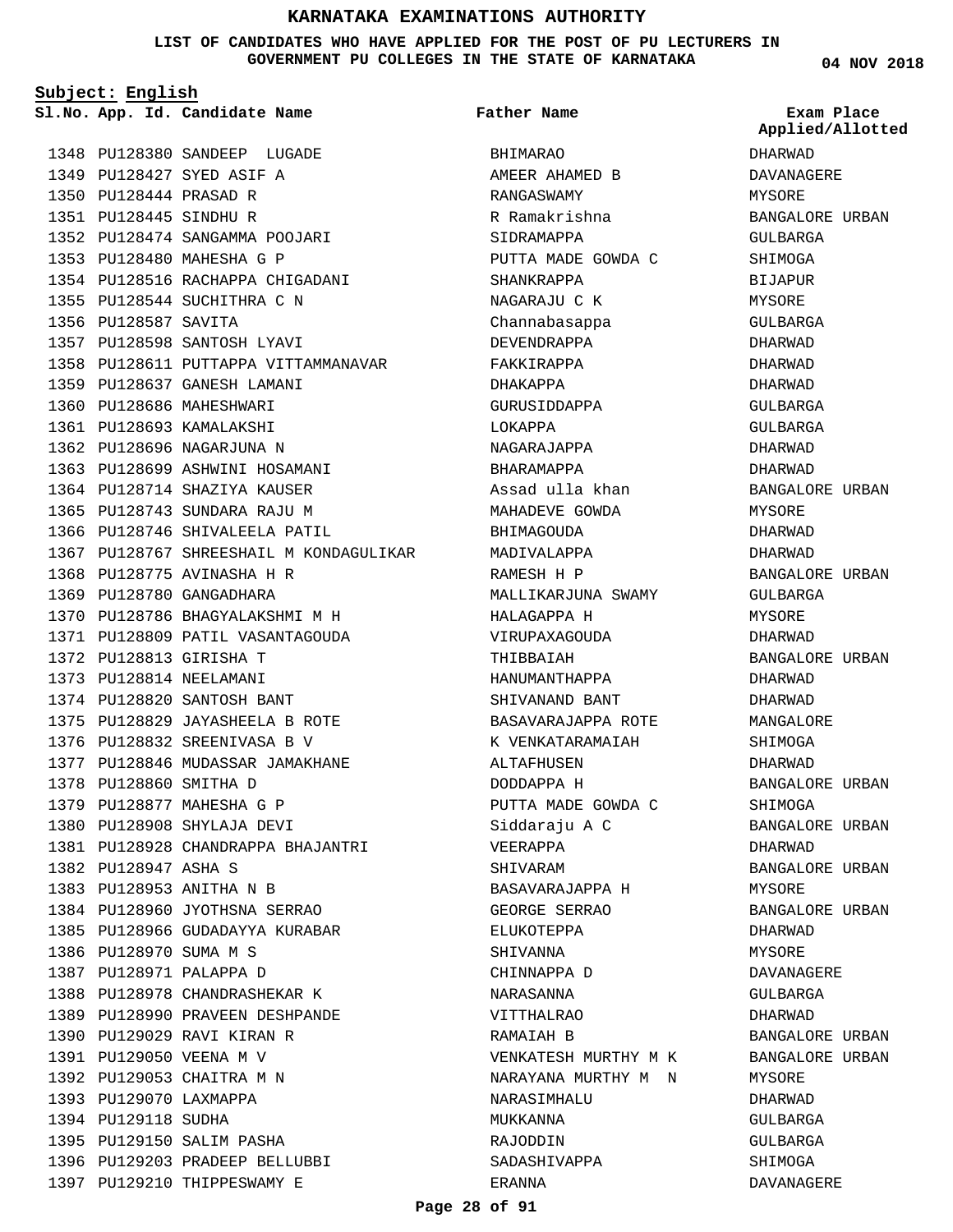# KARNATAKA EXAMINATIONS AUTHORITY

**LIST OF CANDIDATES WHO HAVE APPLIED FOR THE POST OF PU LECTURERS IN GOVERNMENT PU COLLEGES IN THE STATE OF KARNATAKA**

04 NOV 2018

**Subject: English**

| Sl.No. | App. Id. | Candidate Name | Father Name | Exam Place Applied/Allotted |
|---|---|---|---|---|
| 1348 | PU128380 | SANDEEP LUGADE | BHIMARAO | DHARWAD |
| 1349 | PU128427 | SYED ASIF A | AMEER AHAMED B | DAVANAGERE |
| 1350 | PU128444 | PRASAD R | RANGASWAMY | MYSORE |
| 1351 | PU128445 | SINDHU R | R Ramakrishna | BANGALORE URBAN |
| 1352 | PU128474 | SANGAMMA POOJARI | SIDRAMAPPA | GULBARGA |
| 1353 | PU128480 | MAHESHA G P | PUTTA MADE GOWDA C | SHIMOGA |
| 1354 | PU128516 | RACHAPPA CHIGADANI | SHANKRAPPA | BIJAPUR |
| 1355 | PU128544 | SUCHITHRA C N | NAGARAJU C K | MYSORE |
| 1356 | PU128587 | SAVITA | Channabasappa | GULBARGA |
| 1357 | PU128598 | SANTOSH LYAVI | DEVENDRAPPA | DHARWAD |
| 1358 | PU128611 | PUTTAPPA VITTAMMANAVAR | FAKKIRAPPA | DHARWAD |
| 1359 | PU128637 | GANESH LAMANI | DHAKAPPA | DHARWAD |
| 1360 | PU128686 | MAHESHWARI | GURUSIDDAPPA | GULBARGA |
| 1361 | PU128693 | KAMALAKSHI | LOKAPPA | GULBARGA |
| 1362 | PU128696 | NAGARJUNA N | NAGARAJAPPA | DHARWAD |
| 1363 | PU128699 | ASHWINI HOSAMANI | BHARAMAPPA | DHARWAD |
| 1364 | PU128714 | SHAZIYA KAUSER | Assad ulla khan | BANGALORE URBAN |
| 1365 | PU128743 | SUNDARA RAJU M | MAHADEVE GOWDA | MYSORE |
| 1366 | PU128746 | SHIVALEELA PATIL | BHIMAGOUDA | DHARWAD |
| 1367 | PU128767 | SHREESHAIL M KONDAGULIKAR | MADIVALAPPA | DHARWAD |
| 1368 | PU128775 | AVINASHA H R | RAMESH H P | BANGALORE URBAN |
| 1369 | PU128780 | GANGADHARA | MALLIKARJUNA SWAMY | GULBARGA |
| 1370 | PU128786 | BHAGYALAKSHMI M H | HALAGAPPA H | MYSORE |
| 1371 | PU128809 | PATIL VASANTAGOUDA | VIRUPAXAGOUDA | DHARWAD |
| 1372 | PU128813 | GIRISHA T | THIBBAIAH | BANGALORE URBAN |
| 1373 | PU128814 | NEELAMANI | HANUMANTHAPPA | DHARWAD |
| 1374 | PU128820 | SANTOSH BANT | SHIVANAND BANT | DHARWAD |
| 1375 | PU128829 | JAYASHEELA B ROTE | BASAVARAJAPPA ROTE | MANGALORE |
| 1376 | PU128832 | SREENIVASA B V | K VENKATARAMAIAH | SHIMOGA |
| 1377 | PU128846 | MUDASSAR JAMAKHANE | ALTAFHUSEN | DHARWAD |
| 1378 | PU128860 | SMITHA D | DODDAPPA H | BANGALORE URBAN |
| 1379 | PU128877 | MAHESHA G P | PUTTA MADE GOWDA C | SHIMOGA |
| 1380 | PU128908 | SHYLAJA DEVI | Siddaraju A C | BANGALORE URBAN |
| 1381 | PU128928 | CHANDRAPPA BHAJANTRI | VEERAPPA | DHARWAD |
| 1382 | PU128947 | ASHA S | SHIVARAM | BANGALORE URBAN |
| 1383 | PU128953 | ANITHA N B | BASAVARAJAPPA H | MYSORE |
| 1384 | PU128960 | JYOTHSNA SERRAO | GEORGE SERRAO | BANGALORE URBAN |
| 1385 | PU128966 | GUDADAYYA KURABAR | ELUKOTEPPA | DHARWAD |
| 1386 | PU128970 | SUMA M S | SHIVANNA | MYSORE |
| 1387 | PU128971 | PALAPPA D | CHINNAPPA D | DAVANAGERE |
| 1388 | PU128978 | CHANDRASHEKAR K | NARASANNA | GULBARGA |
| 1389 | PU128990 | PRAVEEN DESHPANDE | VITTHALRAO | DHARWAD |
| 1390 | PU129029 | RAVI KIRAN R | RAMAIAH B | BANGALORE URBAN |
| 1391 | PU129050 | VEENA M V | VENKATESH MURTHY M K | BANGALORE URBAN |
| 1392 | PU129053 | CHAITRA M N | NARAYANA MURTHY M N | MYSORE |
| 1393 | PU129070 | LAXMAPPA | NARASIMHALU | DHARWAD |
| 1394 | PU129118 | SUDHA | MUKKANNA | GULBARGA |
| 1395 | PU129150 | SALIM PASHA | RAJODDIN | GULBARGA |
| 1396 | PU129203 | PRADEEP BELLUBBI | SADASHIVAPPA | SHIMOGA |
| 1397 | PU129210 | THIPPESWAMY E | ERANNA | DAVANAGERE |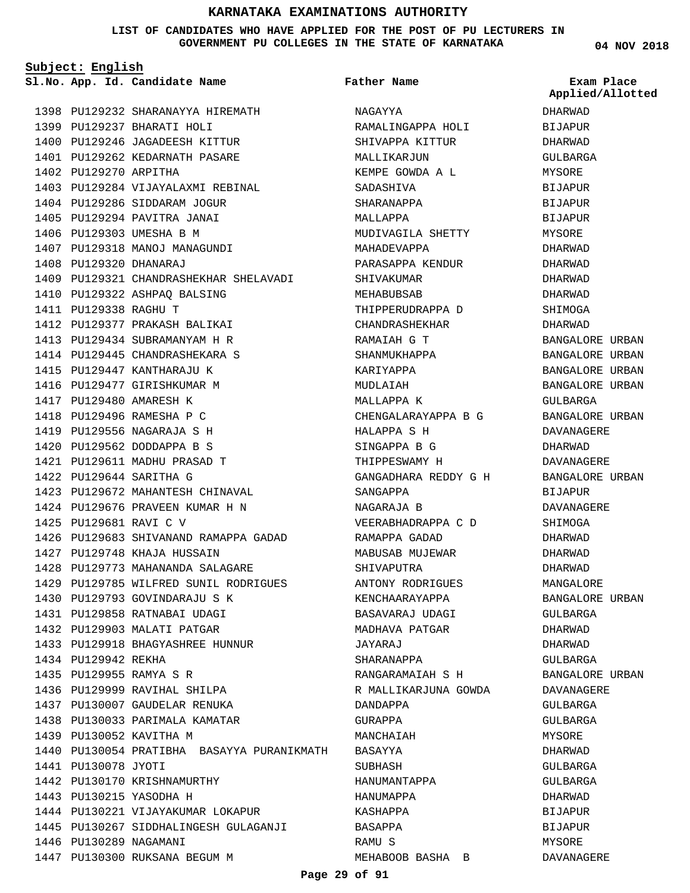# KARNATAKA EXAMINATIONS AUTHORITY

**LIST OF CANDIDATES WHO HAVE APPLIED FOR THE POST OF PU LECTURERS IN GOVERNMENT PU COLLEGES IN THE STATE OF KARNATAKA**

04 NOV 2018

**Subject: English**

| Sl.No. | App. Id. | Candidate Name | Father Name | Exam Place Applied/Allotted |
|---|---|---|---|---|
| 1398 | PU129232 | SHARANAYYA HIREMATH | NAGAYYA | DHARWAD |
| 1399 | PU129237 | BHARATI HOLI | RAMALINGAPPA HOLI | BIJAPUR |
| 1400 | PU129246 | JAGADEESH KITTUR | SHIVAPPA KITTUR | DHARWAD |
| 1401 | PU129262 | KEDARNATH PASARE | MALLIKARJUN | GULBARGA |
| 1402 | PU129270 | ARPITHA | KEMPE GOWDA A L | MYSORE |
| 1403 | PU129284 | VIJAYALAXMI REBINAL | SADASHIVA | BIJAPUR |
| 1404 | PU129286 | SIDDARAM JOGUR | SHARANAPPA | BIJAPUR |
| 1405 | PU129294 | PAVITRA JANAI | MALLAPPA | BIJAPUR |
| 1406 | PU129303 | UMESHA B M | MUDIVAGILA SHETTY | MYSORE |
| 1407 | PU129318 | MANOJ MANAGUNDI | MAHADEVAPPA | DHARWAD |
| 1408 | PU129320 | DHANARAJ | PARASAPPA KENDUR | DHARWAD |
| 1409 | PU129321 | CHANDRASHEKHAR SHELAVADI | SHIVAKUMAR | DHARWAD |
| 1410 | PU129322 | ASHPAQ BALSING | MEHABUBSAB | DHARWAD |
| 1411 | PU129338 | RAGHU T | THIPPERUDRAPPA D | SHIMOGA |
| 1412 | PU129377 | PRAKASH BALIKAI | CHANDRASHEKHAR | DHARWAD |
| 1413 | PU129434 | SUBRAMANYAM H R | RAMAIAH G T | BANGALORE URBAN |
| 1414 | PU129445 | CHANDRASHEKARA S | SHANMUKHAPPA | BANGALORE URBAN |
| 1415 | PU129447 | KANTHARAJU K | KARIYAPPA | BANGALORE URBAN |
| 1416 | PU129477 | GIRISHKUMAR M | MUDLAIAH | BANGALORE URBAN |
| 1417 | PU129480 | AMARESH K | MALLAPPA K | GULBARGA |
| 1418 | PU129496 | RAMESHA P C | CHENGALARAYAPPA B G | BANGALORE URBAN |
| 1419 | PU129556 | NAGARAJA S H | HALAPPA S H | DAVANAGERE |
| 1420 | PU129562 | DODDAPPA B S | SINGAPPA B G | DHARWAD |
| 1421 | PU129611 | MADHU PRASAD T | THIPPESWAMY H | DAVANAGERE |
| 1422 | PU129644 | SARITHA G | GANGADHARA REDDY G H | BANGALORE URBAN |
| 1423 | PU129672 | MAHANTESH CHINAVAL | SANGAPPA | BIJAPUR |
| 1424 | PU129676 | PRAVEEN KUMAR H N | NAGARAJA B | DAVANAGERE |
| 1425 | PU129681 | RAVI C V | VEERABHADRAPPA C D | SHIMOGA |
| 1426 | PU129683 | SHIVANAND RAMAPPA GADAD | RAMAPPA GADAD | DHARWAD |
| 1427 | PU129748 | KHAJA HUSSAIN | MABUSAB MUJEWAR | DHARWAD |
| 1428 | PU129773 | MAHANANDA SALAGARE | SHIVAPUTRA | DHARWAD |
| 1429 | PU129785 | WILFRED SUNIL RODRIGUES | ANTONY RODRIGUES | MANGALORE |
| 1430 | PU129793 | GOVINDARAJU S K | KENCHAARAYAPPA | BANGALORE URBAN |
| 1431 | PU129858 | RATNABAI UDAGI | BASAVARAJ UDAGI | GULBARGA |
| 1432 | PU129903 | MALATI PATGAR | MADHAVA PATGAR | DHARWAD |
| 1433 | PU129918 | BHAGYASHREE HUNNUR | JAYARAJ | DHARWAD |
| 1434 | PU129942 | REKHA | SHARANAPPA | GULBARGA |
| 1435 | PU129955 | RAMYA S R | RANGARAMAIAH S H | BANGALORE URBAN |
| 1436 | PU129999 | RAVIHAL SHILPA | R MALLIKARJUNA GOWDA | DAVANAGERE |
| 1437 | PU130007 | GAUDELAR RENUKA | DANDAPPA | GULBARGA |
| 1438 | PU130033 | PARIMALA KAMATAR | GURAPPA | GULBARGA |
| 1439 | PU130052 | KAVITHA M | MANCHAIAH | MYSORE |
| 1440 | PU130054 | PRATIBHA BASAYYA PURANIKMATH | BASAYYA | DHARWAD |
| 1441 | PU130078 | JYOTI | SUBHASH | GULBARGA |
| 1442 | PU130170 | KRISHNAMURTHY | HANUMANTAPPA | GULBARGA |
| 1443 | PU130215 | YASODHA H | HANUMAPPA | DHARWAD |
| 1444 | PU130221 | VIJAYAKUMAR LOKAPUR | KASHAPPA | BIJAPUR |
| 1445 | PU130267 | SIDDHALINGESH GULAGANJI | BASAPPA | BIJAPUR |
| 1446 | PU130289 | NAGAMANI | RAMU S | MYSORE |
| 1447 | PU130300 | RUKSANA BEGUM M | MEHABOOB BASHA B | DAVANAGERE |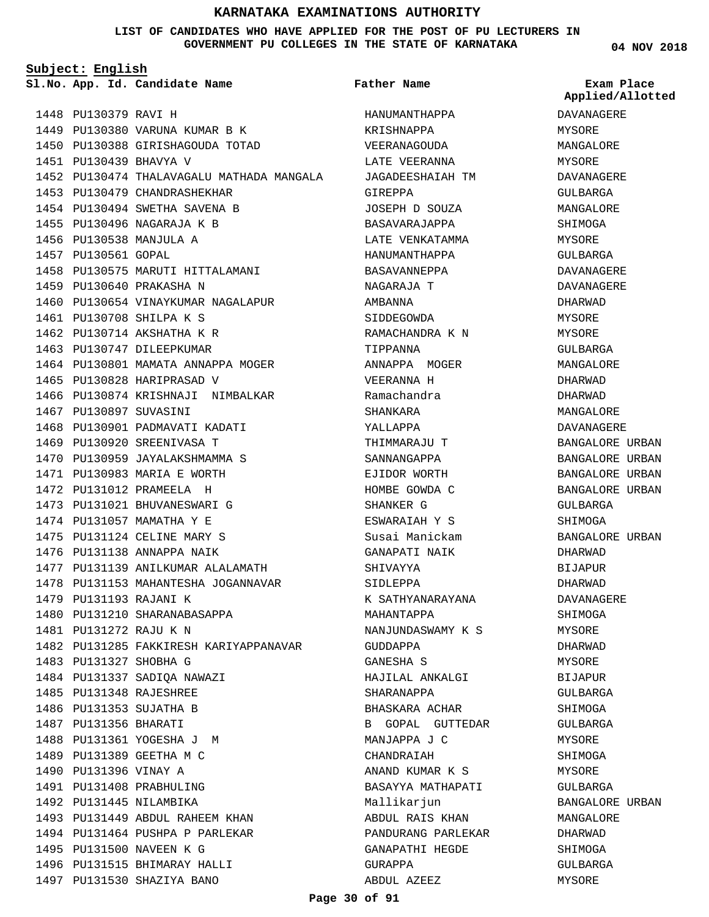# KARNATAKA EXAMINATIONS AUTHORITY

**LIST OF CANDIDATES WHO HAVE APPLIED FOR THE POST OF PU LECTURERS IN GOVERNMENT PU COLLEGES IN THE STATE OF KARNATAKA**

**04 NOV 2018**

**Subject: English**

| Sl.No. | App. Id. | Candidate Name | Father Name | Exam Place Applied/Allotted |
|---|---|---|---|---|
| 1448 | PU130379 | RAVI H | HANUMANTHAPPA | DAVANAGERE |
| 1449 | PU130380 | VARUNA KUMAR B K | KRISHNAPPA | MYSORE |
| 1450 | PU130388 | GIRISHAGOUDA TOTAD | VEERANAGOUDA | MANGALORE |
| 1451 | PU130439 | BHAVYA V | LATE VEERANNA | MYSORE |
| 1452 | PU130474 | THALAVAGALU MATHADA MANGALA | JAGADEESHAIAH TM | DAVANAGERE |
| 1453 | PU130479 | CHANDRASHEKHAR | GIREPPA | GULBARGA |
| 1454 | PU130494 | SWETHA SAVENA B | JOSEPH D SOUZA | MANGALORE |
| 1455 | PU130496 | NAGARAJA K B | BASAVARAJAPPA | SHIMOGA |
| 1456 | PU130538 | MANJULA A | LATE VENKATAMMA | MYSORE |
| 1457 | PU130561 | GOPAL | HANUMANTHAPPA | GULBARGA |
| 1458 | PU130575 | MARUTI HITTALAMANI | BASAVANNEPPA | DAVANAGERE |
| 1459 | PU130640 | PRAKASHA N | NAGARAJA T | DAVANAGERE |
| 1460 | PU130654 | VINAYKUMAR NAGALAPUR | AMBANNA | DHARWAD |
| 1461 | PU130708 | SHILPA K S | SIDDEGOWDA | MYSORE |
| 1462 | PU130714 | AKSHATHA K R | RAMACHANDRA K N | MYSORE |
| 1463 | PU130747 | DILEEPKUMAR | TIPPANNA | GULBARGA |
| 1464 | PU130801 | MAMATA ANNAPPA MOGER | ANNAPPA MOGER | MANGALORE |
| 1465 | PU130828 | HARIPRASAD V | VEERANNA H | DHARWAD |
| 1466 | PU130874 | KRISHNAJI NIMBALKAR | Ramachandra | DHARWAD |
| 1467 | PU130897 | SUVASINI | SHANKARA | MANGALORE |
| 1468 | PU130901 | PADMAVATI KADATI | YALLAPPA | DAVANAGERE |
| 1469 | PU130920 | SREENIVASA T | THIMMARAJU T | BANGALORE URBAN |
| 1470 | PU130959 | JAYALAKSHMAMMA S | SANNANGAPPA | BANGALORE URBAN |
| 1471 | PU130983 | MARIA E WORTH | EJIDOR WORTH | BANGALORE URBAN |
| 1472 | PU131012 | PRAMEELA H | HOMBE GOWDA C | BANGALORE URBAN |
| 1473 | PU131021 | BHUVANESWARI G | SHANKER G | GULBARGA |
| 1474 | PU131057 | MAMATHA Y E | ESWARAIAH Y S | SHIMOGA |
| 1475 | PU131124 | CELINE MARY S | Susai Manickam | BANGALORE URBAN |
| 1476 | PU131138 | ANNAPPA NAIK | GANAPATI NAIK | DHARWAD |
| 1477 | PU131139 | ANILKUMAR ALALAMATH | SHIVAYYA | BIJAPUR |
| 1478 | PU131153 | MAHANTESHA JOGANNAVAR | SIDLEPPA | DHARWAD |
| 1479 | PU131193 | RAJANI K | K SATHYANARAYANA | DAVANAGERE |
| 1480 | PU131210 | SHARANABASAPPA | MAHANTAPPA | SHIMOGA |
| 1481 | PU131272 | RAJU K N | NANJUNDASWAMY K S | MYSORE |
| 1482 | PU131285 | FAKKIRESH KARIYAPPANAVAR | GUDDAPPA | DHARWAD |
| 1483 | PU131327 | SHOBHA G | GANESHA S | MYSORE |
| 1484 | PU131337 | SADIQA NAWAZI | HAJILAL ANKALGI | BIJAPUR |
| 1485 | PU131348 | RAJESHREE | SHARANAPPA | GULBARGA |
| 1486 | PU131353 | SUJATHA B | BHASKARA ACHAR | SHIMOGA |
| 1487 | PU131356 | BHARATI | B GOPAL GUTTEDAR | GULBARGA |
| 1488 | PU131361 | YOGESHA J M | MANJAPPA J C | MYSORE |
| 1489 | PU131389 | GEETHA M C | CHANDRAIAH | SHIMOGA |
| 1490 | PU131396 | VINAY A | ANAND KUMAR K S | MYSORE |
| 1491 | PU131408 | PRABHULING | BASAYYA MATHAPATI | GULBARGA |
| 1492 | PU131445 | NILAMBIKA | Mallikarjun | BANGALORE URBAN |
| 1493 | PU131449 | ABDUL RAHEEM KHAN | ABDUL RAIS KHAN | MANGALORE |
| 1494 | PU131464 | PUSHPA P PARLEKAR | PANDURANG PARLEKAR | DHARWAD |
| 1495 | PU131500 | NAVEEN K G | GANAPATHI HEGDE | SHIMOGA |
| 1496 | PU131515 | BHIMARAY HALLI | GURAPPA | GULBARGA |
| 1497 | PU131530 | SHAZIYA BANO | ABDUL AZEEZ | MYSORE |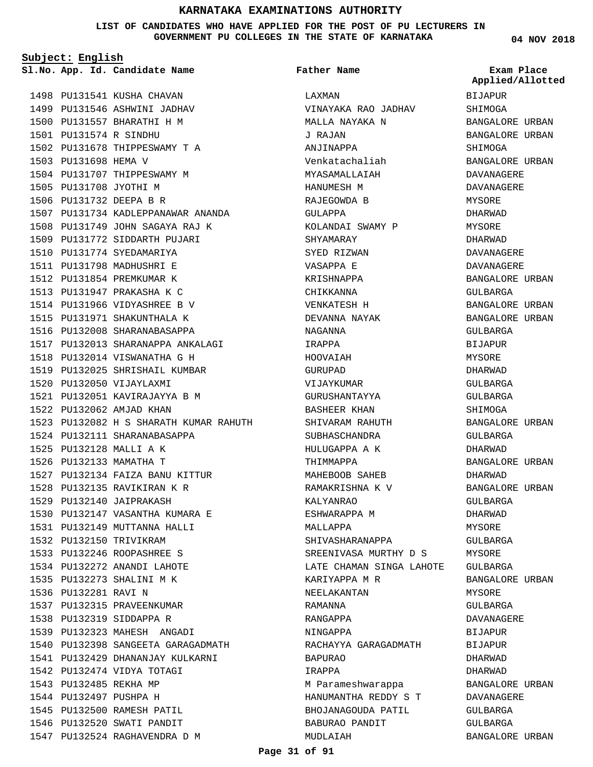# KARNATAKA EXAMINATIONS AUTHORITY

**LIST OF CANDIDATES WHO HAVE APPLIED FOR THE POST OF PU LECTURERS IN GOVERNMENT PU COLLEGES IN THE STATE OF KARNATAKA**

04 NOV 2018

**Subject: English**

| Sl.No. | App. Id. | Candidate Name | Father Name | Exam Place Applied/Allotted |
|---|---|---|---|---|
| 1498 | PU131541 | KUSHA CHAVAN | LAXMAN | BIJAPUR |
| 1499 | PU131546 | ASHWINI JADHAV | VINAYAKA RAO JADHAV | SHIMOGA |
| 1500 | PU131557 | BHARATHI H M | MALLA NAYAKA N | BANGALORE URBAN |
| 1501 | PU131574 | R SINDHU | J RAJAN | BANGALORE URBAN |
| 1502 | PU131678 | THIPPESWAMY T A | ANJINAPPA | SHIMOGA |
| 1503 | PU131698 | HEMA V | Venkatachaliah | BANGALORE URBAN |
| 1504 | PU131707 | THIPPESWAMY M | MYASAMALLAIAH | DAVANAGERE |
| 1505 | PU131708 | JYOTHI M | HANUMESH M | DAVANAGERE |
| 1506 | PU131732 | DEEPA B R | RAJEGOWDA B | MYSORE |
| 1507 | PU131734 | KADLEPPANAWAR ANANDA | GULAPPA | DHARWAD |
| 1508 | PU131749 | JOHN SAGAYA RAJ K | KOLANDAI SWAMY P | MYSORE |
| 1509 | PU131772 | SIDDARTH PUJARI | SHYAMARAY | DHARWAD |
| 1510 | PU131774 | SYEDAMARIYA | SYED RIZWAN | DAVANAGERE |
| 1511 | PU131798 | MADHUSHRI E | VASAPPA E | DAVANAGERE |
| 1512 | PU131854 | PREMKUMAR K | KRISHNAPPA | BANGALORE URBAN |
| 1513 | PU131947 | PRAKASHA K C | CHIKKANNA | GULBARGA |
| 1514 | PU131966 | VIDYASHREE B V | VENKATESH H | BANGALORE URBAN |
| 1515 | PU131971 | SHAKUNTHALA K | DEVANNA NAYAK | BANGALORE URBAN |
| 1516 | PU132008 | SHARANABASAPPA | NAGANNA | GULBARGA |
| 1517 | PU132013 | SHARANAPPA ANKALAGI | IRAPPA | BIJAPUR |
| 1518 | PU132014 | VISWANATHA G H | HOOVAIAH | MYSORE |
| 1519 | PU132025 | SHRISHAIL KUMBAR | GURUPAD | DHARWAD |
| 1520 | PU132050 | VIJAYLAXMI | VIJAYKUMAR | GULBARGA |
| 1521 | PU132051 | KAVIRAJAYYA B M | GURUSHANTAYYA | GULBARGA |
| 1522 | PU132062 | AMJAD KHAN | BASHEER KHAN | SHIMOGA |
| 1523 | PU132082 | H S SHARATH KUMAR RAHUTH | SHIVARAM RAHUTH | BANGALORE URBAN |
| 1524 | PU132111 | SHARANABASAPPA | SUBHASCHANDRA | GULBARGA |
| 1525 | PU132128 | MALLI A K | HULUGAPPA A K | DHARWAD |
| 1526 | PU132133 | MAMATHA T | THIMMAPPA | BANGALORE URBAN |
| 1527 | PU132134 | FAIZA BANU KITTUR | MAHEBOOB SAHEB | DHARWAD |
| 1528 | PU132135 | RAVIKIRAN K R | RAMAKRISHNA K V | BANGALORE URBAN |
| 1529 | PU132140 | JAIPRAKASH | KALYANRAO | GULBARGA |
| 1530 | PU132147 | VASANTHA KUMARA E | ESHWARAPPA M | DHARWAD |
| 1531 | PU132149 | MUTTANNA HALLI | MALLAPPA | MYSORE |
| 1532 | PU132150 | TRIVIKRAM | SHIVASHARANAPPA | GULBARGA |
| 1533 | PU132246 | ROOPASHREE S | SREENIVASA MURTHY D S | MYSORE |
| 1534 | PU132272 | ANANDI LAHOTE | LATE CHAMAN SINGA LAHOTE | GULBARGA |
| 1535 | PU132273 | SHALINI M K | KARIYAPPA M R | BANGALORE URBAN |
| 1536 | PU132281 | RAVI N | NEELAKANTAN | MYSORE |
| 1537 | PU132315 | PRAVEENKUMAR | RAMANNA | GULBARGA |
| 1538 | PU132319 | SIDDAPPA R | RANGAPPA | DAVANAGERE |
| 1539 | PU132323 | MAHESH ANGADI | NINGAPPA | BIJAPUR |
| 1540 | PU132398 | SANGEETA GARAGADMATH | RACHAYYA GARAGADMATH | BIJAPUR |
| 1541 | PU132429 | DHANANJAY KULKARNI | BAPURAO | DHARWAD |
| 1542 | PU132474 | VIDYA TOTAGI | IRAPPA | DHARWAD |
| 1543 | PU132485 | REKHA MP | M Parameshwarappa | BANGALORE URBAN |
| 1544 | PU132497 | PUSHPA H | HANUMANTHA REDDY S T | DAVANAGERE |
| 1545 | PU132500 | RAMESH PATIL | BHOJANAGOUDA PATIL | GULBARGA |
| 1546 | PU132520 | SWATI PANDIT | BABURAO PANDIT | GULBARGA |
| 1547 | PU132524 | RAGHAVENDRA D M | MUDLAIAH | BANGALORE URBAN |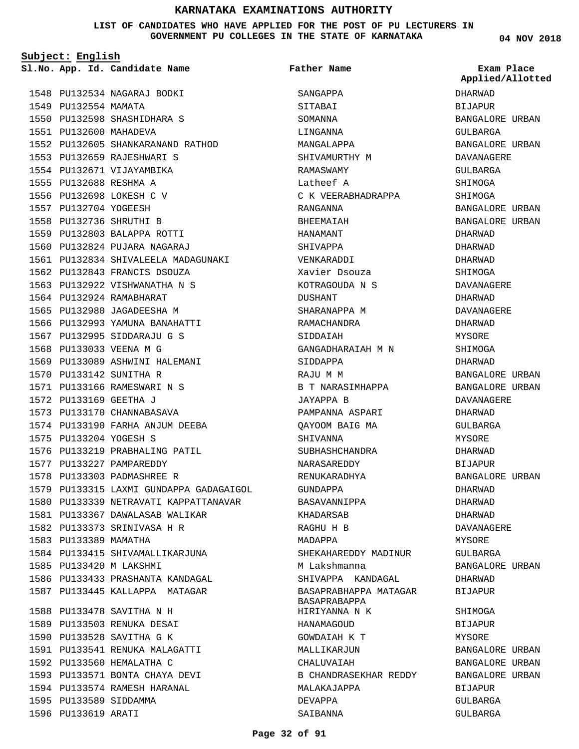# KARNATAKA EXAMINATIONS AUTHORITY

**LIST OF CANDIDATES WHO HAVE APPLIED FOR THE POST OF PU LECTURERS IN GOVERNMENT PU COLLEGES IN THE STATE OF KARNATAKA**

04 NOV 2018

**Subject: English**

| Sl.No. | App. Id. | Candidate Name | Father Name | Exam Place Applied/Allotted |
|---|---|---|---|---|
| 1548 | PU132534 | NAGARAJ BODKI | SANGAPPA | DHARWAD |
| 1549 | PU132554 | MAMATA | SITABAI | BIJAPUR |
| 1550 | PU132598 | SHASHIDHARA S | SOMANNA | BANGALORE URBAN |
| 1551 | PU132600 | MAHADEVA | LINGANNA | GULBARGA |
| 1552 | PU132605 | SHANKARANAND RATHOD | MANGALAPPA | BANGALORE URBAN |
| 1553 | PU132659 | RAJESHWARI S | SHIVAMURTHY M | DAVANAGERE |
| 1554 | PU132671 | VIJAYAMBIKA | RAMASWAMY | GULBARGA |
| 1555 | PU132688 | RESHMA A | Latheef A | SHIMOGA |
| 1556 | PU132698 | LOKESH C V | C K VEERABHADRAPPA | SHIMOGA |
| 1557 | PU132704 | YOGEESH | RANGANNA | BANGALORE URBAN |
| 1558 | PU132736 | SHRUTHI B | BHEEMAIAH | BANGALORE URBAN |
| 1559 | PU132803 | BALAPPA ROTTI | HANAMANT | DHARWAD |
| 1560 | PU132824 | PUJARA NAGARAJ | SHIVAPPA | DHARWAD |
| 1561 | PU132834 | SHIVALEELA MADAGUNAKI | VENKARADDI | DHARWAD |
| 1562 | PU132843 | FRANCIS DSOUZA | Xavier Dsouza | SHIMOGA |
| 1563 | PU132922 | VISHWANATHA N S | KOTRAGOUDA N S | DAVANAGERE |
| 1564 | PU132924 | RAMABHARAT | DUSHANT | DHARWAD |
| 1565 | PU132980 | JAGADEESHA M | SHARANAPPA M | DAVANAGERE |
| 1566 | PU132993 | YAMUNA BANAHATTI | RAMACHANDRA | DHARWAD |
| 1567 | PU132995 | SIDDARAJU G S | SIDDAIAH | MYSORE |
| 1568 | PU133033 | VEENA M G | GANGADHARAIAH M N | SHIMOGA |
| 1569 | PU133089 | ASHWINI HALEMANI | SIDDAPPA | DHARWAD |
| 1570 | PU133142 | SUNITHA R | RAJU M M | BANGALORE URBAN |
| 1571 | PU133166 | RAMESWARI N S | B T NARASIMHAPPA | BANGALORE URBAN |
| 1572 | PU133169 | GEETHA J | JAYAPPA B | DAVANAGERE |
| 1573 | PU133170 | CHANNABASAVA | PAMPANNA ASPARI | DHARWAD |
| 1574 | PU133190 | FARHA ANJUM DEEBA | QAYOOM BAIG MA | GULBARGA |
| 1575 | PU133204 | YOGESH S | SHIVANNA | MYSORE |
| 1576 | PU133219 | PRABHALING PATIL | SUBHASHCHANDRA | DHARWAD |
| 1577 | PU133227 | PAMPAREDDY | NARASAREDDY | BIJAPUR |
| 1578 | PU133303 | PADMASHREE R | RENUKARADHYA | BANGALORE URBAN |
| 1579 | PU133315 | LAXMI GUNDAPPA GADAGAIGOL | GUNDAPPA | DHARWAD |
| 1580 | PU133339 | NETRAVATI KAPPATTANAVAR | BASAVANNIPPA | DHARWAD |
| 1581 | PU133367 | DAWALASAB WALIKAR | KHADARSAB | DHARWAD |
| 1582 | PU133373 | SRINIVASA H R | RAGHU H B | DAVANAGERE |
| 1583 | PU133389 | MAMATHA | MADAPPA | MYSORE |
| 1584 | PU133415 | SHIVAMALLIKARJUNA | SHEKAHAREDDY MADINUR | GULBARGA |
| 1585 | PU133420 | M LAKSHMI | M Lakshmanna | BANGALORE URBAN |
| 1586 | PU133433 | PRASHANTA KANDAGAL | SHIVAPPA KANDAGAL | DHARWAD |
| 1587 | PU133445 | KALLAPPA MATAGAR | BASAPRABHAPPA MATAGAR BASAPRABAPPA | BIJAPUR |
| 1588 | PU133478 | SAVITHA N H | HIRIYANNA N K | SHIMOGA |
| 1589 | PU133503 | RENUKA DESAI | HANAMAGOUD | BIJAPUR |
| 1590 | PU133528 | SAVITHA G K | GOWDAIAH K T | MYSORE |
| 1591 | PU133541 | RENUKA MALAGATTI | MALLIKARJUN | BANGALORE URBAN |
| 1592 | PU133560 | HEMALATHA C | CHALUVAIAH | BANGALORE URBAN |
| 1593 | PU133571 | BONTA CHAYA DEVI | B CHANDRASEKHAR REDDY | BANGALORE URBAN |
| 1594 | PU133574 | RAMESH HARANAL | MALAKAJAPPA | BIJAPUR |
| 1595 | PU133589 | SIDDAMMA | DEVAPPA | GULBARGA |
| 1596 | PU133619 | ARATI | SAIBANNA | GULBARGA |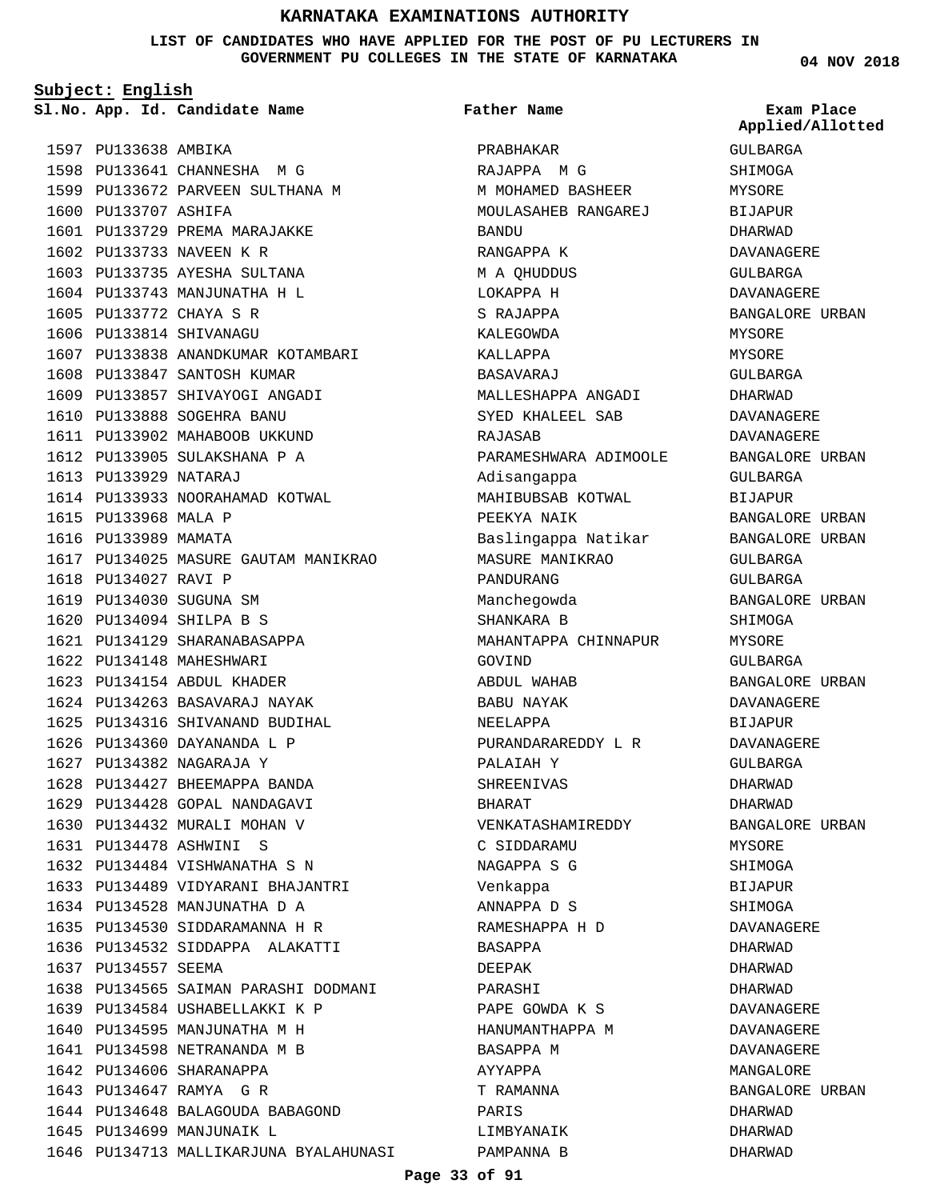# KARNATAKA EXAMINATIONS AUTHORITY

**LIST OF CANDIDATES WHO HAVE APPLIED FOR THE POST OF PU LECTURERS IN GOVERNMENT PU COLLEGES IN THE STATE OF KARNATAKA**

04 NOV 2018

**Subject: English**

| Sl.No. | App. Id. | Candidate Name | Father Name | Exam Place Applied/Allotted |
|---|---|---|---|---|
| 1597 | PU133638 | AMBIKA | PRABHAKAR | GULBARGA |
| 1598 | PU133641 | CHANNESHA M G | RAJAPPA M G | SHIMOGA |
| 1599 | PU133672 | PARVEEN SULTHANA M | M MOHAMED BASHEER | MYSORE |
| 1600 | PU133707 | ASHIFA | MOULASAHEB RANGAREJ | BIJAPUR |
| 1601 | PU133729 | PREMA MARAJAKKE | BANDU | DHARWAD |
| 1602 | PU133733 | NAVEEN K R | RANGAPPA K | DAVANAGERE |
| 1603 | PU133735 | AYESHA SULTANA | M A QHUDDUS | GULBARGA |
| 1604 | PU133743 | MANJUNATHA H L | LOKAPPA H | DAVANAGERE |
| 1605 | PU133772 | CHAYA S R | S RAJAPPA | BANGALORE URBAN |
| 1606 | PU133814 | SHIVANAGU | KALEGOWDA | MYSORE |
| 1607 | PU133838 | ANANDKUMAR KOTAMBARI | KALLAPPA | MYSORE |
| 1608 | PU133847 | SANTOSH KUMAR | BASAVARAJ | GULBARGA |
| 1609 | PU133857 | SHIVAYOGI ANGADI | MALLESHAPPA ANGADI | DHARWAD |
| 1610 | PU133888 | SOGEHRA BANU | SYED KHALEEL SAB | DAVANAGERE |
| 1611 | PU133902 | MAHABOOB UKKUND | RAJASAB | DAVANAGERE |
| 1612 | PU133905 | SULAKSHANA P A | PARAMESHWARA ADIMOOLE | BANGALORE URBAN |
| 1613 | PU133929 | NATARAJ | Adisangappa | GULBARGA |
| 1614 | PU133933 | NOORAHAMAD KOTWAL | MAHIBUBSAB KOTWAL | BIJAPUR |
| 1615 | PU133968 | MALA P | PEEKYA NAIK | BANGALORE URBAN |
| 1616 | PU133989 | MAMATA | Baslingappa Natikar | BANGALORE URBAN |
| 1617 | PU134025 | MASURE GAUTAM MANIKRAO | MASURE MANIKRAO | GULBARGA |
| 1618 | PU134027 | RAVI P | PANDURANG | GULBARGA |
| 1619 | PU134030 | SUGUNA SM | Manchegowda | BANGALORE URBAN |
| 1620 | PU134094 | SHILPA B S | SHANKARA B | SHIMOGA |
| 1621 | PU134129 | SHARANABASAPPA | MAHANTAPPA CHINNAPUR | MYSORE |
| 1622 | PU134148 | MAHESHWARI | GOVIND | GULBARGA |
| 1623 | PU134154 | ABDUL KHADER | ABDUL WAHAB | BANGALORE URBAN |
| 1624 | PU134263 | BASAVARAJ NAYAK | BABU NAYAK | DAVANAGERE |
| 1625 | PU134316 | SHIVANAND BUDIHAL | NEELAPPA | BIJAPUR |
| 1626 | PU134360 | DAYANANDA L P | PURANDARAREDDY L R | DAVANAGERE |
| 1627 | PU134382 | NAGARAJA Y | PALAIAH Y | GULBARGA |
| 1628 | PU134427 | BHEEMAPPA BANDA | SHREENIVAS | DHARWAD |
| 1629 | PU134428 | GOPAL NANDAGAVI | BHARAT | DHARWAD |
| 1630 | PU134432 | MURALI MOHAN V | VENKATASHAMIREDDY | BANGALORE URBAN |
| 1631 | PU134478 | ASHWINI S | C SIDDARAMU | MYSORE |
| 1632 | PU134484 | VISHWANATHA S N | NAGAPPA S G | SHIMOGA |
| 1633 | PU134489 | VIDYARANI BHAJANTRI | Venkappa | BIJAPUR |
| 1634 | PU134528 | MANJUNATHA D A | ANNAPPA D S | SHIMOGA |
| 1635 | PU134530 | SIDDARAMANNA H R | RAMESHAPPA H D | DAVANAGERE |
| 1636 | PU134532 | SIDDAPPA ALAKATTI | BASAPPA | DHARWAD |
| 1637 | PU134557 | SEEMA | DEEPAK | DHARWAD |
| 1638 | PU134565 | SAIMAN PARASHI DODMANI | PARASHI | DHARWAD |
| 1639 | PU134584 | USHABELLAKKI K P | PAPE GOWDA K S | DAVANAGERE |
| 1640 | PU134595 | MANJUNATHA M H | HANUMANTHAPPA M | DAVANAGERE |
| 1641 | PU134598 | NETRANANDA M B | BASAPPA M | DAVANAGERE |
| 1642 | PU134606 | SHARANAPPA | AYYAPPA | MANGALORE |
| 1643 | PU134647 | RAMYA G R | T RAMANNA | BANGALORE URBAN |
| 1644 | PU134648 | BALAGOUDA BABAGOND | PARIS | DHARWAD |
| 1645 | PU134699 | MANJUNAIK L | LIMBYANAIK | DHARWAD |
| 1646 | PU134713 | MALLIKARJUNA BYALAHUNASI | PAMPANNA B | DHARWAD |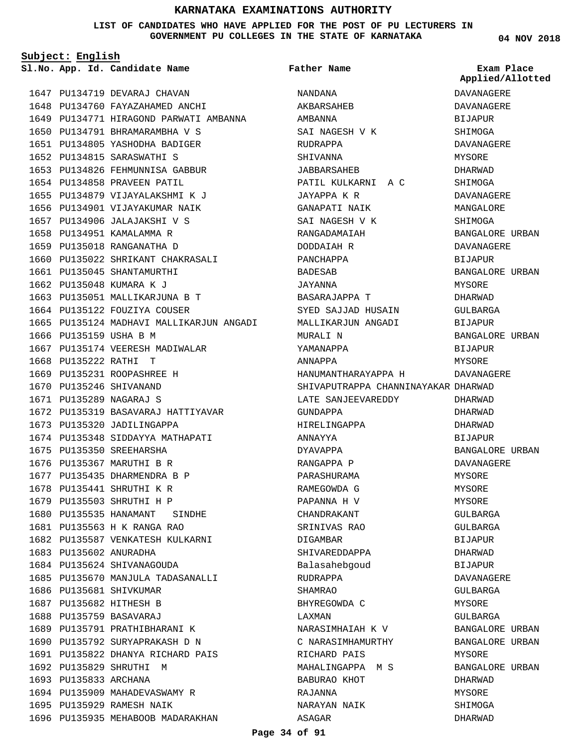# KARNATAKA EXAMINATIONS AUTHORITY

**LIST OF CANDIDATES WHO HAVE APPLIED FOR THE POST OF PU LECTURERS IN GOVERNMENT PU COLLEGES IN THE STATE OF KARNATAKA**

04 NOV 2018

**Subject: English**

| Sl.No. | App. Id. | Candidate Name | Father Name | Exam Place Applied/Allotted |
|---|---|---|---|---|
| 1647 | PU134719 | DEVARAJ CHAVAN | NANDANA | DAVANAGERE |
| 1648 | PU134760 | FAYAZAHAMED ANCHI | AKBARSAHEB | DAVANAGERE |
| 1649 | PU134771 | HIRAGOND PARWATI AMBANNA | AMBANNA | BIJAPUR |
| 1650 | PU134791 | BHRAMARAMBHA V S | SAI NAGESH V K | SHIMOGA |
| 1651 | PU134805 | YASHODHA BADIGER | RUDRAPPA | DAVANAGERE |
| 1652 | PU134815 | SARASWATHI S | SHIVANNA | MYSORE |
| 1653 | PU134826 | FEHMUNNISA GABBUR | JABBARSAHEB | DHARWAD |
| 1654 | PU134858 | PRAVEEN PATIL | PATIL KULKARNI A C | SHIMOGA |
| 1655 | PU134879 | VIJAYALAKSHMI K J | JAYAPPA K R | DAVANAGERE |
| 1656 | PU134901 | VIJAYAKUMAR NAIK | GANAPATI NAIK | MANGALORE |
| 1657 | PU134906 | JALAJAKSHI V S | SAI NAGESH V K | SHIMOGA |
| 1658 | PU134951 | KAMALAMMA R | RANGADAMAIAH | BANGALORE URBAN |
| 1659 | PU135018 | RANGANATHA D | DODDAIAH R | DAVANAGERE |
| 1660 | PU135022 | SHRIKANT CHAKRASALI | PANCHAPPA | BIJAPUR |
| 1661 | PU135045 | SHANTAMURTHI | BADESAB | BANGALORE URBAN |
| 1662 | PU135048 | KUMARA K J | JAYANNA | MYSORE |
| 1663 | PU135051 | MALLIKARJUNA B T | BASARAJAPPA T | DHARWAD |
| 1664 | PU135122 | FOUZIYA COUSER | SYED SAJJAD HUSAIN | GULBARGA |
| 1665 | PU135124 | MADHAVI MALLIKARJUN ANGADI | MALLIKARJUN ANGADI | BIJAPUR |
| 1666 | PU135159 | USHA B M | MURALI N | BANGALORE URBAN |
| 1667 | PU135174 | VEERESH MADIWALAR | YAMANAPPA | BIJAPUR |
| 1668 | PU135222 | RATHI T | ANNAPPA | MYSORE |
| 1669 | PU135231 | ROOPASHREE H | HANUMANTHARAYAPPA H | DAVANAGERE |
| 1670 | PU135246 | SHIVANAND | SHIVAPUTRAPPA CHANNINAYAKAR | DHARWAD |
| 1671 | PU135289 | NAGARAJ S | LATE SANJEEVAREDDY | DHARWAD |
| 1672 | PU135319 | BASAVARAJ HATTIYAVAR | GUNDAPPA | DHARWAD |
| 1673 | PU135320 | JADILINGAPPA | HIRELINGAPPA | DHARWAD |
| 1674 | PU135348 | SIDDAYYA MATHAPATI | ANNAYYA | BIJAPUR |
| 1675 | PU135350 | SREEHARSHA | DYAVAPPA | BANGALORE URBAN |
| 1676 | PU135367 | MARUTHI B R | RANGAPPA P | DAVANAGERE |
| 1677 | PU135435 | DHARMENDRA B P | PARASHURAMA | MYSORE |
| 1678 | PU135441 | SHRUTHI K R | RAMEGOWDA G | MYSORE |
| 1679 | PU135503 | SHRUTHI H P | PAPANNA H V | MYSORE |
| 1680 | PU135535 | HANAMANT SINDHE | CHANDRAKANT | GULBARGA |
| 1681 | PU135563 | H K RANGA RAO | SRINIVAS RAO | GULBARGA |
| 1682 | PU135587 | VENKATESH KULKARNI | DIGAMBAR | BIJAPUR |
| 1683 | PU135602 | ANURADHA | SHIVAREDDAPPA | DHARWAD |
| 1684 | PU135624 | SHIVANAGOUDA | Balasahebgoud | BIJAPUR |
| 1685 | PU135670 | MANJULA TADASANALLI | RUDRAPPA | DAVANAGERE |
| 1686 | PU135681 | SHIVKUMAR | SHAMRAO | GULBARGA |
| 1687 | PU135682 | HITHESH B | BHYREGOWDA C | MYSORE |
| 1688 | PU135759 | BASAVARAJ | LAXMAN | GULBARGA |
| 1689 | PU135791 | PRATHIBHARANI K | NARASIMHAIAH K V | BANGALORE URBAN |
| 1690 | PU135792 | SURYAPRAKASH D N | C NARASIMHAMURTHY | BANGALORE URBAN |
| 1691 | PU135822 | DHANYA RICHARD PAIS | RICHARD PAIS | MYSORE |
| 1692 | PU135829 | SHRUTHI M | MAHALINGAPPA M S | BANGALORE URBAN |
| 1693 | PU135833 | ARCHANA | BABURAO KHOT | DHARWAD |
| 1694 | PU135909 | MAHADEVASWAMY R | RAJANNA | MYSORE |
| 1695 | PU135929 | RAMESH NAIK | NARAYAN NAIK | SHIMOGA |
| 1696 | PU135935 | MEHABOOB MADARAKHAN | ASAGAR | DHARWAD |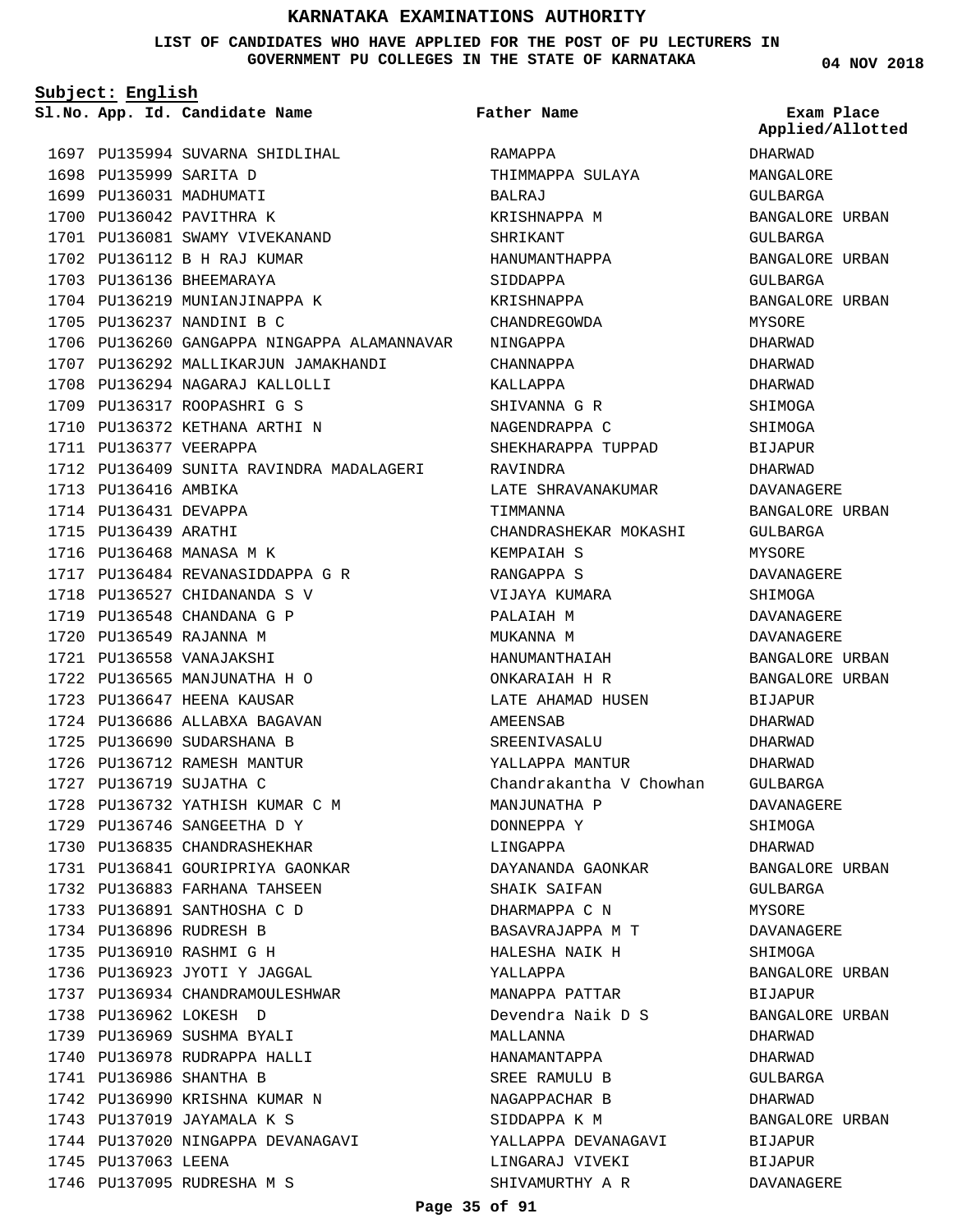# KARNATAKA EXAMINATIONS AUTHORITY

**LIST OF CANDIDATES WHO HAVE APPLIED FOR THE POST OF PU LECTURERS IN GOVERNMENT PU COLLEGES IN THE STATE OF KARNATAKA**

**04 NOV 2018**

**Subject: English**

| Sl.No. | App. Id. | Candidate Name | Father Name | Exam Place Applied/Allotted |
|---|---|---|---|---|
| 1697 | PU135994 | SUVARNA SHIDLIHAL | RAMAPPA | DHARWAD |
| 1698 | PU135999 | SARITA D | THIMMAPPA SULAYA | MANGALORE |
| 1699 | PU136031 | MADHUMATI | BALRAJ | GULBARGA |
| 1700 | PU136042 | PAVITHRA K | KRISHNAPPA M | BANGALORE URBAN |
| 1701 | PU136081 | SWAMY VIVEKANAND | SHRIKANT | GULBARGA |
| 1702 | PU136112 | B H RAJ KUMAR | HANUMANTHAPPA | BANGALORE URBAN |
| 1703 | PU136136 | BHEEMARAYA | SIDDAPPA | GULBARGA |
| 1704 | PU136219 | MUNIANJINAPPA K | KRISHNAPPA | BANGALORE URBAN |
| 1705 | PU136237 | NANDINI B C | CHANDREGOWDA | MYSORE |
| 1706 | PU136260 | GANGAPPA NINGAPPA ALAMANNAVAR | NINGAPPA | DHARWAD |
| 1707 | PU136292 | MALLIKARJUN JAMAKHANDI | CHANNAPPA | DHARWAD |
| 1708 | PU136294 | NAGARAJ KALLOLLI | KALLAPPA | DHARWAD |
| 1709 | PU136317 | ROOPASHRI G S | SHIVANNA G R | SHIMOGA |
| 1710 | PU136372 | KETHANA ARTHI N | NAGENDRAPPA C | SHIMOGA |
| 1711 | PU136377 | VEERAPPA | SHEKHARAPPA TUPPAD | BIJAPUR |
| 1712 | PU136409 | SUNITA RAVINDRA MADALAGERI | RAVINDRA | DHARWAD |
| 1713 | PU136416 | AMBIKA | LATE SHRAVANAKUMAR | DAVANAGERE |
| 1714 | PU136431 | DEVAPPA | TIMMANNA | BANGALORE URBAN |
| 1715 | PU136439 | ARATHI | CHANDRASHEKAR MOKASHI | GULBARGA |
| 1716 | PU136468 | MANASA M K | KEMPAIAH S | MYSORE |
| 1717 | PU136484 | REVANASIDDAPPA G R | RANGAPPA S | DAVANAGERE |
| 1718 | PU136527 | CHIDANANDA S V | VIJAYA KUMARA | SHIMOGA |
| 1719 | PU136548 | CHANDANA G P | PALAIAH M | DAVANAGERE |
| 1720 | PU136549 | RAJANNA M | MUKANNA M | DAVANAGERE |
| 1721 | PU136558 | VANAJAKSHI | HANUMANTHAIAH | BANGALORE URBAN |
| 1722 | PU136565 | MANJUNATHA H O | ONKARAIAH H R | BANGALORE URBAN |
| 1723 | PU136647 | HEENA KAUSAR | LATE AHAMAD HUSEN | BIJAPUR |
| 1724 | PU136686 | ALLABXA BAGAVAN | AMEENSAB | DHARWAD |
| 1725 | PU136690 | SUDARSHANA B | SREENIVASALU | DHARWAD |
| 1726 | PU136712 | RAMESH MANTUR | YALLAPPA MANTUR | DHARWAD |
| 1727 | PU136719 | SUJATHA C | Chandrakantha V Chowhan | GULBARGA |
| 1728 | PU136732 | YATHISH KUMAR C M | MANJUNATHA P | DAVANAGERE |
| 1729 | PU136746 | SANGEETHA D Y | DONNEPPA Y | SHIMOGA |
| 1730 | PU136835 | CHANDRASHEKHAR | LINGAPPA | DHARWAD |
| 1731 | PU136841 | GOURIPRIYA GAONKAR | DAYANANDA GAONKAR | BANGALORE URBAN |
| 1732 | PU136883 | FARHANA TAHSEEN | SHAIK SAIFAN | GULBARGA |
| 1733 | PU136891 | SANTHOSHA C D | DHARMAPPA C N | MYSORE |
| 1734 | PU136896 | RUDRESH B | BASAVRAJAPPA M T | DAVANAGERE |
| 1735 | PU136910 | RASHMI G H | HALESHA NAIK H | SHIMOGA |
| 1736 | PU136923 | JYOTI Y JAGGAL | YALLAPPA | BANGALORE URBAN |
| 1737 | PU136934 | CHANDRAMOULESHWAR | MANAPPA PATTAR | BIJAPUR |
| 1738 | PU136962 | LOKESH D | Devendra Naik D S | BANGALORE URBAN |
| 1739 | PU136969 | SUSHMA BYALI | MALLANNA | DHARWAD |
| 1740 | PU136978 | RUDRAPPA HALLI | HANAMANTAPPA | DHARWAD |
| 1741 | PU136986 | SHANTHA B | SREE RAMULU B | GULBARGA |
| 1742 | PU136990 | KRISHNA KUMAR N | NAGAPPACHAR B | DHARWAD |
| 1743 | PU137019 | JAYAMALA K S | SIDDAPPA K M | BANGALORE URBAN |
| 1744 | PU137020 | NINGAPPA DEVANAGAVI | YALLAPPA DEVANAGAVI | BIJAPUR |
| 1745 | PU137063 | LEENA | LINGARAJ VIVEKI | BIJAPUR |
| 1746 | PU137095 | RUDRESHA M S | SHIVAMURTHY A R | DAVANAGERE |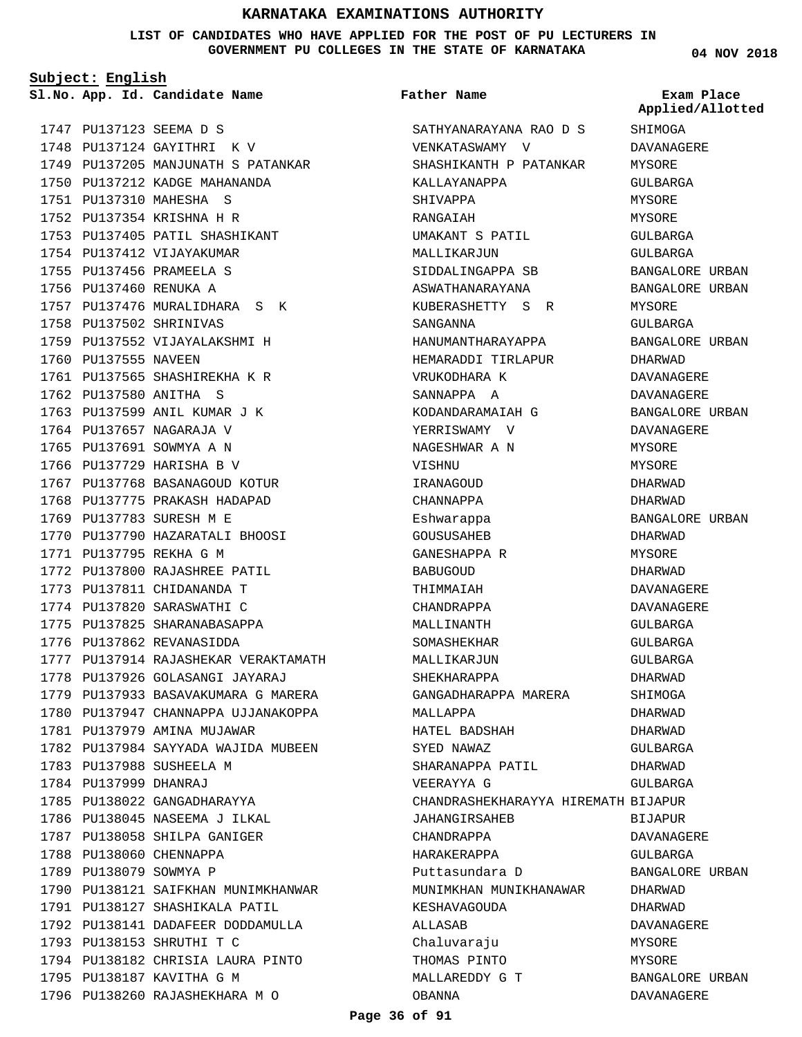# KARNATAKA EXAMINATIONS AUTHORITY

**LIST OF CANDIDATES WHO HAVE APPLIED FOR THE POST OF PU LECTURERS IN GOVERNMENT PU COLLEGES IN THE STATE OF KARNATAKA**

**04 NOV 2018**

**Subject: English**

| Sl.No. | App. Id. | Candidate Name | Father Name | Exam Place Applied/Allotted |
|---|---|---|---|---|
| 1747 | PU137123 | SEEMA D S | SATHYANARAYANA RAO D S | SHIMOGA |
| 1748 | PU137124 | GAYITHRI K V | VENKATASWAMY V | DAVANAGERE |
| 1749 | PU137205 | MANJUNATH S PATANKAR | SHASHIKANTH P PATANKAR | MYSORE |
| 1750 | PU137212 | KADGE MAHANANDA | KALLAYANAPPA | GULBARGA |
| 1751 | PU137310 | MAHESHA S | SHIVAPPA | MYSORE |
| 1752 | PU137354 | KRISHNA H R | RANGAIAH | MYSORE |
| 1753 | PU137405 | PATIL SHASHIKANT | UMAKANT S PATIL | GULBARGA |
| 1754 | PU137412 | VIJAYAKUMAR | MALLIKARJUN | GULBARGA |
| 1755 | PU137456 | PRAMEELA S | SIDDALINGAPPA SB | BANGALORE URBAN |
| 1756 | PU137460 | RENUKA A | ASWATHANARAYANA | BANGALORE URBAN |
| 1757 | PU137476 | MURALIDHARA S K | KUBERASHETTY S R | MYSORE |
| 1758 | PU137502 | SHRINIVAS | SANGANNA | GULBARGA |
| 1759 | PU137552 | VIJAYALAKSHMI H | HANUMANTHARAYAPPA | BANGALORE URBAN |
| 1760 | PU137555 | NAVEEN | HEMARADDI TIRLAPUR | DHARWAD |
| 1761 | PU137565 | SHASHIREKHA K R | VRUKODHARA K | DAVANAGERE |
| 1762 | PU137580 | ANITHA S | SANNAPPA A | DAVANAGERE |
| 1763 | PU137599 | ANIL KUMAR J K | KODANDARAMAIAH G | BANGALORE URBAN |
| 1764 | PU137657 | NAGARAJA V | YERRISWAMY V | DAVANAGERE |
| 1765 | PU137691 | SOWMYA A N | NAGESHWAR A N | MYSORE |
| 1766 | PU137729 | HARISHA B V | VISHNU | MYSORE |
| 1767 | PU137768 | BASANAGOUD KOTUR | IRANAGOUD | DHARWAD |
| 1768 | PU137775 | PRAKASH HADAPAD | CHANNAPPA | DHARWAD |
| 1769 | PU137783 | SURESH M E | Eshwarappa | BANGALORE URBAN |
| 1770 | PU137790 | HAZARATALI BHOOSI | GOUSUSAHEB | DHARWAD |
| 1771 | PU137795 | REKHA G M | GANESHAPPA R | MYSORE |
| 1772 | PU137800 | RAJASHREE PATIL | BABUGOUD | DHARWAD |
| 1773 | PU137811 | CHIDANANDA T | THIMMAIAH | DAVANAGERE |
| 1774 | PU137820 | SARASWATHI C | CHANDRAPPA | DAVANAGERE |
| 1775 | PU137825 | SHARANABASAPPA | MALLINANTH | GULBARGA |
| 1776 | PU137862 | REVANASIDDA | SOMASHEKHAR | GULBARGA |
| 1777 | PU137914 | RAJASHEKAR VERAKTAMATH | MALLIKARJUN | GULBARGA |
| 1778 | PU137926 | GOLASANGI JAYARAJ | SHEKHARAPPA | DHARWAD |
| 1779 | PU137933 | BASAVAKUMARA G MARERA | GANGADHARAPPA MARERA | SHIMOGA |
| 1780 | PU137947 | CHANNAPPA UJJANAKOPPA | MALLAPPA | DHARWAD |
| 1781 | PU137979 | AMINA MUJAWAR | HATEL BADSHAH | DHARWAD |
| 1782 | PU137984 | SAYYADA WAJIDA MUBEEN | SYED NAWAZ | GULBARGA |
| 1783 | PU137988 | SUSHEELA M | SHARANAPPA PATIL | DHARWAD |
| 1784 | PU137999 | DHANRAJ | VEERAYYA G | GULBARGA |
| 1785 | PU138022 | GANGADHARAYYA | CHANDRASHEKHARAYYA HIREMATH | BIJAPUR |
| 1786 | PU138045 | NASEEMA J ILKAL | JAHANGIRSAHEB | BIJAPUR |
| 1787 | PU138058 | SHILPA GANIGER | CHANDRAPPA | DAVANAGERE |
| 1788 | PU138060 | CHENNAPPA | HARAKERAPPA | GULBARGA |
| 1789 | PU138079 | SOWMYA P | Puttasundara D | BANGALORE URBAN |
| 1790 | PU138121 | SAIFKHAN MUNIMKHANWAR | MUNIMKHAN MUNIKHANAWAR | DHARWAD |
| 1791 | PU138127 | SHASHIKALA PATIL | KESHAVAGOUDA | DHARWAD |
| 1792 | PU138141 | DADAFEER DODDAMULLA | ALLASAB | DAVANAGERE |
| 1793 | PU138153 | SHRUTHI T C | Chaluvaraju | MYSORE |
| 1794 | PU138182 | CHRISIA LAURA PINTO | THOMAS PINTO | MYSORE |
| 1795 | PU138187 | KAVITHA G M | MALLAREDDY G T | BANGALORE URBAN |
| 1796 | PU138260 | RAJASHEKHARA M O | OBANNA | DAVANAGERE |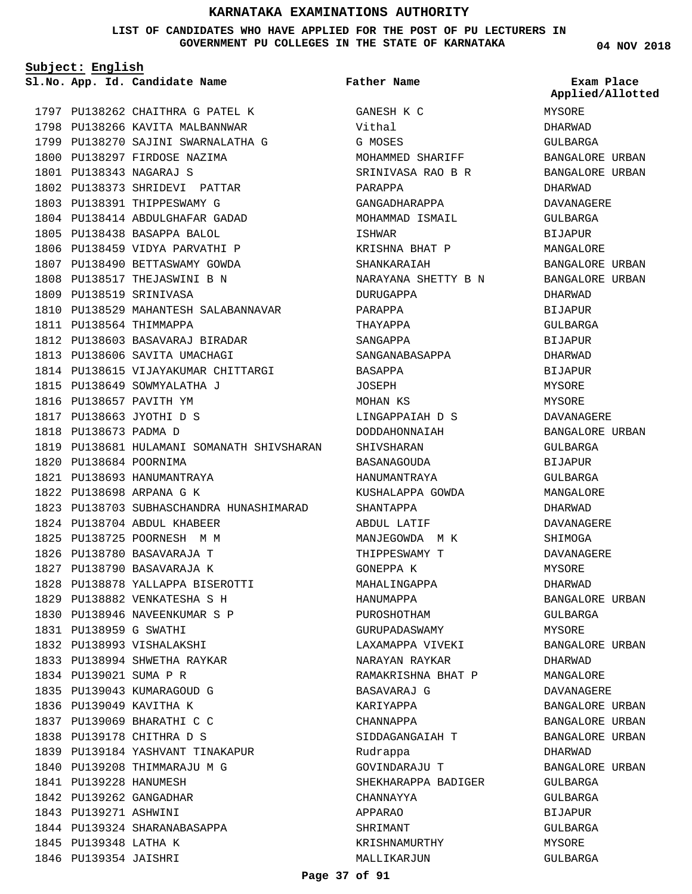# KARNATAKA EXAMINATIONS AUTHORITY

**LIST OF CANDIDATES WHO HAVE APPLIED FOR THE POST OF PU LECTURERS IN GOVERNMENT PU COLLEGES IN THE STATE OF KARNATAKA**

04 NOV 2018

**Subject: English**

| Sl.No. | App. Id. | Candidate Name | Father Name | Exam Place Applied/Allotted |
|---|---|---|---|---|
| 1797 | PU138262 | CHAITHRA G PATEL K | GANESH K C | MYSORE |
| 1798 | PU138266 | KAVITA MALBANNWAR | Vithal | DHARWAD |
| 1799 | PU138270 | SAJINI SWARNALATHA G | G MOSES | GULBARGA |
| 1800 | PU138297 | FIRDOSE NAZIMA | MOHAMMED SHARIFF | BANGALORE URBAN |
| 1801 | PU138343 | NAGARAJ S | SRINIVASA RAO B R | BANGALORE URBAN |
| 1802 | PU138373 | SHRIDEVI PATTAR | PARAPPA | DHARWAD |
| 1803 | PU138391 | THIPPESWAMY G | GANGADHARAPPA | DAVANAGERE |
| 1804 | PU138414 | ABDULGHAFAR GADAD | MOHAMMAD ISMAIL | GULBARGA |
| 1805 | PU138438 | BASAPPA BALOL | ISHWAR | BIJAPUR |
| 1806 | PU138459 | VIDYA PARVATHI P | KRISHNA BHAT P | MANGALORE |
| 1807 | PU138490 | BETTASWAMY GOWDA | SHANKARAIAH | BANGALORE URBAN |
| 1808 | PU138517 | THEJASWINI B N | NARAYANA SHETTY B N | BANGALORE URBAN |
| 1809 | PU138519 | SRINIVASA | DURUGAPPA | DHARWAD |
| 1810 | PU138529 | MAHANTESH SALABANNAVAR | PARAPPA | BIJAPUR |
| 1811 | PU138564 | THIMMAPPA | THAYAPPA | GULBARGA |
| 1812 | PU138603 | BASAVARAJ BIRADAR | SANGAPPA | BIJAPUR |
| 1813 | PU138606 | SAVITA UMACHAGI | SANGANABASAPPA | DHARWAD |
| 1814 | PU138615 | VIJAYAKUMAR CHITTARGI | BASAPPA | BIJAPUR |
| 1815 | PU138649 | SOWMYALATHA J | JOSEPH | MYSORE |
| 1816 | PU138657 | PAVITH YM | MOHAN KS | MYSORE |
| 1817 | PU138663 | JYOTHI D S | LINGAPPAIAH D S | DAVANAGERE |
| 1818 | PU138673 | PADMA D | DODDAHONNAIAH | BANGALORE URBAN |
| 1819 | PU138681 | HULAMANI SOMANATH SHIVSHARAN | SHIVSHARAN | GULBARGA |
| 1820 | PU138684 | POORNIMA | BASANAGOUDA | BIJAPUR |
| 1821 | PU138693 | HANUMANTRAYA | HANUMANTRAYA | GULBARGA |
| 1822 | PU138698 | ARPANA G K | KUSHALAPPA GOWDA | MANGALORE |
| 1823 | PU138703 | SUBHASCHANDRA HUNASHIMARAD | SHANTAPPA | DHARWAD |
| 1824 | PU138704 | ABDUL KHABEER | ABDUL LATIF | DAVANAGERE |
| 1825 | PU138725 | POORNESH M M | MANJEGOWDA M K | SHIMOGA |
| 1826 | PU138780 | BASAVARAJA T | THIPPESWAMY T | DAVANAGERE |
| 1827 | PU138790 | BASAVARAJA K | GONEPPA K | MYSORE |
| 1828 | PU138878 | YALLAPPA BISEROTTI | MAHALINGAPPA | DHARWAD |
| 1829 | PU138882 | VENKATESHA S H | HANUMAPPA | BANGALORE URBAN |
| 1830 | PU138946 | NAVEENKUMAR S P | PUROSHOTHAM | GULBARGA |
| 1831 | PU138959 | G SWATHI | GURUPADASWAMY | MYSORE |
| 1832 | PU138993 | VISHALAKSHI | LAXAMAPPA VIVEKI | BANGALORE URBAN |
| 1833 | PU138994 | SHWETHA RAYKAR | NARAYAN RAYKAR | DHARWAD |
| 1834 | PU139021 | SUMA P R | RAMAKRISHNA BHAT P | MANGALORE |
| 1835 | PU139043 | KUMARAGOUD G | BASAVARAJ G | DAVANAGERE |
| 1836 | PU139049 | KAVITHA K | KARIYAPPA | BANGALORE URBAN |
| 1837 | PU139069 | BHARATHI C C | CHANNAPPA | BANGALORE URBAN |
| 1838 | PU139178 | CHITHRA D S | SIDDAGANGAIAH T | BANGALORE URBAN |
| 1839 | PU139184 | YASHVANT TINAKAPUR | Rudrappa | DHARWAD |
| 1840 | PU139208 | THIMMARAJU M G | GOVINDARAJU T | BANGALORE URBAN |
| 1841 | PU139228 | HANUMESH | SHEKHARAPPA BADIGER | GULBARGA |
| 1842 | PU139262 | GANGADHAR | CHANNAYYA | GULBARGA |
| 1843 | PU139271 | ASHWINI | APPARAO | BIJAPUR |
| 1844 | PU139324 | SHARANABASAPPA | SHRIMANT | GULBARGA |
| 1845 | PU139348 | LATHA K | KRISHNAMURTHY | MYSORE |
| 1846 | PU139354 | JAISHRI | MALLIKARJUN | GULBARGA |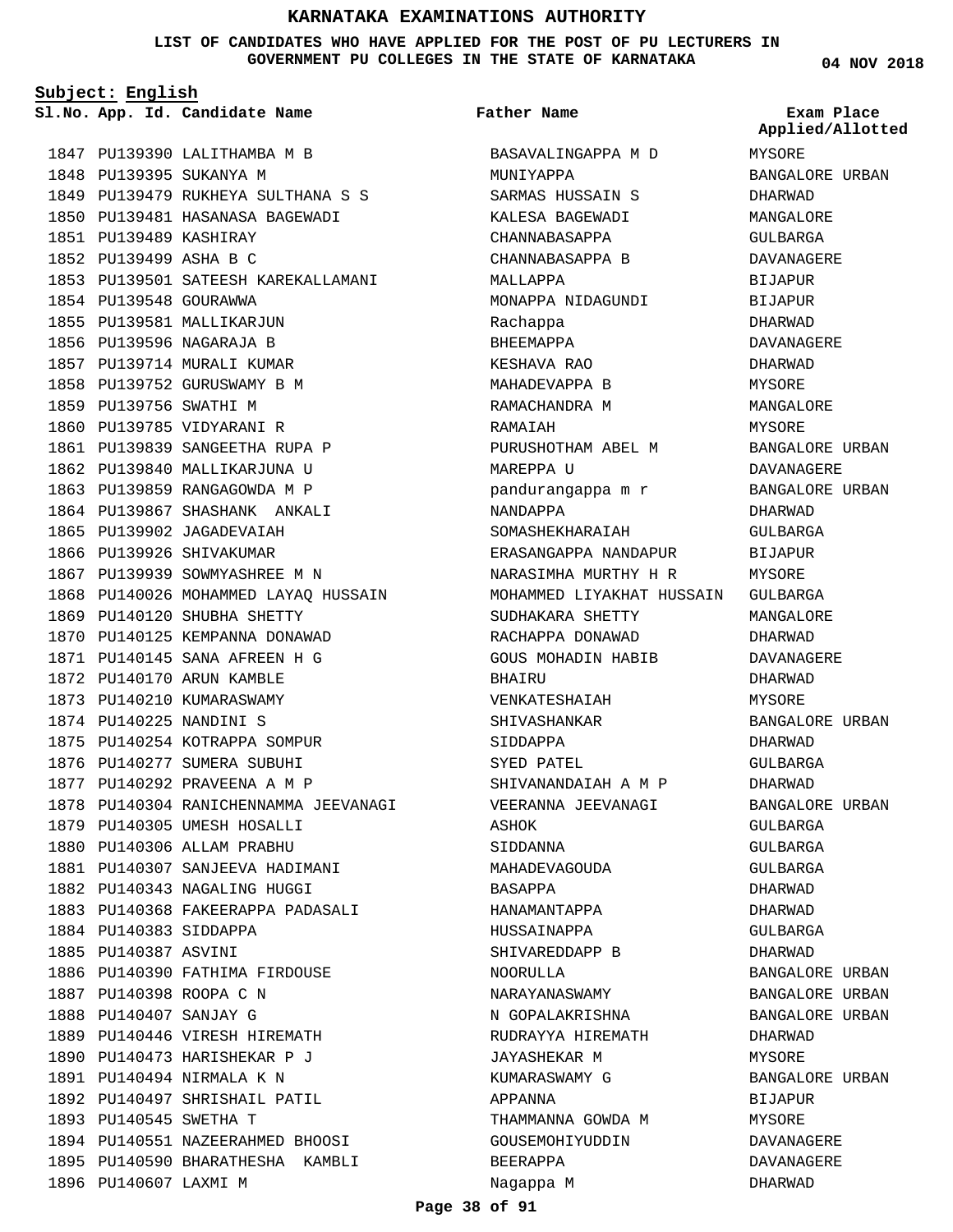# KARNATAKA EXAMINATIONS AUTHORITY

**LIST OF CANDIDATES WHO HAVE APPLIED FOR THE POST OF PU LECTURERS IN GOVERNMENT PU COLLEGES IN THE STATE OF KARNATAKA**

**04 NOV 2018**

**Subject: English**

| Sl.No. | App. Id. | Candidate Name | Father Name | Exam Place Applied/Allotted |
|---|---|---|---|---|
| 1847 | PU139390 | LALITHAMBA M B | BASAVALINGAPPA M D | MYSORE |
| 1848 | PU139395 | SUKANYA M | MUNIYAPPA | BANGALORE URBAN |
| 1849 | PU139479 | RUKHEYA SULTHANA S S | SARMAS HUSSAIN S | DHARWAD |
| 1850 | PU139481 | HASANASA BAGEWADI | KALESA BAGEWADI | MANGALORE |
| 1851 | PU139489 | KASHIRAY | CHANNABASAPPA | GULBARGA |
| 1852 | PU139499 | ASHA B C | CHANNABASAPPA B | DAVANAGERE |
| 1853 | PU139501 | SATEESH KAREKALLAMANI | MALLAPPA | BIJAPUR |
| 1854 | PU139548 | GOURAWWA | MONAPPA NIDAGUNDI | BIJAPUR |
| 1855 | PU139581 | MALLIKARJUN | Rachappa | DHARWAD |
| 1856 | PU139596 | NAGARAJA B | BHEEMAPPA | DAVANAGERE |
| 1857 | PU139714 | MURALI KUMAR | KESHAVA RAO | DHARWAD |
| 1858 | PU139752 | GURUSWAMY B M | MAHADEVAPPA B | MYSORE |
| 1859 | PU139756 | SWATHI M | RAMACHANDRA M | MANGALORE |
| 1860 | PU139785 | VIDYARANI R | RAMAIAH | MYSORE |
| 1861 | PU139839 | SANGEETHA RUPA P | PURUSHOTHAM ABEL M | BANGALORE URBAN |
| 1862 | PU139840 | MALLIKARJUNA U | MAREPPA U | DAVANAGERE |
| 1863 | PU139859 | RANGAGOWDA M P | pandurangappa m r | BANGALORE URBAN |
| 1864 | PU139867 | SHASHANK ANKALI | NANDAPPA | DHARWAD |
| 1865 | PU139902 | JAGADEVAIAH | SOMASHEKHARAIAH | GULBARGA |
| 1866 | PU139926 | SHIVAKUMAR | ERASANGAPPA NANDAPUR | BIJAPUR |
| 1867 | PU139939 | SOWMYASHREE M N | NARASIMHA MURTHY H R | MYSORE |
| 1868 | PU140026 | MOHAMMED LAYAQ HUSSAIN | MOHAMMED LIYAKHAT HUSSAIN | GULBARGA |
| 1869 | PU140120 | SHUBHA SHETTY | SUDHAKARA SHETTY | MANGALORE |
| 1870 | PU140125 | KEMPANNA DONAWAD | RACHAPPA DONAWAD | DHARWAD |
| 1871 | PU140145 | SANA AFREEN H G | GOUS MOHADIN HABIB | DAVANAGERE |
| 1872 | PU140170 | ARUN KAMBLE | BHAIRU | DHARWAD |
| 1873 | PU140210 | KUMARASWAMY | VENKATESHAIAH | MYSORE |
| 1874 | PU140225 | NANDINI S | SHIVASHANKAR | BANGALORE URBAN |
| 1875 | PU140254 | KOTRAPPA SOMPUR | SIDDAPPA | DHARWAD |
| 1876 | PU140277 | SUMERA SUBUHI | SYED PATEL | GULBARGA |
| 1877 | PU140292 | PRAVEENA A M P | SHIVANANDAIAH A M P | DHARWAD |
| 1878 | PU140304 | RANICHENNAMMA JEEVANAGI | VEERANNA JEEVANAGI | BANGALORE URBAN |
| 1879 | PU140305 | UMESH HOSALLI | ASHOK | GULBARGA |
| 1880 | PU140306 | ALLAM PRABHU | SIDDANNA | GULBARGA |
| 1881 | PU140307 | SANJEEVA HADIMANI | MAHADEVAGOUDA | GULBARGA |
| 1882 | PU140343 | NAGALING HUGGI | BASAPPA | DHARWAD |
| 1883 | PU140368 | FAKEERAPPA PADASALI | HANAMANTAPPA | DHARWAD |
| 1884 | PU140383 | SIDDAPPA | HUSSAINAPPA | GULBARGA |
| 1885 | PU140387 | ASVINI | SHIVAREDDAPP B | DHARWAD |
| 1886 | PU140390 | FATHIMA FIRDOUSE | NOORULLA | BANGALORE URBAN |
| 1887 | PU140398 | ROOPA C N | NARAYANASWAMY | BANGALORE URBAN |
| 1888 | PU140407 | SANJAY G | N GOPALAKRISHNA | BANGALORE URBAN |
| 1889 | PU140446 | VIRESH HIREMATH | RUDRAYYA HIREMATH | DHARWAD |
| 1890 | PU140473 | HARISHEKAR P J | JAYASHEKAR M | MYSORE |
| 1891 | PU140494 | NIRMALA K N | KUMARASWAMY G | BANGALORE URBAN |
| 1892 | PU140497 | SHRISHAIL PATIL | APPANNA | BIJAPUR |
| 1893 | PU140545 | SWETHA T | THAMMANNA GOWDA M | MYSORE |
| 1894 | PU140551 | NAZEERAHMED BHOOSI | GOUSEMOHIYUDDIN | DAVANAGERE |
| 1895 | PU140590 | BHARATHESHA KAMBLI | BEERAPPA | DAVANAGERE |
| 1896 | PU140607 | LAXMI M | Nagappa M | DHARWAD |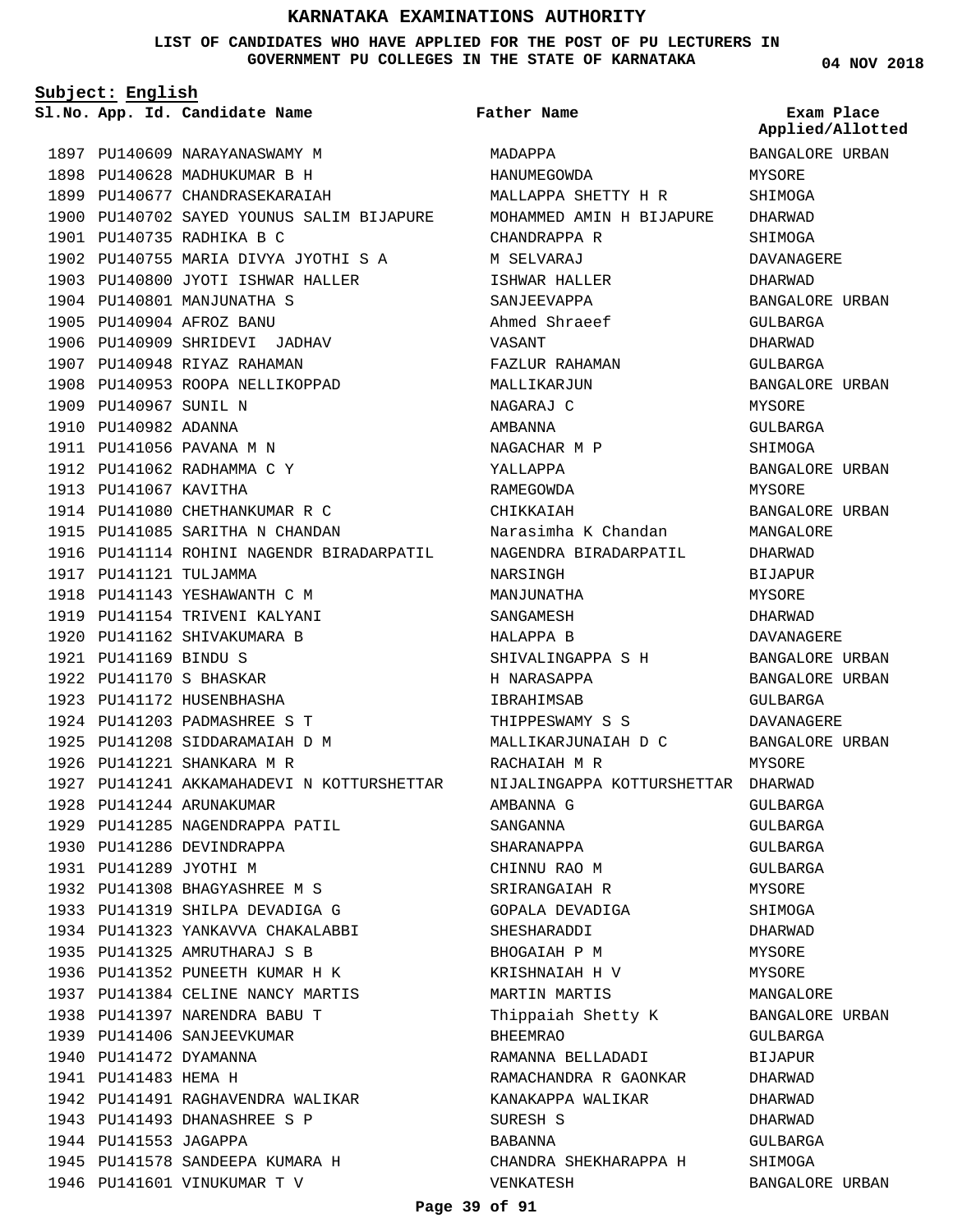# KARNATAKA EXAMINATIONS AUTHORITY

**LIST OF CANDIDATES WHO HAVE APPLIED FOR THE POST OF PU LECTURERS IN GOVERNMENT PU COLLEGES IN THE STATE OF KARNATAKA**

04 NOV 2018

**Subject: English**

| Sl.No. | App. Id. | Candidate Name | Father Name | Exam Place Applied/Allotted |
|---|---|---|---|---|
| 1897 | PU140609 | NARAYANASWAMY M | MADAPPA | BANGALORE URBAN |
| 1898 | PU140628 | MADHUKUMAR B H | HANUMEGOWDA | MYSORE |
| 1899 | PU140677 | CHANDRASEKARAIAH | MALLAPPA SHETTY H R | SHIMOGA |
| 1900 | PU140702 | SAYED YOUNUS SALIM BIJAPURE | MOHAMMED AMIN H BIJAPURE | DHARWAD |
| 1901 | PU140735 | RADHIKA B C | CHANDRAPPA R | SHIMOGA |
| 1902 | PU140755 | MARIA DIVYA JYOTHI S A | M SELVARAJ | DAVANAGERE |
| 1903 | PU140800 | JYOTI ISHWAR HALLER | ISHWAR HALLER | DHARWAD |
| 1904 | PU140801 | MANJUNATHA S | SANJEEVAPPA | BANGALORE URBAN |
| 1905 | PU140904 | AFROZ BANU | Ahmed Shraeef | GULBARGA |
| 1906 | PU140909 | SHRIDEVI JADHAV | VASANT | DHARWAD |
| 1907 | PU140948 | RIYAZ RAHAMAN | FAZLUR RAHAMAN | GULBARGA |
| 1908 | PU140953 | ROOPA NELLIKOPPAD | MALLIKARJUN | BANGALORE URBAN |
| 1909 | PU140967 | SUNIL N | NAGARAJ C | MYSORE |
| 1910 | PU140982 | ADANNA | AMBANNA | GULBARGA |
| 1911 | PU141056 | PAVANA M N | NAGACHAR M P | SHIMOGA |
| 1912 | PU141062 | RADHAMMA C Y | YALLAPPA | BANGALORE URBAN |
| 1913 | PU141067 | KAVITHA | RAMEGOWDA | MYSORE |
| 1914 | PU141080 | CHETHANKUMAR R C | CHIKKAIAH | BANGALORE URBAN |
| 1915 | PU141085 | SARITHA N CHANDAN | Narasimha K Chandan | MANGALORE |
| 1916 | PU141114 | ROHINI NAGENDR BIRADARPATIL | NAGENDRA BIRADARPATIL | DHARWAD |
| 1917 | PU141121 | TULJAMMA | NARSINGH | BIJAPUR |
| 1918 | PU141143 | YESHAWANTH C M | MANJUNATHA | MYSORE |
| 1919 | PU141154 | TRIVENI KALYANI | SANGAMESH | DHARWAD |
| 1920 | PU141162 | SHIVAKUMARA B | HALAPPA B | DAVANAGERE |
| 1921 | PU141169 | BINDU S | SHIVALINGAPPA S H | BANGALORE URBAN |
| 1922 | PU141170 | S BHASKAR | H NARASAPPA | BANGALORE URBAN |
| 1923 | PU141172 | HUSENBHASHA | IBRAHIMSAB | GULBARGA |
| 1924 | PU141203 | PADMASHREE S T | THIPPESWAMY S S | DAVANAGERE |
| 1925 | PU141208 | SIDDARAMAIAH D M | MALLIKARJUNAIAH D C | BANGALORE URBAN |
| 1926 | PU141221 | SHANKARA M R | RACHAIAH M R | MYSORE |
| 1927 | PU141241 | AKKAMAHADEVI N KOTTURSHETTAR | NIJALINGAPPA KOTTURSHETTAR | DHARWAD |
| 1928 | PU141244 | ARUNAKUMAR | AMBANNA G | GULBARGA |
| 1929 | PU141285 | NAGENDRAPPA PATIL | SANGANNA | GULBARGA |
| 1930 | PU141286 | DEVINDRAPPA | SHARANAPPA | GULBARGA |
| 1931 | PU141289 | JYOTHI M | CHINNU RAO M | GULBARGA |
| 1932 | PU141308 | BHAGYASHREE M S | SRIRANGAIAH R | MYSORE |
| 1933 | PU141319 | SHILPA DEVADIGA G | GOPALA DEVADIGA | SHIMOGA |
| 1934 | PU141323 | YANKAVVA CHAKALABBI | SHESHARADDI | DHARWAD |
| 1935 | PU141325 | AMRUTHARAJ S B | BHOGAIAH P M | MYSORE |
| 1936 | PU141352 | PUNEETH KUMAR H K | KRISHNAIAH H V | MYSORE |
| 1937 | PU141384 | CELINE NANCY MARTIS | MARTIN MARTIS | MANGALORE |
| 1938 | PU141397 | NARENDRA BABU T | Thippaiah Shetty K | BANGALORE URBAN |
| 1939 | PU141406 | SANJEEVKUMAR | BHEEMRAO | GULBARGA |
| 1940 | PU141472 | DYAMANNA | RAMANNA BELLADADI | BIJAPUR |
| 1941 | PU141483 | HEMA H | RAMACHANDRA R GAONKAR | DHARWAD |
| 1942 | PU141491 | RAGHAVENDRA WALIKAR | KANAKAPPA WALIKAR | DHARWAD |
| 1943 | PU141493 | DHANASHREE S P | SURESH S | DHARWAD |
| 1944 | PU141553 | JAGAPPA | BABANNA | GULBARGA |
| 1945 | PU141578 | SANDEEPA KUMARA H | CHANDRA SHEKHARAPPA H | SHIMOGA |
| 1946 | PU141601 | VINUKUMAR T V | VENKATESH | BANGALORE URBAN |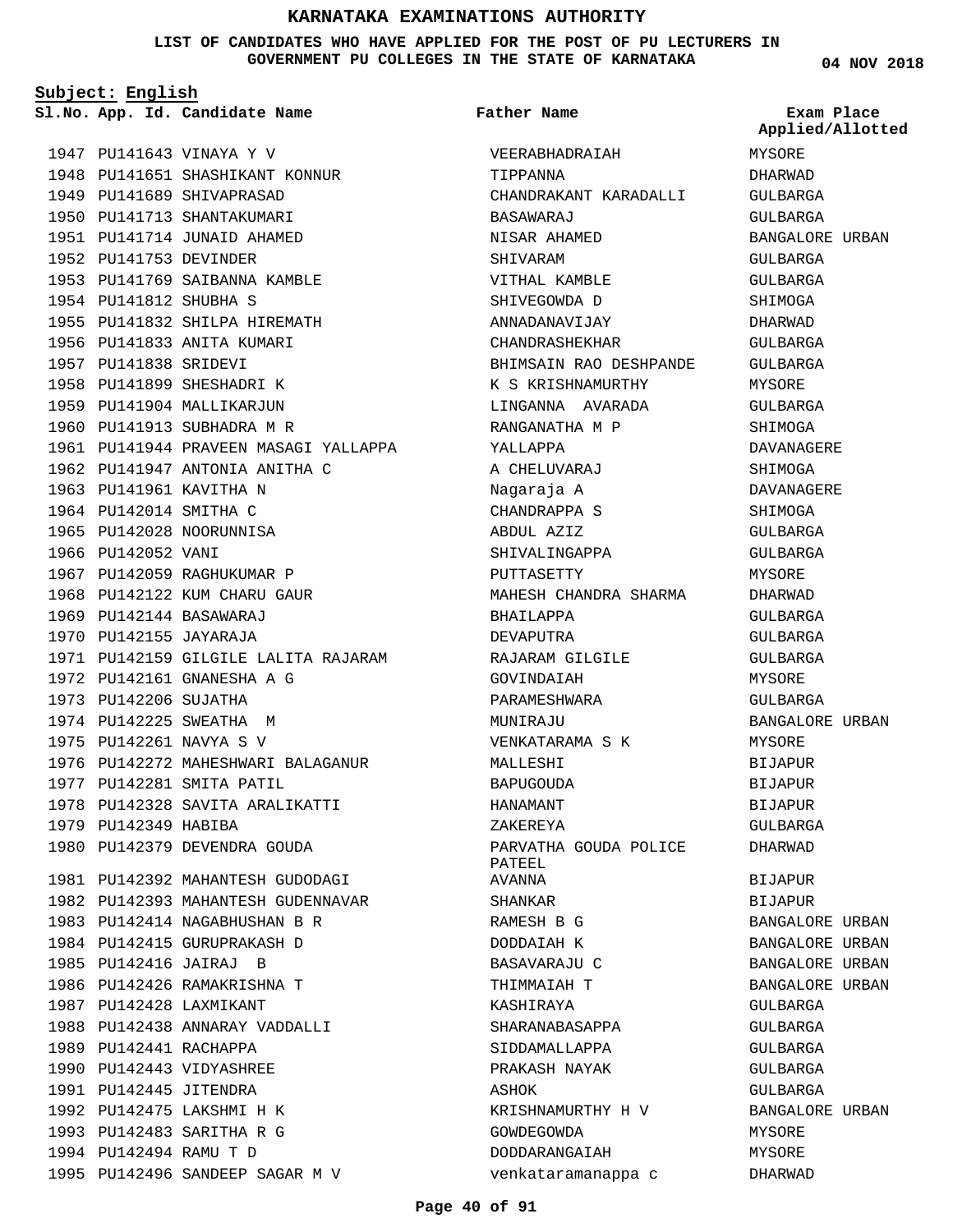# KARNATAKA EXAMINATIONS AUTHORITY

**LIST OF CANDIDATES WHO HAVE APPLIED FOR THE POST OF PU LECTURERS IN GOVERNMENT PU COLLEGES IN THE STATE OF KARNATAKA**

04 NOV 2018

**Subject: English**

| Sl.No. | App. Id. | Candidate Name | Father Name | Exam Place Applied/Allotted |
|---|---|---|---|---|
| 1947 | PU141643 | VINAYA Y V | VEERABHADRAIAH | MYSORE |
| 1948 | PU141651 | SHASHIKANT KONNUR | TIPPANNA | DHARWAD |
| 1949 | PU141689 | SHIVAPRASAD | CHANDRAKANT KARADALLI | GULBARGA |
| 1950 | PU141713 | SHANTAKUMARI | BASAWARAJ | GULBARGA |
| 1951 | PU141714 | JUNAID AHAMED | NISAR AHAMED | BANGALORE URBAN |
| 1952 | PU141753 | DEVINDER | SHIVARAM | GULBARGA |
| 1953 | PU141769 | SAIBANNA KAMBLE | VITHAL KAMBLE | GULBARGA |
| 1954 | PU141812 | SHUBHA S | SHIVEGOWDA D | SHIMOGA |
| 1955 | PU141832 | SHILPA HIREMATH | ANNADANAVIJAY | DHARWAD |
| 1956 | PU141833 | ANITA KUMARI | CHANDRASHEKHAR | GULBARGA |
| 1957 | PU141838 | SRIDEVI | BHIMSAIN RAO DESHPANDE | GULBARGA |
| 1958 | PU141899 | SHESHADRI K | K S KRISHNAMURTHY | MYSORE |
| 1959 | PU141904 | MALLIKARJUN | LINGANNA AVARADA | GULBARGA |
| 1960 | PU141913 | SUBHADRA M R | RANGANATHA M P | SHIMOGA |
| 1961 | PU141944 | PRAVEEN MASAGI YALLAPPA | YALLAPPA | DAVANAGERE |
| 1962 | PU141947 | ANTONIA ANITHA C | A CHELUVARAJ | SHIMOGA |
| 1963 | PU141961 | KAVITHA N | Nagaraja A | DAVANAGERE |
| 1964 | PU142014 | SMITHA C | CHANDRAPPA S | SHIMOGA |
| 1965 | PU142028 | NOORUNNISA | ABDUL AZIZ | GULBARGA |
| 1966 | PU142052 | VANI | SHIVALINGAPPA | GULBARGA |
| 1967 | PU142059 | RAGHUKUMAR P | PUTTASETTY | MYSORE |
| 1968 | PU142122 | KUM CHARU GAUR | MAHESH CHANDRA SHARMA | DHARWAD |
| 1969 | PU142144 | BASAWARAJ | BHAILAPPA | GULBARGA |
| 1970 | PU142155 | JAYARAJA | DEVAPUTRA | GULBARGA |
| 1971 | PU142159 | GILGILE LALITA RAJARAM | RAJARAM GILGILE | GULBARGA |
| 1972 | PU142161 | GNANESHA A G | GOVINDAIAH | MYSORE |
| 1973 | PU142206 | SUJATHA | PARAMESHWARA | GULBARGA |
| 1974 | PU142225 | SWEATHA M | MUNIRAJU | BANGALORE URBAN |
| 1975 | PU142261 | NAVYA S V | VENKATARAMA S K | MYSORE |
| 1976 | PU142272 | MAHESHWARI BALAGANUR | MALLESHI | BIJAPUR |
| 1977 | PU142281 | SMITA PATIL | BAPUGOUDA | BIJAPUR |
| 1978 | PU142328 | SAVITA ARALIKATTI | HANAMANT | BIJAPUR |
| 1979 | PU142349 | HABIBA | ZAKEREYA | GULBARGA |
| 1980 | PU142379 | DEVENDRA GOUDA | PARVATHA GOUDA POLICE PATEEL | DHARWAD |
| 1981 | PU142392 | MAHANTESH GUDODAGI | AVANNA | BIJAPUR |
| 1982 | PU142393 | MAHANTESH GUDENNAVAR | SHANKAR | BIJAPUR |
| 1983 | PU142414 | NAGABHUSHAN B R | RAMESH B G | BANGALORE URBAN |
| 1984 | PU142415 | GURUPRAKASH D | DODDAIAH K | BANGALORE URBAN |
| 1985 | PU142416 | JAIRAJ B | BASAVARAJU C | BANGALORE URBAN |
| 1986 | PU142426 | RAMAKRISHNA T | THIMMAIAH T | BANGALORE URBAN |
| 1987 | PU142428 | LAXMIKANT | KASHIRAYA | GULBARGA |
| 1988 | PU142438 | ANNARAY VADDALLI | SHARANABASAPPA | GULBARGA |
| 1989 | PU142441 | RACHAPPA | SIDDAMALLAPPA | GULBARGA |
| 1990 | PU142443 | VIDYASHREE | PRAKASH NAYAK | GULBARGA |
| 1991 | PU142445 | JITENDRA | ASHOK | GULBARGA |
| 1992 | PU142475 | LAKSHMI H K | KRISHNAMURTHY H V | BANGALORE URBAN |
| 1993 | PU142483 | SARITHA R G | GOWDEGOWDA | MYSORE |
| 1994 | PU142494 | RAMU T D | DODDARANGAIAH | MYSORE |
| 1995 | PU142496 | SANDEEP SAGAR M V | venkataramanappa c | DHARWAD |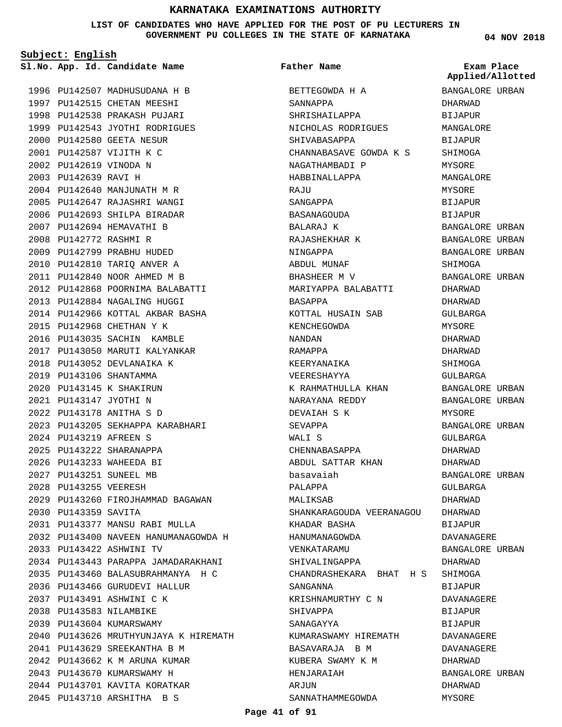# KARNATAKA EXAMINATIONS AUTHORITY

**LIST OF CANDIDATES WHO HAVE APPLIED FOR THE POST OF PU LECTURERS IN GOVERNMENT PU COLLEGES IN THE STATE OF KARNATAKA**

04 NOV 2018

**Subject: English**

| Sl.No. | App. Id. | Candidate Name | Father Name | Exam Place Applied/Allotted |
|---|---|---|---|---|
| 1996 | PU142507 | MADHUSUDANA H B | BETTEGOWDA H A | BANGALORE URBAN |
| 1997 | PU142515 | CHETAN MEESHI | SANNAPPA | DHARWAD |
| 1998 | PU142538 | PRAKASH PUJARI | SHRISHAILAPPA | BIJAPUR |
| 1999 | PU142543 | JYOTHI RODRIGUES | NICHOLAS RODRIGUES | MANGALORE |
| 2000 | PU142580 | GEETA NESUR | SHIVABASAPPA | BIJAPUR |
| 2001 | PU142587 | VIJITH K C | CHANNABASAVE GOWDA K S | SHIMOGA |
| 2002 | PU142619 | VINODA N | NAGATHAMBADI P | MYSORE |
| 2003 | PU142639 | RAVI H | HABBINALLAPPA | MANGALORE |
| 2004 | PU142640 | MANJUNATH M R | RAJU | MYSORE |
| 2005 | PU142647 | RAJASHRI WANGI | SANGAPPA | BIJAPUR |
| 2006 | PU142693 | SHILPA BIRADAR | BASANAGOUDA | BIJAPUR |
| 2007 | PU142694 | HEMAVATHI B | BALARAJ K | BANGALORE URBAN |
| 2008 | PU142772 | RASHMI R | RAJASHEKHAR K | BANGALORE URBAN |
| 2009 | PU142799 | PRABHU HUDED | NINGAPPA | BANGALORE URBAN |
| 2010 | PU142810 | TARIQ ANVER A | ABDUL MUNAF | SHIMOGA |
| 2011 | PU142840 | NOOR AHMED M B | BHASHEER M V | BANGALORE URBAN |
| 2012 | PU142868 | POORNIMA BALABATTI | MARIYAPPA BALABATTI | DHARWAD |
| 2013 | PU142884 | NAGALING HUGGI | BASAPPA | DHARWAD |
| 2014 | PU142966 | KOTTAL AKBAR BASHA | KOTTAL HUSAIN SAB | GULBARGA |
| 2015 | PU142968 | CHETHAN Y K | KENCHEGOWDA | MYSORE |
| 2016 | PU143035 | SACHIN KAMBLE | NANDAN | DHARWAD |
| 2017 | PU143050 | MARUTI KALYANKAR | RAMAPPA | DHARWAD |
| 2018 | PU143052 | DEVLANAIKA K | KEERYANAIKA | SHIMOGA |
| 2019 | PU143106 | SHANTAMMA | VEERESHAYYA | GULBARGA |
| 2020 | PU143145 | K SHAKIRUN | K RAHMATHULLA KHAN | BANGALORE URBAN |
| 2021 | PU143147 | JYOTHI N | NARAYANA REDDY | BANGALORE URBAN |
| 2022 | PU143178 | ANITHA S D | DEVAIAH S K | MYSORE |
| 2023 | PU143205 | SEKHAPPA KARABHARI | SEVAPPA | BANGALORE URBAN |
| 2024 | PU143219 | AFREEN S | WALI S | GULBARGA |
| 2025 | PU143222 | SHARANAPPA | CHENNABASAPPA | DHARWAD |
| 2026 | PU143233 | WAHEEDA BI | ABDUL SATTAR KHAN | DHARWAD |
| 2027 | PU143251 | SUNEEL MB | basavaiah | BANGALORE URBAN |
| 2028 | PU143255 | VEERESH | PALAPPA | GULBARGA |
| 2029 | PU143260 | FIROJHAMMAD BAGAWAN | MALIKSAB | DHARWAD |
| 2030 | PU143359 | SAVITA | SHANKARAGOUDA VEERANAGOU | DHARWAD |
| 2031 | PU143377 | MANSU RABI MULLA | KHADAR BASHA | BIJAPUR |
| 2032 | PU143400 | NAVEEN HANUMANAGOWDA H | HANUMANAGOWDA | DAVANAGERE |
| 2033 | PU143422 | ASHWINI TV | VENKATARAMU | BANGALORE URBAN |
| 2034 | PU143443 | PARAPPA JAMADARAKHANI | SHIVALINGAPPA | DHARWAD |
| 2035 | PU143460 | BALASUBRAHMANYA H C | CHANDRASHEKARA BHAT H S | SHIMOGA |
| 2036 | PU143466 | GURUDEVI HALLUR | SANGANNA | BIJAPUR |
| 2037 | PU143491 | ASHWINI C K | KRISHNAMURTHY C N | DAVANAGERE |
| 2038 | PU143583 | NILAMBIKE | SHIVAPPA | BIJAPUR |
| 2039 | PU143604 | KUMARSWAMY | SANAGAYYA | BIJAPUR |
| 2040 | PU143626 | MRUTHYUNJAYA K HIREMATH | KUMARASWAMY HIREMATH | DAVANAGERE |
| 2041 | PU143629 | SREEKANTHA B M | BASAVARAJA B M | DAVANAGERE |
| 2042 | PU143662 | K M ARUNA KUMAR | KUBERA SWAMY K M | DHARWAD |
| 2043 | PU143670 | KUMARSWAMY H | HENJARAIAH | BANGALORE URBAN |
| 2044 | PU143701 | KAVITA KORATKAR | ARJUN | DHARWAD |
| 2045 | PU143710 | ARSHITHA B S | SANNATHAMMEGOWDA | MYSORE |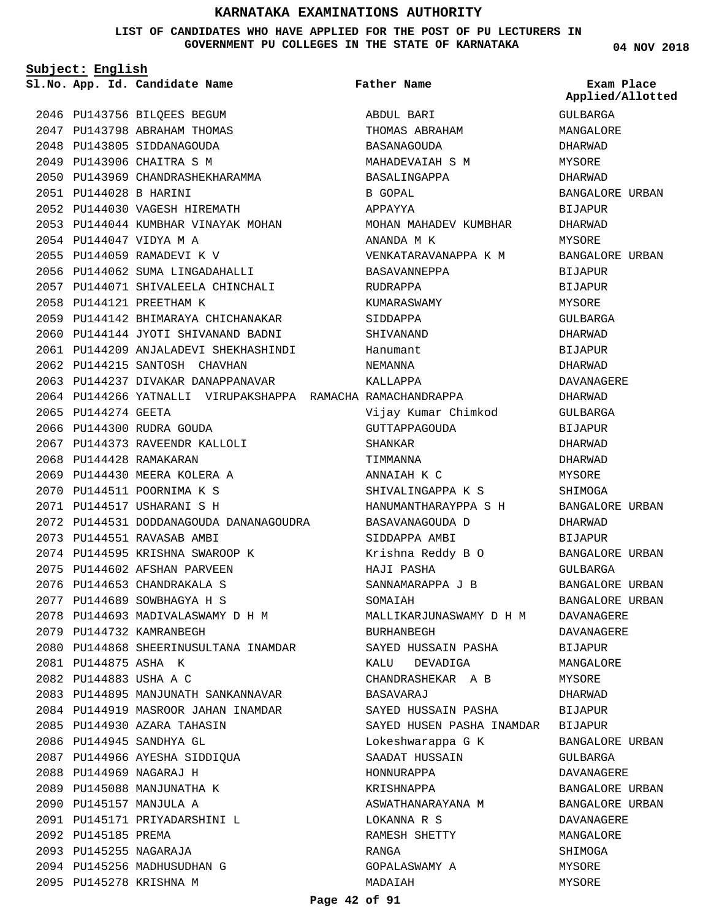# KARNATAKA EXAMINATIONS AUTHORITY

**LIST OF CANDIDATES WHO HAVE APPLIED FOR THE POST OF PU LECTURERS IN GOVERNMENT PU COLLEGES IN THE STATE OF KARNATAKA**

**04 NOV 2018**

**Subject: English**

| Sl.No. | App. Id. | Candidate Name | Father Name | Exam Place Applied/Allotted |
|---|---|---|---|---|
| 2046 | PU143756 | BILQEES BEGUM | ABDUL BARI | GULBARGA |
| 2047 | PU143798 | ABRAHAM THOMAS | THOMAS ABRAHAM | MANGALORE |
| 2048 | PU143805 | SIDDANAGOUDA | BASANAGOUDA | DHARWAD |
| 2049 | PU143906 | CHAITRA S M | MAHADEVAIAH S M | MYSORE |
| 2050 | PU143969 | CHANDRASHEKHARAMMA | BASALINGAPPA | DHARWAD |
| 2051 | PU144028 | B HARINI | B GOPAL | BANGALORE URBAN |
| 2052 | PU144030 | VAGESH HIREMATH | APPAYYA | BIJAPUR |
| 2053 | PU144044 | KUMBHAR VINAYAK MOHAN | MOHAN MAHADEV KUMBHAR | DHARWAD |
| 2054 | PU144047 | VIDYA M A | ANANDA M K | MYSORE |
| 2055 | PU144059 | RAMADEVI K V | VENKATARAVANAPPA K M | BANGALORE URBAN |
| 2056 | PU144062 | SUMA LINGADAHALLI | BASAVANNEPPA | BIJAPUR |
| 2057 | PU144071 | SHIVALEELA CHINCHALI | RUDRAPPA | BIJAPUR |
| 2058 | PU144121 | PREETHAM K | KUMARASWAMY | MYSORE |
| 2059 | PU144142 | BHIMARAYA CHICHANAKAR | SIDDAPPA | GULBARGA |
| 2060 | PU144144 | JYOTI SHIVANAND BADNI | SHIVANAND | DHARWAD |
| 2061 | PU144209 | ANJALADEVI SHEKHASHINDI | Hanumant | BIJAPUR |
| 2062 | PU144215 | SANTOSH CHAVHAN | NEMANNA | DHARWAD |
| 2063 | PU144237 | DIVAKAR DANAPPANAVAR | KALLAPPA | DAVANAGERE |
| 2064 | PU144266 | YATNALLI VIRUPAKSHAPPA RAMACHA | RAMACHANDRAPPA | DHARWAD |
| 2065 | PU144274 | GEETA | Vijay Kumar Chimkod | GULBARGA |
| 2066 | PU144300 | RUDRA GOUDA | GUTTAPPAGOUDA | BIJAPUR |
| 2067 | PU144373 | RAVEENDR KALLOLI | SHANKAR | DHARWAD |
| 2068 | PU144428 | RAMAKARAN | TIMMANNA | DHARWAD |
| 2069 | PU144430 | MEERA KOLERA A | ANNAIAH K C | MYSORE |
| 2070 | PU144511 | POORNIMA K S | SHIVALINGAPPA K S | SHIMOGA |
| 2071 | PU144517 | USHARANI S H | HANUMANTHARAYPPA S H | BANGALORE URBAN |
| 2072 | PU144531 | DODDANAGOUDA DANANAGOUDRA | BASAVANAGOUDA D | DHARWAD |
| 2073 | PU144551 | RAVASAB AMBI | SIDDAPPA AMBI | BIJAPUR |
| 2074 | PU144595 | KRISHNA SWAROOP K | Krishna Reddy B O | BANGALORE URBAN |
| 2075 | PU144602 | AFSHAN PARVEEN | HAJI PASHA | GULBARGA |
| 2076 | PU144653 | CHANDRAKALA S | SANNAMARAPPA J B | BANGALORE URBAN |
| 2077 | PU144689 | SOWBHAGYA H S | SOMAIAH | BANGALORE URBAN |
| 2078 | PU144693 | MADIVALASWAMY D H M | MALLIKARJUNASWAMY D H M | DAVANAGERE |
| 2079 | PU144732 | KAMRANBEGH | BURHANBEGH | DAVANAGERE |
| 2080 | PU144868 | SHEERINUSULTANA INAMDAR | SAYED HUSSAIN PASHA | BIJAPUR |
| 2081 | PU144875 | ASHA K | KALU DEVADIGA | MANGALORE |
| 2082 | PU144883 | USHA A C | CHANDRASHEKAR A B | MYSORE |
| 2083 | PU144895 | MANJUNATH SANKANNAVAR | BASAVARAJ | DHARWAD |
| 2084 | PU144919 | MASROOR JAHAN INAMDAR | SAYED HUSSAIN PASHA | BIJAPUR |
| 2085 | PU144930 | AZARA TAHASIN | SAYED HUSEN PASHA INAMDAR | BIJAPUR |
| 2086 | PU144945 | SANDHYA GL | Lokeshwarappa G K | BANGALORE URBAN |
| 2087 | PU144966 | AYESHA SIDDIQUA | SAADAT HUSSAIN | GULBARGA |
| 2088 | PU144969 | NAGARAJ H | HONNURAPPA | DAVANAGERE |
| 2089 | PU145088 | MANJUNATHA K | KRISHNAPPA | BANGALORE URBAN |
| 2090 | PU145157 | MANJULA A | ASWATHANARAYANA M | BANGALORE URBAN |
| 2091 | PU145171 | PRIYADARSHINI L | LOKANNA R S | DAVANAGERE |
| 2092 | PU145185 | PREMA | RAMESH SHETTY | MANGALORE |
| 2093 | PU145255 | NAGARAJA | RANGA | SHIMOGA |
| 2094 | PU145256 | MADHUSUDHAN G | GOPALASWAMY A | MYSORE |
| 2095 | PU145278 | KRISHNA M | MADAIAH | MYSORE |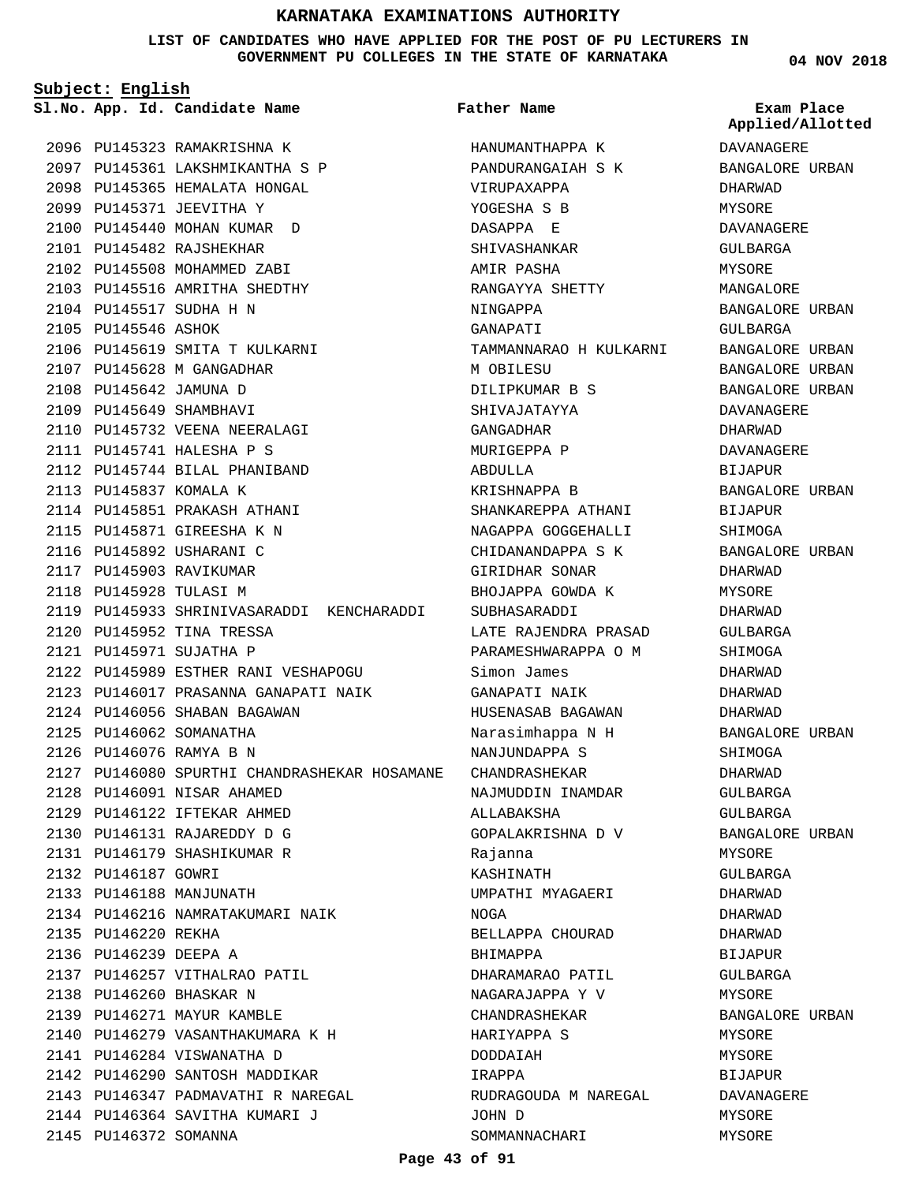# KARNATAKA EXAMINATIONS AUTHORITY

**LIST OF CANDIDATES WHO HAVE APPLIED FOR THE POST OF PU LECTURERS IN GOVERNMENT PU COLLEGES IN THE STATE OF KARNATAKA**

04 NOV 2018

**Subject: English**

| Sl.No. | App. Id. | Candidate Name | Father Name | Exam Place Applied/Allotted |
|---|---|---|---|---|
| 2096 | PU145323 | RAMAKRISHNA K | HANUMANTHAPPA K | DAVANAGERE |
| 2097 | PU145361 | LAKSHMIKANTHA S P | PANDURANGAIAH S K | BANGALORE URBAN |
| 2098 | PU145365 | HEMALATA HONGAL | VIRUPAXAPPA | DHARWAD |
| 2099 | PU145371 | JEEVITHA Y | YOGESHA S B | MYSORE |
| 2100 | PU145440 | MOHAN KUMAR D | DASAPPA E | DAVANAGERE |
| 2101 | PU145482 | RAJSHEKHAR | SHIVASHANKAR | GULBARGA |
| 2102 | PU145508 | MOHAMMED ZABI | AMIR PASHA | MYSORE |
| 2103 | PU145516 | AMRITHA SHEDTHY | RANGAYYA SHETTY | MANGALORE |
| 2104 | PU145517 | SUDHA H N | NINGAPPA | BANGALORE URBAN |
| 2105 | PU145546 | ASHOK | GANAPATI | GULBARGA |
| 2106 | PU145619 | SMITA T KULKARNI | TAMMANNARAO H KULKARNI | BANGALORE URBAN |
| 2107 | PU145628 | M GANGADHAR | M OBILESU | BANGALORE URBAN |
| 2108 | PU145642 | JAMUNA D | DILIPKUMAR B S | BANGALORE URBAN |
| 2109 | PU145649 | SHAMBHAVI | SHIVAJATAYYA | DAVANAGERE |
| 2110 | PU145732 | VEENA NEERALAGI | GANGADHAR | DHARWAD |
| 2111 | PU145741 | HALESHA P S | MURIGEPPA P | DAVANAGERE |
| 2112 | PU145744 | BILAL PHANIBAND | ABDULLA | BIJAPUR |
| 2113 | PU145837 | KOMALA K | KRISHNAPPA B | BANGALORE URBAN |
| 2114 | PU145851 | PRAKASH ATHANI | SHANKAREPPA ATHANI | BIJAPUR |
| 2115 | PU145871 | GIREESHA K N | NAGAPPA GOGGEHALLI | SHIMOGA |
| 2116 | PU145892 | USHARANI C | CHIDANANDAPPA S K | BANGALORE URBAN |
| 2117 | PU145903 | RAVIKUMAR | GIRIDHAR SONAR | DHARWAD |
| 2118 | PU145928 | TULASI M | BHOJAPPA GOWDA K | MYSORE |
| 2119 | PU145933 | SHRINIVASARADDI KENCHARADDI | SUBHASARADDI | DHARWAD |
| 2120 | PU145952 | TINA TRESSA | LATE RAJENDRA PRASAD | GULBARGA |
| 2121 | PU145971 | SUJATHA P | PARAMESHWARAPPA O M | SHIMOGA |
| 2122 | PU145989 | ESTHER RANI VESHAPOGU | Simon James | DHARWAD |
| 2123 | PU146017 | PRASANNA GANAPATI NAIK | GANAPATI NAIK | DHARWAD |
| 2124 | PU146056 | SHABAN BAGAWAN | HUSENASAB BAGAWAN | DHARWAD |
| 2125 | PU146062 | SOMANATHA | Narasimhappa N H | BANGALORE URBAN |
| 2126 | PU146076 | RAMYA B N | NANJUNDAPPA S | SHIMOGA |
| 2127 | PU146080 | SPURTHI CHANDRASHEKAR HOSAMANE | CHANDRASHEKAR | DHARWAD |
| 2128 | PU146091 | NISAR AHAMED | NAJMUDDIN INAMDAR | GULBARGA |
| 2129 | PU146122 | IFTEKAR AHMED | ALLABAKSHA | GULBARGA |
| 2130 | PU146131 | RAJAREDDY D G | GOPALAKRISHNA D V | BANGALORE URBAN |
| 2131 | PU146179 | SHASHIKUMAR R | Rajanna | MYSORE |
| 2132 | PU146187 | GOWRI | KASHINATH | GULBARGA |
| 2133 | PU146188 | MANJUNATH | UMPATHI MYAGAERI | DHARWAD |
| 2134 | PU146216 | NAMRATAKUMARI NAIK | NOGA | DHARWAD |
| 2135 | PU146220 | REKHA | BELLAPPA CHOURAD | DHARWAD |
| 2136 | PU146239 | DEEPA A | BHIMAPPA | BIJAPUR |
| 2137 | PU146257 | VITHALRAO PATIL | DHARAMARAO PATIL | GULBARGA |
| 2138 | PU146260 | BHASKAR N | NAGARAJAPPA Y V | MYSORE |
| 2139 | PU146271 | MAYUR KAMBLE | CHANDRASHEKAR | BANGALORE URBAN |
| 2140 | PU146279 | VASANTHAKUMARA K H | HARIYAPPA S | MYSORE |
| 2141 | PU146284 | VISWANATHA D | DODDAIAH | MYSORE |
| 2142 | PU146290 | SANTOSH MADDIKAR | IRAPPA | BIJAPUR |
| 2143 | PU146347 | PADMAVATHI R NAREGAL | RUDRAGOUDA M NAREGAL | DAVANAGERE |
| 2144 | PU146364 | SAVITHA KUMARI J | JOHN D | MYSORE |
| 2145 | PU146372 | SOMANNA | SOMMANNACHARI | MYSORE |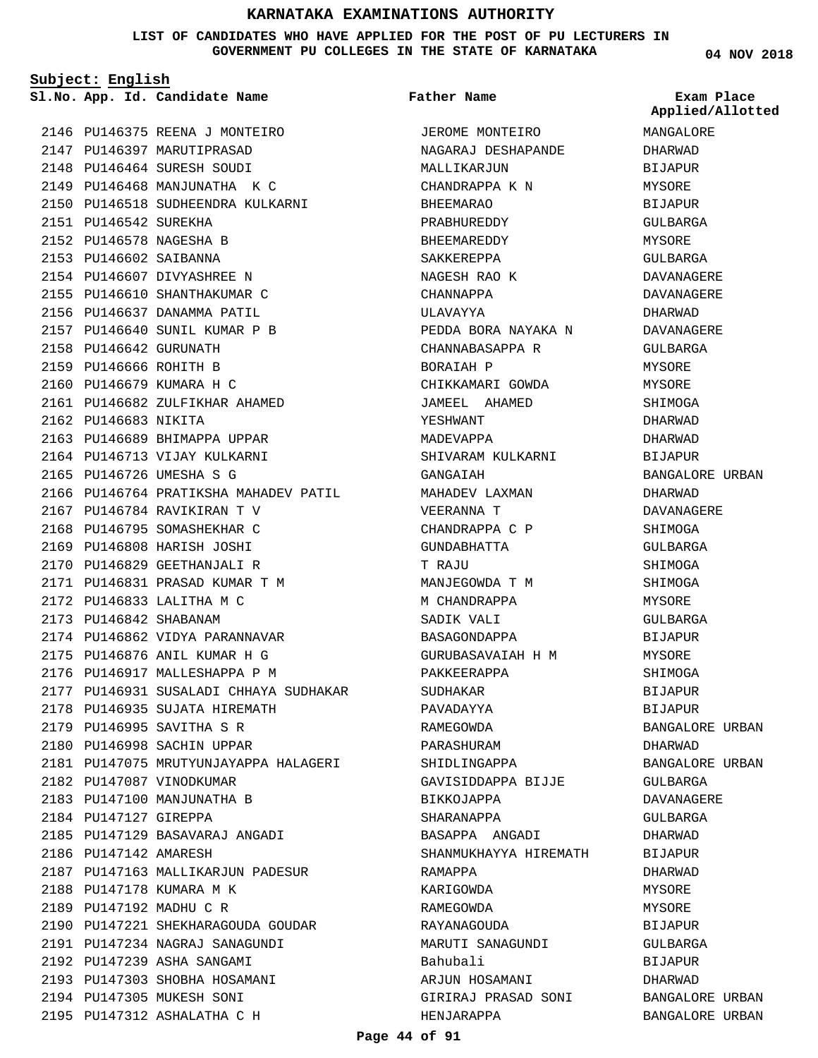# KARNATAKA EXAMINATIONS AUTHORITY

**LIST OF CANDIDATES WHO HAVE APPLIED FOR THE POST OF PU LECTURERS IN GOVERNMENT PU COLLEGES IN THE STATE OF KARNATAKA**

04 NOV 2018

**Subject: English**

| Sl.No. | App. Id. | Candidate Name | Father Name | Exam Place Applied/Allotted |
|---|---|---|---|---|
| 2146 | PU146375 | REENA J MONTEIRO | JEROME MONTEIRO | MANGALORE |
| 2147 | PU146397 | MARUTIPRASAD | NAGARAJ DESHAPANDE | DHARWAD |
| 2148 | PU146464 | SURESH SOUDI | MALLIKARJUN | BIJAPUR |
| 2149 | PU146468 | MANJUNATHA K C | CHANDRAPPA K N | MYSORE |
| 2150 | PU146518 | SUDHEENDRA KULKARNI | BHEEMARAO | BIJAPUR |
| 2151 | PU146542 | SUREKHA | PRABHUREDDY | GULBARGA |
| 2152 | PU146578 | NAGESHA B | BHEEMAREDDY | MYSORE |
| 2153 | PU146602 | SAIBANNA | SAKKEREPPA | GULBARGA |
| 2154 | PU146607 | DIVYASHREE N | NAGESH RAO K | DAVANAGERE |
| 2155 | PU146610 | SHANTHAKUMAR C | CHANNAPPA | DAVANAGERE |
| 2156 | PU146637 | DANAMMA PATIL | ULAVAYYA | DHARWAD |
| 2157 | PU146640 | SUNIL KUMAR P B | PEDDA BORA NAYAKA N | DAVANAGERE |
| 2158 | PU146642 | GURUNATH | CHANNABASAPPA R | GULBARGA |
| 2159 | PU146666 | ROHITH B | BORAIAH P | MYSORE |
| 2160 | PU146679 | KUMARA H C | CHIKKAMARI GOWDA | MYSORE |
| 2161 | PU146682 | ZULFIKHAR AHAMED | JAMEEL AHAMED | SHIMOGA |
| 2162 | PU146683 | NIKITA | YESHWANT | DHARWAD |
| 2163 | PU146689 | BHIMAPPA UPPAR | MADEVAPPA | DHARWAD |
| 2164 | PU146713 | VIJAY KULKARNI | SHIVARAM KULKARNI | BIJAPUR |
| 2165 | PU146726 | UMESHA S G | GANGAIAH | BANGALORE URBAN |
| 2166 | PU146764 | PRATIKSHA MAHADEV PATIL | MAHADEV LAXMAN | DHARWAD |
| 2167 | PU146784 | RAVIKIRAN T V | VEERANNA T | DAVANAGERE |
| 2168 | PU146795 | SOMASHEKHAR C | CHANDRAPPA C P | SHIMOGA |
| 2169 | PU146808 | HARISH JOSHI | GUNDABHATTA | GULBARGA |
| 2170 | PU146829 | GEETHANJALI R | T RAJU | SHIMOGA |
| 2171 | PU146831 | PRASAD KUMAR T M | MANJEGOWDA T M | SHIMOGA |
| 2172 | PU146833 | LALITHA M C | M CHANDRAPPA | MYSORE |
| 2173 | PU146842 | SHABANAM | SADIK VALI | GULBARGA |
| 2174 | PU146862 | VIDYA PARANNAVAR | BASAGONDAPPA | BIJAPUR |
| 2175 | PU146876 | ANIL KUMAR H G | GURUBASAVAIAH H M | MYSORE |
| 2176 | PU146917 | MALLESHAPPA P M | PAKKEERAPPA | SHIMOGA |
| 2177 | PU146931 | SUSALADI CHHAYA SUDHAKAR | SUDHAKAR | BIJAPUR |
| 2178 | PU146935 | SUJATA HIREMATH | PAVADAYYA | BIJAPUR |
| 2179 | PU146995 | SAVITHA S R | RAMEGOWDA | BANGALORE URBAN |
| 2180 | PU146998 | SACHIN UPPAR | PARASHURAM | DHARWAD |
| 2181 | PU147075 | MRUTYUNJAYAPPA HALAGERI | SHIDLINGAPPA | BANGALORE URBAN |
| 2182 | PU147087 | VINODKUMAR | GAVISIDDAPPA BIJJE | GULBARGA |
| 2183 | PU147100 | MANJUNATHA B | BIKKOJAPPA | DAVANAGERE |
| 2184 | PU147127 | GIREPPA | SHARANAPPA | GULBARGA |
| 2185 | PU147129 | BASAVARAJ ANGADI | BASAPPA ANGADI | DHARWAD |
| 2186 | PU147142 | AMARESH | SHANMUKHAYYA HIREMATH | BIJAPUR |
| 2187 | PU147163 | MALLIKARJUN PADESUR | RAMAPPA | DHARWAD |
| 2188 | PU147178 | KUMARA M K | KARIGOWDA | MYSORE |
| 2189 | PU147192 | MADHU C R | RAMEGOWDA | MYSORE |
| 2190 | PU147221 | SHEKHARAGOUDA GOUDAR | RAYANAGOUDA | BIJAPUR |
| 2191 | PU147234 | NAGRAJ SANAGUNDI | MARUTI SANAGUNDI | GULBARGA |
| 2192 | PU147239 | ASHA SANGAMI | Bahubali | BIJAPUR |
| 2193 | PU147303 | SHOBHA HOSAMANI | ARJUN HOSAMANI | DHARWAD |
| 2194 | PU147305 | MUKESH SONI | GIRIRAJ PRASAD SONI | BANGALORE URBAN |
| 2195 | PU147312 | ASHALATHA C H | HENJARAPPA | BANGALORE URBAN |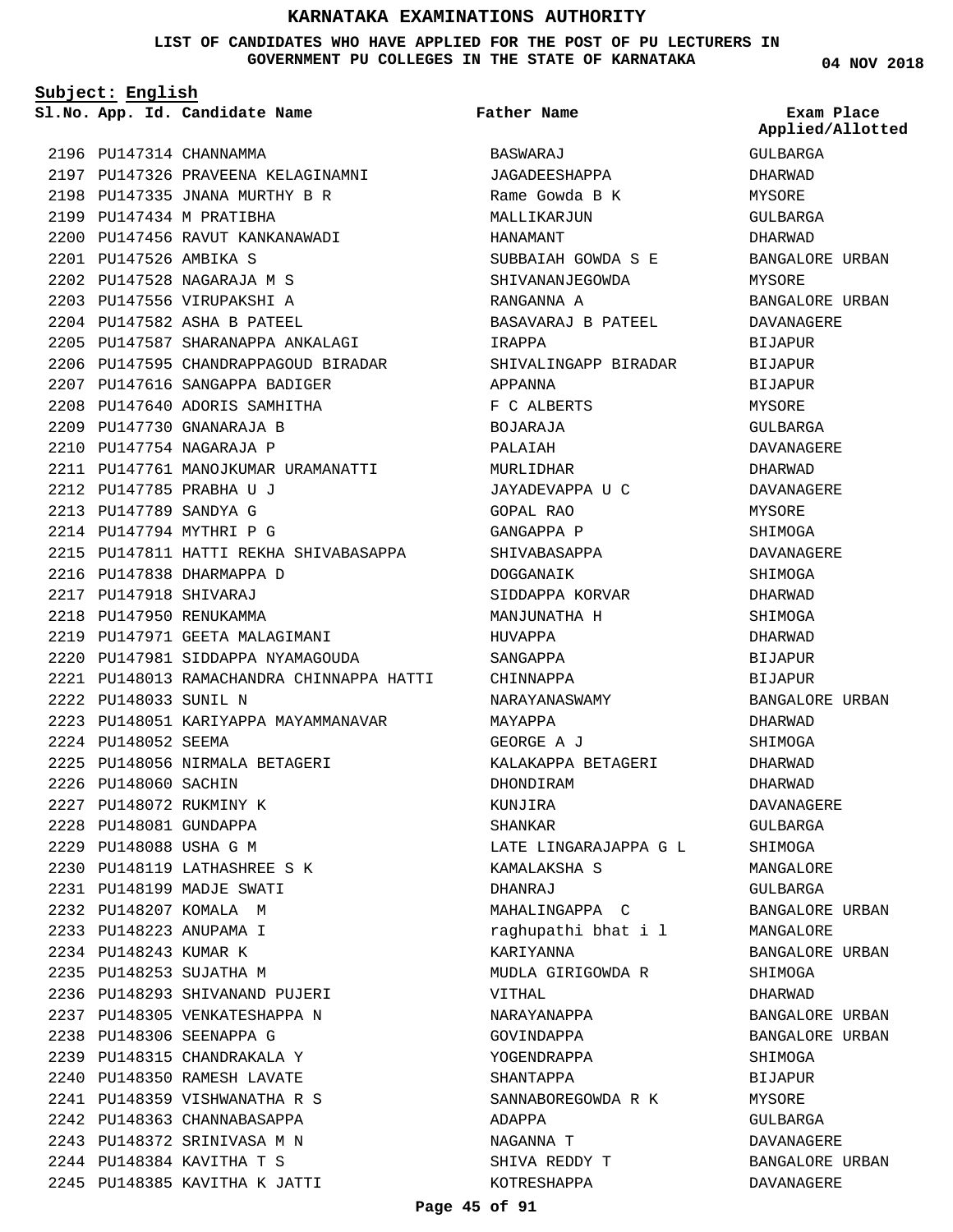# KARNATAKA EXAMINATIONS AUTHORITY

**LIST OF CANDIDATES WHO HAVE APPLIED FOR THE POST OF PU LECTURERS IN GOVERNMENT PU COLLEGES IN THE STATE OF KARNATAKA**

04 NOV 2018

**Subject: English**

| Sl.No. | App. Id. | Candidate Name | Father Name | Exam Place Applied/Allotted |
|---|---|---|---|---|
| 2196 | PU147314 | CHANNAMMA | BASWARAJ | GULBARGA |
| 2197 | PU147326 | PRAVEENA KELAGINAMNI | JAGADEESHAPPA | DHARWAD |
| 2198 | PU147335 | JNANA MURTHY B R | Rame Gowda B K | MYSORE |
| 2199 | PU147434 | M PRATIBHA | MALLIKARJUN | GULBARGA |
| 2200 | PU147456 | RAVUT KANKANAWADI | HANAMANT | DHARWAD |
| 2201 | PU147526 | AMBIKA S | SUBBAIAH GOWDA S E | BANGALORE URBAN |
| 2202 | PU147528 | NAGARAJA M S | SHIVANANJEGOWDA | MYSORE |
| 2203 | PU147556 | VIRUPAKSHI A | RANGANNA A | BANGALORE URBAN |
| 2204 | PU147582 | ASHA B PATEEL | BASAVARAJ B PATEEL | DAVANAGERE |
| 2205 | PU147587 | SHARANAPPA ANKALAGI | IRAPPA | BIJAPUR |
| 2206 | PU147595 | CHANDRAPPAGOUD BIRADAR | SHIVALINGAPP BIRADAR | BIJAPUR |
| 2207 | PU147616 | SANGAPPA BADIGER | APPANNA | BIJAPUR |
| 2208 | PU147640 | ADORIS SAMHITHA | F C ALBERTS | MYSORE |
| 2209 | PU147730 | GNANARAJA B | BOJARAJA | GULBARGA |
| 2210 | PU147754 | NAGARAJA P | PALAIAH | DAVANAGERE |
| 2211 | PU147761 | MANOJKUMAR URAMANATTI | MURLIDHAR | DHARWAD |
| 2212 | PU147785 | PRABHA U J | JAYADEVAPPA U C | DAVANAGERE |
| 2213 | PU147789 | SANDYA G | GOPAL RAO | MYSORE |
| 2214 | PU147794 | MYTHRI P G | GANGAPPA P | SHIMOGA |
| 2215 | PU147811 | HATTI REKHA SHIVABASAPPA | SHIVABASAPPA | DAVANAGERE |
| 2216 | PU147838 | DHARMAPPA D | DOGGANAIK | SHIMOGA |
| 2217 | PU147918 | SHIVARAJ | SIDDAPPA KORVAR | DHARWAD |
| 2218 | PU147950 | RENUKAMMA | MANJUNATHA H | SHIMOGA |
| 2219 | PU147971 | GEETA MALAGIMANI | HUVAPPA | DHARWAD |
| 2220 | PU147981 | SIDDAPPA NYAMAGOUDA | SANGAPPA | BIJAPUR |
| 2221 | PU148013 | RAMACHANDRA CHINNAPPA HATTI | CHINNAPPA | BIJAPUR |
| 2222 | PU148033 | SUNIL N | NARAYANASWAMY | BANGALORE URBAN |
| 2223 | PU148051 | KARIYAPPA MAYAMMANAVAR | MAYAPPA | DHARWAD |
| 2224 | PU148052 | SEEMA | GEORGE A J | SHIMOGA |
| 2225 | PU148056 | NIRMALA BETAGERI | KALAKAPPA BETAGERI | DHARWAD |
| 2226 | PU148060 | SACHIN | DHONDIRAM | DHARWAD |
| 2227 | PU148072 | RUKMINY K | KUNJIRA | DAVANAGERE |
| 2228 | PU148081 | GUNDAPPA | SHANKAR | GULBARGA |
| 2229 | PU148088 | USHA G M | LATE LINGARAJAPPA G L | SHIMOGA |
| 2230 | PU148119 | LATHASHREE S K | KAMALAKSHA S | MANGALORE |
| 2231 | PU148199 | MADJE SWATI | DHANRAJ | GULBARGA |
| 2232 | PU148207 | KOMALA M | MAHALINGAPPA C | BANGALORE URBAN |
| 2233 | PU148223 | ANUPAMA I | raghupathi bhat i l | MANGALORE |
| 2234 | PU148243 | KUMAR K | KARIYANNA | BANGALORE URBAN |
| 2235 | PU148253 | SUJATHA M | MUDLA GIRIGOWDA R | SHIMOGA |
| 2236 | PU148293 | SHIVANAND PUJERI | VITHAL | DHARWAD |
| 2237 | PU148305 | VENKATESHAPPA N | NARAYANAPPA | BANGALORE URBAN |
| 2238 | PU148306 | SEENAPPA G | GOVINDAPPA | BANGALORE URBAN |
| 2239 | PU148315 | CHANDRAKALA Y | YOGENDRAPPA | SHIMOGA |
| 2240 | PU148350 | RAMESH LAVATE | SHANTAPPA | BIJAPUR |
| 2241 | PU148359 | VISHWANATHA R S | SANNABOREGOWDA R K | MYSORE |
| 2242 | PU148363 | CHANNABASAPPA | ADAPPA | GULBARGA |
| 2243 | PU148372 | SRINIVASA M N | NAGANNA T | DAVANAGERE |
| 2244 | PU148384 | KAVITHA T S | SHIVA REDDY T | BANGALORE URBAN |
| 2245 | PU148385 | KAVITHA K JATTI | KOTRESHAPPA | DAVANAGERE |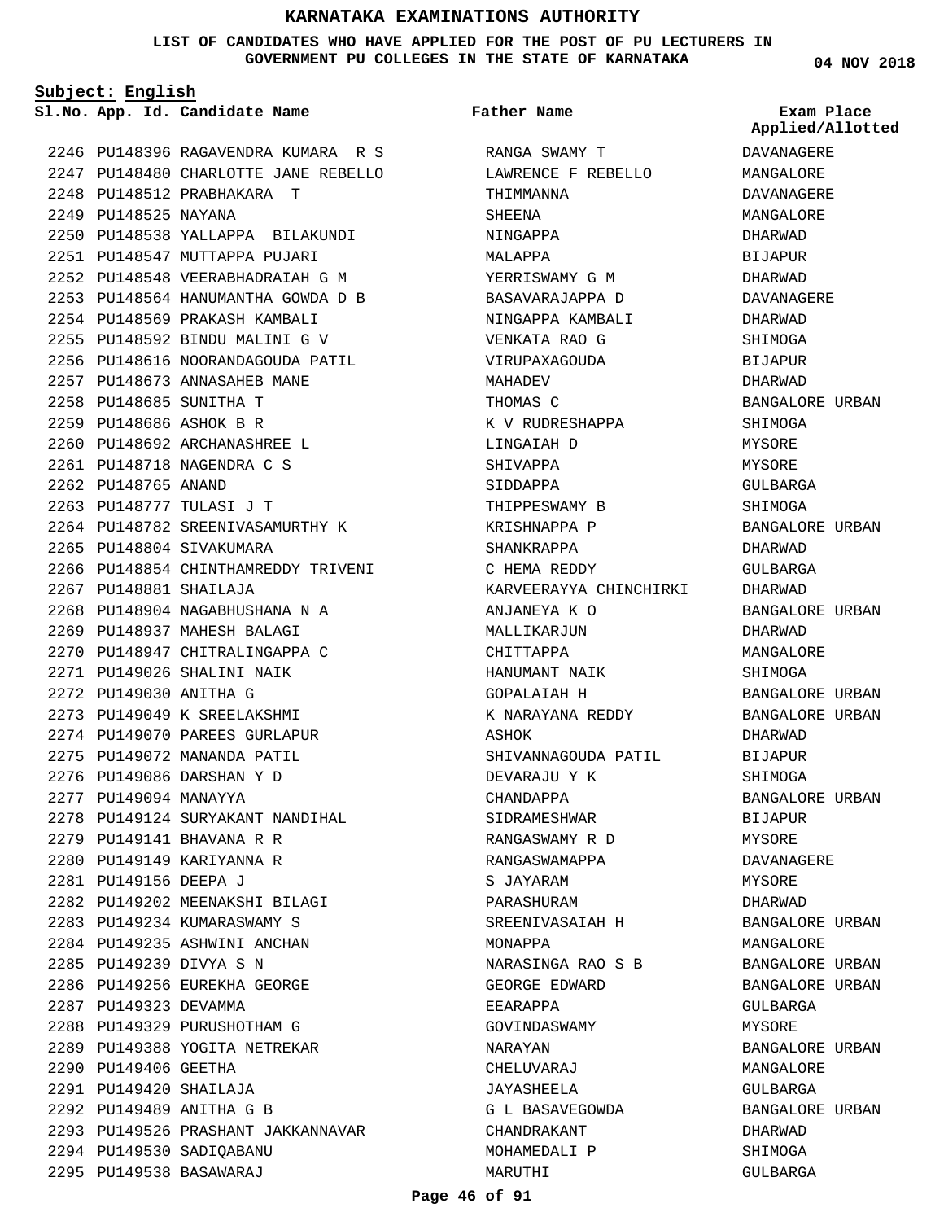# KARNATAKA EXAMINATIONS AUTHORITY

**LIST OF CANDIDATES WHO HAVE APPLIED FOR THE POST OF PU LECTURERS IN GOVERNMENT PU COLLEGES IN THE STATE OF KARNATAKA**

04 NOV 2018

**Subject: English**

| Sl.No. | App. Id. | Candidate Name | Father Name | Exam Place Applied/Allotted |
|---|---|---|---|---|
| 2246 | PU148396 | RAGAVENDRA KUMARA R S | RANGA SWAMY T | DAVANAGERE |
| 2247 | PU148480 | CHARLOTTE JANE REBELLO | LAWRENCE F REBELLO | MANGALORE |
| 2248 | PU148512 | PRABHAKARA T | THIMMANNA | DAVANAGERE |
| 2249 | PU148525 | NAYANA | SHEENA | MANGALORE |
| 2250 | PU148538 | YALLAPPA BILAKUNDI | NINGAPPA | DHARWAD |
| 2251 | PU148547 | MUTTAPPA PUJARI | MALAPPA | BIJAPUR |
| 2252 | PU148548 | VEERABHADRAIAH G M | YERRISWAMY G M | DHARWAD |
| 2253 | PU148564 | HANUMANTHA GOWDA D B | BASAVARAJAPPA D | DAVANAGERE |
| 2254 | PU148569 | PRAKASH KAMBALI | NINGAPPA KAMBALI | DHARWAD |
| 2255 | PU148592 | BINDU MALINI G V | VENKATA RAO G | SHIMOGA |
| 2256 | PU148616 | NOORANDAGOUDA PATIL | VIRUPAXAGOUDA | BIJAPUR |
| 2257 | PU148673 | ANNASAHEB MANE | MAHADEV | DHARWAD |
| 2258 | PU148685 | SUNITHA T | THOMAS C | BANGALORE URBAN |
| 2259 | PU148686 | ASHOK B R | K V RUDRESHAPPA | SHIMOGA |
| 2260 | PU148692 | ARCHANASHREE L | LINGAIAH D | MYSORE |
| 2261 | PU148718 | NAGENDRA C S | SHIVAPPA | MYSORE |
| 2262 | PU148765 | ANAND | SIDDAPPA | GULBARGA |
| 2263 | PU148777 | TULASI J T | THIPPESWAMY B | SHIMOGA |
| 2264 | PU148782 | SREENIVASAMURTHY K | KRISHNAPPA P | BANGALORE URBAN |
| 2265 | PU148804 | SIVAKUMARA | SHANKRAPPA | DHARWAD |
| 2266 | PU148854 | CHINTHAMREDDY TRIVENI | C HEMA REDDY | GULBARGA |
| 2267 | PU148881 | SHAILAJA | KARVEERAYYA CHINCHIRKI | DHARWAD |
| 2268 | PU148904 | NAGABHUSHANA N A | ANJANEYA K O | BANGALORE URBAN |
| 2269 | PU148937 | MAHESH BALAGI | MALLIKARJUN | DHARWAD |
| 2270 | PU148947 | CHITRALINGAPPA C | CHITTAPPA | MANGALORE |
| 2271 | PU149026 | SHALINI NAIK | HANUMANT NAIK | SHIMOGA |
| 2272 | PU149030 | ANITHA G | GOPALAIAH H | BANGALORE URBAN |
| 2273 | PU149049 | K SREELAKSHMI | K NARAYANA REDDY | BANGALORE URBAN |
| 2274 | PU149070 | PAREES GURLAPUR | ASHOK | DHARWAD |
| 2275 | PU149072 | MANANDA PATIL | SHIVANNAGOUDA PATIL | BIJAPUR |
| 2276 | PU149086 | DARSHAN Y D | DEVARAJU Y K | SHIMOGA |
| 2277 | PU149094 | MANAYYA | CHANDAPPA | BANGALORE URBAN |
| 2278 | PU149124 | SURYAKANT NANDIHAL | SIDRAMESHWAR | BIJAPUR |
| 2279 | PU149141 | BHAVANA R R | RANGASWAMY R D | MYSORE |
| 2280 | PU149149 | KARIYANNA R | RANGASWAMAPPA | DAVANAGERE |
| 2281 | PU149156 | DEEPA J | S JAYARAM | MYSORE |
| 2282 | PU149202 | MEENAKSHI BILAGI | PARASHURAM | DHARWAD |
| 2283 | PU149234 | KUMARASWAMY S | SREENIVASAIAH H | BANGALORE URBAN |
| 2284 | PU149235 | ASHWINI ANCHAN | MONAPPA | MANGALORE |
| 2285 | PU149239 | DIVYA S N | NARASINGA RAO S B | BANGALORE URBAN |
| 2286 | PU149256 | EUREKHA GEORGE | GEORGE EDWARD | BANGALORE URBAN |
| 2287 | PU149323 | DEVAMMA | EEARAPPA | GULBARGA |
| 2288 | PU149329 | PURUSHOTHAM G | GOVINDASWAMY | MYSORE |
| 2289 | PU149388 | YOGITA NETREKAR | NARAYAN | BANGALORE URBAN |
| 2290 | PU149406 | GEETHA | CHELUVARAJ | MANGALORE |
| 2291 | PU149420 | SHAILAJA | JAYASHEELA | GULBARGA |
| 2292 | PU149489 | ANITHA G B | G L BASAVEGOWDA | BANGALORE URBAN |
| 2293 | PU149526 | PRASHANT JAKKANNAVAR | CHANDRAKANT | DHARWAD |
| 2294 | PU149530 | SADIQABANU | MOHAMEDALI P | SHIMOGA |
| 2295 | PU149538 | BASAWARAJ | MARUTHI | GULBARGA |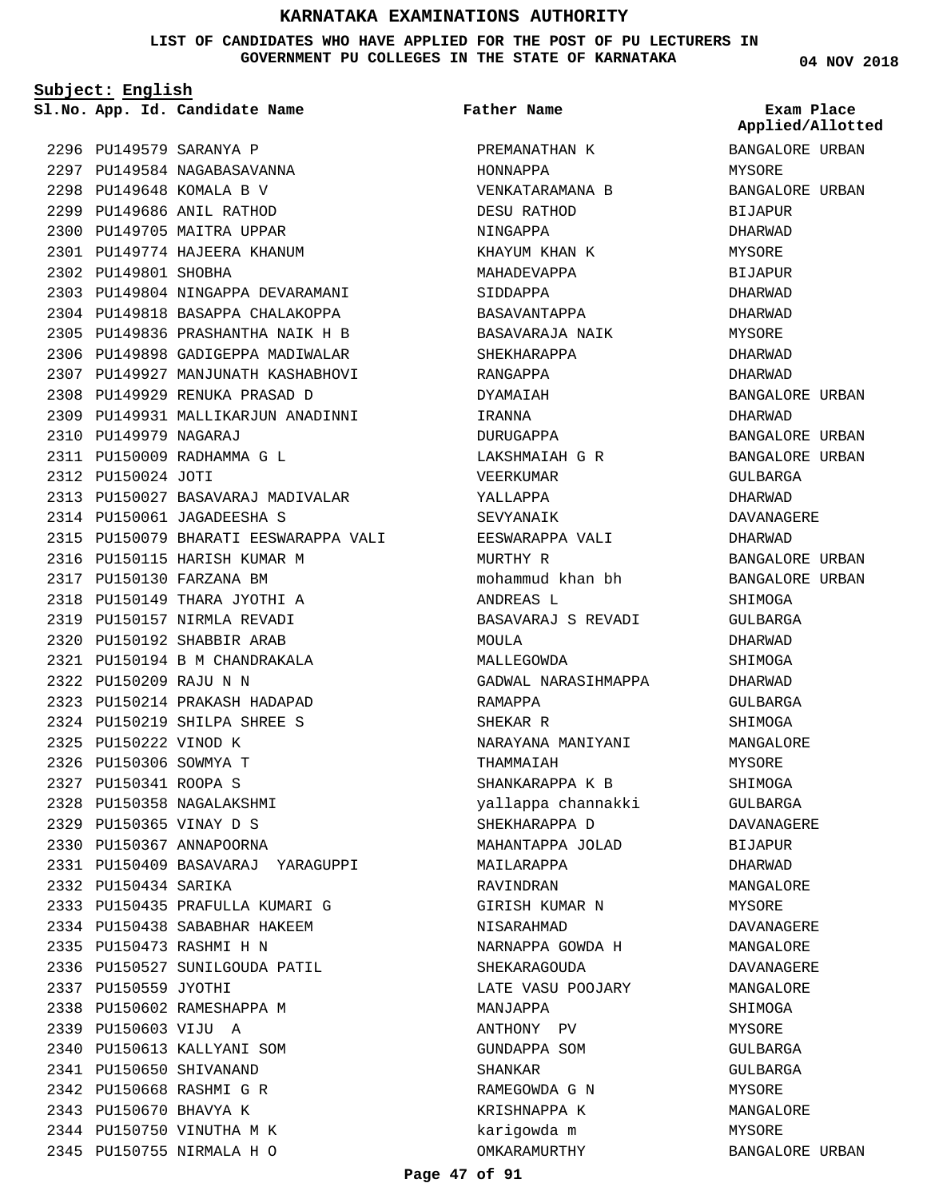# KARNATAKA EXAMINATIONS AUTHORITY

**LIST OF CANDIDATES WHO HAVE APPLIED FOR THE POST OF PU LECTURERS IN GOVERNMENT PU COLLEGES IN THE STATE OF KARNATAKA**

04 NOV 2018

**Subject: English**

| Sl.No. | App. Id. | Candidate Name | Father Name | Exam Place Applied/Allotted |
|---|---|---|---|---|
| 2296 | PU149579 | SARANYA P | PREMANATHAN K | BANGALORE URBAN |
| 2297 | PU149584 | NAGABASAVANNA | HONNAPPA | MYSORE |
| 2298 | PU149648 | KOMALA B V | VENKATARAMANA B | BANGALORE URBAN |
| 2299 | PU149686 | ANIL RATHOD | DESU RATHOD | BIJAPUR |
| 2300 | PU149705 | MAITRA UPPAR | NINGAPPA | DHARWAD |
| 2301 | PU149774 | HAJEERA KHANUM | KHAYUM KHAN K | MYSORE |
| 2302 | PU149801 | SHOBHA | MAHADEVAPPA | BIJAPUR |
| 2303 | PU149804 | NINGAPPA DEVARAMANI | SIDDAPPA | DHARWAD |
| 2304 | PU149818 | BASAPPA CHALAKOPPA | BASAVANTAPPA | DHARWAD |
| 2305 | PU149836 | PRASHANTHA NAIK H B | BASAVARAJA NAIK | MYSORE |
| 2306 | PU149898 | GADIGEPPA MADIWALAR | SHEKHARAPPA | DHARWAD |
| 2307 | PU149927 | MANJUNATH KASHABHOVI | RANGAPPA | DHARWAD |
| 2308 | PU149929 | RENUKA PRASAD D | DYAMAIAH | BANGALORE URBAN |
| 2309 | PU149931 | MALLIKARJUN ANADINNI | IRANNA | DHARWAD |
| 2310 | PU149979 | NAGARAJ | DURUGAPPA | BANGALORE URBAN |
| 2311 | PU150009 | RADHAMMA G L | LAKSHMAIAH G R | BANGALORE URBAN |
| 2312 | PU150024 | JOTI | VEERKUMAR | GULBARGA |
| 2313 | PU150027 | BASAVARAJ MADIVALAR | YALLAPPA | DHARWAD |
| 2314 | PU150061 | JAGADEESHA S | SEVYANAIK | DAVANAGERE |
| 2315 | PU150079 | BHARATI EESWARAPPA VALI | EESWARAPPA VALI | DHARWAD |
| 2316 | PU150115 | HARISH KUMAR M | MURTHY R | BANGALORE URBAN |
| 2317 | PU150130 | FARZANA BM | mohammud khan bh | BANGALORE URBAN |
| 2318 | PU150149 | THARA JYOTHI A | ANDREAS L | SHIMOGA |
| 2319 | PU150157 | NIRMLA REVADI | BASAVARAJ S REVADI | GULBARGA |
| 2320 | PU150192 | SHABBIR ARAB | MOULA | DHARWAD |
| 2321 | PU150194 | B M CHANDRAKALA | MALLEGOWDA | SHIMOGA |
| 2322 | PU150209 | RAJU N N | GADWAL NARASIHMAPPA | DHARWAD |
| 2323 | PU150214 | PRAKASH HADAPAD | RAMAPPA | GULBARGA |
| 2324 | PU150219 | SHILPA SHREE S | SHEKAR R | SHIMOGA |
| 2325 | PU150222 | VINOD K | NARAYANA MANIYANI | MANGALORE |
| 2326 | PU150306 | SOWMYA T | THAMMAIAH | MYSORE |
| 2327 | PU150341 | ROOPA S | SHANKARAPPA K B | SHIMOGA |
| 2328 | PU150358 | NAGALAKSHMI | yallappa channakki | GULBARGA |
| 2329 | PU150365 | VINAY D S | SHEKHARAPPA D | DAVANAGERE |
| 2330 | PU150367 | ANNAPOORNA | MAHANTAPPA JOLAD | BIJAPUR |
| 2331 | PU150409 | BASAVARAJ YARAGUPPI | MAILARAPPA | DHARWAD |
| 2332 | PU150434 | SARIKA | RAVINDRAN | MANGALORE |
| 2333 | PU150435 | PRAFULLA KUMARI G | GIRISH KUMAR N | MYSORE |
| 2334 | PU150438 | SABABHAR HAKEEM | NISARAHMAD | DAVANAGERE |
| 2335 | PU150473 | RASHMI H N | NARNAPPA GOWDA H | MANGALORE |
| 2336 | PU150527 | SUNILGOUDA PATIL | SHEKARAGOUDA | DAVANAGERE |
| 2337 | PU150559 | JYOTHI | LATE VASU POOJARY | MANGALORE |
| 2338 | PU150602 | RAMESHAPPA M | MANJAPPA | SHIMOGA |
| 2339 | PU150603 | VIJU A | ANTHONY PV | MYSORE |
| 2340 | PU150613 | KALLYANI SOM | GUNDAPPA SOM | GULBARGA |
| 2341 | PU150650 | SHIVANAND | SHANKAR | GULBARGA |
| 2342 | PU150668 | RASHMI G R | RAMEGOWDA G N | MYSORE |
| 2343 | PU150670 | BHAVYA K | KRISHNAPPA K | MANGALORE |
| 2344 | PU150750 | VINUTHA M K | karigowda m | MYSORE |
| 2345 | PU150755 | NIRMALA H O | OMKARAMURTHY | BANGALORE URBAN |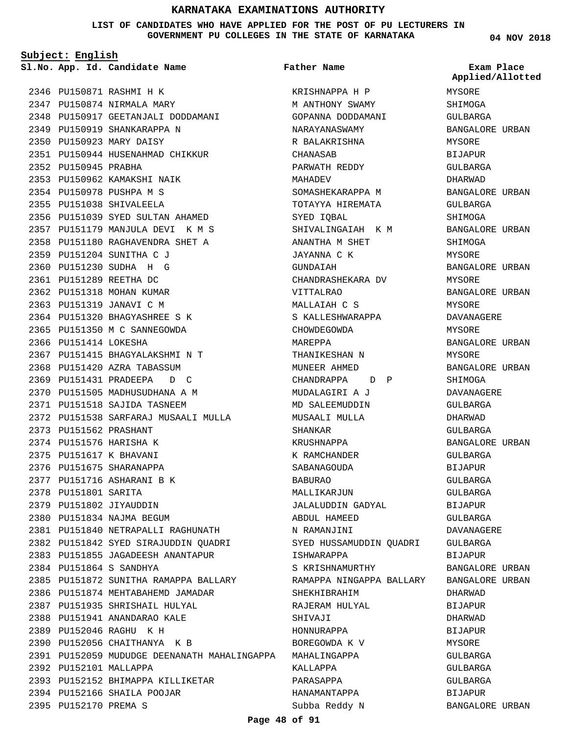# KARNATAKA EXAMINATIONS AUTHORITY

**LIST OF CANDIDATES WHO HAVE APPLIED FOR THE POST OF PU LECTURERS IN GOVERNMENT PU COLLEGES IN THE STATE OF KARNATAKA**

04 NOV 2018

**Subject: English**

| Sl.No. | App. Id. | Candidate Name | Father Name | Exam Place Applied/Allotted |
|---|---|---|---|---|
| 2346 | PU150871 | RASHMI H K | KRISHNAPPA H P | MYSORE |
| 2347 | PU150874 | NIRMALA MARY | M ANTHONY SWAMY | SHIMOGA |
| 2348 | PU150917 | GEETANJALI DODDAMANI | GOPANNA DODDAMANI | GULBARGA |
| 2349 | PU150919 | SHANKARAPPA N | NARAYANASWAMY | BANGALORE URBAN |
| 2350 | PU150923 | MARY DAISY | R BALAKRISHNA | MYSORE |
| 2351 | PU150944 | HUSENAHMAD CHIKKUR | CHANASAB | BIJAPUR |
| 2352 | PU150945 | PRABHA | PARWATH REDDY | GULBARGA |
| 2353 | PU150962 | KAMAKSHI NAIK | MAHADEV | DHARWAD |
| 2354 | PU150978 | PUSHPA M S | SOMASHEKARAPPA M | BANGALORE URBAN |
| 2355 | PU151038 | SHIVALEELA | TOTAYYA HIREMATA | GULBARGA |
| 2356 | PU151039 | SYED SULTAN AHAMED | SYED IQBAL | SHIMOGA |
| 2357 | PU151179 | MANJULA DEVI K M S | SHIVALINGAIAH K M | BANGALORE URBAN |
| 2358 | PU151180 | RAGHAVENDRA SHET A | ANANTHA M SHET | SHIMOGA |
| 2359 | PU151204 | SUNITHA C J | JAYANNA C K | MYSORE |
| 2360 | PU151230 | SUDHA H G | GUNDAIAH | BANGALORE URBAN |
| 2361 | PU151289 | REETHA DC | CHANDRASHEKARA DV | MYSORE |
| 2362 | PU151318 | MOHAN KUMAR | VITTALRAO | BANGALORE URBAN |
| 2363 | PU151319 | JANAVI C M | MALLAIAH C S | MYSORE |
| 2364 | PU151320 | BHAGYASHREE S K | S KALLESHWARAPPA | DAVANAGERE |
| 2365 | PU151350 | M C SANNEGOWDA | CHOWDEGOWDA | MYSORE |
| 2366 | PU151414 | LOKESHA | MAREPPA | BANGALORE URBAN |
| 2367 | PU151415 | BHAGYALAKSHMI N T | THANIKESHAN N | MYSORE |
| 2368 | PU151420 | AZRA TABASSUM | MUNEER AHMED | BANGALORE URBAN |
| 2369 | PU151431 | PRADEEPA D C | CHANDRAPPA D P | SHIMOGA |
| 2370 | PU151505 | MADHUSUDHANA A M | MUDALAGIRI A J | DAVANAGERE |
| 2371 | PU151518 | SAJIDA TASNEEM | MD SALEEMUDDIN | GULBARGA |
| 2372 | PU151538 | SARFARAJ MUSAALI MULLA | MUSAALI MULLA | DHARWAD |
| 2373 | PU151562 | PRASHANT | SHANKAR | GULBARGA |
| 2374 | PU151576 | HARISHA K | KRUSHNAPPA | BANGALORE URBAN |
| 2375 | PU151617 | K BHAVANI | K RAMCHANDER | GULBARGA |
| 2376 | PU151675 | SHARANAPPA | SABANAGOUDA | BIJAPUR |
| 2377 | PU151716 | ASHARANI B K | BABURAO | GULBARGA |
| 2378 | PU151801 | SARITA | MALLIKARJUN | GULBARGA |
| 2379 | PU151802 | JIYAUDDIN | JALALUDDIN GADYAL | BIJAPUR |
| 2380 | PU151834 | NAJMA BEGUM | ABDUL HAMEED | GULBARGA |
| 2381 | PU151840 | NETRAPALLI RAGHUNATH | N RAMANJINI | DAVANAGERE |
| 2382 | PU151842 | SYED SIRAJUDDIN QUADRI | SYED HUSSAMUDDIN QUADRI | GULBARGA |
| 2383 | PU151855 | JAGADEESH ANANTAPUR | ISHWARAPPA | BIJAPUR |
| 2384 | PU151864 | S SANDHYA | S KRISHNAMURTHY | BANGALORE URBAN |
| 2385 | PU151872 | SUNITHA RAMAPPA BALLARY | RAMAPPA NINGAPPA BALLARY | BANGALORE URBAN |
| 2386 | PU151874 | MEHTABAHEMD JAMADAR | SHEKHIBRAHIM | DHARWAD |
| 2387 | PU151935 | SHRISHAIL HULYAL | RAJERAM HULYAL | BIJAPUR |
| 2388 | PU151941 | ANANDARAO KALE | SHIVAJI | DHARWAD |
| 2389 | PU152046 | RAGHU K H | HONNURAPPA | BIJAPUR |
| 2390 | PU152056 | CHAITHANYA K B | BOREGOWDA K V | MYSORE |
| 2391 | PU152059 | MUDUDGE DEENANATH MAHALINGAPPA | MAHALINGAPPA | GULBARGA |
| 2392 | PU152101 | MALLAPPA | KALLAPPA | GULBARGA |
| 2393 | PU152152 | BHIMAPPA KILLIKETAR | PARASAPPA | GULBARGA |
| 2394 | PU152166 | SHAILA POOJAR | HANAMANTAPPA | BIJAPUR |
| 2395 | PU152170 | PREMA S | Subba Reddy N | BANGALORE URBAN |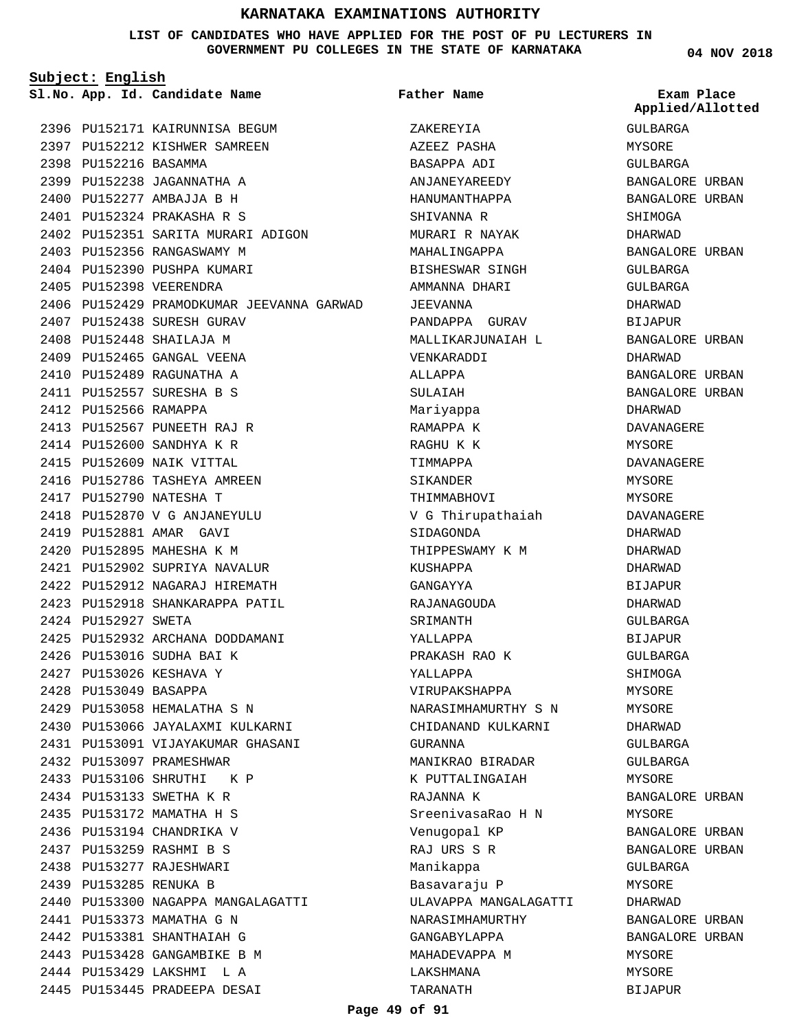# KARNATAKA EXAMINATIONS AUTHORITY

**LIST OF CANDIDATES WHO HAVE APPLIED FOR THE POST OF PU LECTURERS IN GOVERNMENT PU COLLEGES IN THE STATE OF KARNATAKA**

**04 NOV 2018**

**Subject: English**

| Sl.No. | App. Id. | Candidate Name | Father Name | Exam Place Applied/Allotted |
|---|---|---|---|---|
| 2396 | PU152171 | KAIRUNNISA BEGUM | ZAKEREYIA | GULBARGA |
| 2397 | PU152212 | KISHWER SAMREEN | AZEEZ PASHA | MYSORE |
| 2398 | PU152216 | BASAMMA | BASAPPA ADI | GULBARGA |
| 2399 | PU152238 | JAGANNATHA A | ANJANEYAREEDY | BANGALORE URBAN |
| 2400 | PU152277 | AMBAJJA B H | HANUMANTHAPPA | BANGALORE URBAN |
| 2401 | PU152324 | PRAKASHA R S | SHIVANNA R | SHIMOGA |
| 2402 | PU152351 | SARITA MURARI ADIGON | MURARI R NAYAK | DHARWAD |
| 2403 | PU152356 | RANGASWAMY M | MAHALINGAPPA | BANGALORE URBAN |
| 2404 | PU152390 | PUSHPA KUMARI | BISHESWAR SINGH | GULBARGA |
| 2405 | PU152398 | VEERENDRA | AMMANNA DHARI | GULBARGA |
| 2406 | PU152429 | PRAMODKUMAR JEEVANNA GARWAD | JEEVANNA | DHARWAD |
| 2407 | PU152438 | SURESH GURAV | PANDAPPA GURAV | BIJAPUR |
| 2408 | PU152448 | SHAILAJA M | MALLIKARJUNAIAH L | BANGALORE URBAN |
| 2409 | PU152465 | GANGAL VEENA | VENKARADDI | DHARWAD |
| 2410 | PU152489 | RAGUNATHA A | ALLAPPA | BANGALORE URBAN |
| 2411 | PU152557 | SURESHA B S | SULAIAH | BANGALORE URBAN |
| 2412 | PU152566 | RAMAPPA | Mariyappa | DHARWAD |
| 2413 | PU152567 | PUNEETH RAJ R | RAMAPPA K | DAVANAGERE |
| 2414 | PU152600 | SANDHYA K R | RAGHU K K | MYSORE |
| 2415 | PU152609 | NAIK VITTAL | TIMMAPPA | DAVANAGERE |
| 2416 | PU152786 | TASHEYA AMREEN | SIKANDER | MYSORE |
| 2417 | PU152790 | NATESHA T | THIMMABHOVI | MYSORE |
| 2418 | PU152870 | V G ANJANEYULU | V G Thirupathaiah | DAVANAGERE |
| 2419 | PU152881 | AMAR GAVI | SIDAGONDA | DHARWAD |
| 2420 | PU152895 | MAHESHA K M | THIPPESWAMY K M | DHARWAD |
| 2421 | PU152902 | SUPRIYA NAVALUR | KUSHAPPA | DHARWAD |
| 2422 | PU152912 | NAGARAJ HIREMATH | GANGAYYA | BIJAPUR |
| 2423 | PU152918 | SHANKARAPPA PATIL | RAJANAGOUDA | DHARWAD |
| 2424 | PU152927 | SWETA | SRIMANTH | GULBARGA |
| 2425 | PU152932 | ARCHANA DODDAMANI | YALLAPPA | BIJAPUR |
| 2426 | PU153016 | SUDHA BAI K | PRAKASH RAO K | GULBARGA |
| 2427 | PU153026 | KESHAVA Y | YALLAPPA | SHIMOGA |
| 2428 | PU153049 | BASAPPA | VIRUPAKSHAPPA | MYSORE |
| 2429 | PU153058 | HEMALATHA S N | NARASIMHAMURTHY S N | MYSORE |
| 2430 | PU153066 | JAYALAXMI KULKARNI | CHIDANAND KULKARNI | DHARWAD |
| 2431 | PU153091 | VIJAYAKUMAR GHASANI | GURANNA | GULBARGA |
| 2432 | PU153097 | PRAMESHWAR | MANIKRAO BIRADAR | GULBARGA |
| 2433 | PU153106 | SHRUTHI K P | K PUTTALINGAIAH | MYSORE |
| 2434 | PU153133 | SWETHA K R | RAJANNA K | BANGALORE URBAN |
| 2435 | PU153172 | MAMATHA H S | SreenivasaRao H N | MYSORE |
| 2436 | PU153194 | CHANDRIKA V | Venugopal KP | BANGALORE URBAN |
| 2437 | PU153259 | RASHMI B S | RAJ URS S R | BANGALORE URBAN |
| 2438 | PU153277 | RAJESHWARI | Manikappa | GULBARGA |
| 2439 | PU153285 | RENUKA B | Basavaraju P | MYSORE |
| 2440 | PU153300 | NAGAPPA MANGALAGATTI | ULAVAPPA MANGALAGATTI | DHARWAD |
| 2441 | PU153373 | MAMATHA G N | NARASIMHAMURTHY | BANGALORE URBAN |
| 2442 | PU153381 | SHANTHAIAH G | GANGABYLAPPA | BANGALORE URBAN |
| 2443 | PU153428 | GANGAMBIKE B M | MAHADEVAPPA M | MYSORE |
| 2444 | PU153429 | LAKSHMI L A | LAKSHMANA | MYSORE |
| 2445 | PU153445 | PRADEEPA DESAI | TARANATH | BIJAPUR |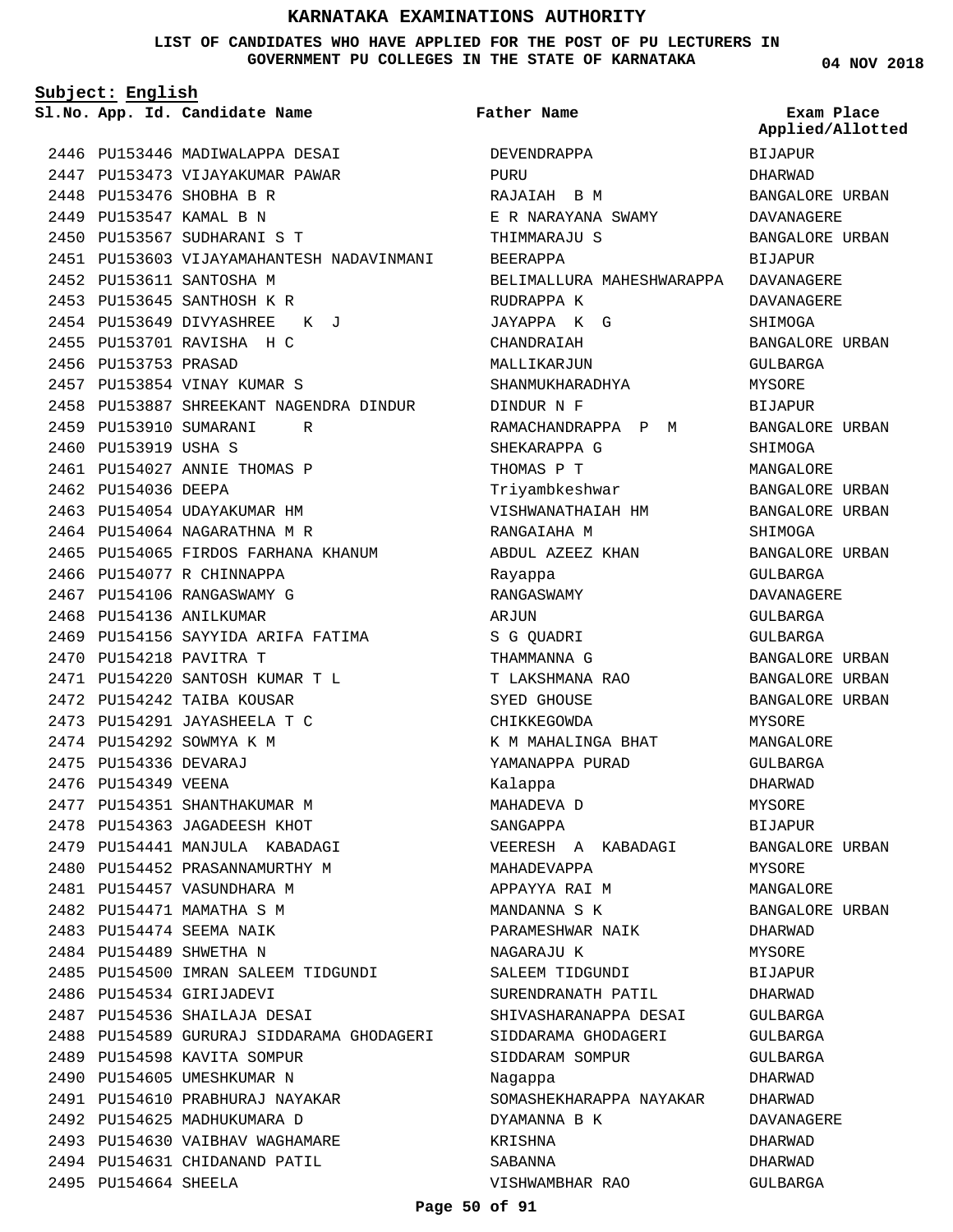# KARNATAKA EXAMINATIONS AUTHORITY

**LIST OF CANDIDATES WHO HAVE APPLIED FOR THE POST OF PU LECTURERS IN GOVERNMENT PU COLLEGES IN THE STATE OF KARNATAKA**

04 NOV 2018

**Subject: English**

| Sl.No. | App. Id. | Candidate Name | Father Name | Exam Place Applied/Allotted |
|---|---|---|---|---|
| 2446 | PU153446 | MADIWALAPPA DESAI | DEVENDRAPPA | BIJAPUR |
| 2447 | PU153473 | VIJAYAKUMAR PAWAR | PURU | DHARWAD |
| 2448 | PU153476 | SHOBHA B R | RAJAIAH B M | BANGALORE URBAN |
| 2449 | PU153547 | KAMAL B N | E R NARAYANA SWAMY | DAVANAGERE |
| 2450 | PU153567 | SUDHARANI S T | THIMMARAJU S | BANGALORE URBAN |
| 2451 | PU153603 | VIJAYAMAHANTESH NADAVINMANI | BEERAPPA | BIJAPUR |
| 2452 | PU153611 | SANTOSHA M | BELIMALLURA MAHESHWARAPPA | DAVANAGERE |
| 2453 | PU153645 | SANTHOSH K R | RUDRAPPA K | DAVANAGERE |
| 2454 | PU153649 | DIVYASHREE K J | JAYAPPA K G | SHIMOGA |
| 2455 | PU153701 | RAVISHA H C | CHANDRAIAH | BANGALORE URBAN |
| 2456 | PU153753 | PRASAD | MALLIKARJUN | GULBARGA |
| 2457 | PU153854 | VINAY KUMAR S | SHANMUKHARADHYA | MYSORE |
| 2458 | PU153887 | SHREEKANT NAGENDRA DINDUR | DINDUR N F | BIJAPUR |
| 2459 | PU153910 | SUMARANI R | RAMACHANDRAPPA P M | BANGALORE URBAN |
| 2460 | PU153919 | USHA S | SHEKARAPPA G | SHIMOGA |
| 2461 | PU154027 | ANNIE THOMAS P | THOMAS P T | MANGALORE |
| 2462 | PU154036 | DEEPA | Triyambkeshwar | BANGALORE URBAN |
| 2463 | PU154054 | UDAYAKUMAR HM | VISHWANATHAIAH HM | BANGALORE URBAN |
| 2464 | PU154064 | NAGARATHNA M R | RANGAIAHA M | SHIMOGA |
| 2465 | PU154065 | FIRDOS FARHANA KHANUM | ABDUL AZEEZ KHAN | BANGALORE URBAN |
| 2466 | PU154077 | R CHINNAPPA | Rayappa | GULBARGA |
| 2467 | PU154106 | RANGASWAMY G | RANGASWAMY | DAVANAGERE |
| 2468 | PU154136 | ANILKUMAR | ARJUN | GULBARGA |
| 2469 | PU154156 | SAYYIDA ARIFA FATIMA | S G QUADRI | GULBARGA |
| 2470 | PU154218 | PAVITRA T | THAMMANNA G | BANGALORE URBAN |
| 2471 | PU154220 | SANTOSH KUMAR T L | T LAKSHMANA RAO | BANGALORE URBAN |
| 2472 | PU154242 | TAIBA KOUSAR | SYED GHOUSE | BANGALORE URBAN |
| 2473 | PU154291 | JAYASHEELA T C | CHIKKEGOWDA | MYSORE |
| 2474 | PU154292 | SOWMYA K M | K M MAHALINGA BHAT | MANGALORE |
| 2475 | PU154336 | DEVARAJ | YAMANAPPA PURAD | GULBARGA |
| 2476 | PU154349 | VEENA | Kalappa | DHARWAD |
| 2477 | PU154351 | SHANTHAKUMAR M | MAHADEVA D | MYSORE |
| 2478 | PU154363 | JAGADEESH KHOT | SANGAPPA | BIJAPUR |
| 2479 | PU154441 | MANJULA KABADAGI | VEERESH A KABADAGI | BANGALORE URBAN |
| 2480 | PU154452 | PRASANNAMURTHY M | MAHADEVAPPA | MYSORE |
| 2481 | PU154457 | VASUNDHARA M | APPAYYA RAI M | MANGALORE |
| 2482 | PU154471 | MAMATHA S M | MANDANNA S K | BANGALORE URBAN |
| 2483 | PU154474 | SEEMA NAIK | PARAMESHWAR NAIK | DHARWAD |
| 2484 | PU154489 | SHWETHA N | NAGARAJU K | MYSORE |
| 2485 | PU154500 | IMRAN SALEEM TIDGUNDI | SALEEM TIDGUNDI | BIJAPUR |
| 2486 | PU154534 | GIRIJADEVI | SURENDRANATH PATIL | DHARWAD |
| 2487 | PU154536 | SHAILAJA DESAI | SHIVASHARANAPPA DESAI | GULBARGA |
| 2488 | PU154589 | GURURAJ SIDDARAMA GHODAGERI | SIDDARAMA GHODAGERI | GULBARGA |
| 2489 | PU154598 | KAVITA SOMPUR | SIDDARAM SOMPUR | GULBARGA |
| 2490 | PU154605 | UMESHKUMAR N | Nagappa | DHARWAD |
| 2491 | PU154610 | PRABHURAJ NAYAKAR | SOMASHEKHARAPPA NAYAKAR | DHARWAD |
| 2492 | PU154625 | MADHUKUMARA D | DYAMANNA B K | DAVANAGERE |
| 2493 | PU154630 | VAIBHAV WAGHAMARE | KRISHNA | DHARWAD |
| 2494 | PU154631 | CHIDANAND PATIL | SABANNA | DHARWAD |
| 2495 | PU154664 | SHEELA | VISHWAMBHAR RAO | GULBARGA |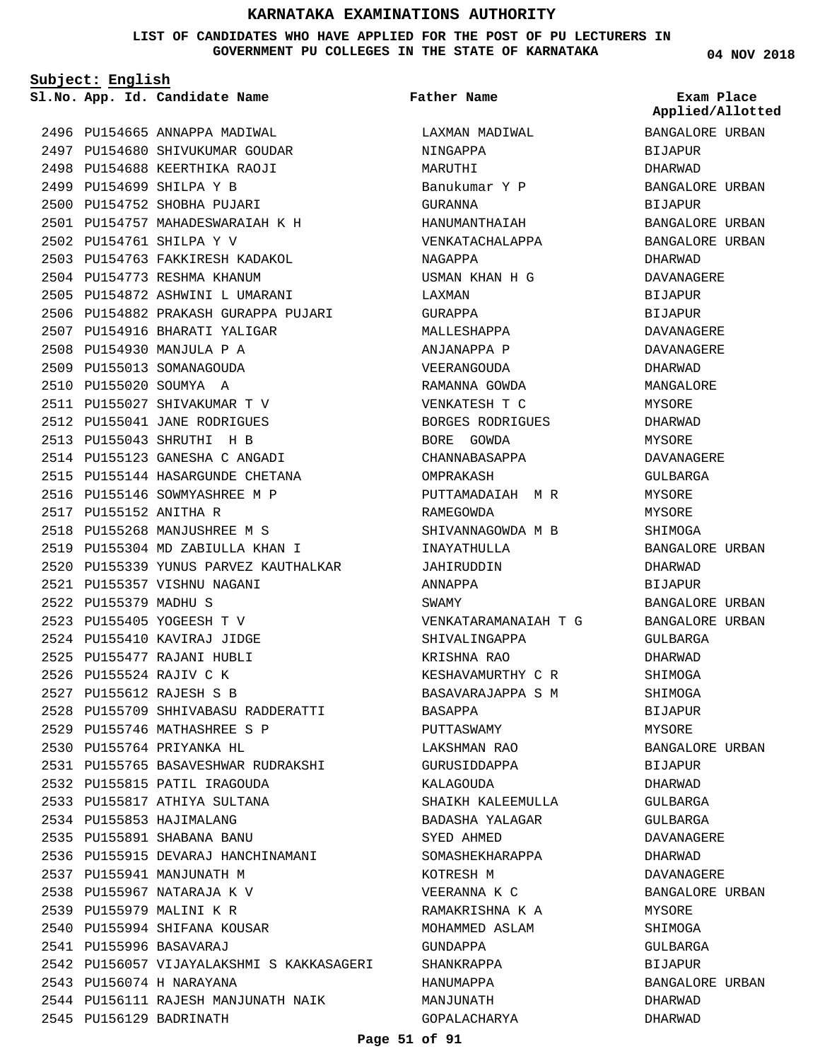# KARNATAKA EXAMINATIONS AUTHORITY

**LIST OF CANDIDATES WHO HAVE APPLIED FOR THE POST OF PU LECTURERS IN GOVERNMENT PU COLLEGES IN THE STATE OF KARNATAKA**

**04 NOV 2018**

**Subject: English**

| Sl.No. | App. Id. | Candidate Name | Father Name | Exam Place Applied/Allotted |
|---|---|---|---|---|
| 2496 | PU154665 | ANNAPPA MADIWAL | LAXMAN MADIWAL | BANGALORE URBAN |
| 2497 | PU154680 | SHIVUKUMAR GOUDAR | NINGAPPA | BIJAPUR |
| 2498 | PU154688 | KEERTHIKA RAOJI | MARUTHI | DHARWAD |
| 2499 | PU154699 | SHILPA Y B | Banukumar Y P | BANGALORE URBAN |
| 2500 | PU154752 | SHOBHA PUJARI | GURANNA | BIJAPUR |
| 2501 | PU154757 | MAHADESWARAIAH K H | HANUMANTHAIAH | BANGALORE URBAN |
| 2502 | PU154761 | SHILPA Y V | VENKATACHALAPPA | BANGALORE URBAN |
| 2503 | PU154763 | FAKKIRESH KADAKOL | NAGAPPA | DHARWAD |
| 2504 | PU154773 | RESHMA KHANUM | USMAN KHAN H G | DAVANAGERE |
| 2505 | PU154872 | ASHWINI L UMARANI | LAXMAN | BIJAPUR |
| 2506 | PU154882 | PRAKASH GURAPPA PUJARI | GURAPPA | BIJAPUR |
| 2507 | PU154916 | BHARATI YALIGAR | MALLESHAPPA | DAVANAGERE |
| 2508 | PU154930 | MANJULA P A | ANJANAPPA P | DAVANAGERE |
| 2509 | PU155013 | SOMANAGOUDA | VEERANGOUDA | DHARWAD |
| 2510 | PU155020 | SOUMYA A | RAMANNA GOWDA | MANGALORE |
| 2511 | PU155027 | SHIVAKUMAR T V | VENKATESH T C | MYSORE |
| 2512 | PU155041 | JANE RODRIGUES | BORGES RODRIGUES | DHARWAD |
| 2513 | PU155043 | SHRUTHI H B | BORE GOWDA | MYSORE |
| 2514 | PU155123 | GANESHA C ANGADI | CHANNABASAPPA | DAVANAGERE |
| 2515 | PU155144 | HASARGUNDE CHETANA | OMPRAKASH | GULBARGA |
| 2516 | PU155146 | SOWMYASHREE M P | PUTTAMADAIAH M R | MYSORE |
| 2517 | PU155152 | ANITHA R | RAMEGOWDA | MYSORE |
| 2518 | PU155268 | MANJUSHREE M S | SHIVANNAGOWDA M B | SHIMOGA |
| 2519 | PU155304 | MD ZABIULLA KHAN I | INAYATHULLA | BANGALORE URBAN |
| 2520 | PU155339 | YUNUS PARVEZ KAUTHALKAR | JAHIRUDDIN | DHARWAD |
| 2521 | PU155357 | VISHNU NAGANI | ANNAPPA | BIJAPUR |
| 2522 | PU155379 | MADHU S | SWAMY | BANGALORE URBAN |
| 2523 | PU155405 | YOGEESH T V | VENKATARAMANAIAH T G | BANGALORE URBAN |
| 2524 | PU155410 | KAVIRAJ JIDGE | SHIVALINGAPPA | GULBARGA |
| 2525 | PU155477 | RAJANI HUBLI | KRISHNA RAO | DHARWAD |
| 2526 | PU155524 | RAJIV C K | KESHAVAMURTHY C R | SHIMOGA |
| 2527 | PU155612 | RAJESH S B | BASAVARAJAPPA S M | SHIMOGA |
| 2528 | PU155709 | SHHIVABASU RADDERATTI | BASAPPA | BIJAPUR |
| 2529 | PU155746 | MATHASHREE S P | PUTTASWAMY | MYSORE |
| 2530 | PU155764 | PRIYANKA HL | LAKSHMAN RAO | BANGALORE URBAN |
| 2531 | PU155765 | BASAVESHWAR RUDRAKSHI | GURUSIDDAPPA | BIJAPUR |
| 2532 | PU155815 | PATIL IRAGOUDA | KALAGOUDA | DHARWAD |
| 2533 | PU155817 | ATHIYA SULTANA | SHAIKH KALEEMULLA | GULBARGA |
| 2534 | PU155853 | HAJIMALANG | BADASHA YALAGAR | GULBARGA |
| 2535 | PU155891 | SHABANA BANU | SYED AHMED | DAVANAGERE |
| 2536 | PU155915 | DEVARAJ HANCHINAMANI | SOMASHEKHARAPPA | DHARWAD |
| 2537 | PU155941 | MANJUNATH M | KOTRESH M | DAVANAGERE |
| 2538 | PU155967 | NATARAJA K V | VEERANNA K C | BANGALORE URBAN |
| 2539 | PU155979 | MALINI K R | RAMAKRISHNA K A | MYSORE |
| 2540 | PU155994 | SHIFANA KOUSAR | MOHAMMED ASLAM | SHIMOGA |
| 2541 | PU155996 | BASAVARAJ | GUNDAPPA | GULBARGA |
| 2542 | PU156057 | VIJAYALAKSHMI S KAKKASAGERI | SHANKRAPPA | BIJAPUR |
| 2543 | PU156074 | H NARAYANA | HANUMAPPA | BANGALORE URBAN |
| 2544 | PU156111 | RAJESH MANJUNATH NAIK | MANJUNATH | DHARWAD |
| 2545 | PU156129 | BADRINATH | GOPALACHARYA | DHARWAD |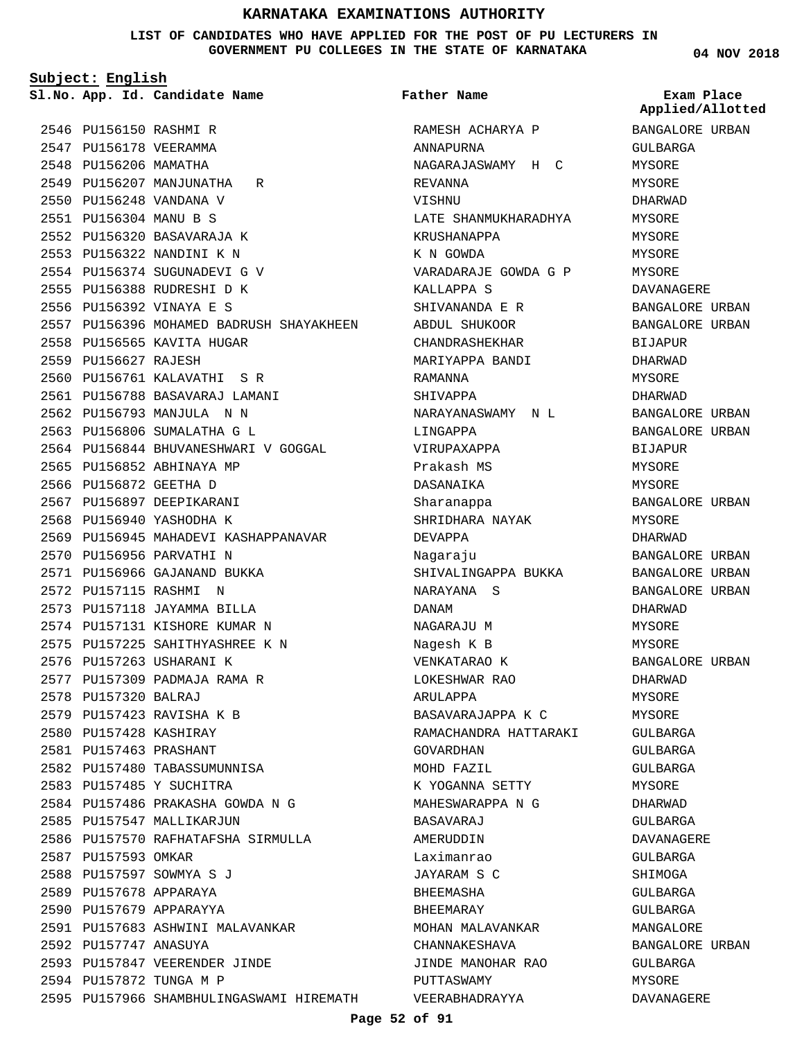# KARNATAKA EXAMINATIONS AUTHORITY

**LIST OF CANDIDATES WHO HAVE APPLIED FOR THE POST OF PU LECTURERS IN GOVERNMENT PU COLLEGES IN THE STATE OF KARNATAKA**

04 NOV 2018

**Subject: English**

| Sl.No. | App. Id. | Candidate Name | Father Name | Exam Place Applied/Allotted |
|---|---|---|---|---|
| 2546 | PU156150 | RASHMI R | RAMESH ACHARYA P | BANGALORE URBAN |
| 2547 | PU156178 | VEERAMMA | ANNAPURNA | GULBARGA |
| 2548 | PU156206 | MAMATHA | NAGARAJASWAMY H C | MYSORE |
| 2549 | PU156207 | MANJUNATHA R | REVANNA | MYSORE |
| 2550 | PU156248 | VANDANA V | VISHNU | DHARWAD |
| 2551 | PU156304 | MANU B S | LATE SHANMUKHARADHYA | MYSORE |
| 2552 | PU156320 | BASAVARAJA K | KRUSHANAPPA | MYSORE |
| 2553 | PU156322 | NANDINI K N | K N GOWDA | MYSORE |
| 2554 | PU156374 | SUGUNADEVI G V | VARADARAJE GOWDA G P | MYSORE |
| 2555 | PU156388 | RUDRESHI D K | KALLAPPA S | DAVANAGERE |
| 2556 | PU156392 | VINAYA E S | SHIVANANDA E R | BANGALORE URBAN |
| 2557 | PU156396 | MOHAMED BADRUSH SHAYAKHEEN | ABDUL SHUKOOR | BANGALORE URBAN |
| 2558 | PU156565 | KAVITA HUGAR | CHANDRASHEKHAR | BIJAPUR |
| 2559 | PU156627 | RAJESH | MARIYAPPA BANDI | DHARWAD |
| 2560 | PU156761 | KALAVATHI S R | RAMANNA | MYSORE |
| 2561 | PU156788 | BASAVARAJ LAMANI | SHIVAPPA | DHARWAD |
| 2562 | PU156793 | MANJULA N N | NARAYANASWAMY N L | BANGALORE URBAN |
| 2563 | PU156806 | SUMALATHA G L | LINGAPPA | BANGALORE URBAN |
| 2564 | PU156844 | BHUVANESHWARI V GOGGAL | VIRUPAXAPPA | BIJAPUR |
| 2565 | PU156852 | ABHINAYA MP | Prakash MS | MYSORE |
| 2566 | PU156872 | GEETHA D | DASANAIKA | MYSORE |
| 2567 | PU156897 | DEEPIKARANI | Sharanappa | BANGALORE URBAN |
| 2568 | PU156940 | YASHODHA K | SHRIDHARA NAYAK | MYSORE |
| 2569 | PU156945 | MAHADEVI KASHAPPANAVAR | DEVAPPA | DHARWAD |
| 2570 | PU156956 | PARVATHI N | Nagaraju | BANGALORE URBAN |
| 2571 | PU156966 | GAJANAND BUKKA | SHIVALINGAPPA BUKKA | BANGALORE URBAN |
| 2572 | PU157115 | RASHMI N | NARAYANA S | BANGALORE URBAN |
| 2573 | PU157118 | JAYAMMA BILLA | DANAM | DHARWAD |
| 2574 | PU157131 | KISHORE KUMAR N | NAGARAJU M | MYSORE |
| 2575 | PU157225 | SAHITHYASHREE K N | Nagesh K B | MYSORE |
| 2576 | PU157263 | USHARANI K | VENKATARAO K | BANGALORE URBAN |
| 2577 | PU157309 | PADMAJA RAMA R | LOKESHWAR RAO | DHARWAD |
| 2578 | PU157320 | BALRAJ | ARULAPPA | MYSORE |
| 2579 | PU157423 | RAVISHA K B | BASAVARAJAPPA K C | MYSORE |
| 2580 | PU157428 | KASHIRAY | RAMACHANDRA HATTARAKI | GULBARGA |
| 2581 | PU157463 | PRASHANT | GOVARDHAN | GULBARGA |
| 2582 | PU157480 | TABASSUMUNNISA | MOHD FAZIL | GULBARGA |
| 2583 | PU157485 | Y SUCHITRA | K YOGANNA SETTY | MYSORE |
| 2584 | PU157486 | PRAKASHA GOWDA N G | MAHESWARAPPA N G | DHARWAD |
| 2585 | PU157547 | MALLIKARJUN | BASAVARAJ | GULBARGA |
| 2586 | PU157570 | RAFHATAFSHA SIRMULLA | AMERUDDIN | DAVANAGERE |
| 2587 | PU157593 | OMKAR | Laximanrao | GULBARGA |
| 2588 | PU157597 | SOWMYA S J | JAYARAM S C | SHIMOGA |
| 2589 | PU157678 | APPARAYA | BHEEMASHA | GULBARGA |
| 2590 | PU157679 | APPARAYYA | BHEEMARAY | GULBARGA |
| 2591 | PU157683 | ASHWINI MALAVANKAR | MOHAN MALAVANKAR | MANGALORE |
| 2592 | PU157747 | ANASUYA | CHANNAKESHAVA | BANGALORE URBAN |
| 2593 | PU157847 | VEERENDER JINDE | JINDE MANOHAR RAO | GULBARGA |
| 2594 | PU157872 | TUNGA M P | PUTTASWAMY | MYSORE |
| 2595 | PU157966 | SHAMBHULINGASWAMI HIREMATH | VEERABHADRAYYA | DAVANAGERE |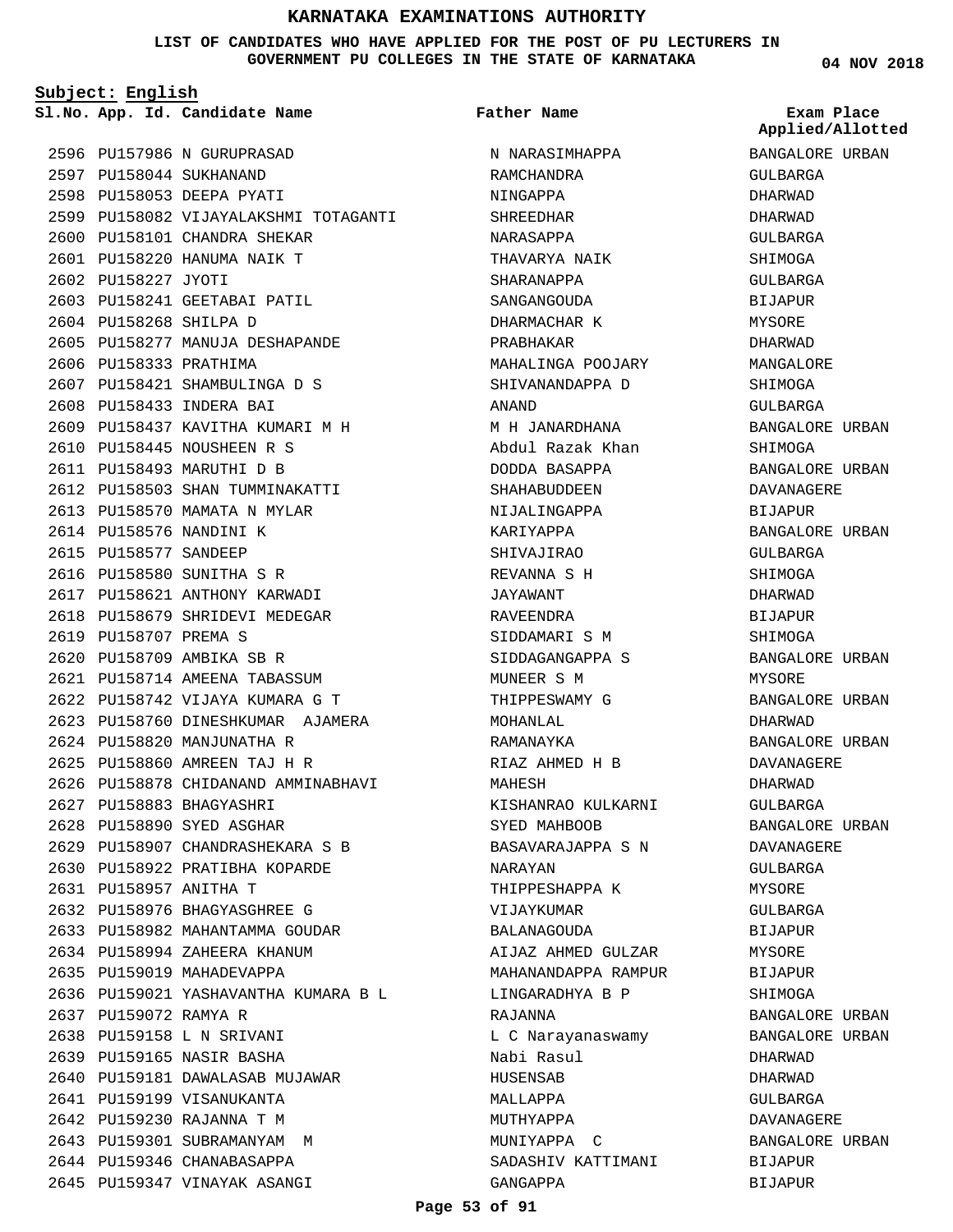# KARNATAKA EXAMINATIONS AUTHORITY

**LIST OF CANDIDATES WHO HAVE APPLIED FOR THE POST OF PU LECTURERS IN GOVERNMENT PU COLLEGES IN THE STATE OF KARNATAKA**

04 NOV 2018

**Subject: English**

| Sl.No. | App. Id. | Candidate Name | Father Name | Exam Place Applied/Allotted |
|---|---|---|---|---|
| 2596 | PU157986 | N GURUPRASAD | N NARASIMHAPPA | BANGALORE URBAN |
| 2597 | PU158044 | SUKHANAND | RAMCHANDRA | GULBARGA |
| 2598 | PU158053 | DEEPA PYATI | NINGAPPA | DHARWAD |
| 2599 | PU158082 | VIJAYALAKSHMI TOTAGANTI | SHREEDHAR | DHARWAD |
| 2600 | PU158101 | CHANDRA SHEKAR | NARASAPPA | GULBARGA |
| 2601 | PU158220 | HANUMA NAIK T | THAVARYA NAIK | SHIMOGA |
| 2602 | PU158227 | JYOTI | SHARANAPPA | GULBARGA |
| 2603 | PU158241 | GEETABAI PATIL | SANGANGOUDA | BIJAPUR |
| 2604 | PU158268 | SHILPA D | DHARMACHAR K | MYSORE |
| 2605 | PU158277 | MANUJA DESHAPANDE | PRABHAKAR | DHARWAD |
| 2606 | PU158333 | PRATHIMA | MAHALINGA POOJARY | MANGALORE |
| 2607 | PU158421 | SHAMBULINGA D S | SHIVANANDAPPA D | SHIMOGA |
| 2608 | PU158433 | INDERA BAI | ANAND | GULBARGA |
| 2609 | PU158437 | KAVITHA KUMARI M H | M H JANARDHANA | BANGALORE URBAN |
| 2610 | PU158445 | NOUSHEEN R S | Abdul Razak Khan | SHIMOGA |
| 2611 | PU158493 | MARUTHI D B | DODDA BASAPPA | BANGALORE URBAN |
| 2612 | PU158503 | SHAN TUMMINAKATTI | SHAHABUDDEEN | DAVANAGERE |
| 2613 | PU158570 | MAMATA N MYLAR | NIJALINGAPPA | BIJAPUR |
| 2614 | PU158576 | NANDINI K | KARIYAPPA | BANGALORE URBAN |
| 2615 | PU158577 | SANDEEP | SHIVAJIRAO | GULBARGA |
| 2616 | PU158580 | SUNITHA S R | REVANNA S H | SHIMOGA |
| 2617 | PU158621 | ANTHONY KARWADI | JAYAWANT | DHARWAD |
| 2618 | PU158679 | SHRIDEVI MEDEGAR | RAVEENDRA | BIJAPUR |
| 2619 | PU158707 | PREMA S | SIDDAMARI S M | SHIMOGA |
| 2620 | PU158709 | AMBIKA SB R | SIDDAGANGAPPA S | BANGALORE URBAN |
| 2621 | PU158714 | AMEENA TABASSUM | MUNEER S M | MYSORE |
| 2622 | PU158742 | VIJAYA KUMARA G T | THIPPESWAMY G | BANGALORE URBAN |
| 2623 | PU158760 | DINESHKUMAR AJAMERA | MOHANLAL | DHARWAD |
| 2624 | PU158820 | MANJUNATHA R | RAMANAYKA | BANGALORE URBAN |
| 2625 | PU158860 | AMREEN TAJ H R | RIAZ AHMED H B | DAVANAGERE |
| 2626 | PU158878 | CHIDANAND AMMINABHAVI | MAHESH | DHARWAD |
| 2627 | PU158883 | BHAGYASHRI | KISHANRAO KULKARNI | GULBARGA |
| 2628 | PU158890 | SYED ASGHAR | SYED MAHBOOB | BANGALORE URBAN |
| 2629 | PU158907 | CHANDRASHEKARA S B | BASAVARAJAPPA S N | DAVANAGERE |
| 2630 | PU158922 | PRATIBHA KOPARDE | NARAYAN | GULBARGA |
| 2631 | PU158957 | ANITHA T | THIPPESHAPPA K | MYSORE |
| 2632 | PU158976 | BHAGYASGHREE G | VIJAYKUMAR | GULBARGA |
| 2633 | PU158982 | MAHANTAMMA GOUDAR | BALANAGOUDA | BIJAPUR |
| 2634 | PU158994 | ZAHEERA KHANUM | AIJAZ AHMED GULZAR | MYSORE |
| 2635 | PU159019 | MAHADEVAPPA | MAHANANDAPPA RAMPUR | BIJAPUR |
| 2636 | PU159021 | YASHAVANTHA KUMARA B L | LINGARADHYA B P | SHIMOGA |
| 2637 | PU159072 | RAMYA R | RAJANNA | BANGALORE URBAN |
| 2638 | PU159158 | L N SRIVANI | L C Narayanaswamy | BANGALORE URBAN |
| 2639 | PU159165 | NASIR BASHA | Nabi Rasul | DHARWAD |
| 2640 | PU159181 | DAWALASAB MUJAWAR | HUSENSAB | DHARWAD |
| 2641 | PU159199 | VISANUKANTA | MALLAPPA | GULBARGA |
| 2642 | PU159230 | RAJANNA T M | MUTHYAPPA | DAVANAGERE |
| 2643 | PU159301 | SUBRAMANYAM M | MUNIYAPPA C | BANGALORE URBAN |
| 2644 | PU159346 | CHANABASAPPA | SADASHIV KATTIMANI | BIJAPUR |
| 2645 | PU159347 | VINAYAK ASANGI | GANGAPPA | BIJAPUR |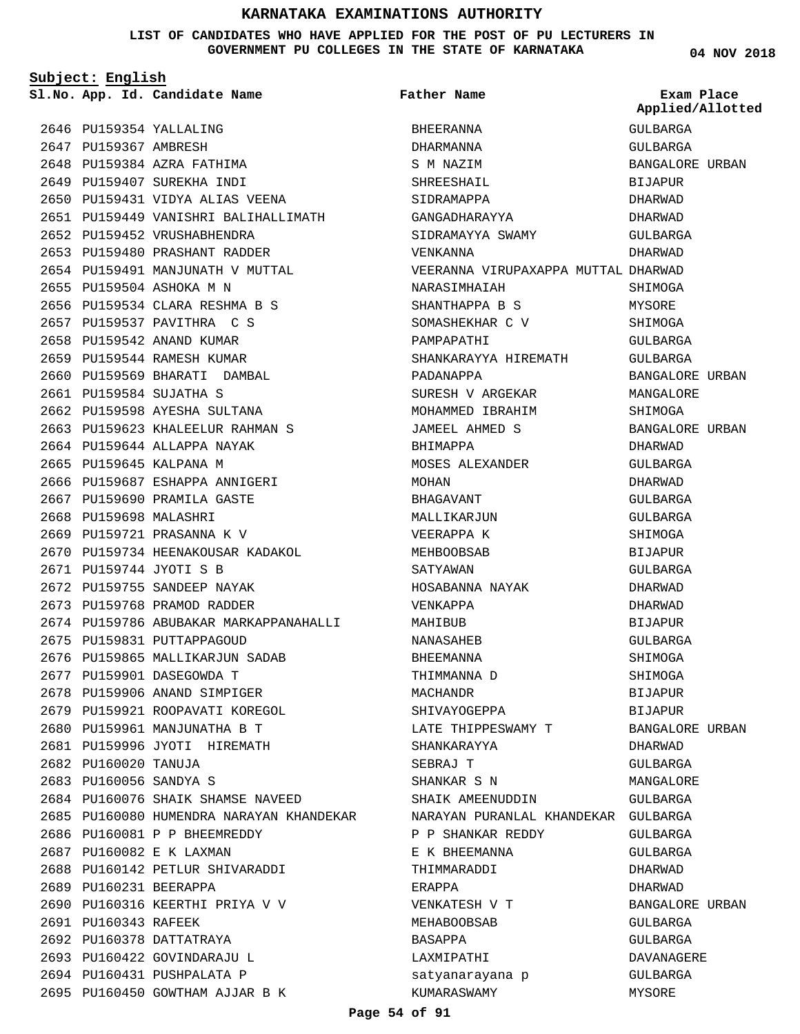# KARNATAKA EXAMINATIONS AUTHORITY

**LIST OF CANDIDATES WHO HAVE APPLIED FOR THE POST OF PU LECTURERS IN GOVERNMENT PU COLLEGES IN THE STATE OF KARNATAKA**

04 NOV 2018

**Subject: English**

| Sl.No. | App. Id. | Candidate Name | Father Name | Exam Place Applied/Allotted |
|---|---|---|---|---|
| 2646 | PU159354 | YALLALING | BHEERANNA | GULBARGA |
| 2647 | PU159367 | AMBRESH | DHARMANNA | GULBARGA |
| 2648 | PU159384 | AZRA FATHIMA | S M NAZIM | BANGALORE URBAN |
| 2649 | PU159407 | SUREKHA INDI | SHREESHAIL | BIJAPUR |
| 2650 | PU159431 | VIDYA ALIAS VEENA | SIDRAMAPPA | DHARWAD |
| 2651 | PU159449 | VANISHRI BALIHALLIMATH | GANGADHARAYYA | DHARWAD |
| 2652 | PU159452 | VRUSHABHENDRA | SIDRAMAYYA SWAMY | GULBARGA |
| 2653 | PU159480 | PRASHANT RADDER | VENKANNA | DHARWAD |
| 2654 | PU159491 | MANJUNATH V MUTTAL | VEERANNA VIRUPAXAPPA MUTTAL | DHARWAD |
| 2655 | PU159504 | ASHOKA M N | NARASIMHAIAH | SHIMOGA |
| 2656 | PU159534 | CLARA RESHMA B S | SHANTHAPPA B S | MYSORE |
| 2657 | PU159537 | PAVITHRA C S | SOMASHEKHAR C V | SHIMOGA |
| 2658 | PU159542 | ANAND KUMAR | PAMPAPATHI | GULBARGA |
| 2659 | PU159544 | RAMESH KUMAR | SHANKARAYYA HIREMATH | GULBARGA |
| 2660 | PU159569 | BHARATI DAMBAL | PADANAPPA | BANGALORE URBAN |
| 2661 | PU159584 | SUJATHA S | SURESH V ARGEKAR | MANGALORE |
| 2662 | PU159598 | AYESHA SULTANA | MOHAMMED IBRAHIM | SHIMOGA |
| 2663 | PU159623 | KHALEELUR RAHMAN S | JAMEEL AHMED S | BANGALORE URBAN |
| 2664 | PU159644 | ALLAPPA NAYAK | BHIMAPPA | DHARWAD |
| 2665 | PU159645 | KALPANA M | MOSES ALEXANDER | GULBARGA |
| 2666 | PU159687 | ESHAPPA ANNIGERI | MOHAN | DHARWAD |
| 2667 | PU159690 | PRAMILA GASTE | BHAGAVANT | GULBARGA |
| 2668 | PU159698 | MALASHRI | MALLIKARJUN | GULBARGA |
| 2669 | PU159721 | PRASANNA K V | VEERAPPA K | SHIMOGA |
| 2670 | PU159734 | HEENAKOUSAR KADAKOL | MEHBOOBSAB | BIJAPUR |
| 2671 | PU159744 | JYOTI S B | SATYAWAN | GULBARGA |
| 2672 | PU159755 | SANDEEP NAYAK | HOSABANNA NAYAK | DHARWAD |
| 2673 | PU159768 | PRAMOD RADDER | VENKAPPA | DHARWAD |
| 2674 | PU159786 | ABUBAKAR MARKAPPANAHALLI | MAHIBUB | BIJAPUR |
| 2675 | PU159831 | PUTTAPPAGOUD | NANASAHEB | GULBARGA |
| 2676 | PU159865 | MALLIKARJUN SADAB | BHEEMANNA | SHIMOGA |
| 2677 | PU159901 | DASEGOWDA T | THIMMANNA D | SHIMOGA |
| 2678 | PU159906 | ANAND SIMPIGER | MACHANDR | BIJAPUR |
| 2679 | PU159921 | ROOPAVATI KOREGOL | SHIVAYOGEPPA | BIJAPUR |
| 2680 | PU159961 | MANJUNATHA B T | LATE THIPPESWAMY T | BANGALORE URBAN |
| 2681 | PU159996 | JYOTI HIREMATH | SHANKARAYYA | DHARWAD |
| 2682 | PU160020 | TANUJA | SEBRAJ T | GULBARGA |
| 2683 | PU160056 | SANDYA S | SHANKAR S N | MANGALORE |
| 2684 | PU160076 | SHAIK SHAMSE NAVEED | SHAIK AMEENUDDIN | GULBARGA |
| 2685 | PU160080 | HUMENDRA NARAYAN KHANDEKAR | NARAYAN PURANLAL KHANDEKAR | GULBARGA |
| 2686 | PU160081 | P P BHEEMREDDY | P P SHANKAR REDDY | GULBARGA |
| 2687 | PU160082 | E K LAXMAN | E K BHEEMANNA | GULBARGA |
| 2688 | PU160142 | PETLUR SHIVARADDI | THIMMARADDI | DHARWAD |
| 2689 | PU160231 | BEERAPPA | ERAPPA | DHARWAD |
| 2690 | PU160316 | KEERTHI PRIYA V V | VENKATESH V T | BANGALORE URBAN |
| 2691 | PU160343 | RAFEEK | MEHABOOBSAB | GULBARGA |
| 2692 | PU160378 | DATTATRAYA | BASAPPA | GULBARGA |
| 2693 | PU160422 | GOVINDARAJU L | LAXMIPATHI | DAVANAGERE |
| 2694 | PU160431 | PUSHPALATA P | satyanarayana p | GULBARGA |
| 2695 | PU160450 | GOWTHAM AJJAR B K | KUMARASWAMY | MYSORE |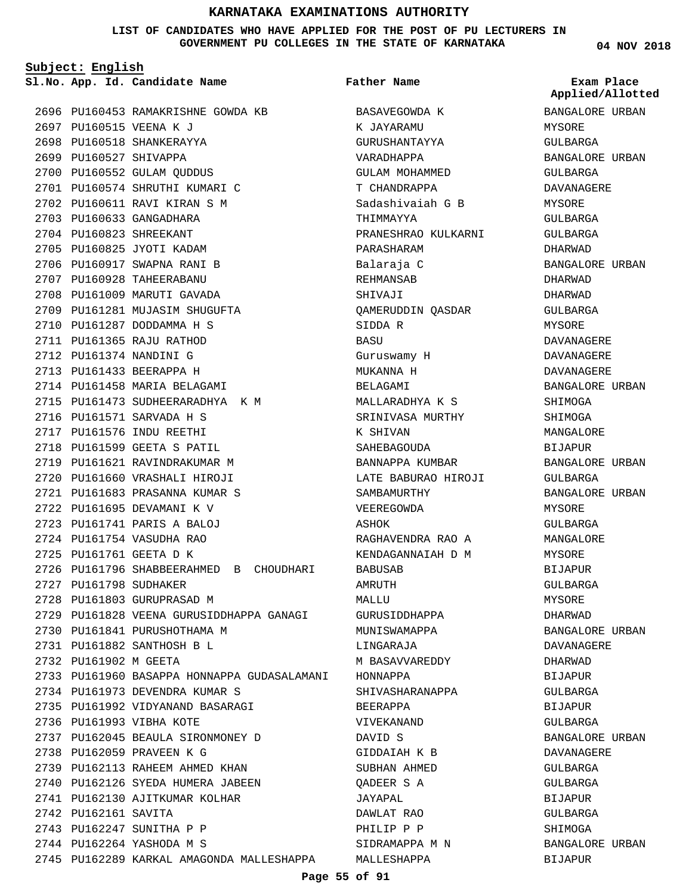# KARNATAKA EXAMINATIONS AUTHORITY

**LIST OF CANDIDATES WHO HAVE APPLIED FOR THE POST OF PU LECTURERS IN GOVERNMENT PU COLLEGES IN THE STATE OF KARNATAKA**

04 NOV 2018

**Subject: English**

| Sl.No. | App. Id. | Candidate Name | Father Name | Exam Place Applied/Allotted |
|---|---|---|---|---|
| 2696 | PU160453 | RAMAKRISHNE GOWDA KB | BASAVEGOWDA K | BANGALORE URBAN |
| 2697 | PU160515 | VEENA K J | K JAYARAMU | MYSORE |
| 2698 | PU160518 | SHANKERAYYA | GURUSHANTAYYA | GULBARGA |
| 2699 | PU160527 | SHIVAPPA | VARADHAPPA | BANGALORE URBAN |
| 2700 | PU160552 | GULAM QUDDUS | GULAM MOHAMMED | GULBARGA |
| 2701 | PU160574 | SHRUTHI KUMARI C | T CHANDRAPPA | DAVANAGERE |
| 2702 | PU160611 | RAVI KIRAN S M | Sadashivaiah G B | MYSORE |
| 2703 | PU160633 | GANGADHARA | THIMMAYYA | GULBARGA |
| 2704 | PU160823 | SHREEKANT | PRANESHRAO KULKARNI | GULBARGA |
| 2705 | PU160825 | JYOTI KADAM | PARASHARAM | DHARWAD |
| 2706 | PU160917 | SWAPNA RANI B | Balaraja C | BANGALORE URBAN |
| 2707 | PU160928 | TAHEERABANU | REHMANSAB | DHARWAD |
| 2708 | PU161009 | MARUTI GAVADA | SHIVAJI | DHARWAD |
| 2709 | PU161281 | MUJASIM SHUGUFTA | QAMERUDDIN QASDAR | GULBARGA |
| 2710 | PU161287 | DODDAMMA H S | SIDDA R | MYSORE |
| 2711 | PU161365 | RAJU RATHOD | BASU | DAVANAGERE |
| 2712 | PU161374 | NANDINI G | Guruswamy H | DAVANAGERE |
| 2713 | PU161433 | BEERAPPA H | MUKANNA H | DAVANAGERE |
| 2714 | PU161458 | MARIA BELAGAMI | BELAGAMI | BANGALORE URBAN |
| 2715 | PU161473 | SUDHEERARADHYA K M | MALLARADHYA K S | SHIMOGA |
| 2716 | PU161571 | SARVADA H S | SRINIVASA MURTHY | SHIMOGA |
| 2717 | PU161576 | INDU REETHI | K SHIVAN | MANGALORE |
| 2718 | PU161599 | GEETA S PATIL | SAHEBAGOUDA | BIJAPUR |
| 2719 | PU161621 | RAVINDRAKUMAR M | BANNAPPA KUMBAR | BANGALORE URBAN |
| 2720 | PU161660 | VRASHALI HIROJI | LATE BABURAO HIROJI | GULBARGA |
| 2721 | PU161683 | PRASANNA KUMAR S | SAMBAMURTHY | BANGALORE URBAN |
| 2722 | PU161695 | DEVAMANI K V | VEEREGOWDA | MYSORE |
| 2723 | PU161741 | PARIS A BALOJ | ASHOK | GULBARGA |
| 2724 | PU161754 | VASUDHA RAO | RAGHAVENDRA RAO A | MANGALORE |
| 2725 | PU161761 | GEETA D K | KENDAGANNAIAH D M | MYSORE |
| 2726 | PU161796 | SHABBEERAHMED B CHOUDHARI | BABUSAB | BIJAPUR |
| 2727 | PU161798 | SUDHAKER | AMRUTH | GULBARGA |
| 2728 | PU161803 | GURUPRASAD M | MALLU | MYSORE |
| 2729 | PU161828 | VEENA GURUSIDDHAPPA GANAGI | GURUSIDDHAPPA | DHARWAD |
| 2730 | PU161841 | PURUSHOTHAMA M | MUNISWAMAPPA | BANGALORE URBAN |
| 2731 | PU161882 | SANTHOSH B L | LINGARAJA | DAVANAGERE |
| 2732 | PU161902 | M GEETA | M BASAVVAREDDY | DHARWAD |
| 2733 | PU161960 | BASAPPA HONNAPPA GUDASALAMANI | HONNAPPA | BIJAPUR |
| 2734 | PU161973 | DEVENDRA KUMAR S | SHIVASHARANAPPA | GULBARGA |
| 2735 | PU161992 | VIDYANAND BASARAGI | BEERAPPA | BIJAPUR |
| 2736 | PU161993 | VIBHA KOTE | VIVEKANAND | GULBARGA |
| 2737 | PU162045 | BEAULA SIRONMONEY D | DAVID S | BANGALORE URBAN |
| 2738 | PU162059 | PRAVEEN K G | GIDDAIAH K B | DAVANAGERE |
| 2739 | PU162113 | RAHEEM AHMED KHAN | SUBHAN AHMED | GULBARGA |
| 2740 | PU162126 | SYEDA HUMERA JABEEN | QADEER S A | GULBARGA |
| 2741 | PU162130 | AJITKUMAR KOLHAR | JAYAPAL | BIJAPUR |
| 2742 | PU162161 | SAVITA | DAWLAT RAO | GULBARGA |
| 2743 | PU162247 | SUNITHA P P | PHILIP P P | SHIMOGA |
| 2744 | PU162264 | YASHODA M S | SIDRAMAPPA M N | BANGALORE URBAN |
| 2745 | PU162289 | KARKAL AMAGONDA MALLESHAPPA | MALLESHAPPA | BIJAPUR |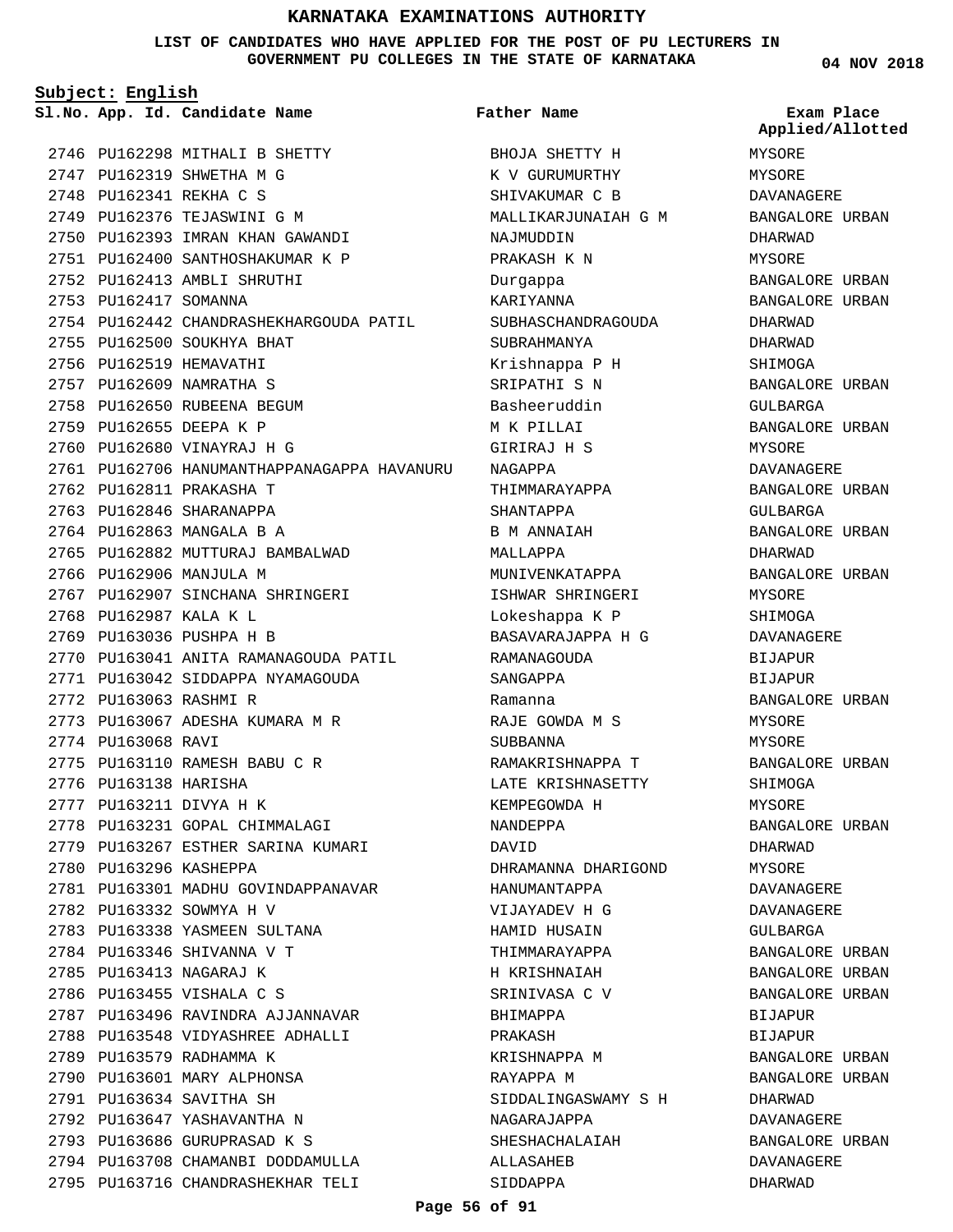# KARNATAKA EXAMINATIONS AUTHORITY

**LIST OF CANDIDATES WHO HAVE APPLIED FOR THE POST OF PU LECTURERS IN GOVERNMENT PU COLLEGES IN THE STATE OF KARNATAKA**

04 NOV 2018

**Subject: English**

| Sl.No. | App. Id. | Candidate Name | Father Name | Exam Place Applied/Allotted |
|---|---|---|---|---|
| 2746 | PU162298 | MITHALI B SHETTY | BHOJA SHETTY H | MYSORE |
| 2747 | PU162319 | SHWETHA M G | K V GURUMURTHY | MYSORE |
| 2748 | PU162341 | REKHA C S | SHIVAKUMAR C B | DAVANAGERE |
| 2749 | PU162376 | TEJASWINI G M | MALLIKARJUNAIAH G M | BANGALORE URBAN |
| 2750 | PU162393 | IMRAN KHAN GAWANDI | NAJMUDDIN | DHARWAD |
| 2751 | PU162400 | SANTHOSHAKUMAR K P | PRAKASH K N | MYSORE |
| 2752 | PU162413 | AMBLI SHRUTHI | Durgappa | BANGALORE URBAN |
| 2753 | PU162417 | SOMANNA | KARIYANNA | BANGALORE URBAN |
| 2754 | PU162442 | CHANDRASHEKHARGOUDA PATIL | SUBHASCHANDRAGOUDA | DHARWAD |
| 2755 | PU162500 | SOUKHYA BHAT | SUBRAHMANYA | DHARWAD |
| 2756 | PU162519 | HEMAVATHI | Krishnappa P H | SHIMOGA |
| 2757 | PU162609 | NAMRATHA S | SRIPATHI S N | BANGALORE URBAN |
| 2758 | PU162650 | RUBEENA BEGUM | Basheeruddin | GULBARGA |
| 2759 | PU162655 | DEEPA K P | M K PILLAI | BANGALORE URBAN |
| 2760 | PU162680 | VINAYRAJ H G | GIRIRAJ H S | MYSORE |
| 2761 | PU162706 | HANUMANTHAPPANAGAPPA HAVANURU | NAGAPPA | DAVANAGERE |
| 2762 | PU162811 | PRAKASHA T | THIMMARAYAPPA | BANGALORE URBAN |
| 2763 | PU162846 | SHARANAPPA | SHANTAPPA | GULBARGA |
| 2764 | PU162863 | MANGALA B A | B M ANNAIAH | BANGALORE URBAN |
| 2765 | PU162882 | MUTTURAJ BAMBALWAD | MALLAPPA | DHARWAD |
| 2766 | PU162906 | MANJULA M | MUNIVENKATAPPA | BANGALORE URBAN |
| 2767 | PU162907 | SINCHANA SHRINGERI | ISHWAR SHRINGERI | MYSORE |
| 2768 | PU162987 | KALA K L | Lokeshappa K P | SHIMOGA |
| 2769 | PU163036 | PUSHPA H B | BASAVARAJAPPA H G | DAVANAGERE |
| 2770 | PU163041 | ANITA RAMANAGOUDA PATIL | RAMANAGOUDA | BIJAPUR |
| 2771 | PU163042 | SIDDAPPA NYAMAGOUDA | SANGAPPA | BIJAPUR |
| 2772 | PU163063 | RASHMI R | Ramanna | BANGALORE URBAN |
| 2773 | PU163067 | ADESHA KUMARA M R | RAJE GOWDA M S | MYSORE |
| 2774 | PU163068 | RAVI | SUBBANNA | MYSORE |
| 2775 | PU163110 | RAMESH BABU C R | RAMAKRISHNAPPA T | BANGALORE URBAN |
| 2776 | PU163138 | HARISHA | LATE KRISHNASETTY | SHIMOGA |
| 2777 | PU163211 | DIVYA H K | KEMPEGOWDA H | MYSORE |
| 2778 | PU163231 | GOPAL CHIMMALAGI | NANDEPPA | BANGALORE URBAN |
| 2779 | PU163267 | ESTHER SARINA KUMARI | DAVID | DHARWAD |
| 2780 | PU163296 | KASHEPPA | DHRAMANNA DHARIGOND | MYSORE |
| 2781 | PU163301 | MADHU GOVINDAPPANAVAR | HANUMANTAPPA | DAVANAGERE |
| 2782 | PU163332 | SOWMYA H V | VIJAYADEV H G | DAVANAGERE |
| 2783 | PU163338 | YASMEEN SULTANA | HAMID HUSAIN | GULBARGA |
| 2784 | PU163346 | SHIVANNA V T | THIMMARAYAPPA | BANGALORE URBAN |
| 2785 | PU163413 | NAGARAJ K | H KRISHNAIAH | BANGALORE URBAN |
| 2786 | PU163455 | VISHALA C S | SRINIVASA C V | BANGALORE URBAN |
| 2787 | PU163496 | RAVINDRA AJJANNAVAR | BHIMAPPA | BIJAPUR |
| 2788 | PU163548 | VIDYASHREE ADHALLI | PRAKASH | BIJAPUR |
| 2789 | PU163579 | RADHAMMA K | KRISHNAPPA M | BANGALORE URBAN |
| 2790 | PU163601 | MARY ALPHONSA | RAYAPPA M | BANGALORE URBAN |
| 2791 | PU163634 | SAVITHA SH | SIDDALINGASWAMY S H | DHARWAD |
| 2792 | PU163647 | YASHAVANTHA N | NAGARAJAPPA | DAVANAGERE |
| 2793 | PU163686 | GURUPRASAD K S | SHESHACHALAIAH | BANGALORE URBAN |
| 2794 | PU163708 | CHAMANBI DODDAMULLA | ALLASAHEB | DAVANAGERE |
| 2795 | PU163716 | CHANDRASHEKHAR TELI | SIDDAPPA | DHARWAD |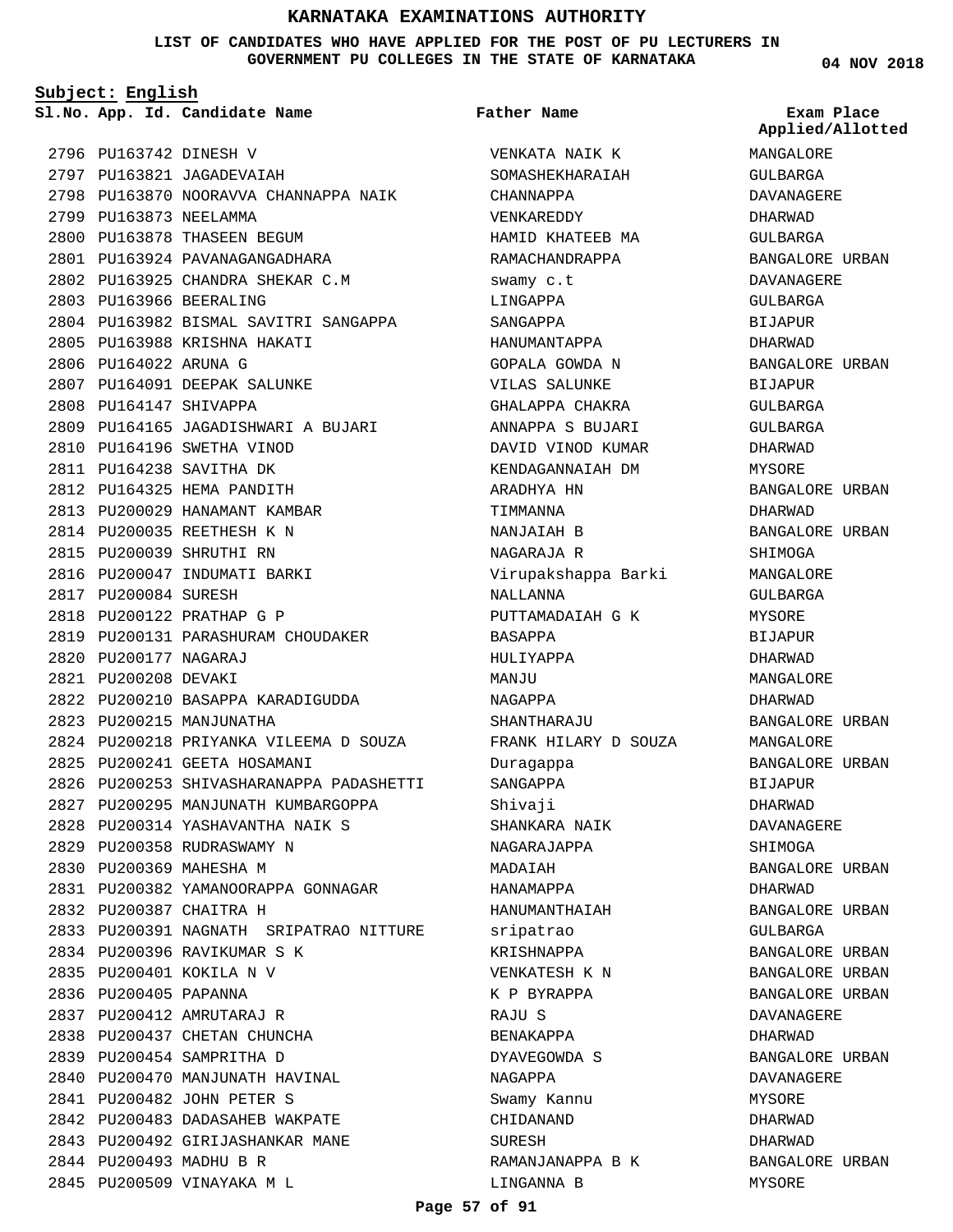# KARNATAKA EXAMINATIONS AUTHORITY

**LIST OF CANDIDATES WHO HAVE APPLIED FOR THE POST OF PU LECTURERS IN GOVERNMENT PU COLLEGES IN THE STATE OF KARNATAKA**

04 NOV 2018

**Subject: English**

| Sl.No. | App. Id. | Candidate Name | Father Name | Exam Place Applied/Allotted |
|---|---|---|---|---|
| 2796 | PU163742 | DINESH V | VENKATA NAIK K | MANGALORE |
| 2797 | PU163821 | JAGADEVAIAH | SOMASHEKHARAIAH | GULBARGA |
| 2798 | PU163870 | NOORAVVA CHANNAPPA NAIK | CHANNAPPA | DAVANAGERE |
| 2799 | PU163873 | NEELAMMA | VENKAREDDY | DHARWAD |
| 2800 | PU163878 | THASEEN BEGUM | HAMID KHATEEB MA | GULBARGA |
| 2801 | PU163924 | PAVANAGANGADHARA | RAMACHANDRAPPA | BANGALORE URBAN |
| 2802 | PU163925 | CHANDRA SHEKAR C.M | swamy c.t | DAVANAGERE |
| 2803 | PU163966 | BEERALING | LINGAPPA | GULBARGA |
| 2804 | PU163982 | BISMAL SAVITRI SANGAPPA | SANGAPPA | BIJAPUR |
| 2805 | PU163988 | KRISHNA HAKATI | HANUMANTAPPA | DHARWAD |
| 2806 | PU164022 | ARUNA G | GOPALA GOWDA N | BANGALORE URBAN |
| 2807 | PU164091 | DEEPAK SALUNKE | VILAS SALUNKE | BIJAPUR |
| 2808 | PU164147 | SHIVAPPA | GHALAPPA CHAKRA | GULBARGA |
| 2809 | PU164165 | JAGADISHWARI A BUJARI | ANNAPPA S BUJARI | GULBARGA |
| 2810 | PU164196 | SWETHA VINOD | DAVID VINOD KUMAR | DHARWAD |
| 2811 | PU164238 | SAVITHA DK | KENDAGANNAIAH DM | MYSORE |
| 2812 | PU164325 | HEMA PANDITH | ARADHYA HN | BANGALORE URBAN |
| 2813 | PU200029 | HANAMANT KAMBAR | TIMMANNA | DHARWAD |
| 2814 | PU200035 | REETHESH K N | NANJAIAH B | BANGALORE URBAN |
| 2815 | PU200039 | SHRUTHI RN | NAGARAJA R | SHIMOGA |
| 2816 | PU200047 | INDUMATI BARKI | Virupakshappa Barki | MANGALORE |
| 2817 | PU200084 | SURESH | NALLANNA | GULBARGA |
| 2818 | PU200122 | PRATHAP G P | PUTTAMADAIAH G K | MYSORE |
| 2819 | PU200131 | PARASHURAM CHOUDAKER | BASAPPA | BIJAPUR |
| 2820 | PU200177 | NAGARAJ | HULIYAPPA | DHARWAD |
| 2821 | PU200208 | DEVAKI | MANJU | MANGALORE |
| 2822 | PU200210 | BASAPPA KARADIGUDDA | NAGAPPA | DHARWAD |
| 2823 | PU200215 | MANJUNATHA | SHANTHARAJU | BANGALORE URBAN |
| 2824 | PU200218 | PRIYANKA VILEEMA D SOUZA | FRANK HILARY D SOUZA | MANGALORE |
| 2825 | PU200241 | GEETA HOSAMANI | Duragappa | BANGALORE URBAN |
| 2826 | PU200253 | SHIVASHARANAPPA PADASHETTI | SANGAPPA | BIJAPUR |
| 2827 | PU200295 | MANJUNATH KUMBARGOPPA | Shivaji | DHARWAD |
| 2828 | PU200314 | YASHAVANTHA NAIK S | SHANKARA NAIK | DAVANAGERE |
| 2829 | PU200358 | RUDRASWAMY N | NAGARAJAPPA | SHIMOGA |
| 2830 | PU200369 | MAHESHA M | MADAIAH | BANGALORE URBAN |
| 2831 | PU200382 | YAMANOORAPPA GONNAGAR | HANAMAPPA | DHARWAD |
| 2832 | PU200387 | CHAITRA H | HANUMANTHAIAH | BANGALORE URBAN |
| 2833 | PU200391 | NAGNATH SRIPATRAO NITTURE | sripatrao | GULBARGA |
| 2834 | PU200396 | RAVIKUMAR S K | KRISHNAPPA | BANGALORE URBAN |
| 2835 | PU200401 | KOKILA N V | VENKATESH K N | BANGALORE URBAN |
| 2836 | PU200405 | PAPANNA | K P BYRAPPA | BANGALORE URBAN |
| 2837 | PU200412 | AMRUTARAJ R | RAJU S | DAVANAGERE |
| 2838 | PU200437 | CHETAN CHUNCHA | BENAKAPPA | DHARWAD |
| 2839 | PU200454 | SAMPRITHA D | DYAVEGOWDA S | BANGALORE URBAN |
| 2840 | PU200470 | MANJUNATH HAVINAL | NAGAPPA | DAVANAGERE |
| 2841 | PU200482 | JOHN PETER S | Swamy Kannu | MYSORE |
| 2842 | PU200483 | DADASAHEB WAKPATE | CHIDANAND | DHARWAD |
| 2843 | PU200492 | GIRIJASHANKAR MANE | SURESH | DHARWAD |
| 2844 | PU200493 | MADHU B R | RAMANJANAPPA B K | BANGALORE URBAN |
| 2845 | PU200509 | VINAYAKA M L | LINGANNA B | MYSORE |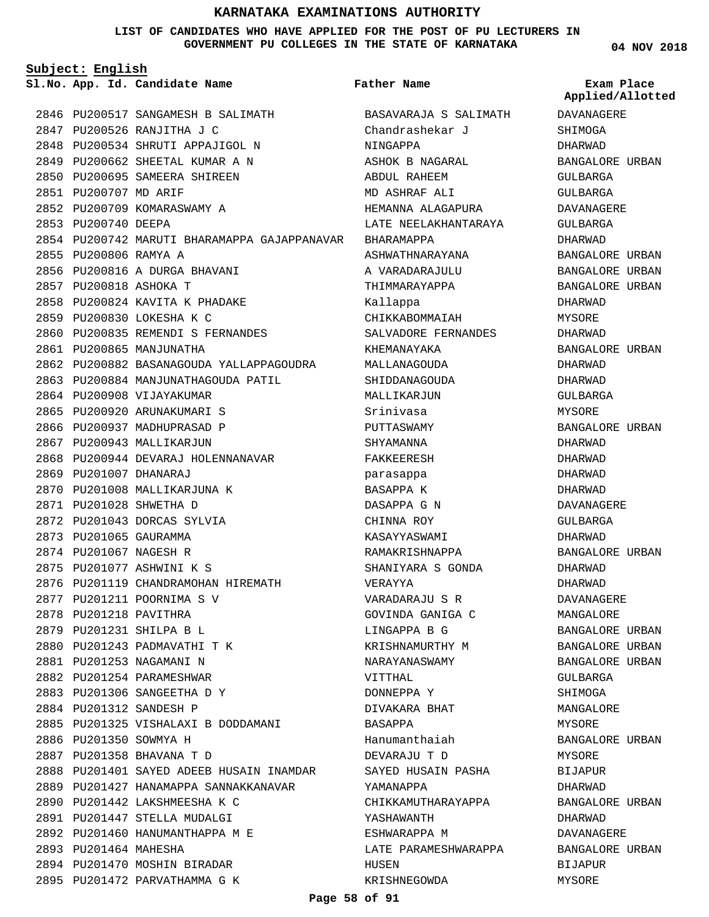# KARNATAKA EXAMINATIONS AUTHORITY

**LIST OF CANDIDATES WHO HAVE APPLIED FOR THE POST OF PU LECTURERS IN GOVERNMENT PU COLLEGES IN THE STATE OF KARNATAKA**

**04 NOV 2018**

**Subject: English**

| Sl.No. | App. Id. | Candidate Name | Father Name | Exam Place Applied/Allotted |
|---|---|---|---|---|
| 2846 | PU200517 | SANGAMESH B SALIMATH | BASAVARAJA S SALIMATH | DAVANAGERE |
| 2847 | PU200526 | RANJITHA J C | Chandrashekar J | SHIMOGA |
| 2848 | PU200534 | SHRUTI APPAJIGOL N | NINGAPPA | DHARWAD |
| 2849 | PU200662 | SHEETAL KUMAR A N | ASHOK B NAGARAL | BANGALORE URBAN |
| 2850 | PU200695 | SAMEERA SHIREEN | ABDUL RAHEEM | GULBARGA |
| 2851 | PU200707 | MD ARIF | MD ASHRAF ALI | GULBARGA |
| 2852 | PU200709 | KOMARASWAMY A | HEMANNA ALAGAPURA | DAVANAGERE |
| 2853 | PU200740 | DEEPA | LATE NEELAKHANTARAYA | GULBARGA |
| 2854 | PU200742 | MARUTI BHARAMAPPA GAJAPPANAVAR | BHARAMAPPA | DHARWAD |
| 2855 | PU200806 | RAMYA A | ASHWATHNARAYANA | BANGALORE URBAN |
| 2856 | PU200816 | A DURGA BHAVANI | A VARADARAJULU | BANGALORE URBAN |
| 2857 | PU200818 | ASHOKA T | THIMMARAYAPPA | BANGALORE URBAN |
| 2858 | PU200824 | KAVITA K PHADAKE | Kallappa | DHARWAD |
| 2859 | PU200830 | LOKESHA K C | CHIKKABOMMAIAH | MYSORE |
| 2860 | PU200835 | REMENDI S FERNANDES | SALVADORE FERNANDES | DHARWAD |
| 2861 | PU200865 | MANJUNATHA | KHEMANAYAKA | BANGALORE URBAN |
| 2862 | PU200882 | BASANAGOUDA YALLAPPAGOUDRA | MALLANAGOUDA | DHARWAD |
| 2863 | PU200884 | MANJUNATHAGOUDA PATIL | SHIDDANAGOUDA | DHARWAD |
| 2864 | PU200908 | VIJAYAKUMAR | MALLIKARJUN | GULBARGA |
| 2865 | PU200920 | ARUNAKUMARI S | Srinivasa | MYSORE |
| 2866 | PU200937 | MADHUPRASAD P | PUTTASWAMY | BANGALORE URBAN |
| 2867 | PU200943 | MALLIKARJUN | SHYAMANNA | DHARWAD |
| 2868 | PU200944 | DEVARAJ HOLENNANAVAR | FAKKEERESH | DHARWAD |
| 2869 | PU201007 | DHANARAJ | parasappa | DHARWAD |
| 2870 | PU201008 | MALLIKARJUNA K | BASAPPA K | DHARWAD |
| 2871 | PU201028 | SHWETHA D | DASAPPA G N | DAVANAGERE |
| 2872 | PU201043 | DORCAS SYLVIA | CHINNA ROY | GULBARGA |
| 2873 | PU201065 | GAURAMMA | KASAYYASWAMI | DHARWAD |
| 2874 | PU201067 | NAGESH R | RAMAKRISHNAPPA | BANGALORE URBAN |
| 2875 | PU201077 | ASHWINI K S | SHANIYARA S GONDA | DHARWAD |
| 2876 | PU201119 | CHANDRAMOHAN HIREMATH | VERAYYA | DHARWAD |
| 2877 | PU201211 | POORNIMA S V | VARADARAJU S R | DAVANAGERE |
| 2878 | PU201218 | PAVITHRA | GOVINDA GANIGA C | MANGALORE |
| 2879 | PU201231 | SHILPA B L | LINGAPPA B G | BANGALORE URBAN |
| 2880 | PU201243 | PADMAVATHI T K | KRISHNAMURTHY M | BANGALORE URBAN |
| 2881 | PU201253 | NAGAMANI N | NARAYANASWAMY | BANGALORE URBAN |
| 2882 | PU201254 | PARAMESHWAR | VITTHAL | GULBARGA |
| 2883 | PU201306 | SANGEETHA D Y | DONNEPPA Y | SHIMOGA |
| 2884 | PU201312 | SANDESH P | DIVAKARA BHAT | MANGALORE |
| 2885 | PU201325 | VISHALAXI B DODDAMANI | BASAPPA | MYSORE |
| 2886 | PU201350 | SOWMYA H | Hanumanthaiah | BANGALORE URBAN |
| 2887 | PU201358 | BHAVANA T D | DEVARAJU T D | MYSORE |
| 2888 | PU201401 | SAYED ADEEB HUSAIN INAMDAR | SAYED HUSAIN PASHA | BIJAPUR |
| 2889 | PU201427 | HANAMAPPA SANNAKKANAVAR | YAMANAPPA | DHARWAD |
| 2890 | PU201442 | LAKSHMEESHA K C | CHIKKAMUTHARAYAPPA | BANGALORE URBAN |
| 2891 | PU201447 | STELLA MUDALGI | YASHAWANTH | DHARWAD |
| 2892 | PU201460 | HANUMANTHAPPA M E | ESHWARAPPA M | DAVANAGERE |
| 2893 | PU201464 | MAHESHA | LATE PARAMESHWARAPPA | BANGALORE URBAN |
| 2894 | PU201470 | MOSHIN BIRADAR | HUSEN | BIJAPUR |
| 2895 | PU201472 | PARVATHAMMA G K | KRISHNEGOWDA | MYSORE |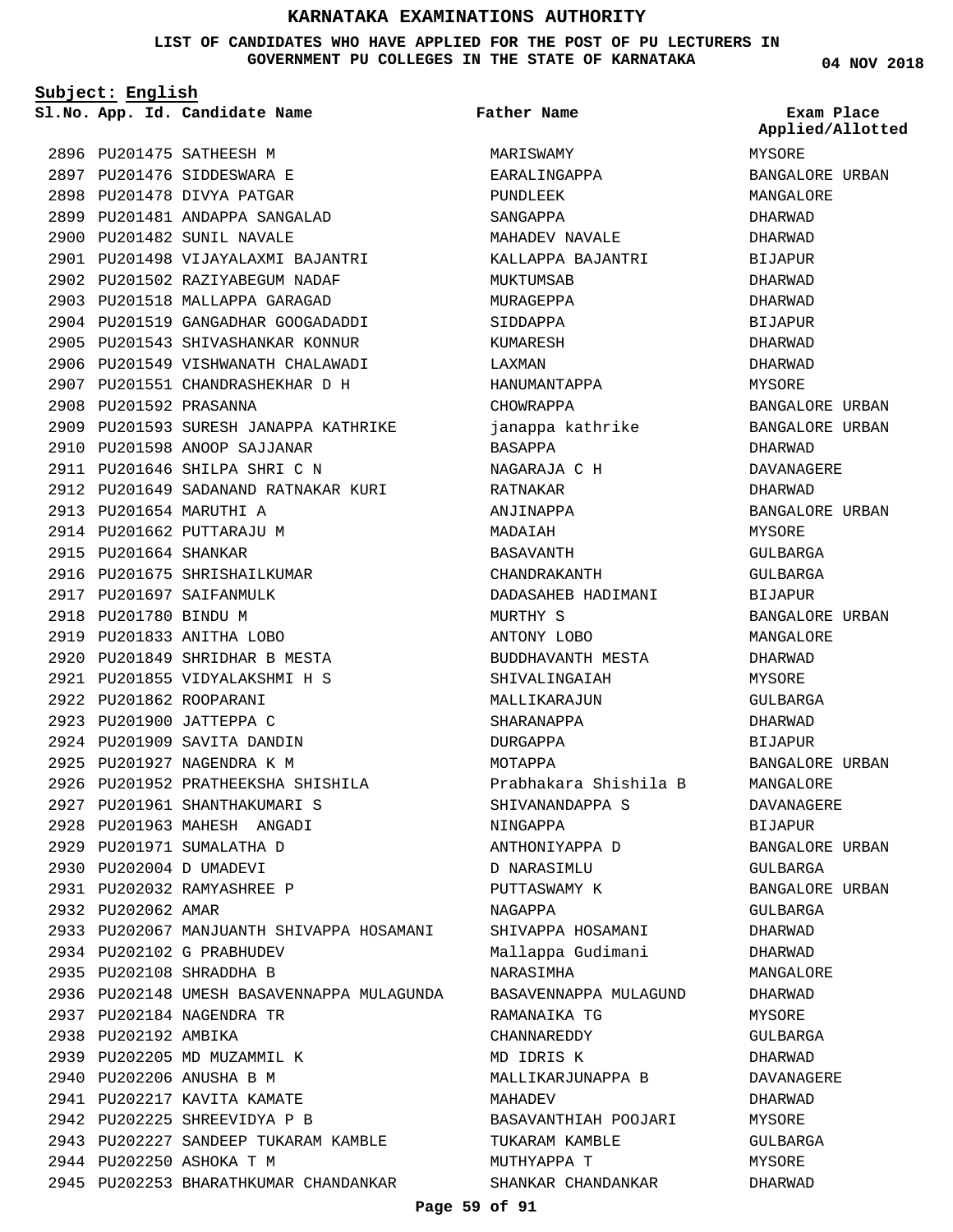# KARNATAKA EXAMINATIONS AUTHORITY

**LIST OF CANDIDATES WHO HAVE APPLIED FOR THE POST OF PU LECTURERS IN GOVERNMENT PU COLLEGES IN THE STATE OF KARNATAKA**

04 NOV 2018

**Subject: English**

| Sl.No. | App. Id. | Candidate Name | Father Name | Exam Place Applied/Allotted |
|---|---|---|---|---|
| 2896 | PU201475 | SATHEESH M | MARISWAMY | MYSORE |
| 2897 | PU201476 | SIDDESWARA E | EARALINGAPPA | BANGALORE URBAN |
| 2898 | PU201478 | DIVYA PATGAR | PUNDLEEK | MANGALORE |
| 2899 | PU201481 | ANDAPPA SANGALAD | SANGAPPA | DHARWAD |
| 2900 | PU201482 | SUNIL NAVALE | MAHADEV NAVALE | DHARWAD |
| 2901 | PU201498 | VIJAYALAXMI BAJANTRI | KALLAPPA BAJANTRI | BIJAPUR |
| 2902 | PU201502 | RAZIYABEGUM NADAF | MUKTUMSAB | DHARWAD |
| 2903 | PU201518 | MALLAPPA GARAGAD | MURAGEPPA | DHARWAD |
| 2904 | PU201519 | GANGADHAR GOOGADADDI | SIDDAPPA | BIJAPUR |
| 2905 | PU201543 | SHIVASHANKAR KONNUR | KUMARESH | DHARWAD |
| 2906 | PU201549 | VISHWANATH CHALAWADI | LAXMAN | DHARWAD |
| 2907 | PU201551 | CHANDRASHEKHAR D H | HANUMANTAPPA | MYSORE |
| 2908 | PU201592 | PRASANNA | CHOWRAPPA | BANGALORE URBAN |
| 2909 | PU201593 | SURESH JANAPPA KATHRIKE | janappa kathrike | BANGALORE URBAN |
| 2910 | PU201598 | ANOOP SAJJANAR | BASAPPA | DHARWAD |
| 2911 | PU201646 | SHILPA SHRI C N | NAGARAJA C H | DAVANAGERE |
| 2912 | PU201649 | SADANAND RATNAKAR KURI | RATNAKAR | DHARWAD |
| 2913 | PU201654 | MARUTHI A | ANJINAPPA | BANGALORE URBAN |
| 2914 | PU201662 | PUTTARAJU M | MADAIAH | MYSORE |
| 2915 | PU201664 | SHANKAR | BASAVANTH | GULBARGA |
| 2916 | PU201675 | SHRISHAILKUMAR | CHANDRAKANTH | GULBARGA |
| 2917 | PU201697 | SAIFANMULK | DADASAHEB HADIMANI | BIJAPUR |
| 2918 | PU201780 | BINDU M | MURTHY S | BANGALORE URBAN |
| 2919 | PU201833 | ANITHA LOBO | ANTONY LOBO | MANGALORE |
| 2920 | PU201849 | SHRIDHAR B MESTA | BUDDHAVANTH MESTA | DHARWAD |
| 2921 | PU201855 | VIDYALAKSHMI H S | SHIVALINGAIAH | MYSORE |
| 2922 | PU201862 | ROOPARANI | MALLIKARAJUN | GULBARGA |
| 2923 | PU201900 | JATTEPPA C | SHARANAPPA | DHARWAD |
| 2924 | PU201909 | SAVITA DANDIN | DURGAPPA | BIJAPUR |
| 2925 | PU201927 | NAGENDRA K M | MOTAPPA | BANGALORE URBAN |
| 2926 | PU201952 | PRATHEEKSHA SHISHILA | Prabhakara Shishila B | MANGALORE |
| 2927 | PU201961 | SHANTHAKUMARI S | SHIVANANDAPPA S | DAVANAGERE |
| 2928 | PU201963 | MAHESH ANGADI | NINGAPPA | BIJAPUR |
| 2929 | PU201971 | SUMALATHA D | ANTHONIYAPPA D | BANGALORE URBAN |
| 2930 | PU202004 | D UMADEVI | D NARASIMLU | GULBARGA |
| 2931 | PU202032 | RAMYASHREE P | PUTTASWAMY K | BANGALORE URBAN |
| 2932 | PU202062 | AMAR | NAGAPPA | GULBARGA |
| 2933 | PU202067 | MANJUANTH SHIVAPPA HOSAMANI | SHIVAPPA HOSAMANI | DHARWAD |
| 2934 | PU202102 | G PRABHUDEV | Mallappa Gudimani | DHARWAD |
| 2935 | PU202108 | SHRADDHA B | NARASIMHA | MANGALORE |
| 2936 | PU202148 | UMESH BASAVENNAPPA MULAGUNDA | BASAVENNAPPA MULAGUND | DHARWAD |
| 2937 | PU202184 | NAGENDRA TR | RAMANAIKA TG | MYSORE |
| 2938 | PU202192 | AMBIKA | CHANNAREDDY | GULBARGA |
| 2939 | PU202205 | MD MUZAMMIL K | MD IDRIS K | DHARWAD |
| 2940 | PU202206 | ANUSHA B M | MALLIKARJUNAPPA B | DAVANAGERE |
| 2941 | PU202217 | KAVITA KAMATE | MAHADEV | DHARWAD |
| 2942 | PU202225 | SHREEVIDYA P B | BASAVANTHIAH POOJARI | MYSORE |
| 2943 | PU202227 | SANDEEP TUKARAM KAMBLE | TUKARAM KAMBLE | GULBARGA |
| 2944 | PU202250 | ASHOKA T M | MUTHYAPPA T | MYSORE |
| 2945 | PU202253 | BHARATHKUMAR CHANDANKAR | SHANKAR CHANDANKAR | DHARWAD |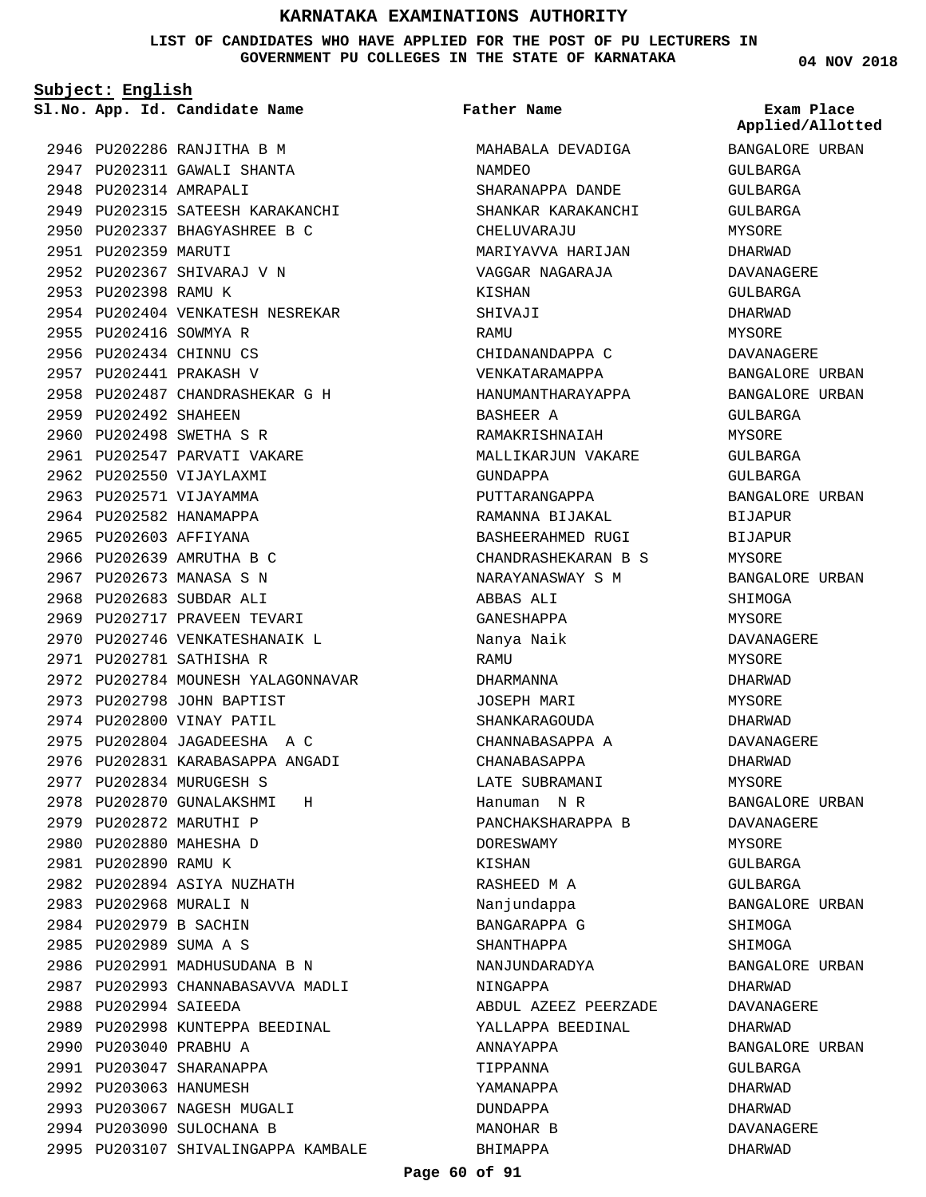# KARNATAKA EXAMINATIONS AUTHORITY

**LIST OF CANDIDATES WHO HAVE APPLIED FOR THE POST OF PU LECTURERS IN GOVERNMENT PU COLLEGES IN THE STATE OF KARNATAKA**

04 NOV 2018

**Subject: English**

| Sl.No. | App. Id. | Candidate Name | Father Name | Exam Place Applied/Allotted |
|---|---|---|---|---|
| 2946 | PU202286 | RANJITHA B M | MAHABALA DEVADIGA | BANGALORE URBAN |
| 2947 | PU202311 | GAWALI SHANTA | NAMDEO | GULBARGA |
| 2948 | PU202314 | AMRAPALI | SHARANAPPA DANDE | GULBARGA |
| 2949 | PU202315 | SATEESH KARAKANCHI | SHANKAR KARAKANCHI | GULBARGA |
| 2950 | PU202337 | BHAGYASHREE B C | CHELUVARAJU | MYSORE |
| 2951 | PU202359 | MARUTI | MARIYAVVA HARIJAN | DHARWAD |
| 2952 | PU202367 | SHIVARAJ V N | VAGGAR NAGARAJA | DAVANAGERE |
| 2953 | PU202398 | RAMU K | KISHAN | GULBARGA |
| 2954 | PU202404 | VENKATESH NESREKAR | SHIVAJI | DHARWAD |
| 2955 | PU202416 | SOWMYA R | RAMU | MYSORE |
| 2956 | PU202434 | CHINNU CS | CHIDANANDAPPA C | DAVANAGERE |
| 2957 | PU202441 | PRAKASH V | VENKATARAMAPPA | BANGALORE URBAN |
| 2958 | PU202487 | CHANDRASHEKAR G H | HANUMANTHARAYAPPA | BANGALORE URBAN |
| 2959 | PU202492 | SHAHEEN | BASHEER A | GULBARGA |
| 2960 | PU202498 | SWETHA S R | RAMAKRISHNAIAH | MYSORE |
| 2961 | PU202547 | PARVATI VAKARE | MALLIKARJUN VAKARE | GULBARGA |
| 2962 | PU202550 | VIJAYLAXMI | GUNDAPPA | GULBARGA |
| 2963 | PU202571 | VIJAYAMMA | PUTTARANGAPPA | BANGALORE URBAN |
| 2964 | PU202582 | HANAMAPPA | RAMANNA BIJAKAL | BIJAPUR |
| 2965 | PU202603 | AFFIYANA | BASHEERAHMED RUGI | BIJAPUR |
| 2966 | PU202639 | AMRUTHA B C | CHANDRASHEKARAN B S | MYSORE |
| 2967 | PU202673 | MANASA S N | NARAYANASWAY S M | BANGALORE URBAN |
| 2968 | PU202683 | SUBDAR ALI | ABBAS ALI | SHIMOGA |
| 2969 | PU202717 | PRAVEEN TEVARI | GANESHAPPA | MYSORE |
| 2970 | PU202746 | VENKATESHANAIK L | Nanya Naik | DAVANAGERE |
| 2971 | PU202781 | SATHISHA R | RAMU | MYSORE |
| 2972 | PU202784 | MOUNESH YALAGONNAVAR | DHARMANNA | DHARWAD |
| 2973 | PU202798 | JOHN BAPTIST | JOSEPH MARI | MYSORE |
| 2974 | PU202800 | VINAY PATIL | SHANKARAGOUDA | DHARWAD |
| 2975 | PU202804 | JAGADEESHA A C | CHANNABASAPPA A | DAVANAGERE |
| 2976 | PU202831 | KARABASAPPA ANGADI | CHANABASAPPA | DHARWAD |
| 2977 | PU202834 | MURUGESH S | LATE SUBRAMANI | MYSORE |
| 2978 | PU202870 | GUNALAKSHMI H | Hanuman N R | BANGALORE URBAN |
| 2979 | PU202872 | MARUTHI P | PANCHAKSHARAPPA B | DAVANAGERE |
| 2980 | PU202880 | MAHESHA D | DORESWAMY | MYSORE |
| 2981 | PU202890 | RAMU K | KISHAN | GULBARGA |
| 2982 | PU202894 | ASIYA NUZHATH | RASHEED M A | GULBARGA |
| 2983 | PU202968 | MURALI N | Nanjundappa | BANGALORE URBAN |
| 2984 | PU202979 | B SACHIN | BANGARAPPA G | SHIMOGA |
| 2985 | PU202989 | SUMA A S | SHANTHAPPA | SHIMOGA |
| 2986 | PU202991 | MADHUSUDANA B N | NANJUNDARADYA | BANGALORE URBAN |
| 2987 | PU202993 | CHANNABASAVVA MADLI | NINGAPPA | DHARWAD |
| 2988 | PU202994 | SAIEEDA | ABDUL AZEEZ PEERZADE | DAVANAGERE |
| 2989 | PU202998 | KUNTEPPA BEEDINAL | YALLAPPA BEEDINAL | DHARWAD |
| 2990 | PU203040 | PRABHU A | ANNAYAPPA | BANGALORE URBAN |
| 2991 | PU203047 | SHARANAPPA | TIPPANNA | GULBARGA |
| 2992 | PU203063 | HANUMESH | YAMANAPPA | DHARWAD |
| 2993 | PU203067 | NAGESH MUGALI | DUNDAPPA | DHARWAD |
| 2994 | PU203090 | SULOCHANA B | MANOHAR B | DAVANAGERE |
| 2995 | PU203107 | SHIVALINGAPPA KAMBALE | BHIMAPPA | DHARWAD |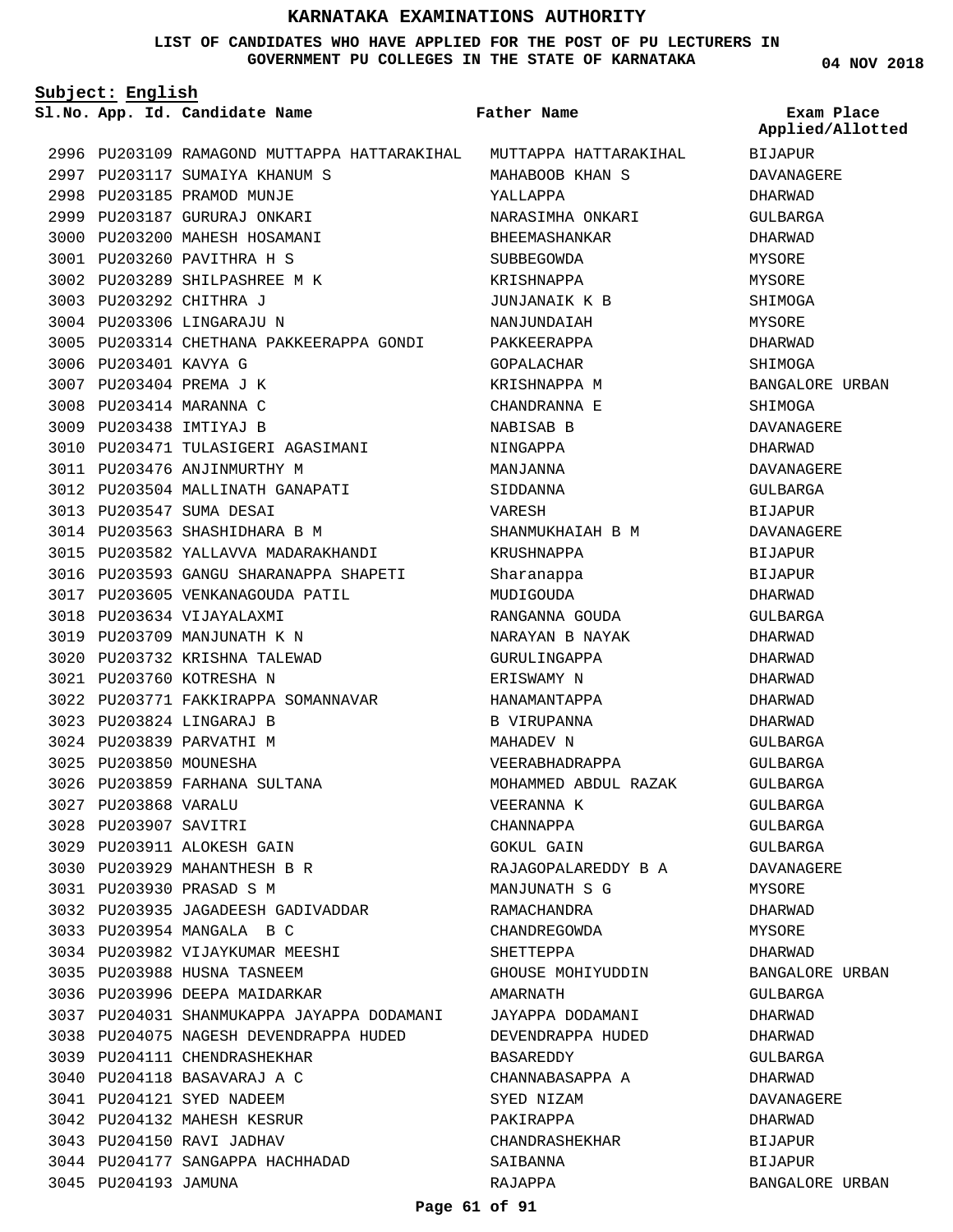# KARNATAKA EXAMINATIONS AUTHORITY

**LIST OF CANDIDATES WHO HAVE APPLIED FOR THE POST OF PU LECTURERS IN GOVERNMENT PU COLLEGES IN THE STATE OF KARNATAKA**

**04 NOV 2018**

**Subject: English**

| Sl.No. | App. Id. | Candidate Name | Father Name | Exam Place Applied/Allotted |
|---|---|---|---|---|
| 2996 | PU203109 | RAMAGOND MUTTAPPA HATTARAKIHAL | MUTTAPPA HATTARAKIHAL | BIJAPUR |
| 2997 | PU203117 | SUMAIYA KHANUM S | MAHABOOB KHAN S | DAVANAGERE |
| 2998 | PU203185 | PRAMOD MUNJE | YALLAPPA | DHARWAD |
| 2999 | PU203187 | GURURAJ ONKARI | NARASIMHA ONKARI | GULBARGA |
| 3000 | PU203200 | MAHESH HOSAMANI | BHEEMASHANKAR | DHARWAD |
| 3001 | PU203260 | PAVITHRA H S | SUBBEGOWDA | MYSORE |
| 3002 | PU203289 | SHILPASHREE M K | KRISHNAPPA | MYSORE |
| 3003 | PU203292 | CHITHRA J | JUNJANAIK K B | SHIMOGA |
| 3004 | PU203306 | LINGARAJU N | NANJUNDAIAH | MYSORE |
| 3005 | PU203314 | CHETHANA PAKKEERAPPA GONDI | PAKKEERAPPA | DHARWAD |
| 3006 | PU203401 | KAVYA G | GOPALACHAR | SHIMOGA |
| 3007 | PU203404 | PREMA J K | KRISHNAPPA M | BANGALORE URBAN |
| 3008 | PU203414 | MARANNA C | CHANDRANNA E | SHIMOGA |
| 3009 | PU203438 | IMTIYAJ B | NABISAB B | DAVANAGERE |
| 3010 | PU203471 | TULASIGERI AGASIMANI | NINGAPPA | DHARWAD |
| 3011 | PU203476 | ANJINMURTHY M | MANJANNA | DAVANAGERE |
| 3012 | PU203504 | MALLINATH GANAPATI | SIDDANNA | GULBARGA |
| 3013 | PU203547 | SUMA DESAI | VARESH | BIJAPUR |
| 3014 | PU203563 | SHASHIDHARA B M | SHANMUKHAIAH B M | DAVANAGERE |
| 3015 | PU203582 | YALLAVVA MADARAKHANDI | KRUSHNAPPA | BIJAPUR |
| 3016 | PU203593 | GANGU SHARANAPPA SHAPETI | Sharanappa | BIJAPUR |
| 3017 | PU203605 | VENKANAGOUDA PATIL | MUDIGOUDA | DHARWAD |
| 3018 | PU203634 | VIJAYALAXMI | RANGANNA GOUDA | GULBARGA |
| 3019 | PU203709 | MANJUNATH K N | NARAYAN B NAYAK | DHARWAD |
| 3020 | PU203732 | KRISHNA TALEWAD | GURULINGAPPA | DHARWAD |
| 3021 | PU203760 | KOTRESHA N | ERISWAMY N | DHARWAD |
| 3022 | PU203771 | FAKKIRAPPA SOMANNAVAR | HANAMANTAPPA | DHARWAD |
| 3023 | PU203824 | LINGARAJ B | B VIRUPANNA | DHARWAD |
| 3024 | PU203839 | PARVATHI M | MAHADEV N | GULBARGA |
| 3025 | PU203850 | MOUNESHA | VEERABHADRAPPA | GULBARGA |
| 3026 | PU203859 | FARHANA SULTANA | MOHAMMED ABDUL RAZAK | GULBARGA |
| 3027 | PU203868 | VARALU | VEERANNA K | GULBARGA |
| 3028 | PU203907 | SAVITRI | CHANNAPPA | GULBARGA |
| 3029 | PU203911 | ALOKESH GAIN | GOKUL GAIN | GULBARGA |
| 3030 | PU203929 | MAHANTHESH B R | RAJAGOPALAREDDY B A | DAVANAGERE |
| 3031 | PU203930 | PRASAD S M | MANJUNATH S G | MYSORE |
| 3032 | PU203935 | JAGADEESH GADIVADDAR | RAMACHANDRA | DHARWAD |
| 3033 | PU203954 | MANGALA B C | CHANDREGOWDA | MYSORE |
| 3034 | PU203982 | VIJAYKUMAR MEESHI | SHETTEPPA | DHARWAD |
| 3035 | PU203988 | HUSNA TASNEEM | GHOUSE MOHIYUDDIN | BANGALORE URBAN |
| 3036 | PU203996 | DEEPA MAIDARKAR | AMARNATH | GULBARGA |
| 3037 | PU204031 | SHANMUKAPPA JAYAPPA DODAMANI | JAYAPPA DODAMANI | DHARWAD |
| 3038 | PU204075 | NAGESH DEVENDRAPPA HUDED | DEVENDRAPPA HUDED | DHARWAD |
| 3039 | PU204111 | CHENDRASHEKHAR | BASAREDDY | GULBARGA |
| 3040 | PU204118 | BASAVARAJ A C | CHANNABASAPPA A | DHARWAD |
| 3041 | PU204121 | SYED NADEEM | SYED NIZAM | DAVANAGERE |
| 3042 | PU204132 | MAHESH KESRUR | PAKIRAPPA | DHARWAD |
| 3043 | PU204150 | RAVI JADHAV | CHANDRASHEKHAR | BIJAPUR |
| 3044 | PU204177 | SANGAPPA HACHHADAD | SAIBANNA | BIJAPUR |
| 3045 | PU204193 | JAMUNA | RAJAPPA | BANGALORE URBAN |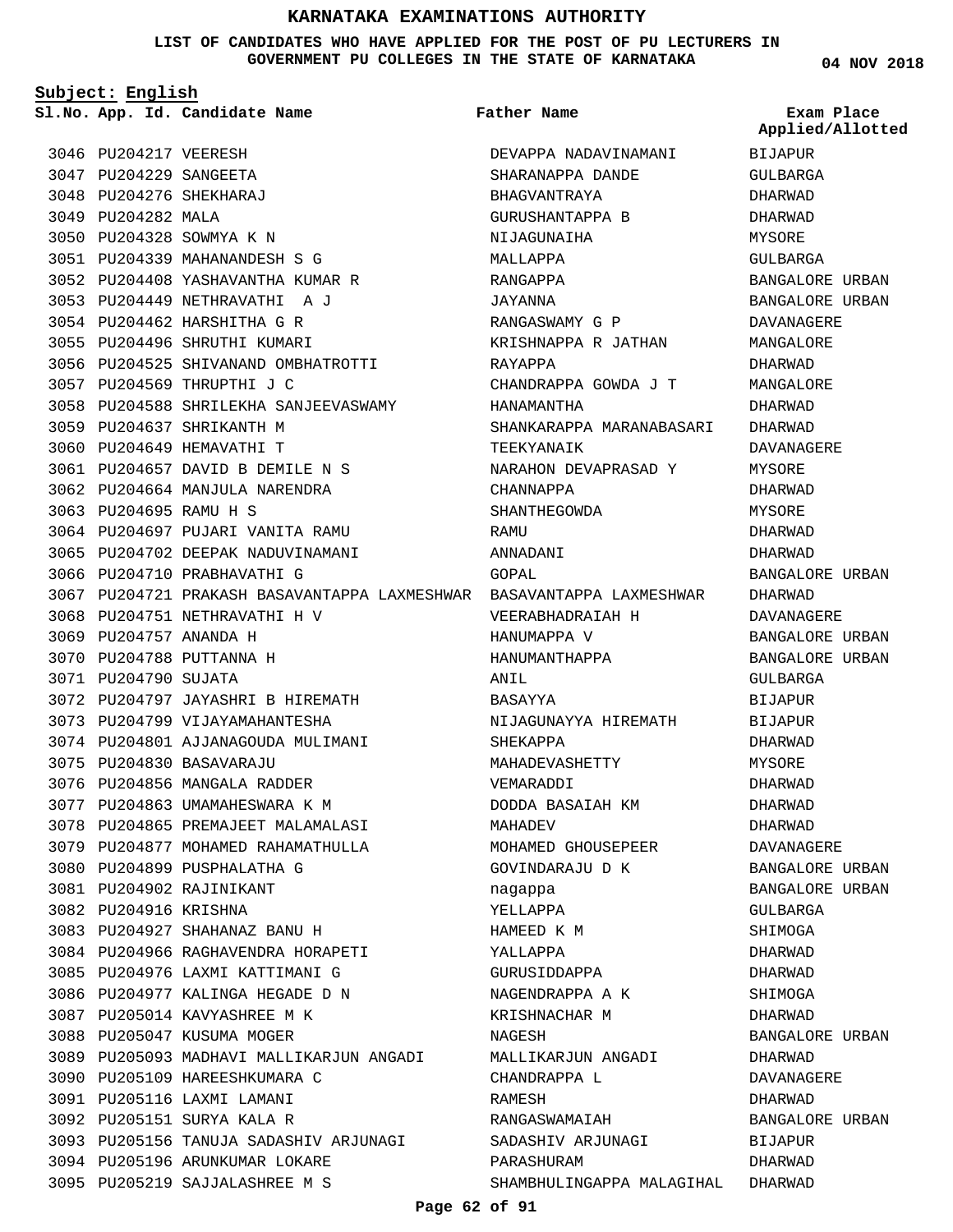# KARNATAKA EXAMINATIONS AUTHORITY

**LIST OF CANDIDATES WHO HAVE APPLIED FOR THE POST OF PU LECTURERS IN GOVERNMENT PU COLLEGES IN THE STATE OF KARNATAKA**

04 NOV 2018

**Subject: English**

| Sl.No. | App. Id. | Candidate Name | Father Name | Exam Place Applied/Allotted |
|---|---|---|---|---|
| 3046 | PU204217 | VEERESH | DEVAPPA NADAVINAMANI | BIJAPUR |
| 3047 | PU204229 | SANGEETA | SHARANAPPA DANDE | GULBARGA |
| 3048 | PU204276 | SHEKHARAJ | BHAGVANTRAYA | DHARWAD |
| 3049 | PU204282 | MALA | GURUSHANTAPPA B | DHARWAD |
| 3050 | PU204328 | SOWMYA K N | NIJAGUNAIHA | MYSORE |
| 3051 | PU204339 | MAHANANDESH S G | MALLAPPA | GULBARGA |
| 3052 | PU204408 | YASHAVANTHA KUMAR R | RANGAPPA | BANGALORE URBAN |
| 3053 | PU204449 | NETHRAVATHI A J | JAYANNA | BANGALORE URBAN |
| 3054 | PU204462 | HARSHITHA G R | RANGASWAMY G P | DAVANAGERE |
| 3055 | PU204496 | SHRUTHI KUMARI | KRISHNAPPA R JATHAN | MANGALORE |
| 3056 | PU204525 | SHIVANAND OMBHATROTTI | RAYAPPA | DHARWAD |
| 3057 | PU204569 | THRUPTHI J C | CHANDRAPPA GOWDA J T | MANGALORE |
| 3058 | PU204588 | SHRILEKHA SANJEEVASWAMY | HANAMANTHA | DHARWAD |
| 3059 | PU204637 | SHRIKANTH M | SHANKARAPPA MARANABASARI | DHARWAD |
| 3060 | PU204649 | HEMAVATHI T | TEEKYANAIK | DAVANAGERE |
| 3061 | PU204657 | DAVID B DEMILE N S | NARAHON DEVAPRASAD Y | MYSORE |
| 3062 | PU204664 | MANJULA NARENDRA | CHANNAPPA | DHARWAD |
| 3063 | PU204695 | RAMU H S | SHANTHEGOWDA | MYSORE |
| 3064 | PU204697 | PUJARI VANITA RAMU | RAMU | DHARWAD |
| 3065 | PU204702 | DEEPAK NADUVINAMANI | ANNADANI | DHARWAD |
| 3066 | PU204710 | PRABHAVATHI G | GOPAL | BANGALORE URBAN |
| 3067 | PU204721 | PRAKASH BASAVANTAPPA LAXMESHWAR | BASAVANTAPPA LAXMESHWAR | DHARWAD |
| 3068 | PU204751 | NETHRAVATHI H V | VEERABHADRAIAH H | DAVANAGERE |
| 3069 | PU204757 | ANANDA H | HANUMAPPA V | BANGALORE URBAN |
| 3070 | PU204788 | PUTTANNA H | HANUMANTHAPPA | BANGALORE URBAN |
| 3071 | PU204790 | SUJATA | ANIL | GULBARGA |
| 3072 | PU204797 | JAYASHRI B HIREMATH | BASAYYA | BIJAPUR |
| 3073 | PU204799 | VIJAYAMAHANTESHA | NIJAGUNAYYA HIREMATH | BIJAPUR |
| 3074 | PU204801 | AJJANAGOUDA MULIMANI | SHEKAPPA | DHARWAD |
| 3075 | PU204830 | BASAVARAJU | MAHADEVASHETTY | MYSORE |
| 3076 | PU204856 | MANGALA RADDER | VEMARADDI | DHARWAD |
| 3077 | PU204863 | UMAMAHESWARA K M | DODDA BASAIAH KM | DHARWAD |
| 3078 | PU204865 | PREMAJEET MALAMALASI | MAHADEV | DHARWAD |
| 3079 | PU204877 | MOHAMED RAHAMATHULLA | MOHAMED GHOUSEPEER | DAVANAGERE |
| 3080 | PU204899 | PUSPHALATHA G | GOVINDARAJU D K | BANGALORE URBAN |
| 3081 | PU204902 | RAJINIKANT | nagappa | BANGALORE URBAN |
| 3082 | PU204916 | KRISHNA | YELLAPPA | GULBARGA |
| 3083 | PU204927 | SHAHANAZ BANU H | HAMEED K M | SHIMOGA |
| 3084 | PU204966 | RAGHAVENDRA HORAPETI | YALLAPPA | DHARWAD |
| 3085 | PU204976 | LAXMI KATTIMANI G | GURUSIDDAPPA | DHARWAD |
| 3086 | PU204977 | KALINGA HEGADE D N | NAGENDRAPPA A K | SHIMOGA |
| 3087 | PU205014 | KAVYASHREE M K | KRISHNACHAR M | DHARWAD |
| 3088 | PU205047 | KUSUMA MOGER | NAGESH | BANGALORE URBAN |
| 3089 | PU205093 | MADHAVI MALLIKARJUN ANGADI | MALLIKARJUN ANGADI | DHARWAD |
| 3090 | PU205109 | HAREESHKUMARA C | CHANDRAPPA L | DAVANAGERE |
| 3091 | PU205116 | LAXMI LAMANI | RAMESH | DHARWAD |
| 3092 | PU205151 | SURYA KALA R | RANGASWAMAIAH | BANGALORE URBAN |
| 3093 | PU205156 | TANUJA SADASHIV ARJUNAGI | SADASHIV ARJUNAGI | BIJAPUR |
| 3094 | PU205196 | ARUNKUMAR LOKARE | PARASHURAM | DHARWAD |
| 3095 | PU205219 | SAJJALASHREE M S | SHAMBHULINGAPPA MALAGIHAL | DHARWAD |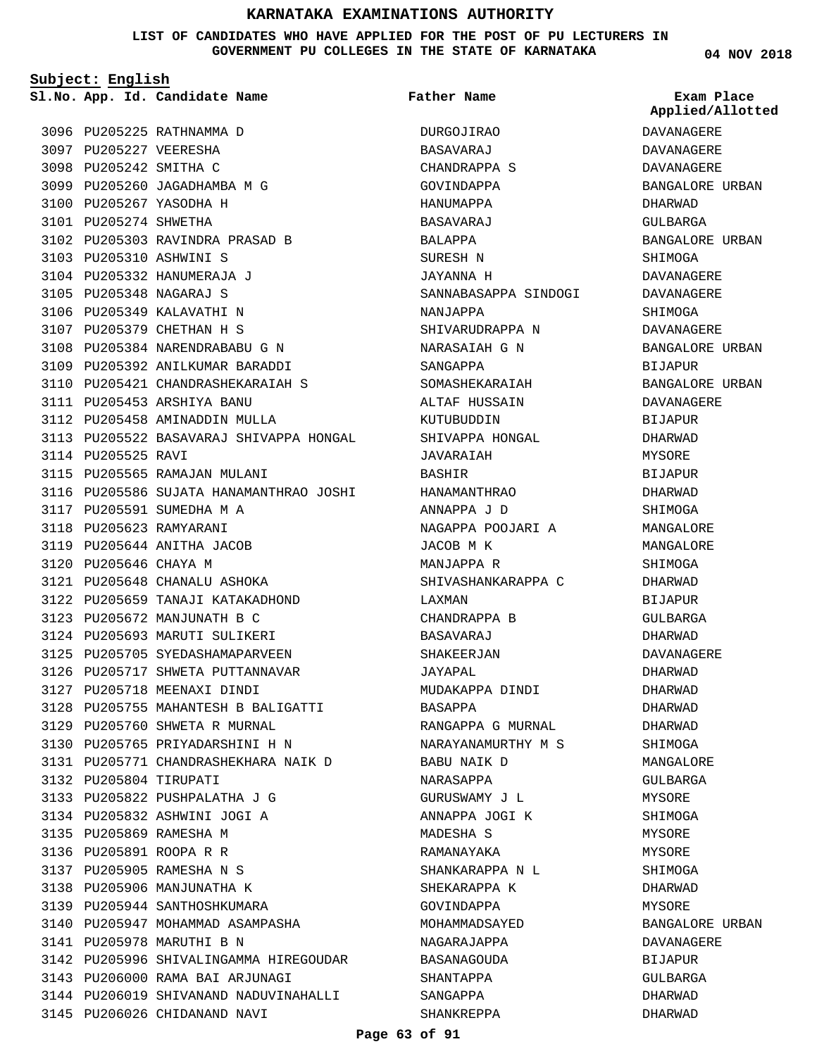# KARNATAKA EXAMINATIONS AUTHORITY

**LIST OF CANDIDATES WHO HAVE APPLIED FOR THE POST OF PU LECTURERS IN GOVERNMENT PU COLLEGES IN THE STATE OF KARNATAKA**

04 NOV 2018

**Subject: English**

| Sl.No. | App. Id. | Candidate Name | Father Name | Exam Place Applied/Allotted |
|---|---|---|---|---|
| 3096 | PU205225 | RATHNAMMA D | DURGOJIRAO | DAVANAGERE |
| 3097 | PU205227 | VEERESHA | BASAVARAJ | DAVANAGERE |
| 3098 | PU205242 | SMITHA C | CHANDRAPPA S | DAVANAGERE |
| 3099 | PU205260 | JAGADHAMBA M G | GOVINDAPPA | BANGALORE URBAN |
| 3100 | PU205267 | YASODHA H | HANUMAPPA | DHARWAD |
| 3101 | PU205274 | SHWETHA | BASAVARAJ | GULBARGA |
| 3102 | PU205303 | RAVINDRA PRASAD B | BALAPPA | BANGALORE URBAN |
| 3103 | PU205310 | ASHWINI S | SURESH N | SHIMOGA |
| 3104 | PU205332 | HANUMERAJA J | JAYANNA H | DAVANAGERE |
| 3105 | PU205348 | NAGARAJ S | SANNABASAPPA SINDOGI | DAVANAGERE |
| 3106 | PU205349 | KALAVATHI N | NANJAPPA | SHIMOGA |
| 3107 | PU205379 | CHETHAN H S | SHIVARUDRAPPA N | DAVANAGERE |
| 3108 | PU205384 | NARENDRABABU G N | NARASAIAH G N | BANGALORE URBAN |
| 3109 | PU205392 | ANILKUMAR BARADDI | SANGAPPA | BIJAPUR |
| 3110 | PU205421 | CHANDRASHEKARAIAH S | SOMASHEKARAIAH | BANGALORE URBAN |
| 3111 | PU205453 | ARSHIYA BANU | ALTAF HUSSAIN | DAVANAGERE |
| 3112 | PU205458 | AMINADDIN MULLA | KUTUBUDDIN | BIJAPUR |
| 3113 | PU205522 | BASAVARAJ SHIVAPPA HONGAL | SHIVAPPA HONGAL | DHARWAD |
| 3114 | PU205525 | RAVI | JAVARAIAH | MYSORE |
| 3115 | PU205565 | RAMAJAN MULANI | BASHIR | BIJAPUR |
| 3116 | PU205586 | SUJATA HANAMANTHRAO JOSHI | HANAMANTHRAO | DHARWAD |
| 3117 | PU205591 | SUMEDHA M A | ANNAPPA J D | SHIMOGA |
| 3118 | PU205623 | RAMYARANI | NAGAPPA POOJARI A | MANGALORE |
| 3119 | PU205644 | ANITHA JACOB | JACOB M K | MANGALORE |
| 3120 | PU205646 | CHAYA M | MANJAPPA R | SHIMOGA |
| 3121 | PU205648 | CHANALU ASHOKA | SHIVASHANKARAPPA C | DHARWAD |
| 3122 | PU205659 | TANAJI KATAKADHOND | LAXMAN | BIJAPUR |
| 3123 | PU205672 | MANJUNATH B C | CHANDRAPPA B | GULBARGA |
| 3124 | PU205693 | MARUTI SULIKERI | BASAVARAJ | DHARWAD |
| 3125 | PU205705 | SYEDASHAMAPARVEEN | SHAKEERJAN | DAVANAGERE |
| 3126 | PU205717 | SHWETA PUTTANNAVAR | JAYAPAL | DHARWAD |
| 3127 | PU205718 | MEENAXI DINDI | MUDAKAPPA DINDI | DHARWAD |
| 3128 | PU205755 | MAHANTESH B BALIGATTI | BASAPPA | DHARWAD |
| 3129 | PU205760 | SHWETA R MURNAL | RANGAPPA G MURNAL | DHARWAD |
| 3130 | PU205765 | PRIYADARSHINI H N | NARAYANAMURTHY M S | SHIMOGA |
| 3131 | PU205771 | CHANDRASHEKHARA NAIK D | BABU NAIK D | MANGALORE |
| 3132 | PU205804 | TIRUPATI | NARASAPPA | GULBARGA |
| 3133 | PU205822 | PUSHPALATHA J G | GURUSWAMY J L | MYSORE |
| 3134 | PU205832 | ASHWINI JOGI A | ANNAPPA JOGI K | SHIMOGA |
| 3135 | PU205869 | RAMESHA M | MADESHA S | MYSORE |
| 3136 | PU205891 | ROOPA R R | RAMANAYAKA | MYSORE |
| 3137 | PU205905 | RAMESHA N S | SHANKARAPPA N L | SHIMOGA |
| 3138 | PU205906 | MANJUNATHA K | SHEKARAPPA K | DHARWAD |
| 3139 | PU205944 | SANTHOSHKUMARA | GOVINDAPPA | MYSORE |
| 3140 | PU205947 | MOHAMMAD ASAMPASHA | MOHAMMADSAYED | BANGALORE URBAN |
| 3141 | PU205978 | MARUTHI B N | NAGARAJAPPA | DAVANAGERE |
| 3142 | PU205996 | SHIVALINGAMMA HIREGOUDAR | BASANAGOUDA | BIJAPUR |
| 3143 | PU206000 | RAMA BAI ARJUNAGI | SHANTAPPA | GULBARGA |
| 3144 | PU206019 | SHIVANAND NADUVINAHALLI | SANGAPPA | DHARWAD |
| 3145 | PU206026 | CHIDANAND NAVI | SHANKREPPA | DHARWAD |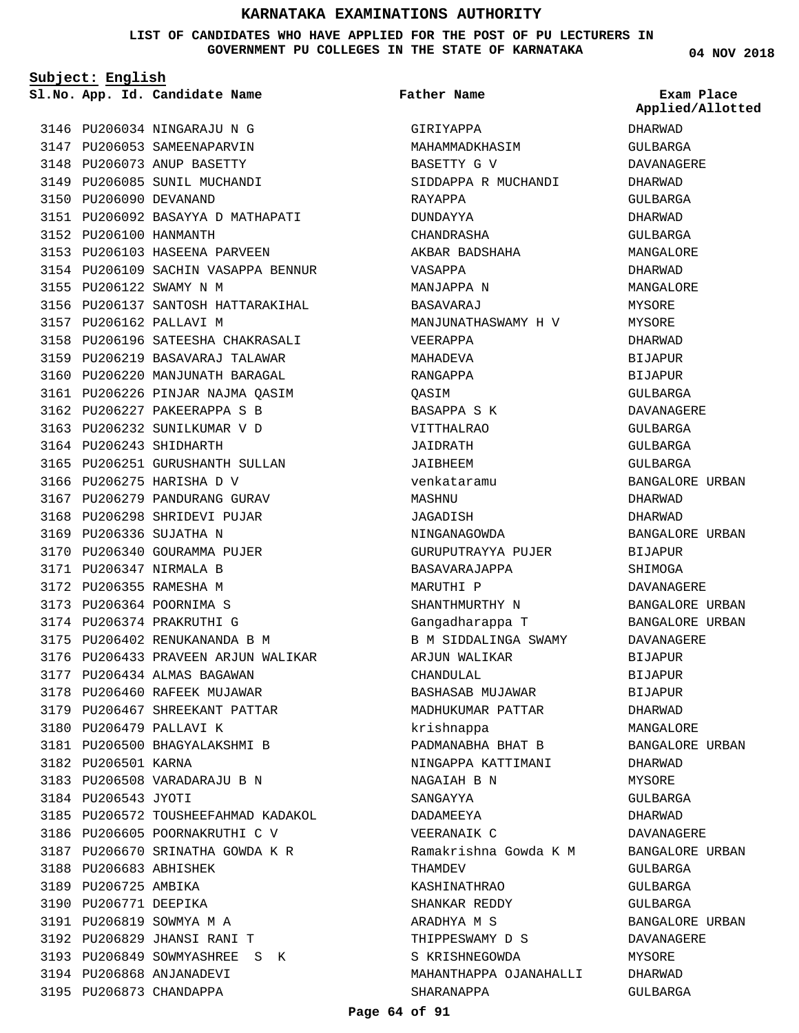# KARNATAKA EXAMINATIONS AUTHORITY

**LIST OF CANDIDATES WHO HAVE APPLIED FOR THE POST OF PU LECTURERS IN GOVERNMENT PU COLLEGES IN THE STATE OF KARNATAKA**

04 NOV 2018

**Subject: English**

| Sl.No. | App. Id. | Candidate Name | Father Name | Exam Place Applied/Allotted |
|---|---|---|---|---|
| 3146 | PU206034 | NINGARAJU N G | GIRIYAPPA | DHARWAD |
| 3147 | PU206053 | SAMEENAPARVIN | MAHAMMADKHASIM | GULBARGA |
| 3148 | PU206073 | ANUP BASETTY | BASETTY G V | DAVANAGERE |
| 3149 | PU206085 | SUNIL MUCHANDI | SIDDAPPA R MUCHANDI | DHARWAD |
| 3150 | PU206090 | DEVANAND | RAYAPPA | GULBARGA |
| 3151 | PU206092 | BASAYYA D MATHAPATI | DUNDAYYA | DHARWAD |
| 3152 | PU206100 | HANMANTH | CHANDRASHA | GULBARGA |
| 3153 | PU206103 | HASEENA PARVEEN | AKBAR BADSHAHA | MANGALORE |
| 3154 | PU206109 | SACHIN VASAPPA BENNUR | VASAPPA | DHARWAD |
| 3155 | PU206122 | SWAMY N M | MANJAPPA N | MANGALORE |
| 3156 | PU206137 | SANTOSH HATTARAKIHAL | BASAVARAJ | MYSORE |
| 3157 | PU206162 | PALLAVI M | MANJUNATHASWAMY H V | MYSORE |
| 3158 | PU206196 | SATEESHA CHAKRASALI | VEERAPPA | DHARWAD |
| 3159 | PU206219 | BASAVARAJ TALAWAR | MAHADEVA | BIJAPUR |
| 3160 | PU206220 | MANJUNATH BARAGAL | RANGAPPA | BIJAPUR |
| 3161 | PU206226 | PINJAR NAJMA QASIM | QASIM | GULBARGA |
| 3162 | PU206227 | PAKEERAPPA S B | BASAPPA S K | DAVANAGERE |
| 3163 | PU206232 | SUNILKUMAR V D | VITTHALRAO | GULBARGA |
| 3164 | PU206243 | SHIDHARTH | JAIDRATH | GULBARGA |
| 3165 | PU206251 | GURUSHANTH SULLAN | JAIBHEEM | GULBARGA |
| 3166 | PU206275 | HARISHA D V | venkataramu | BANGALORE URBAN |
| 3167 | PU206279 | PANDURANG GURAV | MASHNU | DHARWAD |
| 3168 | PU206298 | SHRIDEVI PUJAR | JAGADISH | DHARWAD |
| 3169 | PU206336 | SUJATHA N | NINGANAGOWDA | BANGALORE URBAN |
| 3170 | PU206340 | GOURAMMA PUJER | GURUPUTRAYYA PUJER | BIJAPUR |
| 3171 | PU206347 | NIRMALA B | BASAVARAJAPPA | SHIMOGA |
| 3172 | PU206355 | RAMESHA M | MARUTHI P | DAVANAGERE |
| 3173 | PU206364 | POORNIMA S | SHANTHMURTHY N | BANGALORE URBAN |
| 3174 | PU206374 | PRAKRUTHI G | Gangadharappa T | BANGALORE URBAN |
| 3175 | PU206402 | RENUKANANDA B M | B M SIDDALINGA SWAMY | DAVANAGERE |
| 3176 | PU206433 | PRAVEEN ARJUN WALIKAR | ARJUN WALIKAR | BIJAPUR |
| 3177 | PU206434 | ALMAS BAGAWAN | CHANDULAL | BIJAPUR |
| 3178 | PU206460 | RAFEEK MUJAWAR | BASHASAB MUJAWAR | BIJAPUR |
| 3179 | PU206467 | SHREEKANT PATTAR | MADHUKUMAR PATTAR | DHARWAD |
| 3180 | PU206479 | PALLAVI K | krishnappa | MANGALORE |
| 3181 | PU206500 | BHAGYALAKSHMI B | PADMANABHA BHAT B | BANGALORE URBAN |
| 3182 | PU206501 | KARNA | NINGAPPA KATTIMANI | DHARWAD |
| 3183 | PU206508 | VARADARAJU B N | NAGAIAH B N | MYSORE |
| 3184 | PU206543 | JYOTI | SANGAYYA | GULBARGA |
| 3185 | PU206572 | TOUSHEEFAHMAD KADAKOL | DADAMEEYA | DHARWAD |
| 3186 | PU206605 | POORNAKRUTHI C V | VEERANAIK C | DAVANAGERE |
| 3187 | PU206670 | SRINATHA GOWDA K R | Ramakrishna Gowda K M | BANGALORE URBAN |
| 3188 | PU206683 | ABHISHEK | THAMDEV | GULBARGA |
| 3189 | PU206725 | AMBIKA | KASHINATHRAO | GULBARGA |
| 3190 | PU206771 | DEEPIKA | SHANKAR REDDY | GULBARGA |
| 3191 | PU206819 | SOWMYA M A | ARADHYA M S | BANGALORE URBAN |
| 3192 | PU206829 | JHANSI RANI T | THIPPESWAMY D S | DAVANAGERE |
| 3193 | PU206849 | SOWMYASHREE S K | S KRISHNEGOWDA | MYSORE |
| 3194 | PU206868 | ANJANADEVI | MAHANTHAPPA OJANAHALLI | DHARWAD |
| 3195 | PU206873 | CHANDAPPA | SHARANAPPA | GULBARGA |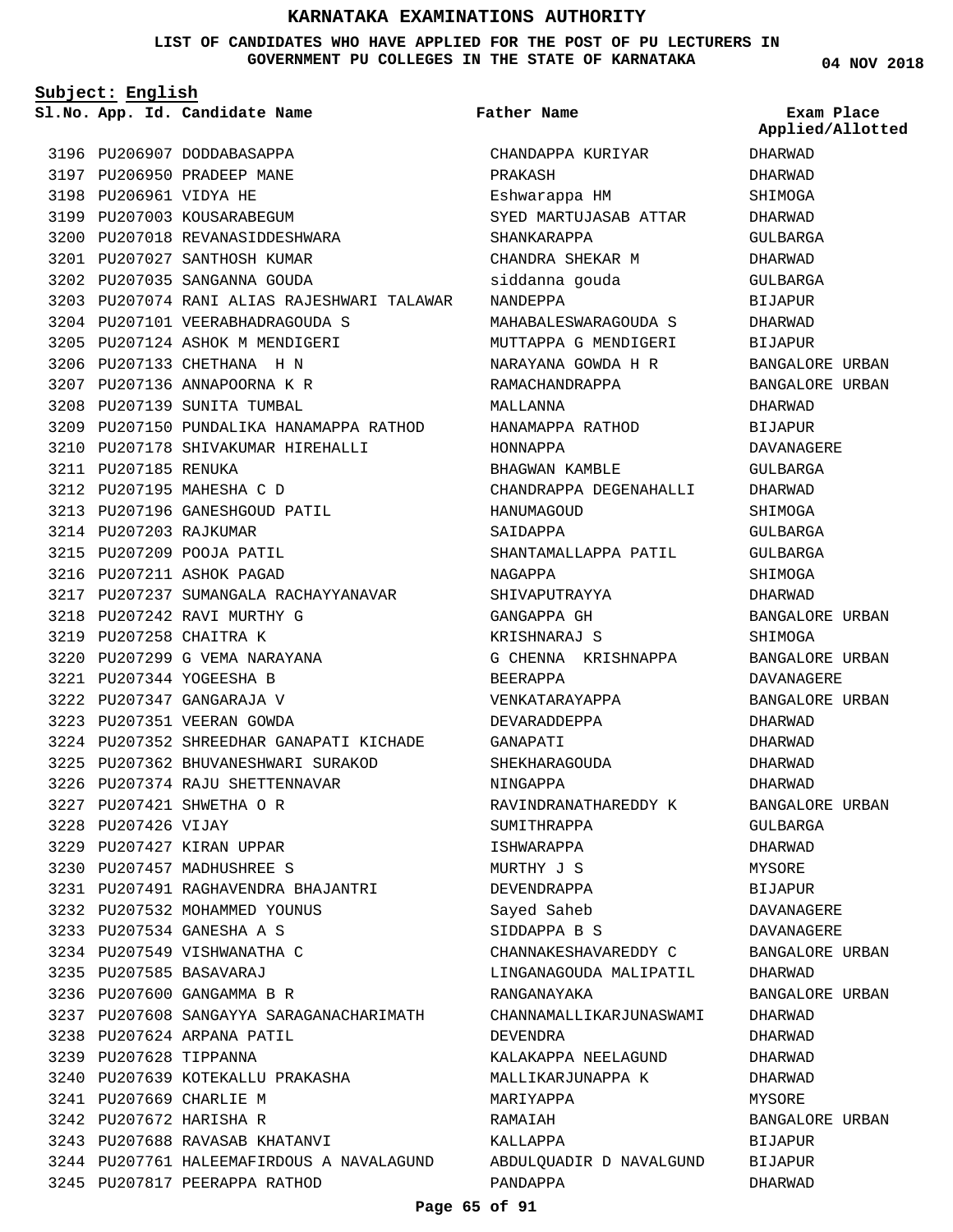# KARNATAKA EXAMINATIONS AUTHORITY

**LIST OF CANDIDATES WHO HAVE APPLIED FOR THE POST OF PU LECTURERS IN GOVERNMENT PU COLLEGES IN THE STATE OF KARNATAKA**

04 NOV 2018

**Subject: English**

| Sl.No. | App. Id. | Candidate Name | Father Name | Exam Place Applied/Allotted |
|---|---|---|---|---|
| 3196 | PU206907 | DODDABASAPPA | CHANDAPPA KURIYAR | DHARWAD |
| 3197 | PU206950 | PRADEEP MANE | PRAKASH | DHARWAD |
| 3198 | PU206961 | VIDYA HE | Eshwarappa HM | SHIMOGA |
| 3199 | PU207003 | KOUSARABEGUM | SYED MARTUJASAB ATTAR | DHARWAD |
| 3200 | PU207018 | REVANASIDDESHWARA | SHANKARAPPA | GULBARGA |
| 3201 | PU207027 | SANTHOSH KUMAR | CHANDRA SHEKAR M | DHARWAD |
| 3202 | PU207035 | SANGANNA GOUDA | siddanna gouda | GULBARGA |
| 3203 | PU207074 | RANI ALIAS RAJESHWARI TALAWAR | NANDEPPA | BIJAPUR |
| 3204 | PU207101 | VEERABHADRAGOUDA S | MAHABALESWARAGOUDA S | DHARWAD |
| 3205 | PU207124 | ASHOK M MENDIGERI | MUTTAPPA G MENDIGERI | BIJAPUR |
| 3206 | PU207133 | CHETHANA H N | NARAYANA GOWDA H R | BANGALORE URBAN |
| 3207 | PU207136 | ANNAPOORNA K R | RAMACHANDRAPPA | BANGALORE URBAN |
| 3208 | PU207139 | SUNITA TUMBAL | MALLANNA | DHARWAD |
| 3209 | PU207150 | PUNDALIKA HANAMAPPA RATHOD | HANAMAPPA RATHOD | BIJAPUR |
| 3210 | PU207178 | SHIVAKUMAR HIREHALLI | HONNAPPA | DAVANAGERE |
| 3211 | PU207185 | RENUKA | BHAGWAN KAMBLE | GULBARGA |
| 3212 | PU207195 | MAHESHA C D | CHANDRAPPA DEGENAHALLI | DHARWAD |
| 3213 | PU207196 | GANESHGOUD PATIL | HANUMAGOUD | SHIMOGA |
| 3214 | PU207203 | RAJKUMAR | SAIDAPPA | GULBARGA |
| 3215 | PU207209 | POOJA PATIL | SHANTAMALLAPPA PATIL | GULBARGA |
| 3216 | PU207211 | ASHOK PAGAD | NAGAPPA | SHIMOGA |
| 3217 | PU207237 | SUMANGALA RACHAYYANAVAR | SHIVAPUTRAYYA | DHARWAD |
| 3218 | PU207242 | RAVI MURTHY G | GANGAPPA GH | BANGALORE URBAN |
| 3219 | PU207258 | CHAITRA K | KRISHNARAJ S | SHIMOGA |
| 3220 | PU207299 | G VEMA NARAYANA | G CHENNA KRISHNAPPA | BANGALORE URBAN |
| 3221 | PU207344 | YOGEESHA B | BEERAPPA | DAVANAGERE |
| 3222 | PU207347 | GANGARAJA V | VENKATARAYAPPA | BANGALORE URBAN |
| 3223 | PU207351 | VEERAN GOWDA | DEVARADDEPPA | DHARWAD |
| 3224 | PU207352 | SHREEDHAR GANAPATI KICHADE | GANAPATI | DHARWAD |
| 3225 | PU207362 | BHUVANESHWARI SURAKOD | SHEKHARAGOUDA | DHARWAD |
| 3226 | PU207374 | RAJU SHETTENNAVAR | NINGAPPA | DHARWAD |
| 3227 | PU207421 | SHWETHA O R | RAVINDRANATHAREDDY K | BANGALORE URBAN |
| 3228 | PU207426 | VIJAY | SUMITHRAPPA | GULBARGA |
| 3229 | PU207427 | KIRAN UPPAR | ISHWARAPPA | DHARWAD |
| 3230 | PU207457 | MADHUSHREE S | MURTHY J S | MYSORE |
| 3231 | PU207491 | RAGHAVENDRA BHAJANTRI | DEVENDRAPPA | BIJAPUR |
| 3232 | PU207532 | MOHAMMED YOUNUS | Sayed Saheb | DAVANAGERE |
| 3233 | PU207534 | GANESHA A S | SIDDAPPA B S | DAVANAGERE |
| 3234 | PU207549 | VISHWANATHA C | CHANNAKESHAVAREDDY C | BANGALORE URBAN |
| 3235 | PU207585 | BASAVARAJ | LINGANAGOUDA MALIPATIL | DHARWAD |
| 3236 | PU207600 | GANGAMMA B R | RANGANAYAKA | BANGALORE URBAN |
| 3237 | PU207608 | SANGAYYA SARAGANACHARIMATH | CHANNAMALLIKARJUNASWAMI | DHARWAD |
| 3238 | PU207624 | ARPANA PATIL | DEVENDRA | DHARWAD |
| 3239 | PU207628 | TIPPANNA | KALAKAPPA NEELAGUND | DHARWAD |
| 3240 | PU207639 | KOTEKALLU PRAKASHA | MALLIKARJUNAPPA K | DHARWAD |
| 3241 | PU207669 | CHARLIE M | MARIYAPPA | MYSORE |
| 3242 | PU207672 | HARISHA R | RAMAIAH | BANGALORE URBAN |
| 3243 | PU207688 | RAVASAB KHATANVI | KALLAPPA | BIJAPUR |
| 3244 | PU207761 | HALEEMAFIRDOUS A NAVALAGUND | ABDULQUADIR D NAVALGUND | BIJAPUR |
| 3245 | PU207817 | PEERAPPA RATHOD | PANDAPPA | DHARWAD |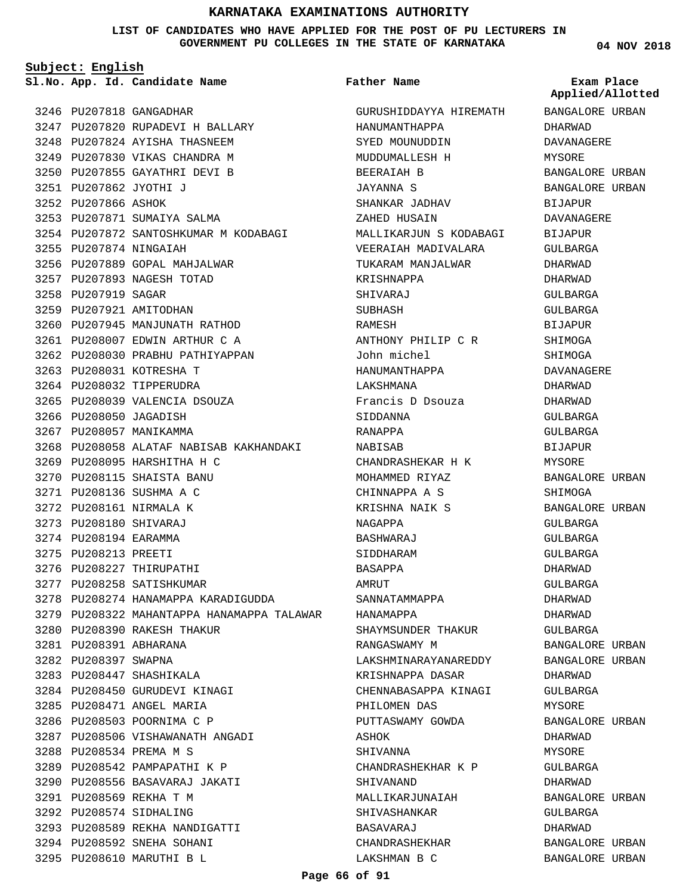# KARNATAKA EXAMINATIONS AUTHORITY

**LIST OF CANDIDATES WHO HAVE APPLIED FOR THE POST OF PU LECTURERS IN GOVERNMENT PU COLLEGES IN THE STATE OF KARNATAKA**

04 NOV 2018

**Subject: English**

| Sl.No. | App. Id. | Candidate Name | Father Name | Exam Place Applied/Allotted |
|---|---|---|---|---|
| 3246 | PU207818 | GANGADHAR | GURUSHIDDAYYA HIREMATH | BANGALORE URBAN |
| 3247 | PU207820 | RUPADEVI H BALLARY | HANUMANTHAPPA | DHARWAD |
| 3248 | PU207824 | AYISHA THASNEEM | SYED MOUNUDDIN | DAVANAGERE |
| 3249 | PU207830 | VIKAS CHANDRA M | MUDDUMALLESH H | MYSORE |
| 3250 | PU207855 | GAYATHRI DEVI B | BEERAIAH B | BANGALORE URBAN |
| 3251 | PU207862 | JYOTHI J | JAYANNA S | BANGALORE URBAN |
| 3252 | PU207866 | ASHOK | SHANKAR JADHAV | BIJAPUR |
| 3253 | PU207871 | SUMAIYA SALMA | ZAHED HUSAIN | DAVANAGERE |
| 3254 | PU207872 | SANTOSHKUMAR M KODABAGI | MALLIKARJUN S KODABAGI | BIJAPUR |
| 3255 | PU207874 | NINGAIAH | VEERAIAH MADIVALARA | GULBARGA |
| 3256 | PU207889 | GOPAL MAHJALWAR | TUKARAM MANJALWAR | DHARWAD |
| 3257 | PU207893 | NAGESH TOTAD | KRISHNAPPA | DHARWAD |
| 3258 | PU207919 | SAGAR | SHIVARAJ | GULBARGA |
| 3259 | PU207921 | AMITODHAN | SUBHASH | GULBARGA |
| 3260 | PU207945 | MANJUNATH RATHOD | RAMESH | BIJAPUR |
| 3261 | PU208007 | EDWIN ARTHUR C A | ANTHONY PHILIP C R | SHIMOGA |
| 3262 | PU208030 | PRABHU PATHIYAPPAN | John michel | SHIMOGA |
| 3263 | PU208031 | KOTRESHA T | HANUMANTHAPPA | DAVANAGERE |
| 3264 | PU208032 | TIPPERUDRA | LAKSHMANA | DHARWAD |
| 3265 | PU208039 | VALENCIA DSOUZA | Francis D Dsouza | DHARWAD |
| 3266 | PU208050 | JAGADISH | SIDDANNA | GULBARGA |
| 3267 | PU208057 | MANIKAMMA | RANAPPA | GULBARGA |
| 3268 | PU208058 | ALATAF NABISAB KAKHANDAKI | NABISAB | BIJAPUR |
| 3269 | PU208095 | HARSHITHA H C | CHANDRASHEKAR H K | MYSORE |
| 3270 | PU208115 | SHAISTA BANU | MOHAMMED RIYAZ | BANGALORE URBAN |
| 3271 | PU208136 | SUSHMA A C | CHINNAPPA A S | SHIMOGA |
| 3272 | PU208161 | NIRMALA K | KRISHNA NAIK S | BANGALORE URBAN |
| 3273 | PU208180 | SHIVARAJ | NAGAPPA | GULBARGA |
| 3274 | PU208194 | EARAMMA | BASHWARAJ | GULBARGA |
| 3275 | PU208213 | PREETI | SIDDHARAM | GULBARGA |
| 3276 | PU208227 | THIRUPATHI | BASAPPA | DHARWAD |
| 3277 | PU208258 | SATISHKUMAR | AMRUT | GULBARGA |
| 3278 | PU208274 | HANAMAPPA KARADIGUDDA | SANNATAMMAPPA | DHARWAD |
| 3279 | PU208322 | MAHANTAPPA HANAMAPPA TALAWAR | HANAMAPPA | DHARWAD |
| 3280 | PU208390 | RAKESH THAKUR | SHAYMSUNDER THAKUR | GULBARGA |
| 3281 | PU208391 | ABHARANA | RANGASWAMY M | BANGALORE URBAN |
| 3282 | PU208397 | SWAPNA | LAKSHMINARAYANAREDDY | BANGALORE URBAN |
| 3283 | PU208447 | SHASHIKALA | KRISHNAPPA DASAR | DHARWAD |
| 3284 | PU208450 | GURUDEVI KINAGI | CHENNABASAPPA KINAGI | GULBARGA |
| 3285 | PU208471 | ANGEL MARIA | PHILOMEN DAS | MYSORE |
| 3286 | PU208503 | POORNIMA C P | PUTTASWAMY GOWDA | BANGALORE URBAN |
| 3287 | PU208506 | VISHAWANATH ANGADI | ASHOK | DHARWAD |
| 3288 | PU208534 | PREMA M S | SHIVANNA | MYSORE |
| 3289 | PU208542 | PAMPAPATHI K P | CHANDRASHEKHAR K P | GULBARGA |
| 3290 | PU208556 | BASAVARAJ JAKATI | SHIVANAND | DHARWAD |
| 3291 | PU208569 | REKHA T M | MALLIKARJUNAIAH | BANGALORE URBAN |
| 3292 | PU208574 | SIDHALING | SHIVASHANKAR | GULBARGA |
| 3293 | PU208589 | REKHA NANDIGATTI | BASAVARAJ | DHARWAD |
| 3294 | PU208592 | SNEHA SOHANI | CHANDRASHEKHAR | BANGALORE URBAN |
| 3295 | PU208610 | MARUTHI B L | LAKSHMAN B C | BANGALORE URBAN |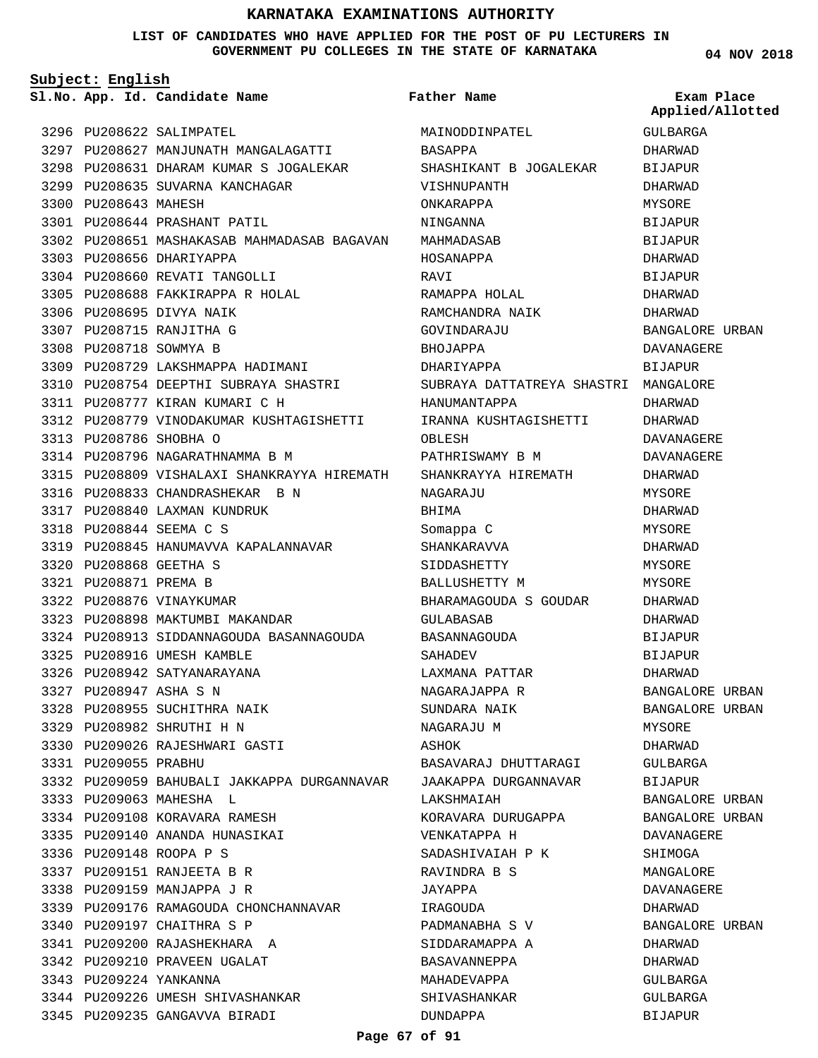# KARNATAKA EXAMINATIONS AUTHORITY

**LIST OF CANDIDATES WHO HAVE APPLIED FOR THE POST OF PU LECTURERS IN GOVERNMENT PU COLLEGES IN THE STATE OF KARNATAKA**

**04 NOV 2018**

**Subject: English**

| Sl.No. | App. Id. | Candidate Name | Father Name | Exam Place Applied/Allotted |
|---|---|---|---|---|
| 3296 | PU208622 | SALIMPATEL | MAINODDINPATEL | GULBARGA |
| 3297 | PU208627 | MANJUNATH MANGALAGATTI | BASAPPA | DHARWAD |
| 3298 | PU208631 | DHARAM KUMAR S JOGALEKAR | SHASHIKANT B JOGALEKAR | BIJAPUR |
| 3299 | PU208635 | SUVARNA KANCHAGAR | VISHNUPANTH | DHARWAD |
| 3300 | PU208643 | MAHESH | ONKARAPPA | MYSORE |
| 3301 | PU208644 | PRASHANT PATIL | NINGANNA | BIJAPUR |
| 3302 | PU208651 | MASHAKASAB MAHMADASAB BAGAVAN | MAHMADASAB | BIJAPUR |
| 3303 | PU208656 | DHARIYAPPA | HOSANAPPA | DHARWAD |
| 3304 | PU208660 | REVATI TANGOLLI | RAVI | BIJAPUR |
| 3305 | PU208688 | FAKKIRAPPA R HOLAL | RAMAPPA HOLAL | DHARWAD |
| 3306 | PU208695 | DIVYA NAIK | RAMCHANDRA NAIK | DHARWAD |
| 3307 | PU208715 | RANJITHA G | GOVINDARAJU | BANGALORE URBAN |
| 3308 | PU208718 | SOWMYA B | BHOJAPPA | DAVANAGERE |
| 3309 | PU208729 | LAKSHMAPPA HADIMANI | DHARIYAPPA | BIJAPUR |
| 3310 | PU208754 | DEEPTHI SUBRAYA SHASTRI | SUBRAYA DATTATREYA SHASTRI | MANGALORE |
| 3311 | PU208777 | KIRAN KUMARI C H | HANUMANTAPPA | DHARWAD |
| 3312 | PU208779 | VINODAKUMAR KUSHTAGISHETTI | IRANNA KUSHTAGISHETTI | DHARWAD |
| 3313 | PU208786 | SHOBHA O | OBLESH | DAVANAGERE |
| 3314 | PU208796 | NAGARATHNAMMA B M | PATHRISWAMY B M | DAVANAGERE |
| 3315 | PU208809 | VISHALAXI SHANKRAYYA HIREMATH | SHANKRAYYA HIREMATH | DHARWAD |
| 3316 | PU208833 | CHANDRASHEKAR B N | NAGARAJU | MYSORE |
| 3317 | PU208840 | LAXMAN KUNDRUK | BHIMA | DHARWAD |
| 3318 | PU208844 | SEEMA C S | Somappa C | MYSORE |
| 3319 | PU208845 | HANUMAVVA KAPALANNAVAR | SHANKARAVVA | DHARWAD |
| 3320 | PU208868 | GEETHA S | SIDDASHETTY | MYSORE |
| 3321 | PU208871 | PREMA B | BALLUSHETTY M | MYSORE |
| 3322 | PU208876 | VINAYKUMAR | BHARAMAGOUDA S GOUDAR | DHARWAD |
| 3323 | PU208898 | MAKTUMBI MAKANDAR | GULABASAB | DHARWAD |
| 3324 | PU208913 | SIDDANNAGOUDA BASANNAGOUDA | BASANNAGOUDA | BIJAPUR |
| 3325 | PU208916 | UMESH KAMBLE | SAHADEV | BIJAPUR |
| 3326 | PU208942 | SATYANARAYANA | LAXMANA PATTAR | DHARWAD |
| 3327 | PU208947 | ASHA S N | NAGARAJAPPA R | BANGALORE URBAN |
| 3328 | PU208955 | SUCHITHRA NAIK | SUNDARA NAIK | BANGALORE URBAN |
| 3329 | PU208982 | SHRUTHI H N | NAGARAJU M | MYSORE |
| 3330 | PU209026 | RAJESHWARI GASTI | ASHOK | DHARWAD |
| 3331 | PU209055 | PRABHU | BASAVARAJ DHUTTARAGI | GULBARGA |
| 3332 | PU209059 | BAHUBALI JAKKAPPA DURGANNAVAR | JAAKAPPA DURGANNAVAR | BIJAPUR |
| 3333 | PU209063 | MAHESHA L | LAKSHMAIAH | BANGALORE URBAN |
| 3334 | PU209108 | KORAVARA RAMESH | KORAVARA DURUGAPPA | BANGALORE URBAN |
| 3335 | PU209140 | ANANDA HUNASIKAI | VENKATAPPA H | DAVANAGERE |
| 3336 | PU209148 | ROOPA P S | SADASHIVAIAH P K | SHIMOGA |
| 3337 | PU209151 | RANJEETA B R | RAVINDRA B S | MANGALORE |
| 3338 | PU209159 | MANJAPPA J R | JAYAPPA | DAVANAGERE |
| 3339 | PU209176 | RAMAGOUDA CHONCHANNAVAR | IRAGOUDA | DHARWAD |
| 3340 | PU209197 | CHAITHRA S P | PADMANABHA S V | BANGALORE URBAN |
| 3341 | PU209200 | RAJASHEKHARA A | SIDDARAMAPPA A | DHARWAD |
| 3342 | PU209210 | PRAVEEN UGALAT | BASAVANNEPPA | DHARWAD |
| 3343 | PU209224 | YANKANNA | MAHADEVAPPA | GULBARGA |
| 3344 | PU209226 | UMESH SHIVASHANKAR | SHIVASHANKAR | GULBARGA |
| 3345 | PU209235 | GANGAVVA BIRADI | DUNDAPPA | BIJAPUR |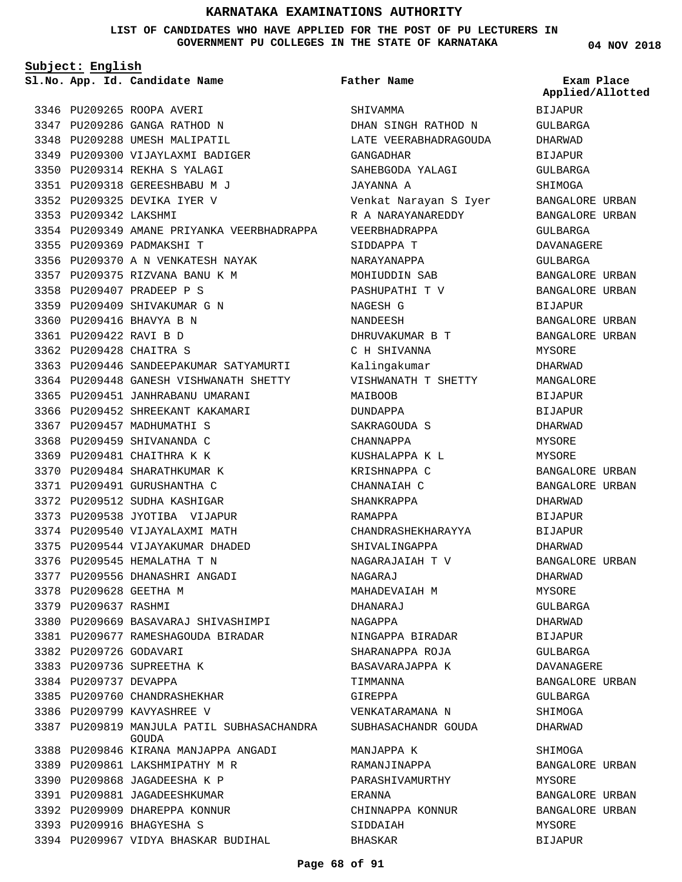# KARNATAKA EXAMINATIONS AUTHORITY

**LIST OF CANDIDATES WHO HAVE APPLIED FOR THE POST OF PU LECTURERS IN GOVERNMENT PU COLLEGES IN THE STATE OF KARNATAKA**

04 NOV 2018

**Subject: English**

| Sl.No. | App. Id. | Candidate Name | Father Name | Exam Place Applied/Allotted |
|---|---|---|---|---|
| 3346 | PU209265 | ROOPA AVERI | SHIVAMMA | BIJAPUR |
| 3347 | PU209286 | GANGA RATHOD N | DHAN SINGH RATHOD N | GULBARGA |
| 3348 | PU209288 | UMESH MALIPATIL | LATE VEERABHADRAGOUDA | DHARWAD |
| 3349 | PU209300 | VIJAYLAXMI BADIGER | GANGADHAR | BIJAPUR |
| 3350 | PU209314 | REKHA S YALAGI | SAHEBGODA YALAGI | GULBARGA |
| 3351 | PU209318 | GEREESHBABU M J | JAYANNA A | SHIMOGA |
| 3352 | PU209325 | DEVIKA IYER V | Venkat Narayan S Iyer | BANGALORE URBAN |
| 3353 | PU209342 | LAKSHMI | R A NARAYANAREDDY | BANGALORE URBAN |
| 3354 | PU209349 | AMANE PRIYANKA VEERBHADRAPPA | VEERBHADRAPPA | GULBARGA |
| 3355 | PU209369 | PADMAKSHI T | SIDDAPPA T | DAVANAGERE |
| 3356 | PU209370 | A N VENKATESH NAYAK | NARAYANAPPA | GULBARGA |
| 3357 | PU209375 | RIZVANA BANU K M | MOHIUDDIN SAB | BANGALORE URBAN |
| 3358 | PU209407 | PRADEEP P S | PASHUPATHI T V | BANGALORE URBAN |
| 3359 | PU209409 | SHIVAKUMAR G N | NAGESH G | BIJAPUR |
| 3360 | PU209416 | BHAVYA B N | NANDEESH | BANGALORE URBAN |
| 3361 | PU209422 | RAVI B D | DHRUVAKUMAR B T | BANGALORE URBAN |
| 3362 | PU209428 | CHAITRA S | C H SHIVANNA | MYSORE |
| 3363 | PU209446 | SANDEEPAKUMAR SATYAMURTI | Kalingakumar | DHARWAD |
| 3364 | PU209448 | GANESH VISHWANATH SHETTY | VISHWANATH T SHETTY | MANGALORE |
| 3365 | PU209451 | JANHRABANU UMARANI | MAIBOOB | BIJAPUR |
| 3366 | PU209452 | SHREEKANT KAKAMARI | DUNDAPPA | BIJAPUR |
| 3367 | PU209457 | MADHUMATHI S | SAKRAGOUDA S | DHARWAD |
| 3368 | PU209459 | SHIVANANDA C | CHANNAPPA | MYSORE |
| 3369 | PU209481 | CHAITHRA K K | KUSHALAPPA K L | MYSORE |
| 3370 | PU209484 | SHARATHKUMAR K | KRISHNAPPA C | BANGALORE URBAN |
| 3371 | PU209491 | GURUSHANTHA C | CHANNAIAH C | BANGALORE URBAN |
| 3372 | PU209512 | SUDHA KASHIGAR | SHANKRAPPA | DHARWAD |
| 3373 | PU209538 | JYOTIBA VIJAPUR | RAMAPPA | BIJAPUR |
| 3374 | PU209540 | VIJAYALAXMI MATH | CHANDRASHEKHARAYYA | BIJAPUR |
| 3375 | PU209544 | VIJAYAKUMAR DHADED | SHIVALINGAPPA | DHARWAD |
| 3376 | PU209545 | HEMALATHA T N | NAGARAJAIAH T V | BANGALORE URBAN |
| 3377 | PU209556 | DHANASHRI ANGADI | NAGARAJ | DHARWAD |
| 3378 | PU209628 | GEETHA M | MAHADEVAIAH M | MYSORE |
| 3379 | PU209637 | RASHMI | DHANARAJ | GULBARGA |
| 3380 | PU209669 | BASAVARAJ SHIVASHIMPI | NAGAPPA | DHARWAD |
| 3381 | PU209677 | RAMESHAGOUDA BIRADAR | NINGAPPA BIRADAR | BIJAPUR |
| 3382 | PU209726 | GODAVARI | SHARANAPPA ROJA | GULBARGA |
| 3383 | PU209736 | SUPREETHA K | BASAVARAJAPPA K | DAVANAGERE |
| 3384 | PU209737 | DEVAPPA | TIMMANNA | BANGALORE URBAN |
| 3385 | PU209760 | CHANDRASHEKHAR | GIREPPA | GULBARGA |
| 3386 | PU209799 | KAVYASHREE V | VENKATARAMANA N | SHIMOGA |
| 3387 | PU209819 | MANJULA PATIL SUBHASACHANDRA GOUDA | SUBHASACHANDR GOUDA | DHARWAD |
| 3388 | PU209846 | KIRANA MANJAPPA ANGADI | MANJAPPA K | SHIMOGA |
| 3389 | PU209861 | LAKSHMIPATHY M R | RAMANJINAPPA | BANGALORE URBAN |
| 3390 | PU209868 | JAGADEESHA K P | PARASHIVAMURTHY | MYSORE |
| 3391 | PU209881 | JAGADEESHKUMAR | ERANNA | BANGALORE URBAN |
| 3392 | PU209909 | DHAREPPA KONNUR | CHINNAPPA KONNUR | BANGALORE URBAN |
| 3393 | PU209916 | BHAGYESHA S | SIDDAIAH | MYSORE |
| 3394 | PU209967 | VIDYA BHASKAR BUDIHAL | BHASKAR | BIJAPUR |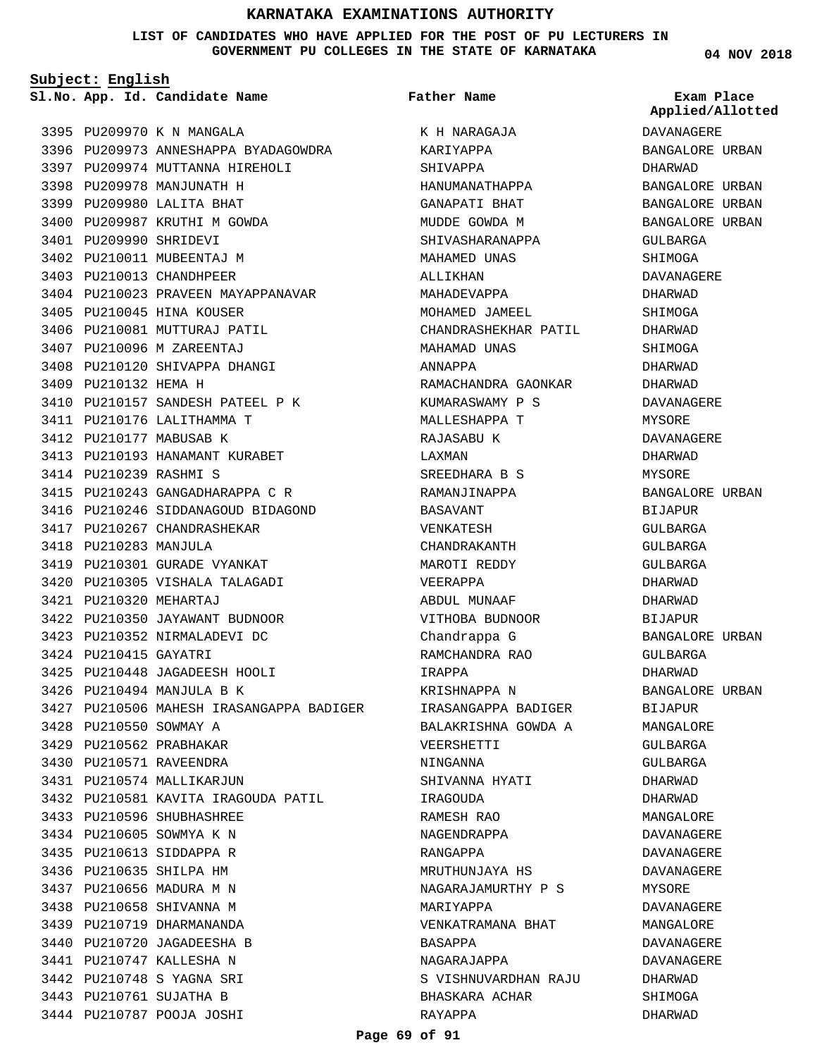# KARNATAKA EXAMINATIONS AUTHORITY

**LIST OF CANDIDATES WHO HAVE APPLIED FOR THE POST OF PU LECTURERS IN GOVERNMENT PU COLLEGES IN THE STATE OF KARNATAKA**

**04 NOV 2018**

**Subject: English**

| Sl.No. | App. Id. | Candidate Name | Father Name | Exam Place Applied/Allotted |
|---|---|---|---|---|
| 3395 | PU209970 | K N MANGALA | K H NARAGAJA | DAVANAGERE |
| 3396 | PU209973 | ANNESHAPPA BYADAGOWDRA | KARIYAPPA | BANGALORE URBAN |
| 3397 | PU209974 | MUTTANNA HIREHOLI | SHIVAPPA | DHARWAD |
| 3398 | PU209978 | MANJUNATH H | HANUMANATHAPPA | BANGALORE URBAN |
| 3399 | PU209980 | LALITA BHAT | GANAPATI BHAT | BANGALORE URBAN |
| 3400 | PU209987 | KRUTHI M GOWDA | MUDDE GOWDA M | BANGALORE URBAN |
| 3401 | PU209990 | SHRIDEVI | SHIVASHARANAPPA | GULBARGA |
| 3402 | PU210011 | MUBEENTAJ M | MAHAMED UNAS | SHIMOGA |
| 3403 | PU210013 | CHANDHPEER | ALLIKHAN | DAVANAGERE |
| 3404 | PU210023 | PRAVEEN MAYAPPANAVAR | MAHADEVAPPA | DHARWAD |
| 3405 | PU210045 | HINA KOUSER | MOHAMED JAMEEL | SHIMOGA |
| 3406 | PU210081 | MUTTURAJ PATIL | CHANDRASHEKHAR PATIL | DHARWAD |
| 3407 | PU210096 | M ZAREENTAJ | MAHAMAD UNAS | SHIMOGA |
| 3408 | PU210120 | SHIVAPPA DHANGI | ANNAPPA | DHARWAD |
| 3409 | PU210132 | HEMA H | RAMACHANDRA GAONKAR | DHARWAD |
| 3410 | PU210157 | SANDESH PATEEL P K | KUMARASWAMY P S | DAVANAGERE |
| 3411 | PU210176 | LALITHAMMA T | MALLESHAPPA T | MYSORE |
| 3412 | PU210177 | MABUSAB K | RAJASABU K | DAVANAGERE |
| 3413 | PU210193 | HANAMANT KURABET | LAXMAN | DHARWAD |
| 3414 | PU210239 | RASHMI S | SREEDHARA B S | MYSORE |
| 3415 | PU210243 | GANGADHARAPPA C R | RAMANJINAPPA | BANGALORE URBAN |
| 3416 | PU210246 | SIDDANAGOUD BIDAGOND | BASAVANT | BIJAPUR |
| 3417 | PU210267 | CHANDRASHEKAR | VENKATESH | GULBARGA |
| 3418 | PU210283 | MANJULA | CHANDRAKANTH | GULBARGA |
| 3419 | PU210301 | GURADE VYANKAT | MAROTI REDDY | GULBARGA |
| 3420 | PU210305 | VISHALA TALAGADI | VEERAPPA | DHARWAD |
| 3421 | PU210320 | MEHARTAJ | ABDUL MUNAAF | DHARWAD |
| 3422 | PU210350 | JAYAWANT BUDNOOR | VITHOBA BUDNOOR | BIJAPUR |
| 3423 | PU210352 | NIRMALADEVI DC | Chandrappa G | BANGALORE URBAN |
| 3424 | PU210415 | GAYATRI | RAMCHANDRA RAO | GULBARGA |
| 3425 | PU210448 | JAGADEESH HOOLI | IRAPPA | DHARWAD |
| 3426 | PU210494 | MANJULA B K | KRISHNAPPA N | BANGALORE URBAN |
| 3427 | PU210506 | MAHESH IRASANGAPPA BADIGER | IRASANGAPPA BADIGER | BIJAPUR |
| 3428 | PU210550 | SOWMAY A | BALAKRISHNA GOWDA A | MANGALORE |
| 3429 | PU210562 | PRABHAKAR | VEERSHETTI | GULBARGA |
| 3430 | PU210571 | RAVEENDRA | NINGANNA | GULBARGA |
| 3431 | PU210574 | MALLIKARJUN | SHIVANNA HYATI | DHARWAD |
| 3432 | PU210581 | KAVITA IRAGOUDA PATIL | IRAGOUDA | DHARWAD |
| 3433 | PU210596 | SHUBHASHREE | RAMESH RAO | MANGALORE |
| 3434 | PU210605 | SOWMYA K N | NAGENDRAPPA | DAVANAGERE |
| 3435 | PU210613 | SIDDAPPA R | RANGAPPA | DAVANAGERE |
| 3436 | PU210635 | SHILPA HM | MRUTHUNJAYA HS | DAVANAGERE |
| 3437 | PU210656 | MADURA M N | NAGARAJAMURTHY P S | MYSORE |
| 3438 | PU210658 | SHIVANNA M | MARIYAPPA | DAVANAGERE |
| 3439 | PU210719 | DHARMANANDA | VENKATRAMANA BHAT | MANGALORE |
| 3440 | PU210720 | JAGADEESHA B | BASAPPA | DAVANAGERE |
| 3441 | PU210747 | KALLESHA N | NAGARAJAPPA | DAVANAGERE |
| 3442 | PU210748 | S YAGNA SRI | S VISHNUVARDHAN RAJU | DHARWAD |
| 3443 | PU210761 | SUJATHA B | BHASKARA ACHAR | SHIMOGA |
| 3444 | PU210787 | POOJA JOSHI | RAYAPPA | DHARWAD |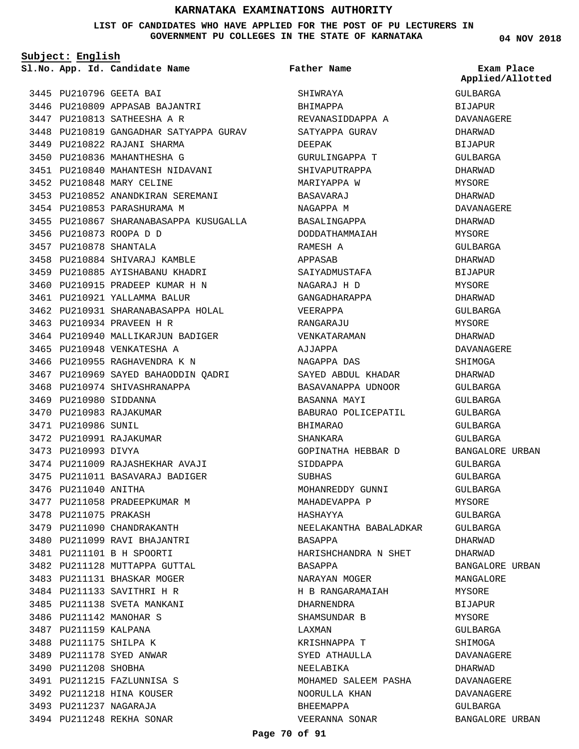# KARNATAKA EXAMINATIONS AUTHORITY

**LIST OF CANDIDATES WHO HAVE APPLIED FOR THE POST OF PU LECTURERS IN GOVERNMENT PU COLLEGES IN THE STATE OF KARNATAKA**

04 NOV 2018

**Subject: English**

| Sl.No. | App. Id. | Candidate Name | Father Name | Exam Place Applied/Allotted |
|---|---|---|---|---|
| 3445 | PU210796 | GEETA BAI | SHIWRAYA | GULBARGA |
| 3446 | PU210809 | APPASAB BAJANTRI | BHIMAPPA | BIJAPUR |
| 3447 | PU210813 | SATHEESHA A R | REVANASIDDAPPA A | DAVANAGERE |
| 3448 | PU210819 | GANGADHAR SATYAPPA GURAV | SATYAPPA GURAV | DHARWAD |
| 3449 | PU210822 | RAJANI SHARMA | DEEPAK | BIJAPUR |
| 3450 | PU210836 | MAHANTHESHA G | GURULINGAPPA T | GULBARGA |
| 3451 | PU210840 | MAHANTESH NIDAVANI | SHIVAPUTRAPPA | DHARWAD |
| 3452 | PU210848 | MARY CELINE | MARIYAPPA W | MYSORE |
| 3453 | PU210852 | ANANDKIRAN SEREMANI | BASAVARAJ | DHARWAD |
| 3454 | PU210853 | PARASHURAMA M | NAGAPPA M | DAVANAGERE |
| 3455 | PU210867 | SHARANABASAPPA KUSUGALLA | BASALINGAPPA | DHARWAD |
| 3456 | PU210873 | ROOPA D D | DODDATHAMMAIAH | MYSORE |
| 3457 | PU210878 | SHANTALA | RAMESH A | GULBARGA |
| 3458 | PU210884 | SHIVARAJ KAMBLE | APPASAB | DHARWAD |
| 3459 | PU210885 | AYISHABANU KHADRI | SAIYADMUSTAFA | BIJAPUR |
| 3460 | PU210915 | PRADEEP KUMAR H N | NAGARAJ H D | MYSORE |
| 3461 | PU210921 | YALLAMMA BALUR | GANGADHARAPPA | DHARWAD |
| 3462 | PU210931 | SHARANABASAPPA HOLAL | VEERAPPA | GULBARGA |
| 3463 | PU210934 | PRAVEEN H R | RANGARAJU | MYSORE |
| 3464 | PU210940 | MALLIKARJUN BADIGER | VENKATARAMAN | DHARWAD |
| 3465 | PU210948 | VENKATESHA A | AJJAPPA | DAVANAGERE |
| 3466 | PU210955 | RAGHAVENDRA K N | NAGAPPA DAS | SHIMOGA |
| 3467 | PU210969 | SAYED BAHAODDIN QADRI | SAYED ABDUL KHADAR | DHARWAD |
| 3468 | PU210974 | SHIVASHRANAPPA | BASAVANAPPA UDNOOR | GULBARGA |
| 3469 | PU210980 | SIDDANNA | BASANNA MAYI | GULBARGA |
| 3470 | PU210983 | RAJAKUMAR | BABURAO POLICEPATIL | GULBARGA |
| 3471 | PU210986 | SUNIL | BHIMARAO | GULBARGA |
| 3472 | PU210991 | RAJAKUMAR | SHANKARA | GULBARGA |
| 3473 | PU210993 | DIVYA | GOPINATHA HEBBAR D | BANGALORE URBAN |
| 3474 | PU211009 | RAJASHEKHAR AVAJI | SIDDAPPA | GULBARGA |
| 3475 | PU211011 | BASAVARAJ BADIGER | SUBHAS | GULBARGA |
| 3476 | PU211040 | ANITHA | MOHANREDDY GUNNI | GULBARGA |
| 3477 | PU211058 | PRADEEPKUMAR M | MAHADEVAPPA P | MYSORE |
| 3478 | PU211075 | PRAKASH | HASHAYYA | GULBARGA |
| 3479 | PU211090 | CHANDRAKANTH | NEELAKANTHA BABALADKAR | GULBARGA |
| 3480 | PU211099 | RAVI BHAJANTRI | BASAPPA | DHARWAD |
| 3481 | PU211101 | B H SPOORTI | HARISHCHANDRA N SHET | DHARWAD |
| 3482 | PU211128 | MUTTAPPA GUTTAL | BASAPPA | BANGALORE URBAN |
| 3483 | PU211131 | BHASKAR MOGER | NARAYAN MOGER | MANGALORE |
| 3484 | PU211133 | SAVITHRI H R | H B RANGARAMAIAH | MYSORE |
| 3485 | PU211138 | SVETA MANKANI | DHARNENDRA | BIJAPUR |
| 3486 | PU211142 | MANOHAR S | SHAMSUNDAR B | MYSORE |
| 3487 | PU211159 | KALPANA | LAXMAN | GULBARGA |
| 3488 | PU211175 | SHILPA K | KRISHNAPPA T | SHIMOGA |
| 3489 | PU211178 | SYED ANWAR | SYED ATHAULLA | DAVANAGERE |
| 3490 | PU211208 | SHOBHA | NEELABIKA | DHARWAD |
| 3491 | PU211215 | FAZLUNNISA S | MOHAMED SALEEM PASHA | DAVANAGERE |
| 3492 | PU211218 | HINA KOUSER | NOORULLA KHAN | DAVANAGERE |
| 3493 | PU211237 | NAGARAJA | BHEEMAPPA | GULBARGA |
| 3494 | PU211248 | REKHA SONAR | VEERANNA SONAR | BANGALORE URBAN |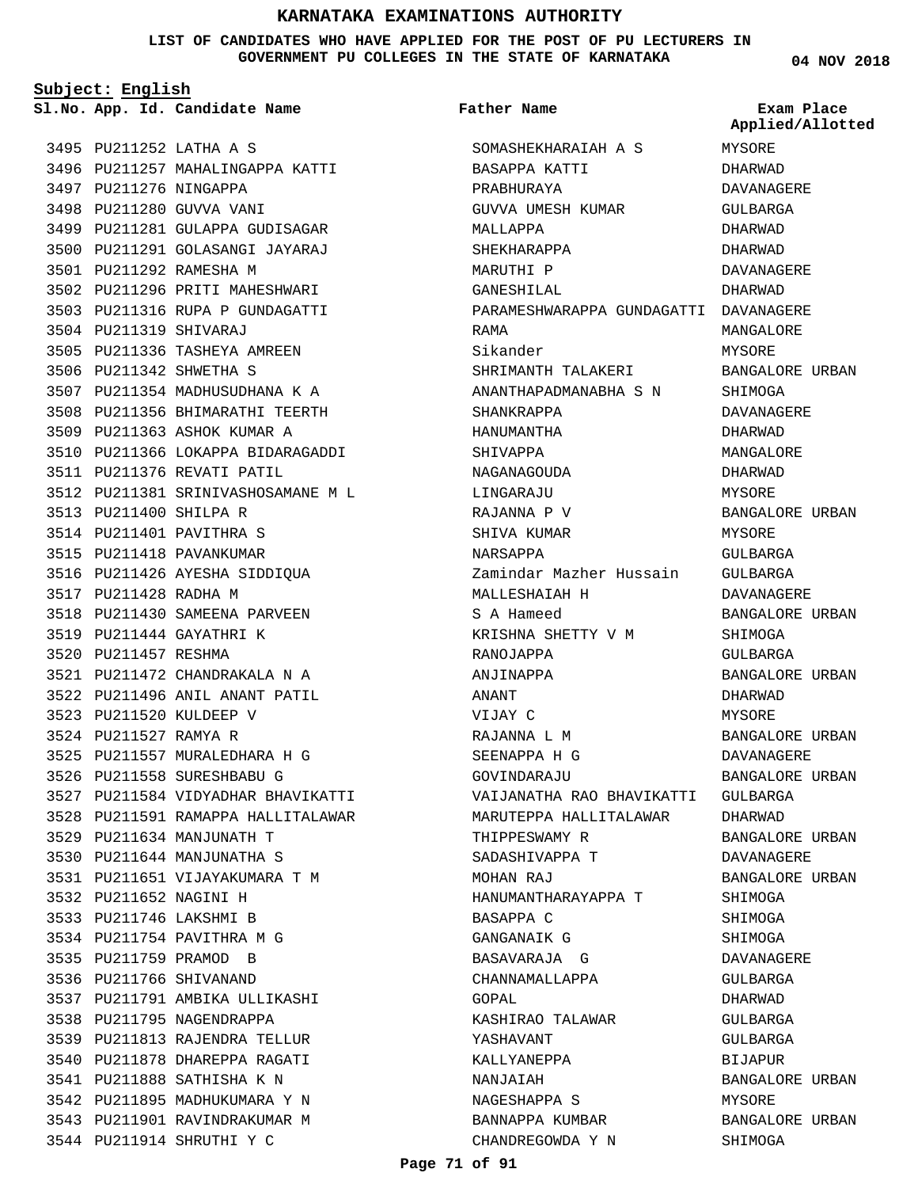# KARNATAKA EXAMINATIONS AUTHORITY

**LIST OF CANDIDATES WHO HAVE APPLIED FOR THE POST OF PU LECTURERS IN GOVERNMENT PU COLLEGES IN THE STATE OF KARNATAKA**

**04 NOV 2018**

**Subject: English**

| Sl.No. | App. Id. | Candidate Name | Father Name | Exam Place Applied/Allotted |
|---|---|---|---|---|
| 3495 | PU211252 | LATHA A S | SOMASHEKHARAIAH A S | MYSORE |
| 3496 | PU211257 | MAHALINGAPPA KATTI | BASAPPA KATTI | DHARWAD |
| 3497 | PU211276 | NINGAPPA | PRABHURAYA | DAVANAGERE |
| 3498 | PU211280 | GUVVA VANI | GUVVA UMESH KUMAR | GULBARGA |
| 3499 | PU211281 | GULAPPA GUDISAGAR | MALLAPPA | DHARWAD |
| 3500 | PU211291 | GOLASANGI JAYARAJ | SHEKHARAPPA | DHARWAD |
| 3501 | PU211292 | RAMESHA M | MARUTHI P | DAVANAGERE |
| 3502 | PU211296 | PRITI MAHESHWARI | GANESHILAL | DHARWAD |
| 3503 | PU211316 | RUPA P GUNDAGATTI | PARAMESHWARAPPA GUNDAGATTI | DAVANAGERE |
| 3504 | PU211319 | SHIVARAJ | RAMA | MANGALORE |
| 3505 | PU211336 | TASHEYA AMREEN | Sikander | MYSORE |
| 3506 | PU211342 | SHWETHA S | SHRIMANTH TALAKERI | BANGALORE URBAN |
| 3507 | PU211354 | MADHUSUDHANA K A | ANANTHAPADMANABHA S N | SHIMOGA |
| 3508 | PU211356 | BHIMARATHI TEERTH | SHANKRAPPA | DAVANAGERE |
| 3509 | PU211363 | ASHOK KUMAR A | HANUMANTHA | DHARWAD |
| 3510 | PU211366 | LOKAPPA BIDARAGADDI | SHIVAPPA | MANGALORE |
| 3511 | PU211376 | REVATI PATIL | NAGANAGOUDA | DHARWAD |
| 3512 | PU211381 | SRINIVASHOSAMANE M L | LINGARAJU | MYSORE |
| 3513 | PU211400 | SHILPA R | RAJANNA P V | BANGALORE URBAN |
| 3514 | PU211401 | PAVITHRA S | SHIVA KUMAR | MYSORE |
| 3515 | PU211418 | PAVANKUMAR | NARSAPPA | GULBARGA |
| 3516 | PU211426 | AYESHA SIDDIQUA | Zamindar Mazher Hussain | GULBARGA |
| 3517 | PU211428 | RADHA M | MALLESHAIAH H | DAVANAGERE |
| 3518 | PU211430 | SAMEENA PARVEEN | S A Hameed | BANGALORE URBAN |
| 3519 | PU211444 | GAYATHRI K | KRISHNA SHETTY V M | SHIMOGA |
| 3520 | PU211457 | RESHMA | RANOJAPPA | GULBARGA |
| 3521 | PU211472 | CHANDRAKALA N A | ANJINAPPA | BANGALORE URBAN |
| 3522 | PU211496 | ANIL ANANT PATIL | ANANT | DHARWAD |
| 3523 | PU211520 | KULDEEP V | VIJAY C | MYSORE |
| 3524 | PU211527 | RAMYA R | RAJANNA L M | BANGALORE URBAN |
| 3525 | PU211557 | MURALEDHARA H G | SEENAPPA H G | DAVANAGERE |
| 3526 | PU211558 | SURESHBABU G | GOVINDARAJU | BANGALORE URBAN |
| 3527 | PU211584 | VIDYADHAR BHAVIKATTI | VAIJANATHA RAO BHAVIKATTI | GULBARGA |
| 3528 | PU211591 | RAMAPPA HALLITALAWAR | MARUTEPPA HALLITALAWAR | DHARWAD |
| 3529 | PU211634 | MANJUNATH T | THIPPESWAMY R | BANGALORE URBAN |
| 3530 | PU211644 | MANJUNATHA S | SADASHIVAPPA T | DAVANAGERE |
| 3531 | PU211651 | VIJAYAKUMARA T M | MOHAN RAJ | BANGALORE URBAN |
| 3532 | PU211652 | NAGINI H | HANUMANTHARAYAPPA T | SHIMOGA |
| 3533 | PU211746 | LAKSHMI B | BASAPPA C | SHIMOGA |
| 3534 | PU211754 | PAVITHRA M G | GANGANAIK G | SHIMOGA |
| 3535 | PU211759 | PRAMOD B | BASAVARAJA G | DAVANAGERE |
| 3536 | PU211766 | SHIVANAND | CHANNAMALLAPPA | GULBARGA |
| 3537 | PU211791 | AMBIKA ULLIKASHI | GOPAL | DHARWAD |
| 3538 | PU211795 | NAGENDRAPPA | KASHIRAO TALAWAR | GULBARGA |
| 3539 | PU211813 | RAJENDRA TELLUR | YASHAVANT | GULBARGA |
| 3540 | PU211878 | DHAREPPA RAGATI | KALLYANEPPA | BIJAPUR |
| 3541 | PU211888 | SATHISHA K N | NANJAIAH | BANGALORE URBAN |
| 3542 | PU211895 | MADHUKUMARA Y N | NAGESHAPPA S | MYSORE |
| 3543 | PU211901 | RAVINDRAKUMAR M | BANNAPPA KUMBAR | BANGALORE URBAN |
| 3544 | PU211914 | SHRUTHI Y C | CHANDREGOWDA Y N | SHIMOGA |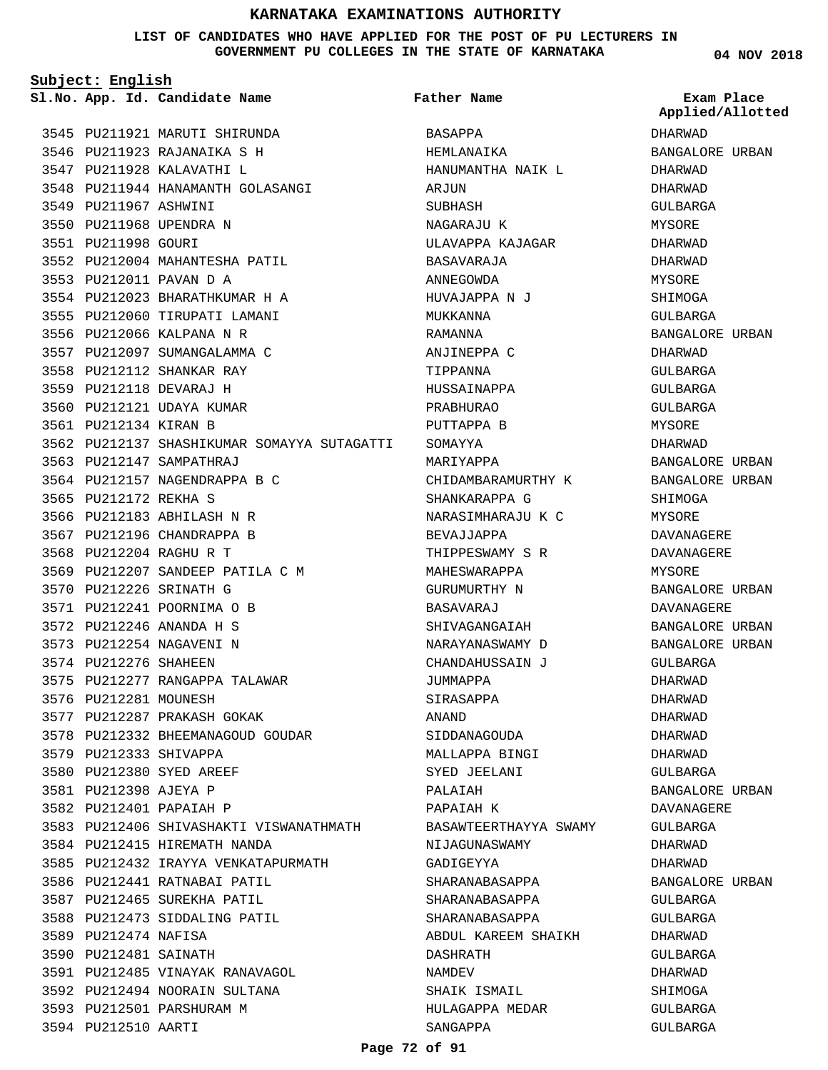# KARNATAKA EXAMINATIONS AUTHORITY

**LIST OF CANDIDATES WHO HAVE APPLIED FOR THE POST OF PU LECTURERS IN GOVERNMENT PU COLLEGES IN THE STATE OF KARNATAKA**

04 NOV 2018

**Subject: English**

| Sl.No. | App. Id. | Candidate Name | Father Name | Exam Place Applied/Allotted |
|---|---|---|---|---|
| 3545 | PU211921 | MARUTI SHIRUNDA | BASAPPA | DHARWAD |
| 3546 | PU211923 | RAJANAIKA S H | HEMLANAIKA | BANGALORE URBAN |
| 3547 | PU211928 | KALAVATHI L | HANUMANTHA NAIK L | DHARWAD |
| 3548 | PU211944 | HANAMANTH GOLASANGI | ARJUN | DHARWAD |
| 3549 | PU211967 | ASHWINI | SUBHASH | GULBARGA |
| 3550 | PU211968 | UPENDRA N | NAGARAJU K | MYSORE |
| 3551 | PU211998 | GOURI | ULAVAPPA KAJAGAR | DHARWAD |
| 3552 | PU212004 | MAHANTESHA PATIL | BASAVARAJA | DHARWAD |
| 3553 | PU212011 | PAVAN D A | ANNEGOWDA | MYSORE |
| 3554 | PU212023 | BHARATHKUMAR H A | HUVAJAPPA N J | SHIMOGA |
| 3555 | PU212060 | TIRUPATI LAMANI | MUKKANNA | GULBARGA |
| 3556 | PU212066 | KALPANA N R | RAMANNA | BANGALORE URBAN |
| 3557 | PU212097 | SUMANGALAMMA C | ANJINEPPA C | DHARWAD |
| 3558 | PU212112 | SHANKAR RAY | TIPPANNA | GULBARGA |
| 3559 | PU212118 | DEVARAJ H | HUSSAINAPPA | GULBARGA |
| 3560 | PU212121 | UDAYA KUMAR | PRABHURAO | GULBARGA |
| 3561 | PU212134 | KIRAN B | PUTTAPPA B | MYSORE |
| 3562 | PU212137 | SHASHIKUMAR SOMAYYA SUTAGATTI | SOMAYYA | DHARWAD |
| 3563 | PU212147 | SAMPATHRAJ | MARIYAPPA | BANGALORE URBAN |
| 3564 | PU212157 | NAGENDRAPPA B C | CHIDAMBARAMURTHY K | BANGALORE URBAN |
| 3565 | PU212172 | REKHA S | SHANKARAPPA G | SHIMOGA |
| 3566 | PU212183 | ABHILASH N R | NARASIMHARAJU K C | MYSORE |
| 3567 | PU212196 | CHANDRAPPA B | BEVAJJAPPA | DAVANAGERE |
| 3568 | PU212204 | RAGHU R T | THIPPESWAMY S R | DAVANAGERE |
| 3569 | PU212207 | SANDEEP PATILA C M | MAHESWARAPPA | MYSORE |
| 3570 | PU212226 | SRINATH G | GURUMURTHY N | BANGALORE URBAN |
| 3571 | PU212241 | POORNIMA O B | BASAVARAJ | DAVANAGERE |
| 3572 | PU212246 | ANANDA H S | SHIVAGANGAIAH | BANGALORE URBAN |
| 3573 | PU212254 | NAGAVENI N | NARAYANASWAMY D | BANGALORE URBAN |
| 3574 | PU212276 | SHAHEEN | CHANDAHUSSAIN J | GULBARGA |
| 3575 | PU212277 | RANGAPPA TALAWAR | JUMMAPPA | DHARWAD |
| 3576 | PU212281 | MOUNESH | SIRASAPPA | DHARWAD |
| 3577 | PU212287 | PRAKASH GOKAK | ANAND | DHARWAD |
| 3578 | PU212332 | BHEEMANAGOUD GOUDAR | SIDDANAGOUDA | DHARWAD |
| 3579 | PU212333 | SHIVAPPA | MALLAPPA BINGI | DHARWAD |
| 3580 | PU212380 | SYED AREEF | SYED JEELANI | GULBARGA |
| 3581 | PU212398 | AJEYA P | PALAIAH | BANGALORE URBAN |
| 3582 | PU212401 | PAPAIAH P | PAPAIAH K | DAVANAGERE |
| 3583 | PU212406 | SHIVASHAKTI VISWANATHMATH | BASAWTEERTHAYYA SWAMY | GULBARGA |
| 3584 | PU212415 | HIREMATH NANDA | NIJAGUNASWAMY | DHARWAD |
| 3585 | PU212432 | IRAYYA VENKATAPURMATH | GADIGEYYA | DHARWAD |
| 3586 | PU212441 | RATNABAI PATIL | SHARANABASAPPA | BANGALORE URBAN |
| 3587 | PU212465 | SUREKHA PATIL | SHARANABASAPPA | GULBARGA |
| 3588 | PU212473 | SIDDALING PATIL | SHARANABASAPPA | GULBARGA |
| 3589 | PU212474 | NAFISA | ABDUL KAREEM SHAIKH | DHARWAD |
| 3590 | PU212481 | SAINATH | DASHRATH | GULBARGA |
| 3591 | PU212485 | VINAYAK RANAVAGOL | NAMDEV | DHARWAD |
| 3592 | PU212494 | NOORAIN SULTANA | SHAIK ISMAIL | SHIMOGA |
| 3593 | PU212501 | PARSHURAM M | HULAGAPPA MEDAR | GULBARGA |
| 3594 | PU212510 | AARTI | SANGAPPA | GULBARGA |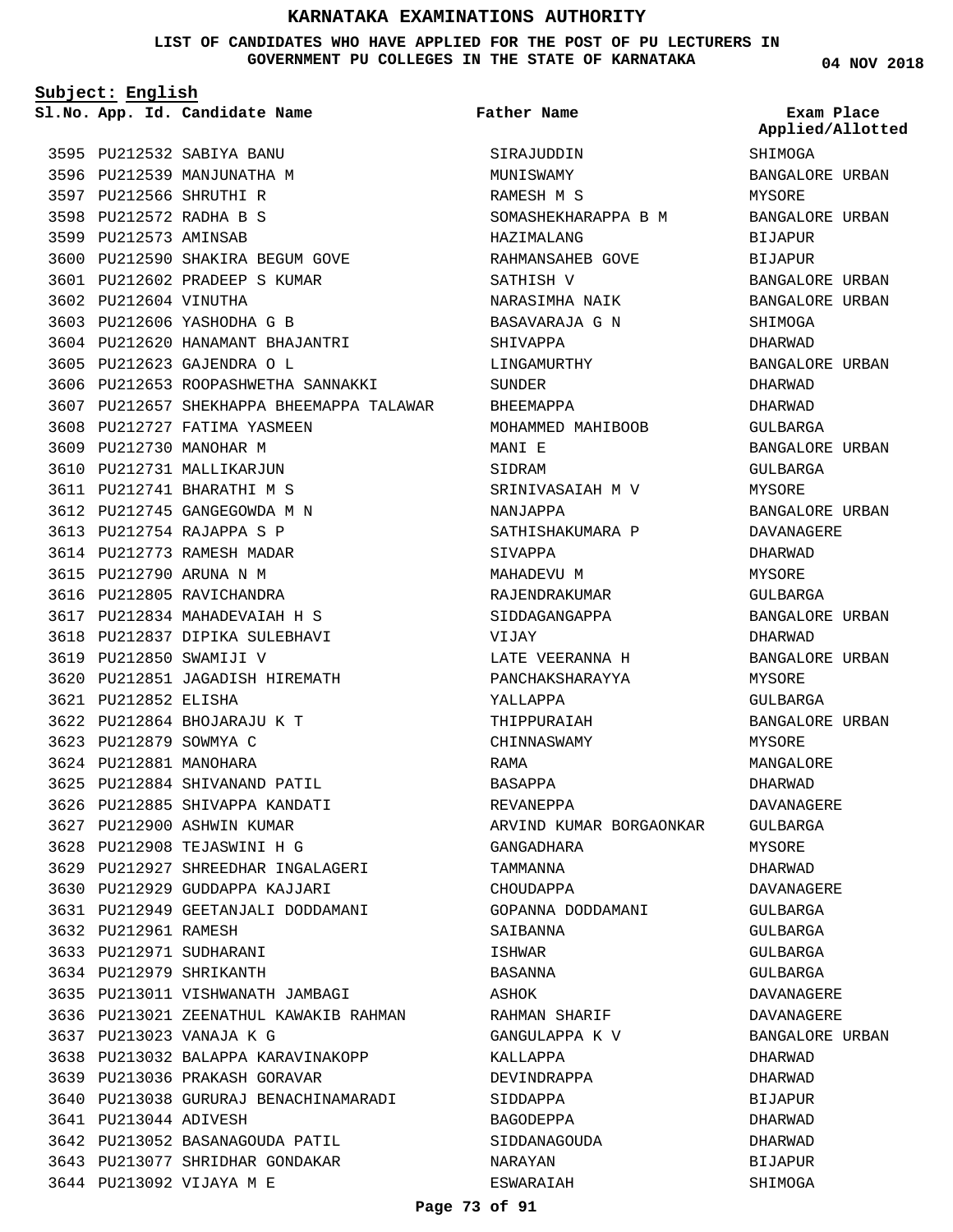# KARNATAKA EXAMINATIONS AUTHORITY

**LIST OF CANDIDATES WHO HAVE APPLIED FOR THE POST OF PU LECTURERS IN GOVERNMENT PU COLLEGES IN THE STATE OF KARNATAKA**

04 NOV 2018

**Subject: English**

| Sl.No. | App. Id. | Candidate Name | Father Name | Exam Place Applied/Allotted |
|---|---|---|---|---|
| 3595 | PU212532 | SABIYA BANU | SIRAJUDDIN | SHIMOGA |
| 3596 | PU212539 | MANJUNATHA M | MUNISWAMY | BANGALORE URBAN |
| 3597 | PU212566 | SHRUTHI R | RAMESH M S | MYSORE |
| 3598 | PU212572 | RADHA B S | SOMASHEKHARAPPA B M | BANGALORE URBAN |
| 3599 | PU212573 | AMINSAB | HAZIMALANG | BIJAPUR |
| 3600 | PU212590 | SHAKIRA BEGUM GOVE | RAHMANSAHEB GOVE | BIJAPUR |
| 3601 | PU212602 | PRADEEP S KUMAR | SATHISH V | BANGALORE URBAN |
| 3602 | PU212604 | VINUTHA | NARASIMHA NAIK | BANGALORE URBAN |
| 3603 | PU212606 | YASHODHA G B | BASAVARAJA G N | SHIMOGA |
| 3604 | PU212620 | HANAMANT BHAJANTRI | SHIVAPPA | DHARWAD |
| 3605 | PU212623 | GAJENDRA O L | LINGAMURTHY | BANGALORE URBAN |
| 3606 | PU212653 | ROOPASHWETHA SANNAKKI | SUNDER | DHARWAD |
| 3607 | PU212657 | SHEKHAPPA BHEEMAPPA TALAWAR | BHEEMAPPA | DHARWAD |
| 3608 | PU212727 | FATIMA YASMEEN | MOHAMMED MAHIBOOB | GULBARGA |
| 3609 | PU212730 | MANOHAR M | MANI E | BANGALORE URBAN |
| 3610 | PU212731 | MALLIKARJUN | SIDRAM | GULBARGA |
| 3611 | PU212741 | BHARATHI M S | SRINIVASAIAH M V | MYSORE |
| 3612 | PU212745 | GANGEGOWDA M N | NANJAPPA | BANGALORE URBAN |
| 3613 | PU212754 | RAJAPPA S P | SATHISHAKUMARA P | DAVANAGERE |
| 3614 | PU212773 | RAMESH MADAR | SIVAPPA | DHARWAD |
| 3615 | PU212790 | ARUNA N M | MAHADEVU M | MYSORE |
| 3616 | PU212805 | RAVICHANDRA | RAJENDRAKUMAR | GULBARGA |
| 3617 | PU212834 | MAHADEVAIAH H S | SIDDAGANGAPPA | BANGALORE URBAN |
| 3618 | PU212837 | DIPIKA SULEBHAVI | VIJAY | DHARWAD |
| 3619 | PU212850 | SWAMIJI V | LATE VEERANNA H | BANGALORE URBAN |
| 3620 | PU212851 | JAGADISH HIREMATH | PANCHAKSHARAYYA | MYSORE |
| 3621 | PU212852 | ELISHA | YALLAPPA | GULBARGA |
| 3622 | PU212864 | BHOJARAJU K T | THIPPURAIAH | BANGALORE URBAN |
| 3623 | PU212879 | SOWMYA C | CHINNASWAMY | MYSORE |
| 3624 | PU212881 | MANOHARA | RAMA | MANGALORE |
| 3625 | PU212884 | SHIVANAND PATIL | BASAPPA | DHARWAD |
| 3626 | PU212885 | SHIVAPPA KANDATI | REVANEPPA | DAVANAGERE |
| 3627 | PU212900 | ASHWIN KUMAR | ARVIND KUMAR BORGAONKAR | GULBARGA |
| 3628 | PU212908 | TEJASWINI H G | GANGADHARA | MYSORE |
| 3629 | PU212927 | SHREEDHAR INGALAGERI | TAMMANNA | DHARWAD |
| 3630 | PU212929 | GUDDAPPA KAJJARI | CHOUDAPPA | DAVANAGERE |
| 3631 | PU212949 | GEETANJALI DODDAMANI | GOPANNA DODDAMANI | GULBARGA |
| 3632 | PU212961 | RAMESH | SAIBANNA | GULBARGA |
| 3633 | PU212971 | SUDHARANI | ISHWAR | GULBARGA |
| 3634 | PU212979 | SHRIKANTH | BASANNA | GULBARGA |
| 3635 | PU213011 | VISHWANATH JAMBAGI | ASHOK | DAVANAGERE |
| 3636 | PU213021 | ZEENATHUL KAWAKIB RAHMAN | RAHMAN SHARIF | DAVANAGERE |
| 3637 | PU213023 | VANAJA K G | GANGULAPPA K V | BANGALORE URBAN |
| 3638 | PU213032 | BALAPPA KARAVINAKOPP | KALLAPPA | DHARWAD |
| 3639 | PU213036 | PRAKASH GORAVAR | DEVINDRAPPA | DHARWAD |
| 3640 | PU213038 | GURURAJ BENACHINAMARADI | SIDDAPPA | BIJAPUR |
| 3641 | PU213044 | ADIVESH | BAGODEPPA | DHARWAD |
| 3642 | PU213052 | BASANAGOUDA PATIL | SIDDANAGOUDA | DHARWAD |
| 3643 | PU213077 | SHRIDHAR GONDAKAR | NARAYAN | BIJAPUR |
| 3644 | PU213092 | VIJAYA M E | ESWARAIAH | SHIMOGA |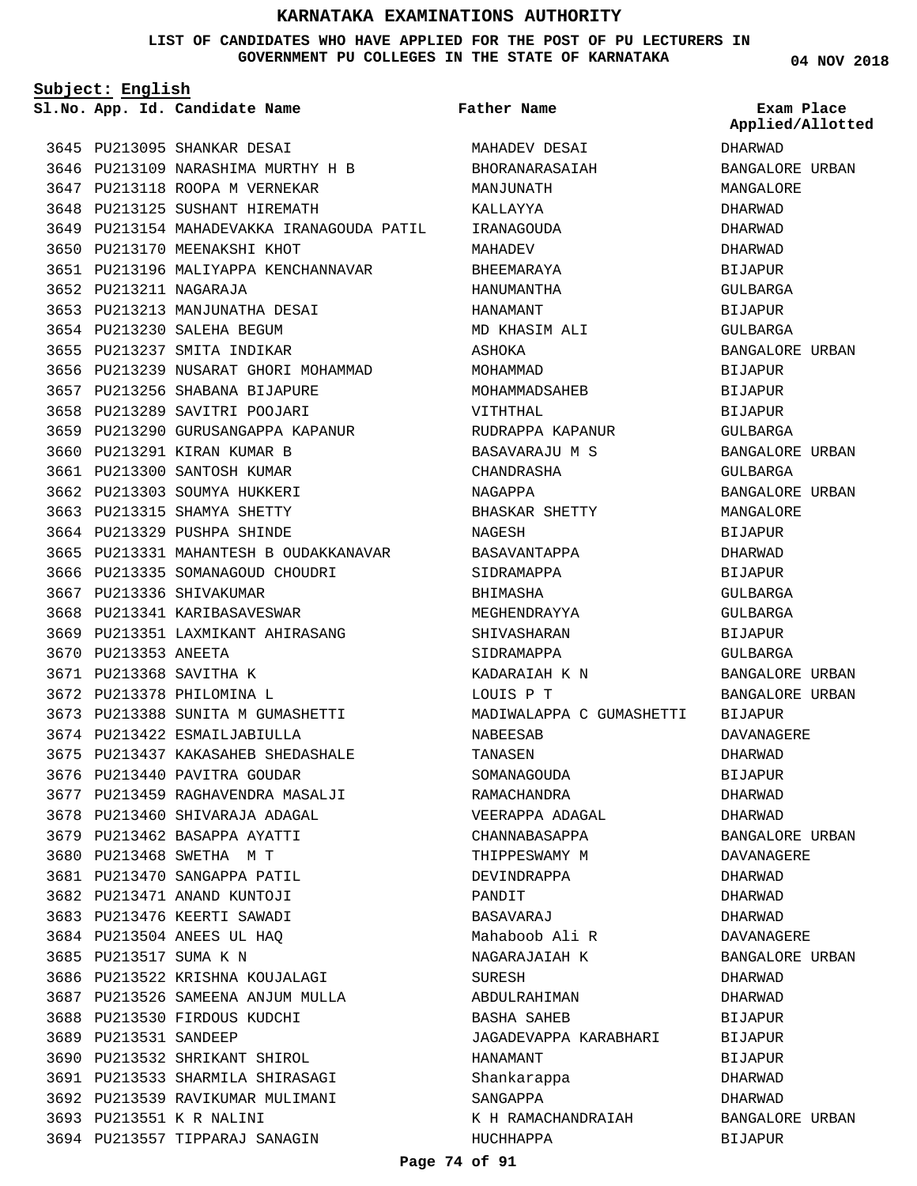# KARNATAKA EXAMINATIONS AUTHORITY

**LIST OF CANDIDATES WHO HAVE APPLIED FOR THE POST OF PU LECTURERS IN GOVERNMENT PU COLLEGES IN THE STATE OF KARNATAKA**

04 NOV 2018

**Subject: English**

| Sl.No. | App. Id. | Candidate Name | Father Name | Exam Place Applied/Allotted |
|---|---|---|---|---|
| 3645 | PU213095 | SHANKAR DESAI | MAHADEV DESAI | DHARWAD |
| 3646 | PU213109 | NARASHIMA MURTHY H B | BHORANARASAIAH | BANGALORE URBAN |
| 3647 | PU213118 | ROOPA M VERNEKAR | MANJUNATH | MANGALORE |
| 3648 | PU213125 | SUSHANT HIREMATH | KALLAYYA | DHARWAD |
| 3649 | PU213154 | MAHADEVAKKA IRANAGOUDA PATIL | IRANAGOUDA | DHARWAD |
| 3650 | PU213170 | MEENAKSHI KHOT | MAHADEV | DHARWAD |
| 3651 | PU213196 | MALIYAPPA KENCHANNAVAR | BHEEMARAYA | BIJAPUR |
| 3652 | PU213211 | NAGARAJA | HANUMANTHA | GULBARGA |
| 3653 | PU213213 | MANJUNATHA DESAI | HANAMANT | BIJAPUR |
| 3654 | PU213230 | SALEHA BEGUM | MD KHASIM ALI | GULBARGA |
| 3655 | PU213237 | SMITA INDIKAR | ASHOKA | BANGALORE URBAN |
| 3656 | PU213239 | NUSARAT GHORI MOHAMMAD | MOHAMMAD | BIJAPUR |
| 3657 | PU213256 | SHABANA BIJAPURE | MOHAMMADSAHEB | BIJAPUR |
| 3658 | PU213289 | SAVITRI POOJARI | VITHTHAL | BIJAPUR |
| 3659 | PU213290 | GURUSANGAPPA KAPANUR | RUDRAPPA KAPANUR | GULBARGA |
| 3660 | PU213291 | KIRAN KUMAR B | BASAVARAJU M S | BANGALORE URBAN |
| 3661 | PU213300 | SANTOSH KUMAR | CHANDRASHA | GULBARGA |
| 3662 | PU213303 | SOUMYA HUKKERI | NAGAPPA | BANGALORE URBAN |
| 3663 | PU213315 | SHAMYA SHETTY | BHASKAR SHETTY | MANGALORE |
| 3664 | PU213329 | PUSHPA SHINDE | NAGESH | BIJAPUR |
| 3665 | PU213331 | MAHANTESH B OUDAKKANAVAR | BASAVANTAPPA | DHARWAD |
| 3666 | PU213335 | SOMANAGOUD CHOUDRI | SIDRAMAPPA | BIJAPUR |
| 3667 | PU213336 | SHIVAKUMAR | BHIMASHA | GULBARGA |
| 3668 | PU213341 | KARIBASAVESWAR | MEGHENDRAYYA | GULBARGA |
| 3669 | PU213351 | LAXMIKANT AHIRASANG | SHIVASHARAN | BIJAPUR |
| 3670 | PU213353 | ANEETA | SIDRAMAPPA | GULBARGA |
| 3671 | PU213368 | SAVITHA K | KADARAIAH K N | BANGALORE URBAN |
| 3672 | PU213378 | PHILOMINA L | LOUIS P T | BANGALORE URBAN |
| 3673 | PU213388 | SUNITA M GUMASHETTI | MADIWALAPPA C GUMASHETTI | BIJAPUR |
| 3674 | PU213422 | ESMAILJABIULLA | NABEESAB | DAVANAGERE |
| 3675 | PU213437 | KAKASAHEB SHEDASHALE | TANASEN | DHARWAD |
| 3676 | PU213440 | PAVITRA GOUDAR | SOMANAGOUDA | BIJAPUR |
| 3677 | PU213459 | RAGHAVENDRA MASALJI | RAMACHANDRA | DHARWAD |
| 3678 | PU213460 | SHIVARAJA ADAGAL | VEERAPPA ADAGAL | DHARWAD |
| 3679 | PU213462 | BASAPPA AYATTI | CHANNABASAPPA | BANGALORE URBAN |
| 3680 | PU213468 | SWETHA M T | THIPPESWAMY M | DAVANAGERE |
| 3681 | PU213470 | SANGAPPA PATIL | DEVINDRAPPA | DHARWAD |
| 3682 | PU213471 | ANAND KUNTOJI | PANDIT | DHARWAD |
| 3683 | PU213476 | KEERTI SAWADI | BASAVARAJ | DHARWAD |
| 3684 | PU213504 | ANEES UL HAQ | Mahaboob Ali R | DAVANAGERE |
| 3685 | PU213517 | SUMA K N | NAGARAJAIAH K | BANGALORE URBAN |
| 3686 | PU213522 | KRISHNA KOUJALAGI | SURESH | DHARWAD |
| 3687 | PU213526 | SAMEENA ANJUM MULLA | ABDULRAHIMAN | DHARWAD |
| 3688 | PU213530 | FIRDOUS KUDCHI | BASHA SAHEB | BIJAPUR |
| 3689 | PU213531 | SANDEEP | JAGADEVAPPA KARABHARI | BIJAPUR |
| 3690 | PU213532 | SHRIKANT SHIROL | HANAMANT | BIJAPUR |
| 3691 | PU213533 | SHARMILA SHIRASAGI | Shankarappa | DHARWAD |
| 3692 | PU213539 | RAVIKUMAR MULIMANI | SANGAPPA | DHARWAD |
| 3693 | PU213551 | K R NALINI | K H RAMACHANDRAIAH | BANGALORE URBAN |
| 3694 | PU213557 | TIPPARAJ SANAGIN | HUCHHAPPA | BIJAPUR |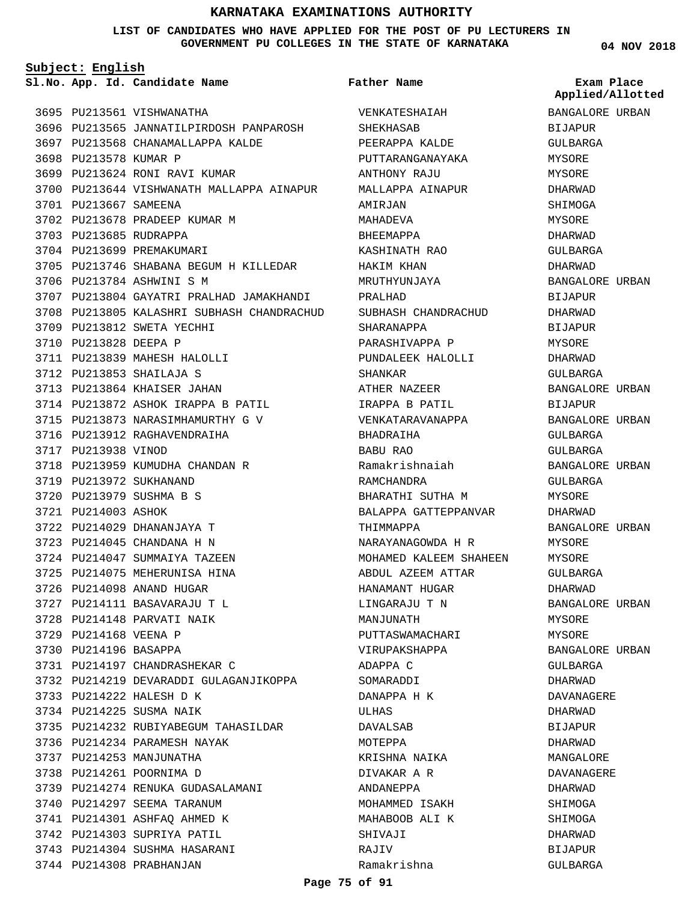# KARNATAKA EXAMINATIONS AUTHORITY

**LIST OF CANDIDATES WHO HAVE APPLIED FOR THE POST OF PU LECTURERS IN GOVERNMENT PU COLLEGES IN THE STATE OF KARNATAKA**

04 NOV 2018

**Subject: English**

| Sl.No. | App. Id. | Candidate Name | Father Name | Exam Place Applied/Allotted |
|---|---|---|---|---|
| 3695 | PU213561 | VISHWANATHA | VENKATESHAIAH | BANGALORE URBAN |
| 3696 | PU213565 | JANNATILPIRDOSH PANPAROSH | SHEKHASAB | BIJAPUR |
| 3697 | PU213568 | CHANAMALLAPPA KALDE | PEERAPPA KALDE | GULBARGA |
| 3698 | PU213578 | KUMAR P | PUTTARANGANAYAKA | MYSORE |
| 3699 | PU213624 | RONI RAVI KUMAR | ANTHONY RAJU | MYSORE |
| 3700 | PU213644 | VISHWANATH MALLAPPA AINAPUR | MALLAPPA AINAPUR | DHARWAD |
| 3701 | PU213667 | SAMEENA | AMIRJAN | SHIMOGA |
| 3702 | PU213678 | PRADEEP KUMAR M | MAHADEVA | MYSORE |
| 3703 | PU213685 | RUDRAPPA | BHEEMAPPA | DHARWAD |
| 3704 | PU213699 | PREMAKUMARI | KASHINATH RAO | GULBARGA |
| 3705 | PU213746 | SHABANA BEGUM H KILLEDAR | HAKIM KHAN | DHARWAD |
| 3706 | PU213784 | ASHWINI S M | MRUTHYUNJAYA | BANGALORE URBAN |
| 3707 | PU213804 | GAYATRI PRALHAD JAMAKHANDI | PRALHAD | BIJAPUR |
| 3708 | PU213805 | KALASHRI SUBHASH CHANDRACHUD | SUBHASH CHANDRACHUD | DHARWAD |
| 3709 | PU213812 | SWETA YECHHI | SHARANAPPA | BIJAPUR |
| 3710 | PU213828 | DEEPA P | PARASHIVAPPA P | MYSORE |
| 3711 | PU213839 | MAHESH HALOLLI | PUNDALEEK HALOLLI | DHARWAD |
| 3712 | PU213853 | SHAILAJA S | SHANKAR | GULBARGA |
| 3713 | PU213864 | KHAISER JAHAN | ATHER NAZEER | BANGALORE URBAN |
| 3714 | PU213872 | ASHOK IRAPPA B PATIL | IRAPPA B PATIL | BIJAPUR |
| 3715 | PU213873 | NARASIMHAMURTHY G V | VENKATARAVANAPPA | BANGALORE URBAN |
| 3716 | PU213912 | RAGHAVENDRAIHA | BHADRAIHA | GULBARGA |
| 3717 | PU213938 | VINOD | BABU RAO | GULBARGA |
| 3718 | PU213959 | KUMUDHA CHANDAN R | Ramakrishnaiah | BANGALORE URBAN |
| 3719 | PU213972 | SUKHANAND | RAMCHANDRA | GULBARGA |
| 3720 | PU213979 | SUSHMA B S | BHARATHI SUTHA M | MYSORE |
| 3721 | PU214003 | ASHOK | BALAPPA GATTEPPANVAR | DHARWAD |
| 3722 | PU214029 | DHANANJAYA T | THIMMAPPA | BANGALORE URBAN |
| 3723 | PU214045 | CHANDANA H N | NARAYANAGOWDA H R | MYSORE |
| 3724 | PU214047 | SUMMAIYA TAZEEN | MOHAMED KALEEM SHAHEEN | MYSORE |
| 3725 | PU214075 | MEHERUNISA HINA | ABDUL AZEEM ATTAR | GULBARGA |
| 3726 | PU214098 | ANAND HUGAR | HANAMANT HUGAR | DHARWAD |
| 3727 | PU214111 | BASAVARAJU T L | LINGARAJU T N | BANGALORE URBAN |
| 3728 | PU214148 | PARVATI NAIK | MANJUNATH | MYSORE |
| 3729 | PU214168 | VEENA P | PUTTASWAMACHARI | MYSORE |
| 3730 | PU214196 | BASAPPA | VIRUPAKSHAPPA | BANGALORE URBAN |
| 3731 | PU214197 | CHANDRASHEKAR C | ADAPPA C | GULBARGA |
| 3732 | PU214219 | DEVARADDI GULAGANJIKOPPA | SOMARADDI | DHARWAD |
| 3733 | PU214222 | HALESH D K | DANAPPA H K | DAVANAGERE |
| 3734 | PU214225 | SUSMA NAIK | ULHAS | DHARWAD |
| 3735 | PU214232 | RUBIYABEGUM TAHASILDAR | DAVALSAB | BIJAPUR |
| 3736 | PU214234 | PARAMESH NAYAK | MOTEPPA | DHARWAD |
| 3737 | PU214253 | MANJUNATHA | KRISHNA NAIKA | MANGALORE |
| 3738 | PU214261 | POORNIMA D | DIVAKAR A R | DAVANAGERE |
| 3739 | PU214274 | RENUKA GUDASALAMANI | ANDANEPPA | DHARWAD |
| 3740 | PU214297 | SEEMA TARANUM | MOHAMMED ISAKH | SHIMOGA |
| 3741 | PU214301 | ASHFAQ AHMED K | MAHABOOB ALI K | SHIMOGA |
| 3742 | PU214303 | SUPRIYA PATIL | SHIVAJI | DHARWAD |
| 3743 | PU214304 | SUSHMA HASARANI | RAJIV | BIJAPUR |
| 3744 | PU214308 | PRABHANJAN | Ramakrishna | GULBARGA |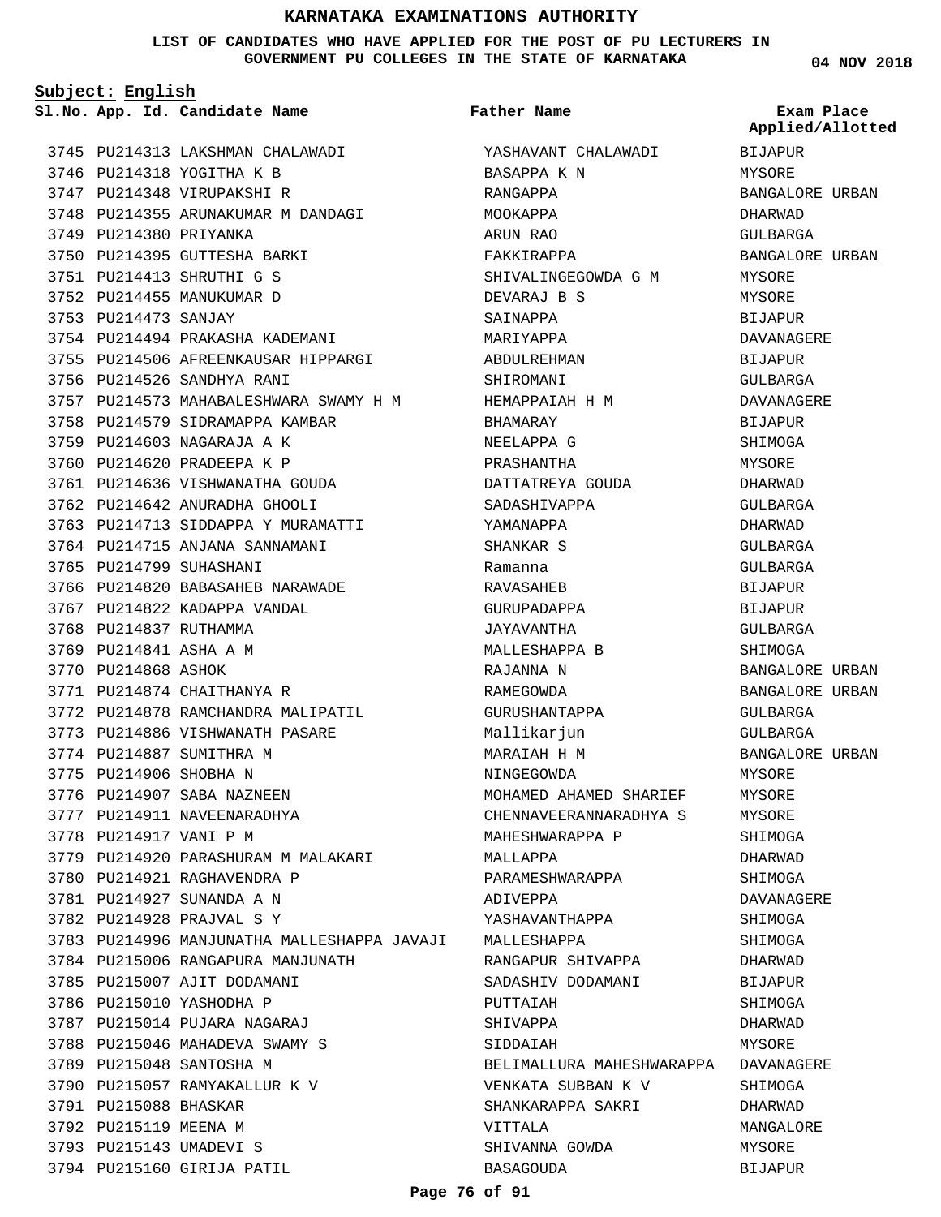# KARNATAKA EXAMINATIONS AUTHORITY

**LIST OF CANDIDATES WHO HAVE APPLIED FOR THE POST OF PU LECTURERS IN GOVERNMENT PU COLLEGES IN THE STATE OF KARNATAKA**

04 NOV 2018

**Subject: English**

| Sl.No. | App. Id. | Candidate Name | Father Name | Exam Place Applied/Allotted |
|---|---|---|---|---|
| 3745 | PU214313 | LAKSHMAN CHALAWADI | YASHAVANT CHALAWADI | BIJAPUR |
| 3746 | PU214318 | YOGITHA K B | BASAPPA K N | MYSORE |
| 3747 | PU214348 | VIRUPAKSHI R | RANGAPPA | BANGALORE URBAN |
| 3748 | PU214355 | ARUNAKUMAR M DANDAGI | MOOKAPPA | DHARWAD |
| 3749 | PU214380 | PRIYANKA | ARUN RAO | GULBARGA |
| 3750 | PU214395 | GUTTESHA BARKI | FAKKIRAPPA | BANGALORE URBAN |
| 3751 | PU214413 | SHRUTHI G S | SHIVALINGEGOWDA G M | MYSORE |
| 3752 | PU214455 | MANUKUMAR D | DEVARAJ B S | MYSORE |
| 3753 | PU214473 | SANJAY | SAINAPPA | BIJAPUR |
| 3754 | PU214494 | PRAKASHA KADEMANI | MARIYAPPA | DAVANAGERE |
| 3755 | PU214506 | AFREENKAUSAR HIPPARGI | ABDULREHMAN | BIJAPUR |
| 3756 | PU214526 | SANDHYA RANI | SHIROMANI | GULBARGA |
| 3757 | PU214573 | MAHABALESHWARA SWAMY H M | HEMAPPAIAH H M | DAVANAGERE |
| 3758 | PU214579 | SIDRAMAPPA KAMBAR | BHAMARAY | BIJAPUR |
| 3759 | PU214603 | NAGARAJA A K | NEELAPPA G | SHIMOGA |
| 3760 | PU214620 | PRADEEPA K P | PRASHANTHA | MYSORE |
| 3761 | PU214636 | VISHWANATHA GOUDA | DATTATREYA GOUDA | DHARWAD |
| 3762 | PU214642 | ANURADHA GHOOLI | SADASHIVAPPA | GULBARGA |
| 3763 | PU214713 | SIDDAPPA Y MURAMATTI | YAMANAPPA | DHARWAD |
| 3764 | PU214715 | ANJANA SANNAMANI | SHANKAR S | GULBARGA |
| 3765 | PU214799 | SUHASHANI | Ramanna | GULBARGA |
| 3766 | PU214820 | BABASAHEB NARAWADE | RAVASAHEB | BIJAPUR |
| 3767 | PU214822 | KADAPPA VANDAL | GURUPADAPPA | BIJAPUR |
| 3768 | PU214837 | RUTHAMMA | JAYAVANTHA | GULBARGA |
| 3769 | PU214841 | ASHA A M | MALLESHAPPA B | SHIMOGA |
| 3770 | PU214868 | ASHOK | RAJANNA N | BANGALORE URBAN |
| 3771 | PU214874 | CHAITHANYA R | RAMEGOWDA | BANGALORE URBAN |
| 3772 | PU214878 | RAMCHANDRA MALIPATIL | GURUSHANTAPPA | GULBARGA |
| 3773 | PU214886 | VISHWANATH PASARE | Mallikarjun | GULBARGA |
| 3774 | PU214887 | SUMITHRA M | MARAIAH H M | BANGALORE URBAN |
| 3775 | PU214906 | SHOBHA N | NINGEGOWDA | MYSORE |
| 3776 | PU214907 | SABA NAZNEEN | MOHAMED AHAMED SHARIEF | MYSORE |
| 3777 | PU214911 | NAVEENARADHYA | CHENNAVEERANNARADHYA S | MYSORE |
| 3778 | PU214917 | VANI P M | MAHESHWARAPPA P | SHIMOGA |
| 3779 | PU214920 | PARASHURAM M MALAKARI | MALLAPPA | DHARWAD |
| 3780 | PU214921 | RAGHAVENDRA P | PARAMESHWARAPPA | SHIMOGA |
| 3781 | PU214927 | SUNANDA A N | ADIVEPPA | DAVANAGERE |
| 3782 | PU214928 | PRAJVAL S Y | YASHAVANTHAPPA | SHIMOGA |
| 3783 | PU214996 | MANJUNATHA MALLESHAPPA JAVAJI | MALLESHAPPA | SHIMOGA |
| 3784 | PU215006 | RANGAPURA MANJUNATH | RANGAPUR SHIVAPPA | DHARWAD |
| 3785 | PU215007 | AJIT DODAMANI | SADASHIV DODAMANI | BIJAPUR |
| 3786 | PU215010 | YASHODHA P | PUTTAIAH | SHIMOGA |
| 3787 | PU215014 | PUJARA NAGARAJ | SHIVAPPA | DHARWAD |
| 3788 | PU215046 | MAHADEVA SWAMY S | SIDDAIAH | MYSORE |
| 3789 | PU215048 | SANTOSHA M | BELIMALLURA MAHESHWARAPPA | DAVANAGERE |
| 3790 | PU215057 | RAMYAKALLUR K V | VENKATA SUBBAN K V | SHIMOGA |
| 3791 | PU215088 | BHASKAR | SHANKARAPPA SAKRI | DHARWAD |
| 3792 | PU215119 | MEENA M | VITTALA | MANGALORE |
| 3793 | PU215143 | UMADEVI S | SHIVANNA GOWDA | MYSORE |
| 3794 | PU215160 | GIRIJA PATIL | BASAGOUDA | BIJAPUR |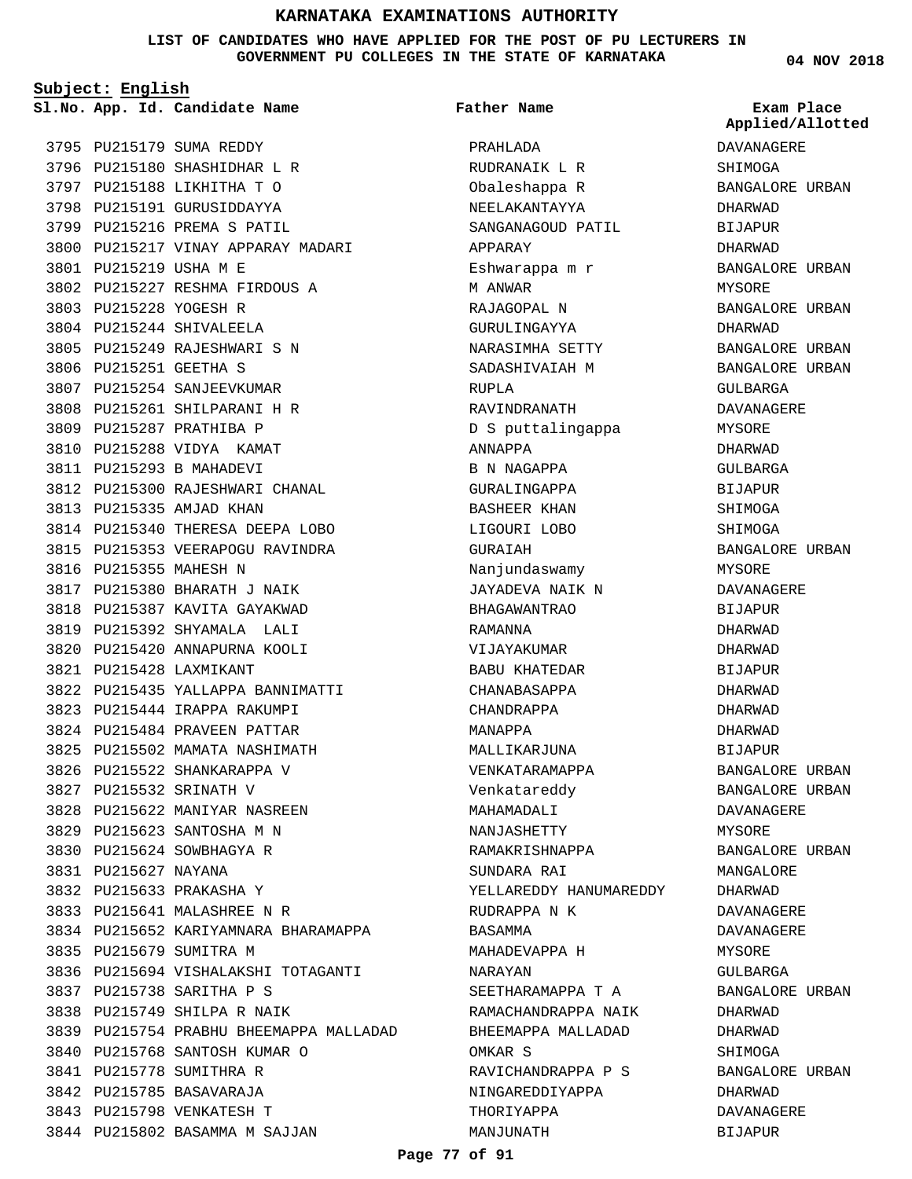# KARNATAKA EXAMINATIONS AUTHORITY

**LIST OF CANDIDATES WHO HAVE APPLIED FOR THE POST OF PU LECTURERS IN GOVERNMENT PU COLLEGES IN THE STATE OF KARNATAKA**

04 NOV 2018

**Subject: English**

| Sl.No. | App. Id. | Candidate Name | Father Name | Exam Place Applied/Allotted |
|---|---|---|---|---|
| 3795 | PU215179 | SUMA REDDY | PRAHLADA | DAVANAGERE |
| 3796 | PU215180 | SHASHIDHAR L R | RUDRANAIK L R | SHIMOGA |
| 3797 | PU215188 | LIKHITHA T O | Obaleshappa R | BANGALORE URBAN |
| 3798 | PU215191 | GURUSIDDAYYA | NEELAKANTAYYA | DHARWAD |
| 3799 | PU215216 | PREMA S PATIL | SANGANAGOUD PATIL | BIJAPUR |
| 3800 | PU215217 | VINAY APPARAY MADARI | APPARAY | DHARWAD |
| 3801 | PU215219 | USHA M E | Eshwarappa m r | BANGALORE URBAN |
| 3802 | PU215227 | RESHMA FIRDOUS A | M ANWAR | MYSORE |
| 3803 | PU215228 | YOGESH R | RAJAGOPAL N | BANGALORE URBAN |
| 3804 | PU215244 | SHIVALEELA | GURULINGAYYA | DHARWAD |
| 3805 | PU215249 | RAJESHWARI S N | NARASIMHA SETTY | BANGALORE URBAN |
| 3806 | PU215251 | GEETHA S | SADASHIVAIAH M | BANGALORE URBAN |
| 3807 | PU215254 | SANJEEVKUMAR | RUPLA | GULBARGA |
| 3808 | PU215261 | SHILPARANI H R | RAVINDRANATH | DAVANAGERE |
| 3809 | PU215287 | PRATHIBA P | D S puttalingappa | MYSORE |
| 3810 | PU215288 | VIDYA KAMAT | ANNAPPA | DHARWAD |
| 3811 | PU215293 | B MAHADEVI | B N NAGAPPA | GULBARGA |
| 3812 | PU215300 | RAJESHWARI CHANAL | GURALINGAPPA | BIJAPUR |
| 3813 | PU215335 | AMJAD KHAN | BASHEER KHAN | SHIMOGA |
| 3814 | PU215340 | THERESA DEEPA LOBO | LIGOURI LOBO | SHIMOGA |
| 3815 | PU215353 | VEERAPOGU RAVINDRA | GURAIAH | BANGALORE URBAN |
| 3816 | PU215355 | MAHESH N | Nanjundaswamy | MYSORE |
| 3817 | PU215380 | BHARATH J NAIK | JAYADEVA NAIK N | DAVANAGERE |
| 3818 | PU215387 | KAVITA GAYAKWAD | BHAGAWANTRAO | BIJAPUR |
| 3819 | PU215392 | SHYAMALA LALI | RAMANNA | DHARWAD |
| 3820 | PU215420 | ANNAPURNA KOOLI | VIJAYAKUMAR | DHARWAD |
| 3821 | PU215428 | LAXMIKANT | BABU KHATEDAR | BIJAPUR |
| 3822 | PU215435 | YALLAPPA BANNIMATTI | CHANABASAPPA | DHARWAD |
| 3823 | PU215444 | IRAPPA RAKUMPI | CHANDRAPPA | DHARWAD |
| 3824 | PU215484 | PRAVEEN PATTAR | MANAPPA | DHARWAD |
| 3825 | PU215502 | MAMATA NASHIMATH | MALLIKARJUNA | BIJAPUR |
| 3826 | PU215522 | SHANKARAPPA V | VENKATARAMAPPA | BANGALORE URBAN |
| 3827 | PU215532 | SRINATH V | Venkatareddy | BANGALORE URBAN |
| 3828 | PU215622 | MANIYAR NASREEN | MAHAMADALI | DAVANAGERE |
| 3829 | PU215623 | SANTOSHA M N | NANJASHETTY | MYSORE |
| 3830 | PU215624 | SOWBHAGYA R | RAMAKRISHNAPPA | BANGALORE URBAN |
| 3831 | PU215627 | NAYANA | SUNDARA RAI | MANGALORE |
| 3832 | PU215633 | PRAKASHA Y | YELLAREDDY HANUMAREDDY | DHARWAD |
| 3833 | PU215641 | MALASHREE N R | RUDRAPPA N K | DAVANAGERE |
| 3834 | PU215652 | KARIYAMNARA BHARAMAPPA | BASAMMA | DAVANAGERE |
| 3835 | PU215679 | SUMITRA M | MAHADEVAPPA H | MYSORE |
| 3836 | PU215694 | VISHALAKSHI TOTAGANTI | NARAYAN | GULBARGA |
| 3837 | PU215738 | SARITHA P S | SEETHARAMAPPA T A | BANGALORE URBAN |
| 3838 | PU215749 | SHILPA R NAIK | RAMACHANDRAPPA NAIK | DHARWAD |
| 3839 | PU215754 | PRABHU BHEEMAPPA MALLADAD | BHEEMAPPA MALLADAD | DHARWAD |
| 3840 | PU215768 | SANTOSH KUMAR O | OMKAR S | SHIMOGA |
| 3841 | PU215778 | SUMITHRA R | RAVICHANDRAPPA P S | BANGALORE URBAN |
| 3842 | PU215785 | BASAVARAJA | NINGAREDDIYAPPA | DHARWAD |
| 3843 | PU215798 | VENKATESH T | THORIYAPPA | DAVANAGERE |
| 3844 | PU215802 | BASAMMA M SAJJAN | MANJUNATH | BIJAPUR |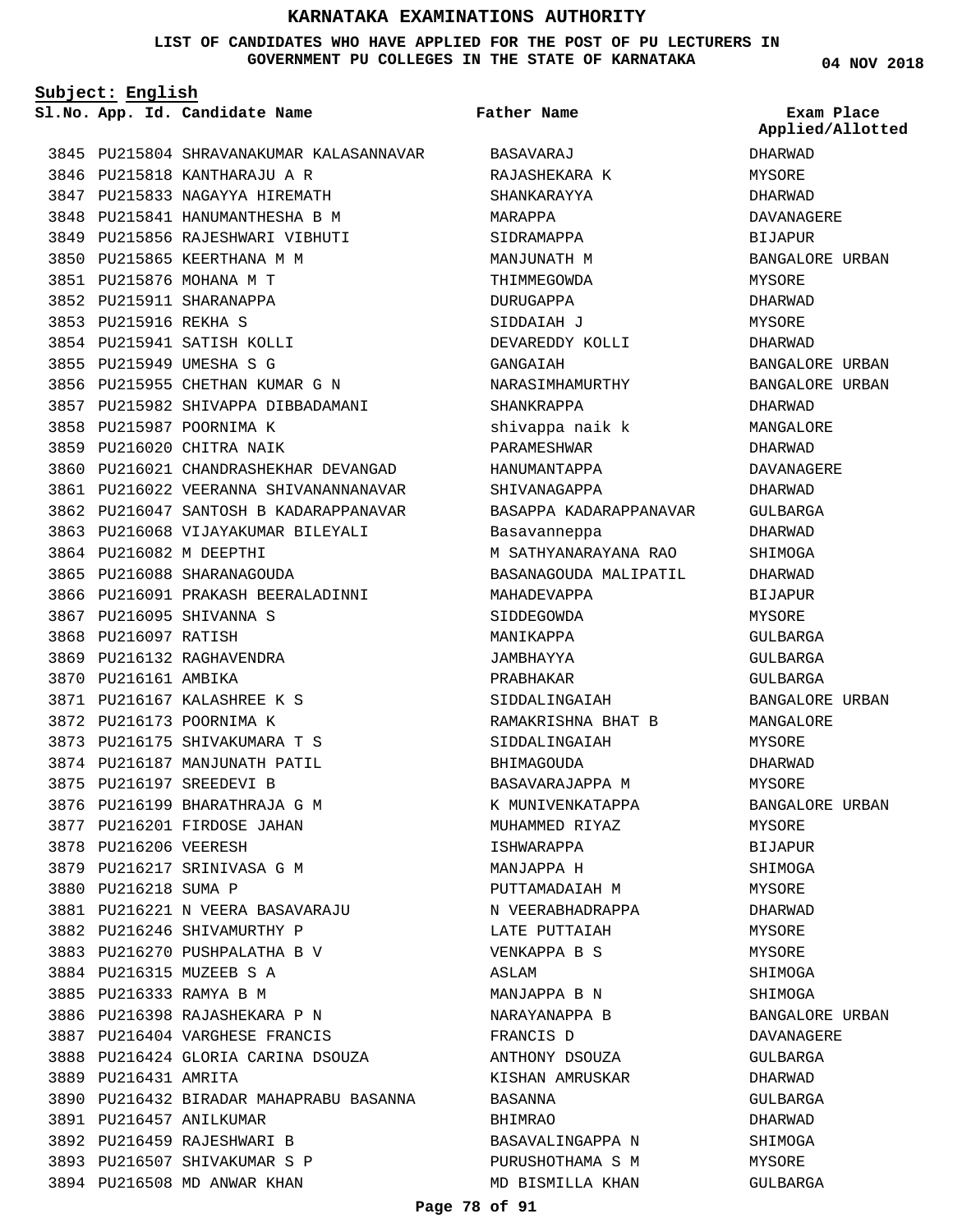# KARNATAKA EXAMINATIONS AUTHORITY

**LIST OF CANDIDATES WHO HAVE APPLIED FOR THE POST OF PU LECTURERS IN GOVERNMENT PU COLLEGES IN THE STATE OF KARNATAKA**

04 NOV 2018

**Subject: English**

| Sl.No. | App. Id. | Candidate Name | Father Name | Exam Place Applied/Allotted |
|---|---|---|---|---|
| 3845 | PU215804 | SHRAVANAKUMAR KALASANNAVAR | BASAVARAJ | DHARWAD |
| 3846 | PU215818 | KANTHARAJU A R | RAJASHEKARA K | MYSORE |
| 3847 | PU215833 | NAGAYYA HIREMATH | SHANKARAYYA | DHARWAD |
| 3848 | PU215841 | HANUMANTHESHA B M | MARAPPA | DAVANAGERE |
| 3849 | PU215856 | RAJESHWARI VIBHUTI | SIDRAMAPPA | BIJAPUR |
| 3850 | PU215865 | KEERTHANA M M | MANJUNATH M | BANGALORE URBAN |
| 3851 | PU215876 | MOHANA M T | THIMMEGOWDA | MYSORE |
| 3852 | PU215911 | SHARANAPPA | DURUGAPPA | DHARWAD |
| 3853 | PU215916 | REKHA S | SIDDAIAH J | MYSORE |
| 3854 | PU215941 | SATISH KOLLI | DEVAREDDY KOLLI | DHARWAD |
| 3855 | PU215949 | UMESHA S G | GANGAIAH | BANGALORE URBAN |
| 3856 | PU215955 | CHETHAN KUMAR G N | NARASIMHAMURTHY | BANGALORE URBAN |
| 3857 | PU215982 | SHIVAPPA DIBBADAMANI | SHANKRAPPA | DHARWAD |
| 3858 | PU215987 | POORNIMA K | shivappa naik k | MANGALORE |
| 3859 | PU216020 | CHITRA NAIK | PARAMESHWAR | DHARWAD |
| 3860 | PU216021 | CHANDRASHEKHAR DEVANGAD | HANUMANTAPPA | DAVANAGERE |
| 3861 | PU216022 | VEERANNA SHIVANANNANAVAR | SHIVANAGAPPA | DHARWAD |
| 3862 | PU216047 | SANTOSH B KADARAPPANAVAR | BASAPPA KADARAPPANAVAR | GULBARGA |
| 3863 | PU216068 | VIJAYAKUMAR BILEYALI | Basavanneppa | DHARWAD |
| 3864 | PU216082 | M DEEPTHI | M SATHYANARAYANA RAO | SHIMOGA |
| 3865 | PU216088 | SHARANAGOUDA | BASANAGOUDA MALIPATIL | DHARWAD |
| 3866 | PU216091 | PRAKASH BEERALADINNI | MAHADEVAPPA | BIJAPUR |
| 3867 | PU216095 | SHIVANNA S | SIDDEGOWDA | MYSORE |
| 3868 | PU216097 | RATISH | MANIKAPPA | GULBARGA |
| 3869 | PU216132 | RAGHAVENDRA | JAMBHAYYA | GULBARGA |
| 3870 | PU216161 | AMBIKA | PRABHAKAR | GULBARGA |
| 3871 | PU216167 | KALASHREE K S | SIDDALINGAIAH | BANGALORE URBAN |
| 3872 | PU216173 | POORNIMA K | RAMAKRISHNA BHAT B | MANGALORE |
| 3873 | PU216175 | SHIVAKUMARA T S | SIDDALINGAIAH | MYSORE |
| 3874 | PU216187 | MANJUNATH PATIL | BHIMAGOUDA | DHARWAD |
| 3875 | PU216197 | SREEDEVI B | BASAVARAJAPPA M | MYSORE |
| 3876 | PU216199 | BHARATHRAJA G M | K MUNIVENKATAPPA | BANGALORE URBAN |
| 3877 | PU216201 | FIRDOSE JAHAN | MUHAMMED RIYAZ | MYSORE |
| 3878 | PU216206 | VEERESH | ISHWARAPPA | BIJAPUR |
| 3879 | PU216217 | SRINIVASA G M | MANJAPPA H | SHIMOGA |
| 3880 | PU216218 | SUMA P | PUTTAMADAIAH M | MYSORE |
| 3881 | PU216221 | N VEERA BASAVARAJU | N VEERABHADRAPPA | DHARWAD |
| 3882 | PU216246 | SHIVAMURTHY P | LATE PUTTAIAH | MYSORE |
| 3883 | PU216270 | PUSHPALATHA B V | VENKAPPA B S | MYSORE |
| 3884 | PU216315 | MUZEEB S A | ASLAM | SHIMOGA |
| 3885 | PU216333 | RAMYA B M | MANJAPPA B N | SHIMOGA |
| 3886 | PU216398 | RAJASHEKARA P N | NARAYANAPPA B | BANGALORE URBAN |
| 3887 | PU216404 | VARGHESE FRANCIS | FRANCIS D | DAVANAGERE |
| 3888 | PU216424 | GLORIA CARINA DSOUZA | ANTHONY DSOUZA | GULBARGA |
| 3889 | PU216431 | AMRITA | KISHAN AMRUSKAR | DHARWAD |
| 3890 | PU216432 | BIRADAR MAHAPRABU BASANNA | BASANNA | GULBARGA |
| 3891 | PU216457 | ANILKUMAR | BHIMRAO | DHARWAD |
| 3892 | PU216459 | RAJESHWARI B | BASAVALINGAPPA N | SHIMOGA |
| 3893 | PU216507 | SHIVAKUMAR S P | PURUSHOTHAMA S M | MYSORE |
| 3894 | PU216508 | MD ANWAR KHAN | MD BISMILLA KHAN | GULBARGA |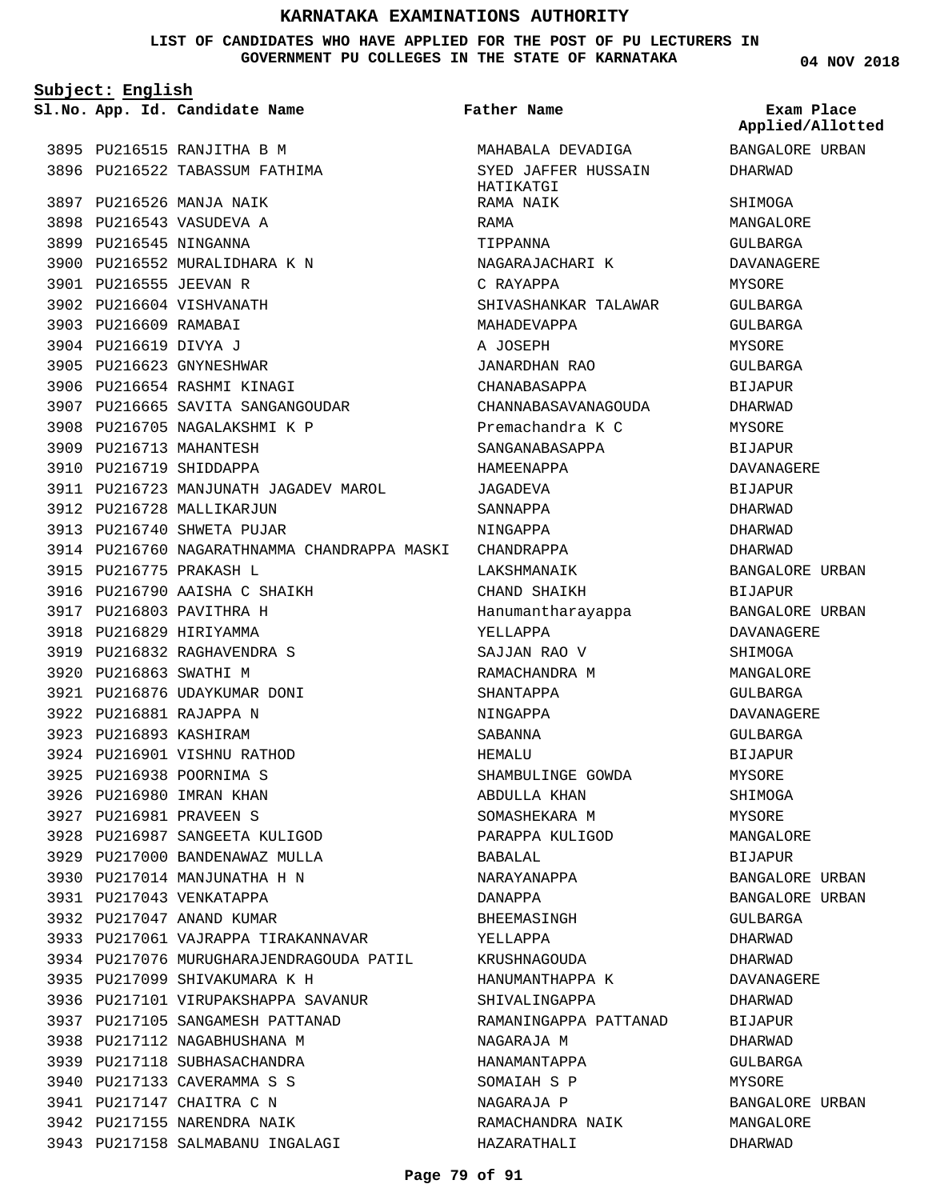# KARNATAKA EXAMINATIONS AUTHORITY

**LIST OF CANDIDATES WHO HAVE APPLIED FOR THE POST OF PU LECTURERS IN GOVERNMENT PU COLLEGES IN THE STATE OF KARNATAKA**

04 NOV 2018

**Subject: English**

| Sl.No. | App. Id. | Candidate Name | Father Name | Exam Place Applied/Allotted |
|---|---|---|---|---|
| 3895 | PU216515 | RANJITHA B M | MAHABALA DEVADIGA | BANGALORE URBAN |
| 3896 | PU216522 | TABASSUM FATHIMA | SYED JAFFER HUSSAIN HATIKATGI | DHARWAD |
| 3897 | PU216526 | MANJA NAIK | RAMA NAIK | SHIMOGA |
| 3898 | PU216543 | VASUDEVA A | RAMA | MANGALORE |
| 3899 | PU216545 | NINGANNA | TIPPANNA | GULBARGA |
| 3900 | PU216552 | MURALIDHARA K N | NAGARAJACHARI K | DAVANAGERE |
| 3901 | PU216555 | JEEVAN R | C RAYAPPA | MYSORE |
| 3902 | PU216604 | VISHVANATH | SHIVASHANKAR TALAWAR | GULBARGA |
| 3903 | PU216609 | RAMABAI | MAHADEVAPPA | GULBARGA |
| 3904 | PU216619 | DIVYA J | A JOSEPH | MYSORE |
| 3905 | PU216623 | GNYNESHWAR | JANARDHAN RAO | GULBARGA |
| 3906 | PU216654 | RASHMI KINAGI | CHANABASAPPA | BIJAPUR |
| 3907 | PU216665 | SAVITA SANGANGOUDAR | CHANNABASAVANAGOUDA | DHARWAD |
| 3908 | PU216705 | NAGALAKSHMI K P | Premachandra K C | MYSORE |
| 3909 | PU216713 | MAHANTESH | SANGANABASAPPA | BIJAPUR |
| 3910 | PU216719 | SHIDDAPPA | HAMEENAPPA | DAVANAGERE |
| 3911 | PU216723 | MANJUNATH JAGADEV MAROL | JAGADEVA | BIJAPUR |
| 3912 | PU216728 | MALLIKARJUN | SANNAPPA | DHARWAD |
| 3913 | PU216740 | SHWETA PUJAR | NINGAPPA | DHARWAD |
| 3914 | PU216760 | NAGARATHNAMMA CHANDRAPPA MASKI | CHANDRAPPA | DHARWAD |
| 3915 | PU216775 | PRAKASH L | LAKSHMANAIK | BANGALORE URBAN |
| 3916 | PU216790 | AAISHA C SHAIKH | CHAND SHAIKH | BIJAPUR |
| 3917 | PU216803 | PAVITHRA H | Hanumantharayappa | BANGALORE URBAN |
| 3918 | PU216829 | HIRIYAMMA | YELLAPPA | DAVANAGERE |
| 3919 | PU216832 | RAGHAVENDRA S | SAJJAN RAO V | SHIMOGA |
| 3920 | PU216863 | SWATHI M | RAMACHANDRA M | MANGALORE |
| 3921 | PU216876 | UDAYKUMAR DONI | SHANTAPPA | GULBARGA |
| 3922 | PU216881 | RAJAPPA N | NINGAPPA | DAVANAGERE |
| 3923 | PU216893 | KASHIRAM | SABANNA | GULBARGA |
| 3924 | PU216901 | VISHNU RATHOD | HEMALU | BIJAPUR |
| 3925 | PU216938 | POORNIMA S | SHAMBULINGE GOWDA | MYSORE |
| 3926 | PU216980 | IMRAN KHAN | ABDULLA KHAN | SHIMOGA |
| 3927 | PU216981 | PRAVEEN S | SOMASHEKARA M | MYSORE |
| 3928 | PU216987 | SANGEETA KULIGOD | PARAPPA KULIGOD | MANGALORE |
| 3929 | PU217000 | BANDENAWAZ MULLA | BABALAL | BIJAPUR |
| 3930 | PU217014 | MANJUNATHA H N | NARAYANAPPA | BANGALORE URBAN |
| 3931 | PU217043 | VENKATAPPA | DANAPPA | BANGALORE URBAN |
| 3932 | PU217047 | ANAND KUMAR | BHEEMASINGH | GULBARGA |
| 3933 | PU217061 | VAJRAPPA TIRAKANNAVAR | YELLAPPA | DHARWAD |
| 3934 | PU217076 | MURUGHARAJENDRAGOUDA PATIL | KRUSHNAGOUDA | DHARWAD |
| 3935 | PU217099 | SHIVAKUMARA K H | HANUMANTHAPPA K | DAVANAGERE |
| 3936 | PU217101 | VIRUPAKSHAPPA SAVANUR | SHIVALINGAPPA | DHARWAD |
| 3937 | PU217105 | SANGAMESH PATTANAD | RAMANINGAPPA PATTANAD | BIJAPUR |
| 3938 | PU217112 | NAGABHUSHANA M | NAGARAJA M | DHARWAD |
| 3939 | PU217118 | SUBHASACHANDRA | HANAMANTAPPA | GULBARGA |
| 3940 | PU217133 | CAVERAMMA S S | SOMAIAH S P | MYSORE |
| 3941 | PU217147 | CHAITRA C N | NAGARAJA P | BANGALORE URBAN |
| 3942 | PU217155 | NARENDRA NAIK | RAMACHANDRA NAIK | MANGALORE |
| 3943 | PU217158 | SALMABANU INGALAGI | HAZARATHALI | DHARWAD |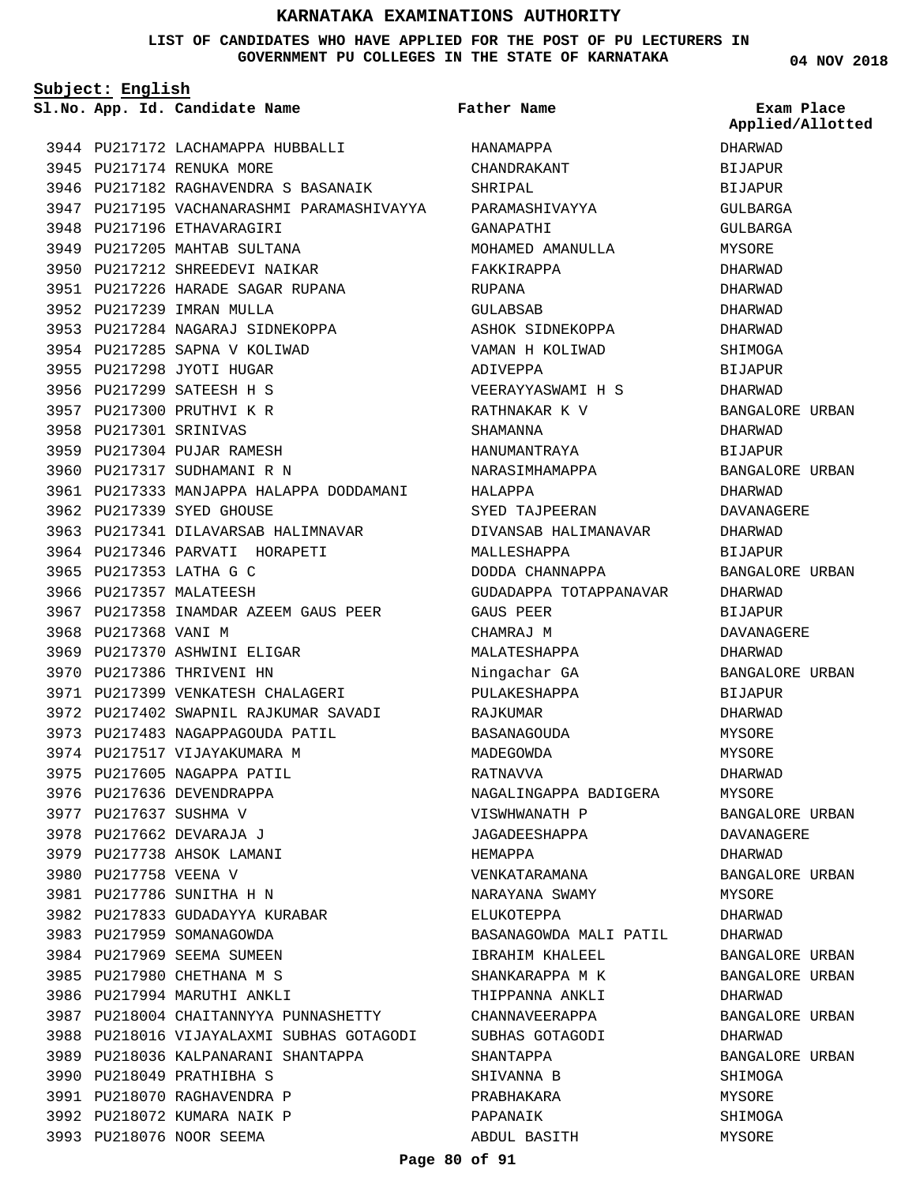# KARNATAKA EXAMINATIONS AUTHORITY

**LIST OF CANDIDATES WHO HAVE APPLIED FOR THE POST OF PU LECTURERS IN GOVERNMENT PU COLLEGES IN THE STATE OF KARNATAKA**

04 NOV 2018

**Subject: English**

| Sl.No. | App. Id. | Candidate Name | Father Name | Exam Place Applied/Allotted |
|---|---|---|---|---|
| 3944 | PU217172 | LACHAMAPPA HUBBALLI | HANAMAPPA | DHARWAD |
| 3945 | PU217174 | RENUKA MORE | CHANDRAKANT | BIJAPUR |
| 3946 | PU217182 | RAGHAVENDRA S BASANAIK | SHRIPAL | BIJAPUR |
| 3947 | PU217195 | VACHANARASHMI PARAMASHIVAYYA | PARAMASHIVAYYA | GULBARGA |
| 3948 | PU217196 | ETHAVARAGIRI | GANAPATHI | GULBARGA |
| 3949 | PU217205 | MAHTAB SULTANA | MOHAMED AMANULLA | MYSORE |
| 3950 | PU217212 | SHREEDEVI NAIKAR | FAKKIRAPPA | DHARWAD |
| 3951 | PU217226 | HARADE SAGAR RUPANA | RUPANA | DHARWAD |
| 3952 | PU217239 | IMRAN MULLA | GULABSAB | DHARWAD |
| 3953 | PU217284 | NAGARAJ SIDNEKOPPA | ASHOK SIDNEKOPPA | DHARWAD |
| 3954 | PU217285 | SAPNA V KOLIWAD | VAMAN H KOLIWAD | SHIMOGA |
| 3955 | PU217298 | JYOTI HUGAR | ADIVEPPA | BIJAPUR |
| 3956 | PU217299 | SATEESH H S | VEERAYYASWAMI H S | DHARWAD |
| 3957 | PU217300 | PRUTHVI K R | RATHNAKAR K V | BANGALORE URBAN |
| 3958 | PU217301 | SRINIVAS | SHAMANNA | DHARWAD |
| 3959 | PU217304 | PUJAR RAMESH | HANUMANTRAYA | BIJAPUR |
| 3960 | PU217317 | SUDHAMANI R N | NARASIMHAMAPPA | BANGALORE URBAN |
| 3961 | PU217333 | MANJAPPA HALAPPA DODDAMANI | HALAPPA | DHARWAD |
| 3962 | PU217339 | SYED GHOUSE | SYED TAJPEERAN | DAVANAGERE |
| 3963 | PU217341 | DILAVARSAB HALIMNAVAR | DIVANSAB HALIMANAVAR | DHARWAD |
| 3964 | PU217346 | PARVATI HORAPETI | MALLESHAPPA | BIJAPUR |
| 3965 | PU217353 | LATHA G C | DODDA CHANNAPPA | BANGALORE URBAN |
| 3966 | PU217357 | MALATEESH | GUDADAPPA TOTAPPANAVAR | DHARWAD |
| 3967 | PU217358 | INAMDAR AZEEM GAUS PEER | GAUS PEER | BIJAPUR |
| 3968 | PU217368 | VANI M | CHAMRAJ M | DAVANAGERE |
| 3969 | PU217370 | ASHWINI ELIGAR | MALATESHAPPA | DHARWAD |
| 3970 | PU217386 | THRIVENI HN | Ningachar GA | BANGALORE URBAN |
| 3971 | PU217399 | VENKATESH CHALAGERI | PULAKESHAPPA | BIJAPUR |
| 3972 | PU217402 | SWAPNIL RAJKUMAR SAVADI | RAJKUMAR | DHARWAD |
| 3973 | PU217483 | NAGAPPAGOUDA PATIL | BASANAGOUDA | MYSORE |
| 3974 | PU217517 | VIJAYAKUMARA M | MADEGOWDA | MYSORE |
| 3975 | PU217605 | NAGAPPA PATIL | RATNAVVA | DHARWAD |
| 3976 | PU217636 | DEVENDRAPPA | NAGALINGAPPA BADIGERA | MYSORE |
| 3977 | PU217637 | SUSHMA V | VISWHWANATH P | BANGALORE URBAN |
| 3978 | PU217662 | DEVARAJA J | JAGADEESHAPPA | DAVANAGERE |
| 3979 | PU217738 | AHSOK LAMANI | HEMAPPA | DHARWAD |
| 3980 | PU217758 | VEENA V | VENKATARAMANA | BANGALORE URBAN |
| 3981 | PU217786 | SUNITHA H N | NARAYANA SWAMY | MYSORE |
| 3982 | PU217833 | GUDADAYYA KURABAR | ELUKOTEPPA | DHARWAD |
| 3983 | PU217959 | SOMANAGOWDA | BASANAGOWDA MALI PATIL | DHARWAD |
| 3984 | PU217969 | SEEMA SUMEEN | IBRAHIM KHALEEL | BANGALORE URBAN |
| 3985 | PU217980 | CHETHANA M S | SHANKARAPPA M K | BANGALORE URBAN |
| 3986 | PU217994 | MARUTHI ANKLI | THIPPANNA ANKLI | DHARWAD |
| 3987 | PU218004 | CHAITANNYYA PUNNASHETTY | CHANNAVEERAPPA | BANGALORE URBAN |
| 3988 | PU218016 | VIJAYALAXMI SUBHAS GOTAGODI | SUBHAS GOTAGODI | DHARWAD |
| 3989 | PU218036 | KALPANARANI SHANTAPPA | SHANTAPPA | BANGALORE URBAN |
| 3990 | PU218049 | PRATHIBHA S | SHIVANNA B | SHIMOGA |
| 3991 | PU218070 | RAGHAVENDRA P | PRABHAKARA | MYSORE |
| 3992 | PU218072 | KUMARA NAIK P | PAPANAIK | SHIMOGA |
| 3993 | PU218076 | NOOR SEEMA | ABDUL BASITH | MYSORE |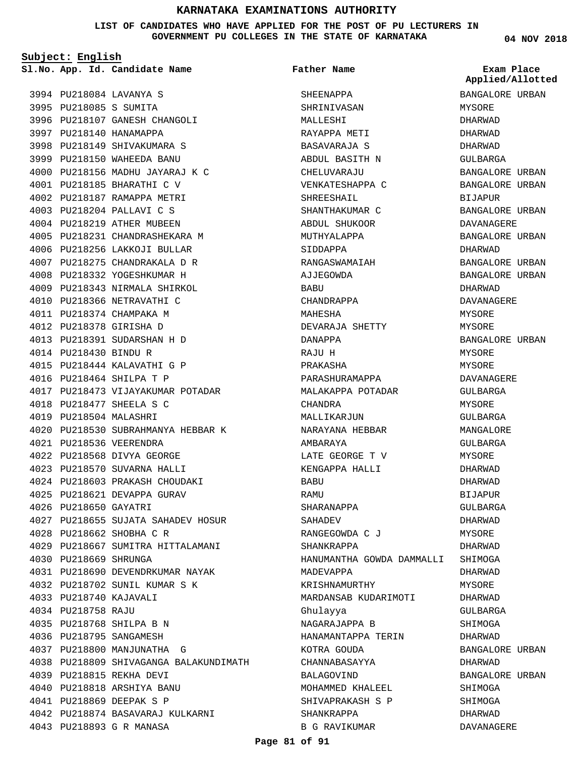# KARNATAKA EXAMINATIONS AUTHORITY

**LIST OF CANDIDATES WHO HAVE APPLIED FOR THE POST OF PU LECTURERS IN GOVERNMENT PU COLLEGES IN THE STATE OF KARNATAKA**

04 NOV 2018

**Subject: English**

| Sl.No. | App. Id. | Candidate Name | Father Name | Exam Place Applied/Allotted |
|---|---|---|---|---|
| 3994 | PU218084 | LAVANYA S | SHEENAPPA | BANGALORE URBAN |
| 3995 | PU218085 | S SUMITA | SHRINIVASAN | MYSORE |
| 3996 | PU218107 | GANESH CHANGOLI | MALLESHI | DHARWAD |
| 3997 | PU218140 | HANAMAPPA | RAYAPPA METI | DHARWAD |
| 3998 | PU218149 | SHIVAKUMARA S | BASAVARAJA S | DHARWAD |
| 3999 | PU218150 | WAHEEDA BANU | ABDUL BASITH N | GULBARGA |
| 4000 | PU218156 | MADHU JAYARAJ K C | CHELUVARAJU | BANGALORE URBAN |
| 4001 | PU218185 | BHARATHI C V | VENKATESHAPPA C | BANGALORE URBAN |
| 4002 | PU218187 | RAMAPPA METRI | SHREESHAIL | BIJAPUR |
| 4003 | PU218204 | PALLAVI C S | SHANTHAKUMAR C | BANGALORE URBAN |
| 4004 | PU218219 | ATHER MUBEEN | ABDUL SHUKOOR | DAVANAGERE |
| 4005 | PU218231 | CHANDRASHEKARA M | MUTHYALAPPA | BANGALORE URBAN |
| 4006 | PU218256 | LAKKOJI BULLAR | SIDDAPPA | DHARWAD |
| 4007 | PU218275 | CHANDRAKALA D R | RANGASWAMAIAH | BANGALORE URBAN |
| 4008 | PU218332 | YOGESHKUMAR H | AJJEGOWDA | BANGALORE URBAN |
| 4009 | PU218343 | NIRMALA SHIRKOL | BABU | DHARWAD |
| 4010 | PU218366 | NETRAVATHI C | CHANDRAPPA | DAVANAGERE |
| 4011 | PU218374 | CHAMPAKA M | MAHESHA | MYSORE |
| 4012 | PU218378 | GIRISHA D | DEVARAJA SHETTY | MYSORE |
| 4013 | PU218391 | SUDARSHAN H D | DANAPPA | BANGALORE URBAN |
| 4014 | PU218430 | BINDU R | RAJU H | MYSORE |
| 4015 | PU218444 | KALAVATHI G P | PRAKASHA | MYSORE |
| 4016 | PU218464 | SHILPA T P | PARASHURAMAPPA | DAVANAGERE |
| 4017 | PU218473 | VIJAYAKUMAR POTADAR | MALAKAPPA POTADAR | GULBARGA |
| 4018 | PU218477 | SHEELA S C | CHANDRA | MYSORE |
| 4019 | PU218504 | MALASHRI | MALLIKARJUN | GULBARGA |
| 4020 | PU218530 | SUBRAHMANYA HEBBAR K | NARAYANA HEBBAR | MANGALORE |
| 4021 | PU218536 | VEERENDRA | AMBARAYA | GULBARGA |
| 4022 | PU218568 | DIVYA GEORGE | LATE GEORGE T V | MYSORE |
| 4023 | PU218570 | SUVARNA HALLI | KENGAPPA HALLI | DHARWAD |
| 4024 | PU218603 | PRAKASH CHOUDAKI | BABU | DHARWAD |
| 4025 | PU218621 | DEVAPPA GURAV | RAMU | BIJAPUR |
| 4026 | PU218650 | GAYATRI | SHARANAPPA | GULBARGA |
| 4027 | PU218655 | SUJATA SAHADEV HOSUR | SAHADEV | DHARWAD |
| 4028 | PU218662 | SHOBHA C R | RANGEGOWDA C J | MYSORE |
| 4029 | PU218667 | SUMITRA HITTALAMANI | SHANKRAPPA | DHARWAD |
| 4030 | PU218669 | SHRUNGA | HANUMANTHA GOWDA DAMMALLI | SHIMOGA |
| 4031 | PU218690 | DEVENDRKUMAR NAYAK | MADEVAPPA | DHARWAD |
| 4032 | PU218702 | SUNIL KUMAR S K | KRISHNAMURTHY | MYSORE |
| 4033 | PU218740 | KAJAVALI | MARDANSAB KUDARIMOTI | DHARWAD |
| 4034 | PU218758 | RAJU | Ghulayya | GULBARGA |
| 4035 | PU218768 | SHILPA B N | NAGARAJAPPA B | SHIMOGA |
| 4036 | PU218795 | SANGAMESH | HANAMANTAPPA TERIN | DHARWAD |
| 4037 | PU218800 | MANJUNATHA G | KOTRA GOUDA | BANGALORE URBAN |
| 4038 | PU218809 | SHIVAGANGA BALAKUNDIMATH | CHANNABASAYYA | DHARWAD |
| 4039 | PU218815 | REKHA DEVI | BALAGOVIND | BANGALORE URBAN |
| 4040 | PU218818 | ARSHIYA BANU | MOHAMMED KHALEEL | SHIMOGA |
| 4041 | PU218869 | DEEPAK S P | SHIVAPRAKASH S P | SHIMOGA |
| 4042 | PU218874 | BASAVARAJ KULKARNI | SHANKRAPPA | DHARWAD |
| 4043 | PU218893 | G R MANASA | B G RAVIKUMAR | DAVANAGERE |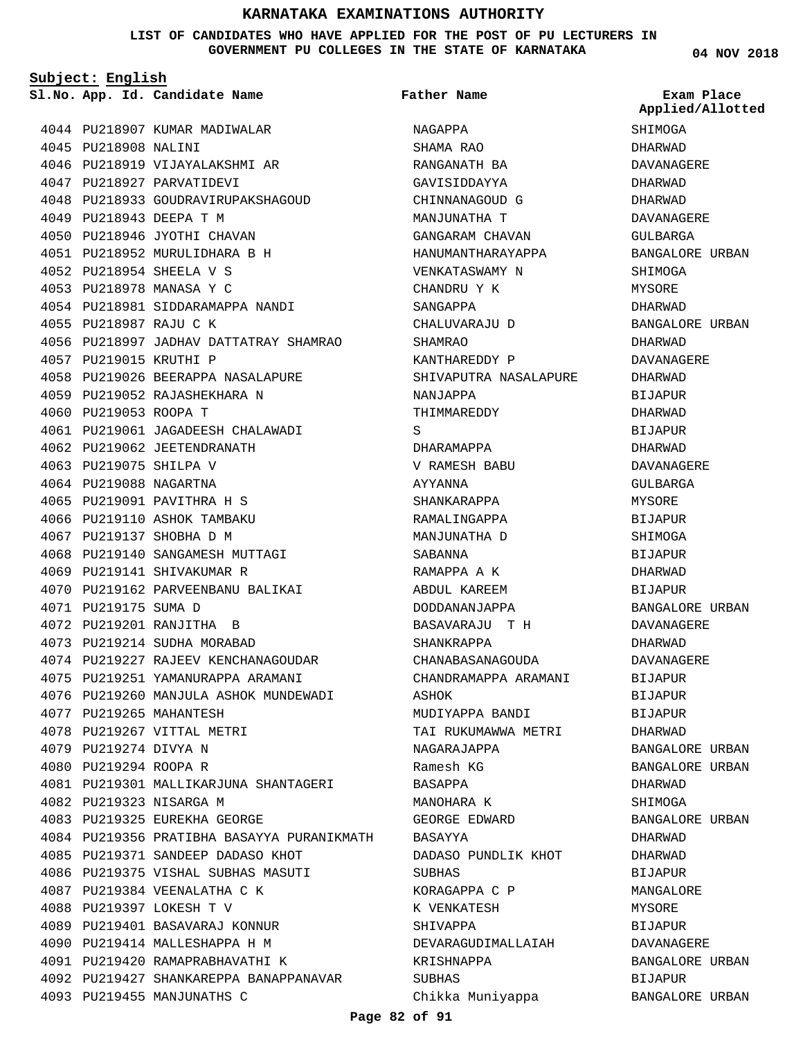# KARNATAKA EXAMINATIONS AUTHORITY

**LIST OF CANDIDATES WHO HAVE APPLIED FOR THE POST OF PU LECTURERS IN GOVERNMENT PU COLLEGES IN THE STATE OF KARNATAKA**

**04 NOV 2018**

**Subject: English**

| Sl.No. | App. Id. | Candidate Name | Father Name | Exam Place Applied/Allotted |
|---|---|---|---|---|
| 4044 | PU218907 | KUMAR MADIWALAR | NAGAPPA | SHIMOGA |
| 4045 | PU218908 | NALINI | SHAMA RAO | DHARWAD |
| 4046 | PU218919 | VIJAYALAKSHMI AR | RANGANATH BA | DAVANAGERE |
| 4047 | PU218927 | PARVATIDEVI | GAVISIDDAYYA | DHARWAD |
| 4048 | PU218933 | GOUDRAVIRUPAKSHAGOUD | CHINNANAGOUD G | DHARWAD |
| 4049 | PU218943 | DEEPA T M | MANJUNATHA T | DAVANAGERE |
| 4050 | PU218946 | JYOTHI CHAVAN | GANGARAM CHAVAN | GULBARGA |
| 4051 | PU218952 | MURULIDHARA B H | HANUMANTHARAYAPPA | BANGALORE URBAN |
| 4052 | PU218954 | SHEELA V S | VENKATASWAMY N | SHIMOGA |
| 4053 | PU218978 | MANASA Y C | CHANDRU Y K | MYSORE |
| 4054 | PU218981 | SIDDARAMAPPA NANDI | SANGAPPA | DHARWAD |
| 4055 | PU218987 | RAJU C K | CHALUVARAJU D | BANGALORE URBAN |
| 4056 | PU218997 | JADHAV DATTATRAY SHAMRAO | SHAMRAO | DHARWAD |
| 4057 | PU219015 | KRUTHI P | KANTHAREDDY P | DAVANAGERE |
| 4058 | PU219026 | BEERAPPA NASALAPURE | SHIVAPUTRA NASALAPURE | DHARWAD |
| 4059 | PU219052 | RAJASHEKHARA N | NANJAPPA | BIJAPUR |
| 4060 | PU219053 | ROOPA T | THIMMAREDDY | DHARWAD |
| 4061 | PU219061 | JAGADEESH CHALAWADI | S | BIJAPUR |
| 4062 | PU219062 | JEETENDRANATH | DHARAMAPPA | DHARWAD |
| 4063 | PU219075 | SHILPA V | V RAMESH BABU | DAVANAGERE |
| 4064 | PU219088 | NAGARTNA | AYYANNA | GULBARGA |
| 4065 | PU219091 | PAVITHRA H S | SHANKARAPPA | MYSORE |
| 4066 | PU219110 | ASHOK TAMBAKU | RAMALINGAPPA | BIJAPUR |
| 4067 | PU219137 | SHOBHA D M | MANJUNATHA D | SHIMOGA |
| 4068 | PU219140 | SANGAMESH MUTTAGI | SABANNA | BIJAPUR |
| 4069 | PU219141 | SHIVAKUMAR R | RAMAPPA A K | DHARWAD |
| 4070 | PU219162 | PARVEENBANU BALIKAI | ABDUL KAREEM | BIJAPUR |
| 4071 | PU219175 | SUMA D | DODDANANJAPPA | BANGALORE URBAN |
| 4072 | PU219201 | RANJITHA B | BASAVARAJU T H | DAVANAGERE |
| 4073 | PU219214 | SUDHA MORABAD | SHANKRAPPA | DHARWAD |
| 4074 | PU219227 | RAJEEV KENCHANAGOUDAR | CHANABASANAGOUDA | DAVANAGERE |
| 4075 | PU219251 | YAMANURAPPA ARAMANI | CHANDRAMAPPA ARAMANI | BIJAPUR |
| 4076 | PU219260 | MANJULA ASHOK MUNDEWADI | ASHOK | BIJAPUR |
| 4077 | PU219265 | MAHANTESH | MUDIYAPPA BANDI | BIJAPUR |
| 4078 | PU219267 | VITTAL METRI | TAI RUKUMAWWA METRI | DHARWAD |
| 4079 | PU219274 | DIVYA N | NAGARAJAPPA | BANGALORE URBAN |
| 4080 | PU219294 | ROOPA R | Ramesh KG | BANGALORE URBAN |
| 4081 | PU219301 | MALLIKARJUNA SHANTAGERI | BASAPPA | DHARWAD |
| 4082 | PU219323 | NISARGA M | MANOHARA K | SHIMOGA |
| 4083 | PU219325 | EUREKHA GEORGE | GEORGE EDWARD | BANGALORE URBAN |
| 4084 | PU219356 | PRATIBHA BASAYYA PURANIKMATH | BASAYYA | DHARWAD |
| 4085 | PU219371 | SANDEEP DADASO KHOT | DADASO PUNDLIK KHOT | DHARWAD |
| 4086 | PU219375 | VISHAL SUBHAS MASUTI | SUBHAS | BIJAPUR |
| 4087 | PU219384 | VEENALATHA C K | KORAGAPPA C P | MANGALORE |
| 4088 | PU219397 | LOKESH T V | K VENKATESH | MYSORE |
| 4089 | PU219401 | BASAVARAJ KONNUR | SHIVAPPA | BIJAPUR |
| 4090 | PU219414 | MALLESHAPPA H M | DEVARAGUDIMALLAIAH | DAVANAGERE |
| 4091 | PU219420 | RAMAPRABHAVATHI K | KRISHNAPPA | BANGALORE URBAN |
| 4092 | PU219427 | SHANKAREPPA BANAPPANAVAR | SUBHAS | BIJAPUR |
| 4093 | PU219455 | MANJUNATHS C | Chikka Muniyappa | BANGALORE URBAN |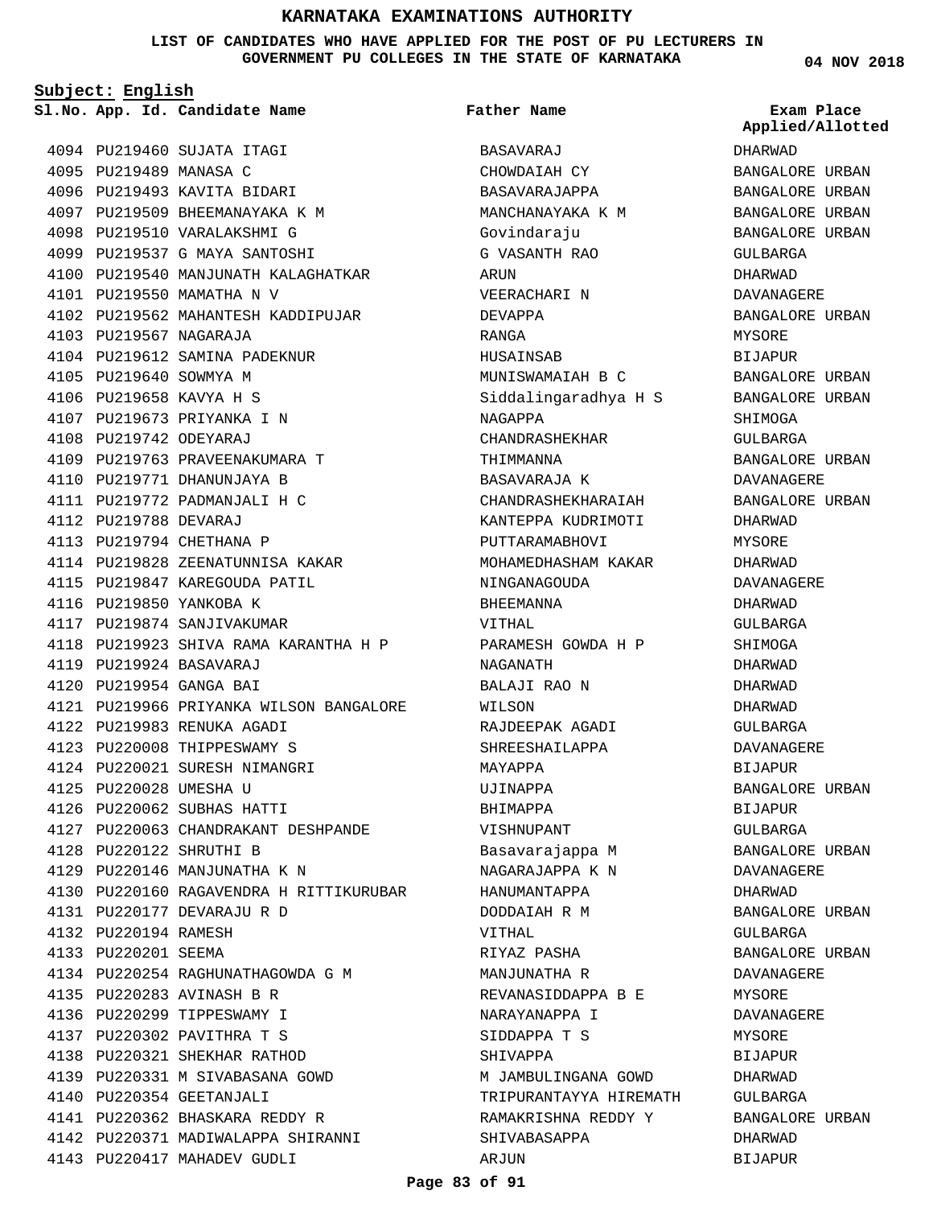# KARNATAKA EXAMINATIONS AUTHORITY

**LIST OF CANDIDATES WHO HAVE APPLIED FOR THE POST OF PU LECTURERS IN GOVERNMENT PU COLLEGES IN THE STATE OF KARNATAKA**

**04 NOV 2018**

**Subject: English**

| Sl.No. | App. Id. | Candidate Name | Father Name | Exam Place Applied/Allotted |
|---|---|---|---|---|
| 4094 | PU219460 | SUJATA ITAGI | BASAVARAJ | DHARWAD |
| 4095 | PU219489 | MANASA C | CHOWDAIAH CY | BANGALORE URBAN |
| 4096 | PU219493 | KAVITA BIDARI | BASAVARAJAPPA | BANGALORE URBAN |
| 4097 | PU219509 | BHEEMANAYAKA K M | MANCHANAYAKA K M | BANGALORE URBAN |
| 4098 | PU219510 | VARALAKSHMI G | Govindaraju | BANGALORE URBAN |
| 4099 | PU219537 | G MAYA SANTOSHI | G VASANTH RAO | GULBARGA |
| 4100 | PU219540 | MANJUNATH KALAGHATKAR | ARUN | DHARWAD |
| 4101 | PU219550 | MAMATHA N V | VEERACHARI N | DAVANAGERE |
| 4102 | PU219562 | MAHANTESH KADDIPUJAR | DEVAPPA | BANGALORE URBAN |
| 4103 | PU219567 | NAGARAJA | RANGA | MYSORE |
| 4104 | PU219612 | SAMINA PADEKNUR | HUSAINSAB | BIJAPUR |
| 4105 | PU219640 | SOWMYA M | MUNISWAMAIAH B C | BANGALORE URBAN |
| 4106 | PU219658 | KAVYA H S | Siddalingaradhya H S | BANGALORE URBAN |
| 4107 | PU219673 | PRIYANKA I N | NAGAPPA | SHIMOGA |
| 4108 | PU219742 | ODEYARAJ | CHANDRASHEKHAR | GULBARGA |
| 4109 | PU219763 | PRAVEENAKUMARA T | THIMMANNA | BANGALORE URBAN |
| 4110 | PU219771 | DHANUNJAYA B | BASAVARAJA K | DAVANAGERE |
| 4111 | PU219772 | PADMANJALI H C | CHANDRASHEKHARAIAH | BANGALORE URBAN |
| 4112 | PU219788 | DEVARAJ | KANTEPPA KUDRIMOTI | DHARWAD |
| 4113 | PU219794 | CHETHANA P | PUTTARAMABHOVI | MYSORE |
| 4114 | PU219828 | ZEENATUNNISA KAKAR | MOHAMEDHASHAM KAKAR | DHARWAD |
| 4115 | PU219847 | KAREGOUDA PATIL | NINGANAGOUDA | DAVANAGERE |
| 4116 | PU219850 | YANKOBA K | BHEEMANNA | DHARWAD |
| 4117 | PU219874 | SANJIVAKUMAR | VITHAL | GULBARGA |
| 4118 | PU219923 | SHIVA RAMA KARANTHA H P | PARAMESH GOWDA H P | SHIMOGA |
| 4119 | PU219924 | BASAVARAJ | NAGANATH | DHARWAD |
| 4120 | PU219954 | GANGA BAI | BALAJI RAO N | DHARWAD |
| 4121 | PU219966 | PRIYANKA WILSON BANGALORE | WILSON | DHARWAD |
| 4122 | PU219983 | RENUKA AGADI | RAJDEEPAK AGADI | GULBARGA |
| 4123 | PU220008 | THIPPESWAMY S | SHREESHAILAPPA | DAVANAGERE |
| 4124 | PU220021 | SURESH NIMANGRI | MAYAPPA | BIJAPUR |
| 4125 | PU220028 | UMESHA U | UJINAPPA | BANGALORE URBAN |
| 4126 | PU220062 | SUBHAS HATTI | BHIMAPPA | BIJAPUR |
| 4127 | PU220063 | CHANDRAKANT DESHPANDE | VISHNUPANT | GULBARGA |
| 4128 | PU220122 | SHRUTHI B | Basavarajappa M | BANGALORE URBAN |
| 4129 | PU220146 | MANJUNATHA K N | NAGARAJAPPA K N | DAVANAGERE |
| 4130 | PU220160 | RAGAVENDRA H RITTIKURUBAR | HANUMANTAPPA | DHARWAD |
| 4131 | PU220177 | DEVARAJU R D | DODDAIAH R M | BANGALORE URBAN |
| 4132 | PU220194 | RAMESH | VITHAL | GULBARGA |
| 4133 | PU220201 | SEEMA | RIYAZ PASHA | BANGALORE URBAN |
| 4134 | PU220254 | RAGHUNATHAGOWDA G M | MANJUNATHA R | DAVANAGERE |
| 4135 | PU220283 | AVINASH B R | REVANASIDDAPPA B E | MYSORE |
| 4136 | PU220299 | TIPPESWAMY I | NARAYANAPPA I | DAVANAGERE |
| 4137 | PU220302 | PAVITHRA T S | SIDDAPPA T S | MYSORE |
| 4138 | PU220321 | SHEKHAR RATHOD | SHIVAPPA | BIJAPUR |
| 4139 | PU220331 | M SIVABASANA GOWD | M JAMBULINGANA GOWD | DHARWAD |
| 4140 | PU220354 | GEETANJALI | TRIPURANTAYYA HIREMATH | GULBARGA |
| 4141 | PU220362 | BHASKARA REDDY R | RAMAKRISHNA REDDY Y | BANGALORE URBAN |
| 4142 | PU220371 | MADIWALAPPA SHIRANNI | SHIVABASAPPA | DHARWAD |
| 4143 | PU220417 | MAHADEV GUDLI | ARJUN | BIJAPUR |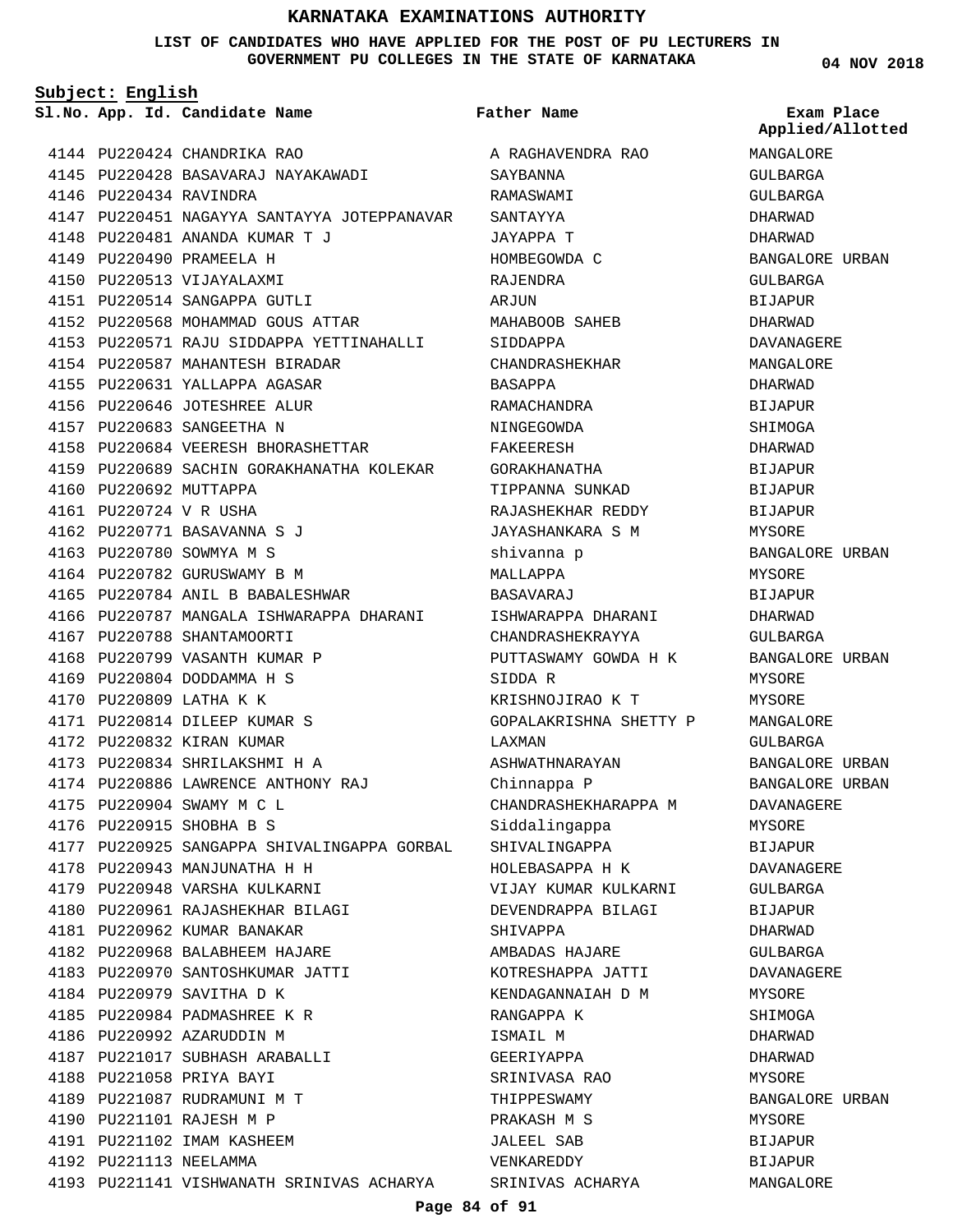# KARNATAKA EXAMINATIONS AUTHORITY

**LIST OF CANDIDATES WHO HAVE APPLIED FOR THE POST OF PU LECTURERS IN GOVERNMENT PU COLLEGES IN THE STATE OF KARNATAKA**

04 NOV 2018

**Subject: English**

| Sl.No. | App. Id. | Candidate Name | Father Name | Exam Place Applied/Allotted |
|---|---|---|---|---|
| 4144 | PU220424 | CHANDRIKA RAO | A RAGHAVENDRA RAO | MANGALORE |
| 4145 | PU220428 | BASAVARAJ NAYAKAWADI | SAYBANNA | GULBARGA |
| 4146 | PU220434 | RAVINDRA | RAMASWAMI | GULBARGA |
| 4147 | PU220451 | NAGAYYA SANTAYYA JOTEPPANAVAR | SANTAYYA | DHARWAD |
| 4148 | PU220481 | ANANDA KUMAR T J | JAYAPPA T | DHARWAD |
| 4149 | PU220490 | PRAMEELA H | HOMBEGOWDA C | BANGALORE URBAN |
| 4150 | PU220513 | VIJAYALAXMI | RAJENDRA | GULBARGA |
| 4151 | PU220514 | SANGAPPA GUTLI | ARJUN | BIJAPUR |
| 4152 | PU220568 | MOHAMMAD GOUS ATTAR | MAHABOOB SAHEB | DHARWAD |
| 4153 | PU220571 | RAJU SIDDAPPA YETTINAHALLI | SIDDAPPA | DAVANAGERE |
| 4154 | PU220587 | MAHANTESH BIRADAR | CHANDRASHEKHAR | MANGALORE |
| 4155 | PU220631 | YALLAPPA AGASAR | BASAPPA | DHARWAD |
| 4156 | PU220646 | JOTESHREE ALUR | RAMACHANDRA | BIJAPUR |
| 4157 | PU220683 | SANGEETHA N | NINGEGOWDA | SHIMOGA |
| 4158 | PU220684 | VEERESH BHORASHETTAR | FAKEERESH | DHARWAD |
| 4159 | PU220689 | SACHIN GORAKHANATHA KOLEKAR | GORAKHANATHA | BIJAPUR |
| 4160 | PU220692 | MUTTAPPA | TIPPANNA SUNKAD | BIJAPUR |
| 4161 | PU220724 | V R USHA | RAJASHEKHAR REDDY | BIJAPUR |
| 4162 | PU220771 | BASAVANNA S J | JAYASHANKARA S M | MYSORE |
| 4163 | PU220780 | SOWMYA M S | shivanna p | BANGALORE URBAN |
| 4164 | PU220782 | GURUSWAMY B M | MALLAPPA | MYSORE |
| 4165 | PU220784 | ANIL B BABALESHWAR | BASAVARAJ | BIJAPUR |
| 4166 | PU220787 | MANGALA ISHWARAPPA DHARANI | ISHWARAPPA DHARANI | DHARWAD |
| 4167 | PU220788 | SHANTAMOORTI | CHANDRASHEKRAYYA | GULBARGA |
| 4168 | PU220799 | VASANTH KUMAR P | PUTTASWAMY GOWDA H K | BANGALORE URBAN |
| 4169 | PU220804 | DODDAMMA H S | SIDDA R | MYSORE |
| 4170 | PU220809 | LATHA K K | KRISHNOJIRAO K T | MYSORE |
| 4171 | PU220814 | DILEEP KUMAR S | GOPALAKRISHNA SHETTY P | MANGALORE |
| 4172 | PU220832 | KIRAN KUMAR | LAXMAN | GULBARGA |
| 4173 | PU220834 | SHRILAKSHMI H A | ASHWATHNARAYAN | BANGALORE URBAN |
| 4174 | PU220886 | LAWRENCE ANTHONY RAJ | Chinnappa P | BANGALORE URBAN |
| 4175 | PU220904 | SWAMY M C L | CHANDRASHEKHARAPPA M | DAVANAGERE |
| 4176 | PU220915 | SHOBHA B S | Siddalingappa | MYSORE |
| 4177 | PU220925 | SANGAPPA SHIVALINGAPPA GORBAL | SHIVALINGAPPA | BIJAPUR |
| 4178 | PU220943 | MANJUNATHA H H | HOLEBASAPPA H K | DAVANAGERE |
| 4179 | PU220948 | VARSHA KULKARNI | VIJAY KUMAR KULKARNI | GULBARGA |
| 4180 | PU220961 | RAJASHEKHAR BILAGI | DEVENDRAPPA BILAGI | BIJAPUR |
| 4181 | PU220962 | KUMAR BANAKAR | SHIVAPPA | DHARWAD |
| 4182 | PU220968 | BALABHEEM HAJARE | AMBADAS HAJARE | GULBARGA |
| 4183 | PU220970 | SANTOSHKUMAR JATTI | KOTRESHAPPA JATTI | DAVANAGERE |
| 4184 | PU220979 | SAVITHA D K | KENDAGANNAIAH D M | MYSORE |
| 4185 | PU220984 | PADMASHREE K R | RANGAPPA K | SHIMOGA |
| 4186 | PU220992 | AZARUDDIN M | ISMAIL M | DHARWAD |
| 4187 | PU221017 | SUBHASH ARABALLI | GEERIYAPPA | DHARWAD |
| 4188 | PU221058 | PRIYA BAYI | SRINIVASA RAO | MYSORE |
| 4189 | PU221087 | RUDRAMUNI M T | THIPPESWAMY | BANGALORE URBAN |
| 4190 | PU221101 | RAJESH M P | PRAKASH M S | MYSORE |
| 4191 | PU221102 | IMAM KASHEEM | JALEEL SAB | BIJAPUR |
| 4192 | PU221113 | NEELAMMA | VENKAREDDY | BIJAPUR |
| 4193 | PU221141 | VISHWANATH SRINIVAS ACHARYA | SRINIVAS ACHARYA | MANGALORE |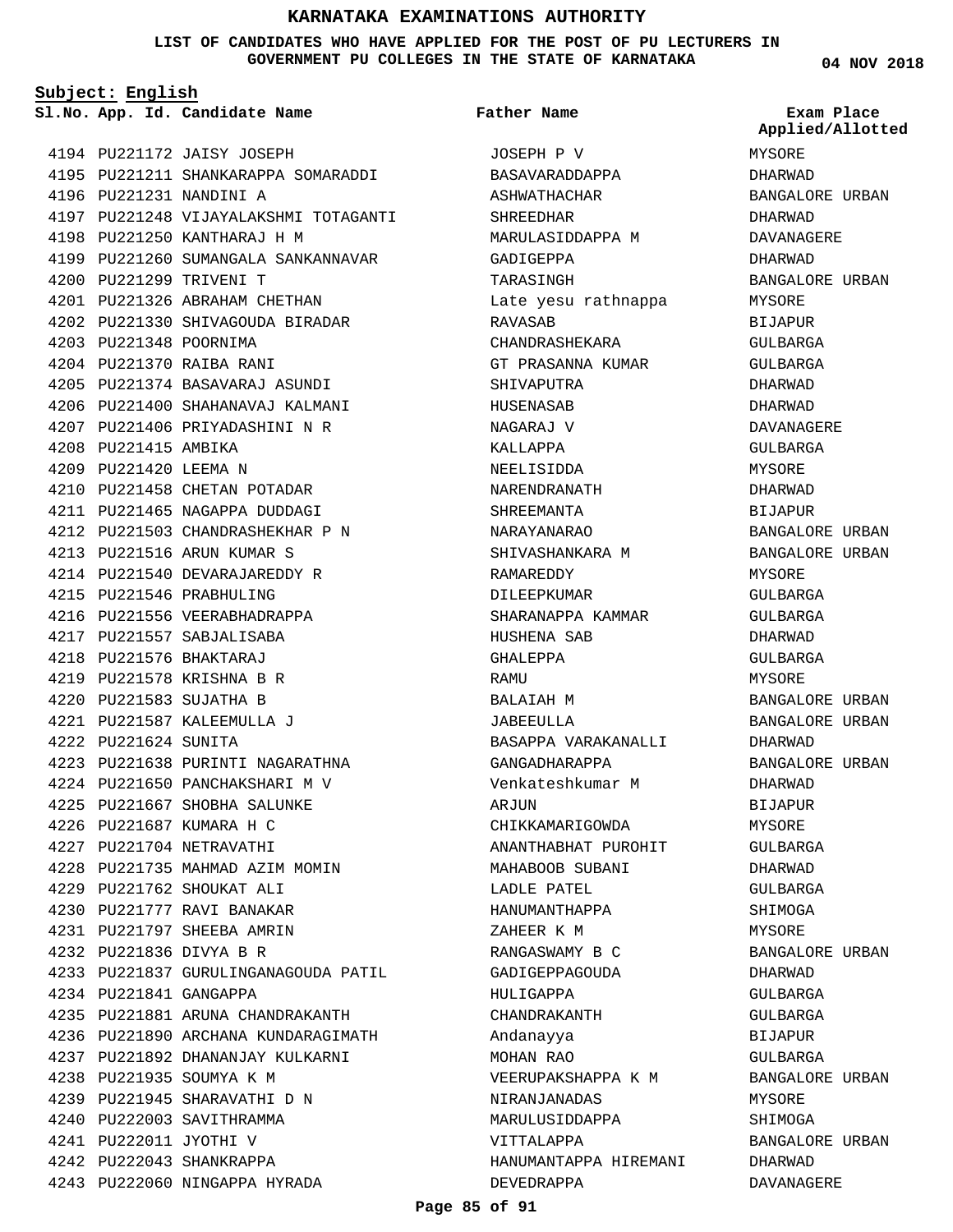# KARNATAKA EXAMINATIONS AUTHORITY

**LIST OF CANDIDATES WHO HAVE APPLIED FOR THE POST OF PU LECTURERS IN GOVERNMENT PU COLLEGES IN THE STATE OF KARNATAKA**

**04 NOV 2018**

**Subject: English**

| Sl.No. | App. Id. | Candidate Name | Father Name | Exam Place Applied/Allotted |
|---|---|---|---|---|
| 4194 | PU221172 | JAISY JOSEPH | JOSEPH P V | MYSORE |
| 4195 | PU221211 | SHANKARAPPA SOMARADDI | BASAVARADDAPPA | DHARWAD |
| 4196 | PU221231 | NANDINI A | ASHWATHACHAR | BANGALORE URBAN |
| 4197 | PU221248 | VIJAYALAKSHMI TOTAGANTI | SHREEDHAR | DHARWAD |
| 4198 | PU221250 | KANTHARAJ H M | MARULASIDDAPPA M | DAVANAGERE |
| 4199 | PU221260 | SUMANGALA SANKANNAVAR | GADIGEPPA | DHARWAD |
| 4200 | PU221299 | TRIVENI T | TARASINGH | BANGALORE URBAN |
| 4201 | PU221326 | ABRAHAM CHETHAN | Late yesu rathnappa | MYSORE |
| 4202 | PU221330 | SHIVAGOUDA BIRADAR | RAVASAB | BIJAPUR |
| 4203 | PU221348 | POORNIMA | CHANDRASHEKARA | GULBARGA |
| 4204 | PU221370 | RAIBA RANI | GT PRASANNA KUMAR | GULBARGA |
| 4205 | PU221374 | BASAVARAJ ASUNDI | SHIVAPUTRA | DHARWAD |
| 4206 | PU221400 | SHAHANAVAJ KALMANI | HUSENASAB | DHARWAD |
| 4207 | PU221406 | PRIYADASHINI N R | NAGARAJ V | DAVANAGERE |
| 4208 | PU221415 | AMBIKA | KALLAPPA | GULBARGA |
| 4209 | PU221420 | LEEMA N | NEELISIDDA | MYSORE |
| 4210 | PU221458 | CHETAN POTADAR | NARENDRANATH | DHARWAD |
| 4211 | PU221465 | NAGAPPA DUDDAGI | SHREEMANTA | BIJAPUR |
| 4212 | PU221503 | CHANDRASHEKHAR P N | NARAYANARAO | BANGALORE URBAN |
| 4213 | PU221516 | ARUN KUMAR S | SHIVASHANKARA M | BANGALORE URBAN |
| 4214 | PU221540 | DEVARAJAREDDY R | RAMAREDDY | MYSORE |
| 4215 | PU221546 | PRABHULING | DILEEPKUMAR | GULBARGA |
| 4216 | PU221556 | VEERABHADRAPPA | SHARANAPPA KAMMAR | GULBARGA |
| 4217 | PU221557 | SABJALISABA | HUSHENA SAB | DHARWAD |
| 4218 | PU221576 | BHAKTARAJ | GHALEPPA | GULBARGA |
| 4219 | PU221578 | KRISHNA B R | RAMU | MYSORE |
| 4220 | PU221583 | SUJATHA B | BALAIAH M | BANGALORE URBAN |
| 4221 | PU221587 | KALEEMULLA J | JABEEULLA | BANGALORE URBAN |
| 4222 | PU221624 | SUNITA | BASAPPA VARAKANALLI | DHARWAD |
| 4223 | PU221638 | PURINTI NAGARATHNA | GANGADHARAPPA | BANGALORE URBAN |
| 4224 | PU221650 | PANCHAKSHARI M V | Venkateshkumar M | DHARWAD |
| 4225 | PU221667 | SHOBHA SALUNKE | ARJUN | BIJAPUR |
| 4226 | PU221687 | KUMARA H C | CHIKKAMARIGOWDA | MYSORE |
| 4227 | PU221704 | NETRAVATHI | ANANTHABHAT PUROHIT | GULBARGA |
| 4228 | PU221735 | MAHMAD AZIM MOMIN | MAHABOOB SUBANI | DHARWAD |
| 4229 | PU221762 | SHOUKAT ALI | LADLE PATEL | GULBARGA |
| 4230 | PU221777 | RAVI BANAKAR | HANUMANTHAPPA | SHIMOGA |
| 4231 | PU221797 | SHEEBA AMRIN | ZAHEER K M | MYSORE |
| 4232 | PU221836 | DIVYA B R | RANGASWAMY B C | BANGALORE URBAN |
| 4233 | PU221837 | GURULINGANAGOUDA PATIL | GADIGEPPAGOUDA | DHARWAD |
| 4234 | PU221841 | GANGAPPA | HULIGAPPA | GULBARGA |
| 4235 | PU221881 | ARUNA CHANDRAKANTH | CHANDRAKANTH | GULBARGA |
| 4236 | PU221890 | ARCHANA KUNDARAGIMATH | Andanayya | BIJAPUR |
| 4237 | PU221892 | DHANANJAY KULKARNI | MOHAN RAO | GULBARGA |
| 4238 | PU221935 | SOUMYA K M | VEERUPAKSHAPPA K M | BANGALORE URBAN |
| 4239 | PU221945 | SHARAVATHI D N | NIRANJANADAS | MYSORE |
| 4240 | PU222003 | SAVITHRAMMA | MARULUSIDDAPPA | SHIMOGA |
| 4241 | PU222011 | JYOTHI V | VITTALAPPA | BANGALORE URBAN |
| 4242 | PU222043 | SHANKRAPPA | HANUMANTAPPA HIREMANI | DHARWAD |
| 4243 | PU222060 | NINGAPPA HYRADA | DEVEDRAPPA | DAVANAGERE |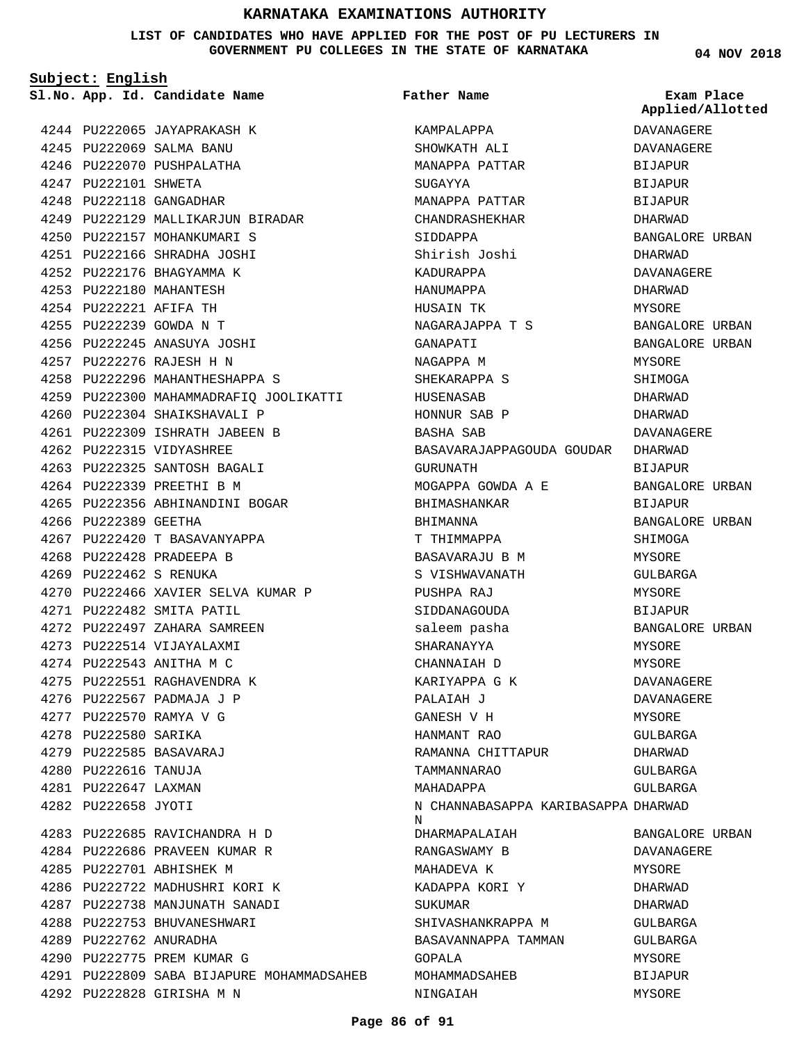# KARNATAKA EXAMINATIONS AUTHORITY

**LIST OF CANDIDATES WHO HAVE APPLIED FOR THE POST OF PU LECTURERS IN GOVERNMENT PU COLLEGES IN THE STATE OF KARNATAKA**

04 NOV 2018

**Subject: English**

| Sl.No. | App. Id. | Candidate Name | Father Name | Exam Place Applied/Allotted |
|---|---|---|---|---|
| 4244 | PU222065 | JAYAPRAKASH K | KAMPALAPPA | DAVANAGERE |
| 4245 | PU222069 | SALMA BANU | SHOWKATH ALI | DAVANAGERE |
| 4246 | PU222070 | PUSHPALATHA | MANAPPA PATTAR | BIJAPUR |
| 4247 | PU222101 | SHWETA | SUGAYYA | BIJAPUR |
| 4248 | PU222118 | GANGADHAR | MANAPPA PATTAR | BIJAPUR |
| 4249 | PU222129 | MALLIKARJUN BIRADAR | CHANDRASHEKHAR | DHARWAD |
| 4250 | PU222157 | MOHANKUMARI S | SIDDAPPA | BANGALORE URBAN |
| 4251 | PU222166 | SHRADHA JOSHI | Shirish Joshi | DHARWAD |
| 4252 | PU222176 | BHAGYAMMA K | KADURAPPA | DAVANAGERE |
| 4253 | PU222180 | MAHANTESH | HANUMAPPA | DHARWAD |
| 4254 | PU222221 | AFIFA TH | HUSAIN TK | MYSORE |
| 4255 | PU222239 | GOWDA N T | NAGARAJAPPA T S | BANGALORE URBAN |
| 4256 | PU222245 | ANASUYA JOSHI | GANAPATI | BANGALORE URBAN |
| 4257 | PU222276 | RAJESH H N | NAGAPPA M | MYSORE |
| 4258 | PU222296 | MAHANTHESHAPPA S | SHEKARAPPA S | SHIMOGA |
| 4259 | PU222300 | MAHAMMADRAFIQ JOOLIKATTI | HUSENASAB | DHARWAD |
| 4260 | PU222304 | SHAIKSHAVALI P | HONNUR SAB P | DHARWAD |
| 4261 | PU222309 | ISHRATH JABEEN B | BASHA SAB | DAVANAGERE |
| 4262 | PU222315 | VIDYASHREE | BASAVARAJAPPAGOUDA GOUDAR | DHARWAD |
| 4263 | PU222325 | SANTOSH BAGALI | GURUNATH | BIJAPUR |
| 4264 | PU222339 | PREETHI B M | MOGAPPA GOWDA A E | BANGALORE URBAN |
| 4265 | PU222356 | ABHINANDINI BOGAR | BHIMASHANKAR | BIJAPUR |
| 4266 | PU222389 | GEETHA | BHIMANNA | BANGALORE URBAN |
| 4267 | PU222420 | T BASAVANYAPPA | T THIMMAPPA | SHIMOGA |
| 4268 | PU222428 | PRADEEPA B | BASAVARAJU B M | MYSORE |
| 4269 | PU222462 | S RENUKA | S VISHWAVANATH | GULBARGA |
| 4270 | PU222466 | XAVIER SELVA KUMAR P | PUSHPA RAJ | MYSORE |
| 4271 | PU222482 | SMITA PATIL | SIDDANAGOUDA | BIJAPUR |
| 4272 | PU222497 | ZAHARA SAMREEN | saleem pasha | BANGALORE URBAN |
| 4273 | PU222514 | VIJAYALAXMI | SHARANAYYA | MYSORE |
| 4274 | PU222543 | ANITHA M C | CHANNAIAH D | MYSORE |
| 4275 | PU222551 | RAGHAVENDRA K | KARIYAPPA G K | DAVANAGERE |
| 4276 | PU222567 | PADMAJA J P | PALAIAH J | DAVANAGERE |
| 4277 | PU222570 | RAMYA V G | GANESH V H | MYSORE |
| 4278 | PU222580 | SARIKA | HANMANT RAO | GULBARGA |
| 4279 | PU222585 | BASAVARAJ | RAMANNA CHITTAPUR | DHARWAD |
| 4280 | PU222616 | TANUJA | TAMMANNARAO | GULBARGA |
| 4281 | PU222647 | LAXMAN | MAHADAPPA | GULBARGA |
| 4282 | PU222658 | JYOTI | N CHANNABASAPPA KARIBASAPPA N | DHARWAD |
| 4283 | PU222685 | RAVICHANDRA H D | DHARMAPALAIAH | BANGALORE URBAN |
| 4284 | PU222686 | PRAVEEN KUMAR R | RANGASWAMY B | DAVANAGERE |
| 4285 | PU222701 | ABHISHEK M | MAHADEVA K | MYSORE |
| 4286 | PU222722 | MADHUSHRI KORI K | KADAPPA KORI Y | DHARWAD |
| 4287 | PU222738 | MANJUNATH SANADI | SUKUMAR | DHARWAD |
| 4288 | PU222753 | BHUVANESHWARI | SHIVASHANKRAPPA M | GULBARGA |
| 4289 | PU222762 | ANURADHA | BASAVANNAPPA TAMMAN | GULBARGA |
| 4290 | PU222775 | PREM KUMAR G | GOPALA | MYSORE |
| 4291 | PU222809 | SABA BIJAPURE MOHAMMADSAHEB | MOHAMMADSAHEB | BIJAPUR |
| 4292 | PU222828 | GIRISHA M N | NINGAIAH | MYSORE |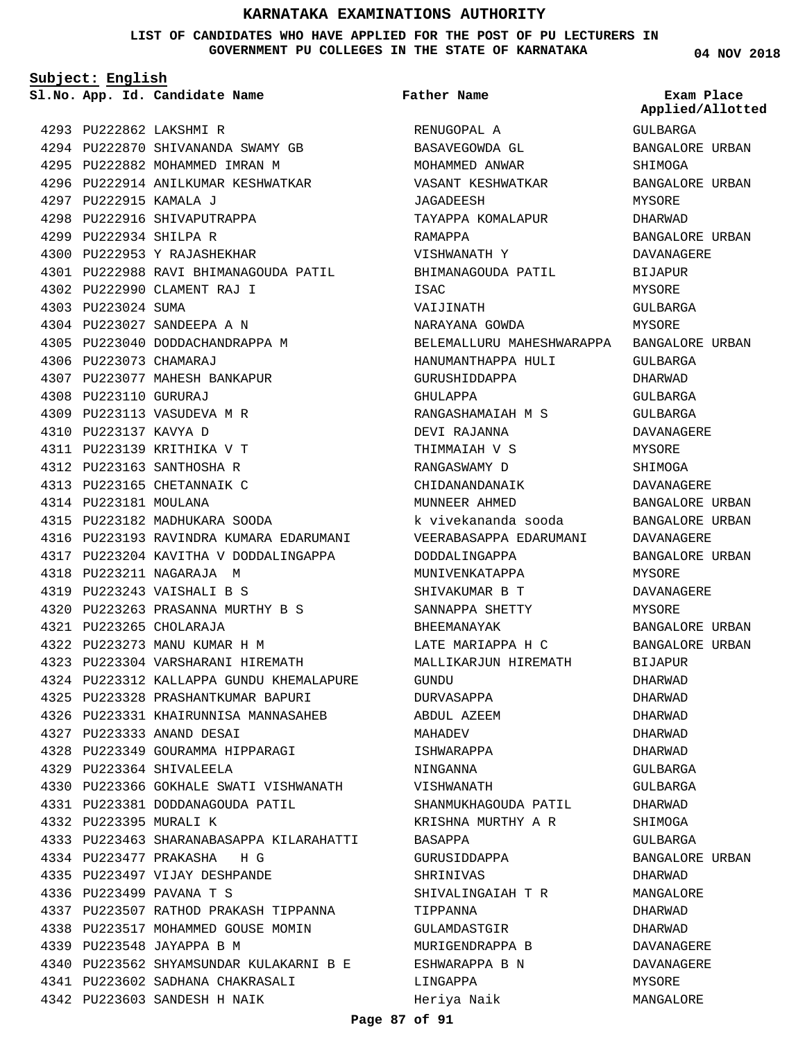# KARNATAKA EXAMINATIONS AUTHORITY

**LIST OF CANDIDATES WHO HAVE APPLIED FOR THE POST OF PU LECTURERS IN GOVERNMENT PU COLLEGES IN THE STATE OF KARNATAKA**

**04 NOV 2018**

**Subject: English**

| Sl.No. | App. Id. | Candidate Name | Father Name | Exam Place Applied/Allotted |
|---|---|---|---|---|
| 4293 | PU222862 | LAKSHMI R | RENUGOPAL A | GULBARGA |
| 4294 | PU222870 | SHIVANANDA SWAMY GB | BASAVEGOWDA GL | BANGALORE URBAN |
| 4295 | PU222882 | MOHAMMED IMRAN M | MOHAMMED ANWAR | SHIMOGA |
| 4296 | PU222914 | ANILKUMAR KESHWATKAR | VASANT KESHWATKAR | BANGALORE URBAN |
| 4297 | PU222915 | KAMALA J | JAGADEESH | MYSORE |
| 4298 | PU222916 | SHIVAPUTRAPPA | TAYAPPA KOMALAPUR | DHARWAD |
| 4299 | PU222934 | SHILPA R | RAMAPPA | BANGALORE URBAN |
| 4300 | PU222953 | Y RAJASHEKHAR | VISHWANATH Y | DAVANAGERE |
| 4301 | PU222988 | RAVI BHIMANAGOUDA PATIL | BHIMANAGOUDA PATIL | BIJAPUR |
| 4302 | PU222990 | CLAMENT RAJ I | ISAC | MYSORE |
| 4303 | PU223024 | SUMA | VAIJINATH | GULBARGA |
| 4304 | PU223027 | SANDEEPA A N | NARAYANA GOWDA | MYSORE |
| 4305 | PU223040 | DODDACHANDRAPPA M | BELEMALLURU MAHESHWARAPPA | BANGALORE URBAN |
| 4306 | PU223073 | CHAMARAJ | HANUMANTHAPPA HULI | GULBARGA |
| 4307 | PU223077 | MAHESH BANKAPUR | GURUSHIDDAPPA | DHARWAD |
| 4308 | PU223110 | GURURAJ | GHULAPPA | GULBARGA |
| 4309 | PU223113 | VASUDEVA M R | RANGASHAMAIAH M S | GULBARGA |
| 4310 | PU223137 | KAVYA D | DEVI RAJANNA | DAVANAGERE |
| 4311 | PU223139 | KRITHIKA V T | THIMMAIAH V S | MYSORE |
| 4312 | PU223163 | SANTHOSHA R | RANGASWAMY D | SHIMOGA |
| 4313 | PU223165 | CHETANNAIK C | CHIDANANDANAIK | DAVANAGERE |
| 4314 | PU223181 | MOULANA | MUNNEER AHMED | BANGALORE URBAN |
| 4315 | PU223182 | MADHUKARA SOODA | k vivekananda sooda | BANGALORE URBAN |
| 4316 | PU223193 | RAVINDRA KUMARA EDARUMANI | VEERABASAPPA EDARUMANI | DAVANAGERE |
| 4317 | PU223204 | KAVITHA V DODDALINGAPPA | DODDALINGAPPA | BANGALORE URBAN |
| 4318 | PU223211 | NAGARAJA M | MUNIVENKATAPPA | MYSORE |
| 4319 | PU223243 | VAISHALI B S | SHIVAKUMAR B T | DAVANAGERE |
| 4320 | PU223263 | PRASANNA MURTHY B S | SANNAPPA SHETTY | MYSORE |
| 4321 | PU223265 | CHOLARAJA | BHEEMANAYAK | BANGALORE URBAN |
| 4322 | PU223273 | MANU KUMAR H M | LATE MARIAPPA H C | BANGALORE URBAN |
| 4323 | PU223304 | VARSHARANI HIREMATH | MALLIKARJUN HIREMATH | BIJAPUR |
| 4324 | PU223312 | KALLAPPA GUNDU KHEMALAPURE | GUNDU | DHARWAD |
| 4325 | PU223328 | PRASHANTKUMAR BAPURI | DURVASAPPA | DHARWAD |
| 4326 | PU223331 | KHAIRUNNISA MANNASAHEB | ABDUL AZEEM | DHARWAD |
| 4327 | PU223333 | ANAND DESAI | MAHADEV | DHARWAD |
| 4328 | PU223349 | GOURAMMA HIPPARAGI | ISHWARAPPA | DHARWAD |
| 4329 | PU223364 | SHIVALEELA | NINGANNA | GULBARGA |
| 4330 | PU223366 | GOKHALE SWATI VISHWANATH | VISHWANATH | GULBARGA |
| 4331 | PU223381 | DODDANAGOUDA PATIL | SHANMUKHAGOUDA PATIL | DHARWAD |
| 4332 | PU223395 | MURALI K | KRISHNA MURTHY A R | SHIMOGA |
| 4333 | PU223463 | SHARANABASAPPA KILARAHATTI | BASAPPA | GULBARGA |
| 4334 | PU223477 | PRAKASHA H G | GURUSIDDAPPA | BANGALORE URBAN |
| 4335 | PU223497 | VIJAY DESHPANDE | SHRINIVAS | DHARWAD |
| 4336 | PU223499 | PAVANA T S | SHIVALINGAIAH T R | MANGALORE |
| 4337 | PU223507 | RATHOD PRAKASH TIPPANNA | TIPPANNA | DHARWAD |
| 4338 | PU223517 | MOHAMMED GOUSE MOMIN | GULAMDASTGIR | DHARWAD |
| 4339 | PU223548 | JAYAPPA B M | MURIGENDRAPPA B | DAVANAGERE |
| 4340 | PU223562 | SHYAMSUNDAR KULAKARNI B E | ESHWARAPPA B N | DAVANAGERE |
| 4341 | PU223602 | SADHANA CHAKRASALI | LINGAPPA | MYSORE |
| 4342 | PU223603 | SANDESH H NAIK | Heriya Naik | MANGALORE |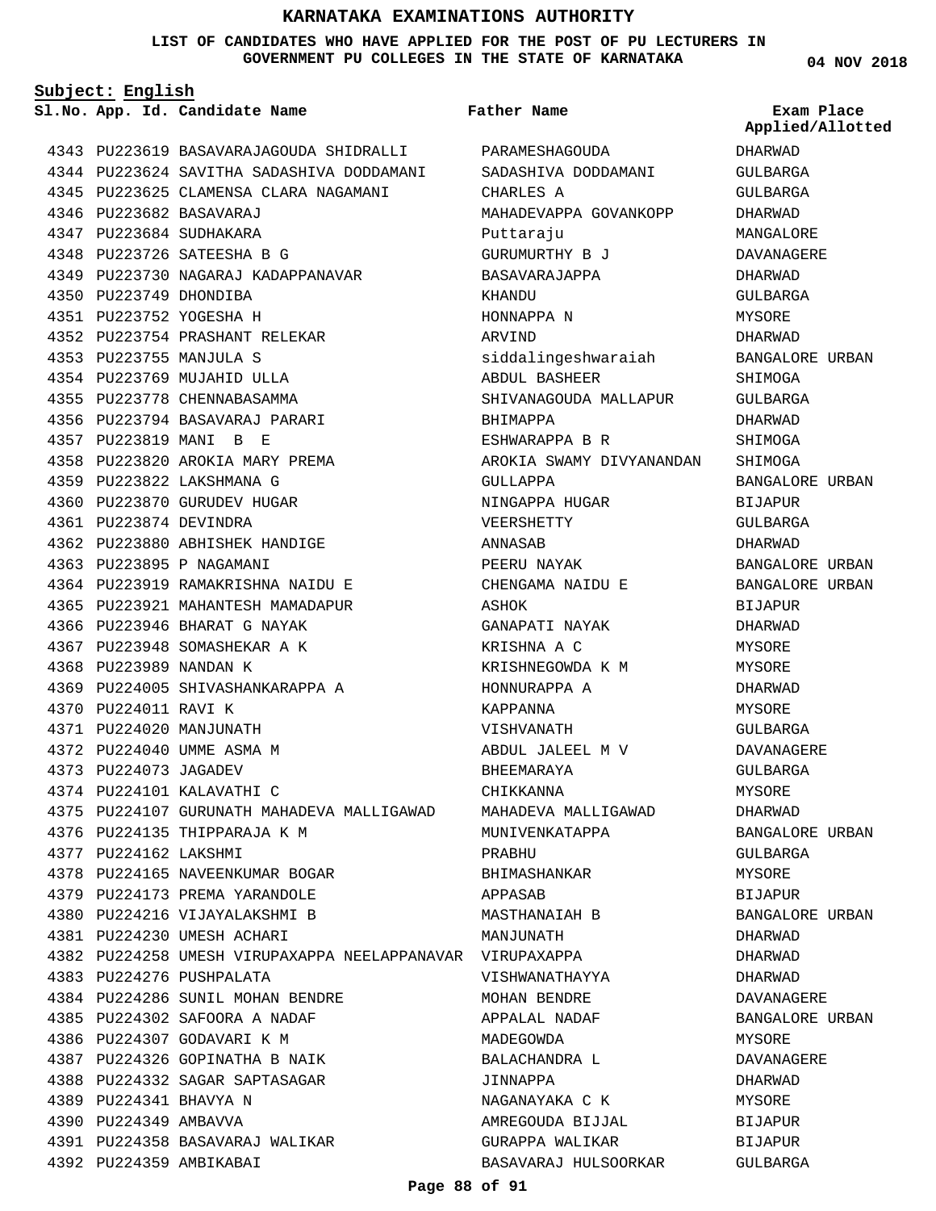# KARNATAKA EXAMINATIONS AUTHORITY

**LIST OF CANDIDATES WHO HAVE APPLIED FOR THE POST OF PU LECTURERS IN GOVERNMENT PU COLLEGES IN THE STATE OF KARNATAKA**

04 NOV 2018

**Subject: English**

| Sl.No. | App. Id. | Candidate Name | Father Name | Exam Place Applied/Allotted |
|---|---|---|---|---|
| 4343 | PU223619 | BASAVARAJAGOUDA SHIDRALLI | PARAMESHAGOUDA | DHARWAD |
| 4344 | PU223624 | SAVITHA SADASHIVA DODDAMANI | SADASHIVA DODDAMANI | GULBARGA |
| 4345 | PU223625 | CLAMENSA CLARA NAGAMANI | CHARLES A | GULBARGA |
| 4346 | PU223682 | BASAVARAJ | MAHADEVAPPA GOVANKOPP | DHARWAD |
| 4347 | PU223684 | SUDHAKARA | Puttaraju | MANGALORE |
| 4348 | PU223726 | SATEESHA B G | GURUMURTHY B J | DAVANAGERE |
| 4349 | PU223730 | NAGARAJ KADAPPANAVAR | BASAVARAJAPPA | DHARWAD |
| 4350 | PU223749 | DHONDIBA | KHANDU | GULBARGA |
| 4351 | PU223752 | YOGESHA H | HONNAPPA N | MYSORE |
| 4352 | PU223754 | PRASHANT RELEKAR | ARVIND | DHARWAD |
| 4353 | PU223755 | MANJULA S | siddalingeshwaraiah | BANGALORE URBAN |
| 4354 | PU223769 | MUJAHID ULLA | ABDUL BASHEER | SHIMOGA |
| 4355 | PU223778 | CHENNABASAMMA | SHIVANAGOUDA MALLAPUR | GULBARGA |
| 4356 | PU223794 | BASAVARAJ PARARI | BHIMAPPA | DHARWAD |
| 4357 | PU223819 | MANI B E | ESHWARAPPA B R | SHIMOGA |
| 4358 | PU223820 | AROKIA MARY PREMA | AROKIA SWAMY DIVYANANDAN | SHIMOGA |
| 4359 | PU223822 | LAKSHMANA G | GULLAPPA | BANGALORE URBAN |
| 4360 | PU223870 | GURUDEV HUGAR | NINGAPPA HUGAR | BIJAPUR |
| 4361 | PU223874 | DEVINDRA | VEERSHETTY | GULBARGA |
| 4362 | PU223880 | ABHISHEK HANDIGE | ANNASAB | DHARWAD |
| 4363 | PU223895 | P NAGAMANI | PEERU NAYAK | BANGALORE URBAN |
| 4364 | PU223919 | RAMAKRISHNA NAIDU E | CHENGAMA NAIDU E | BANGALORE URBAN |
| 4365 | PU223921 | MAHANTESH MAMADAPUR | ASHOK | BIJAPUR |
| 4366 | PU223946 | BHARAT G NAYAK | GANAPATI NAYAK | DHARWAD |
| 4367 | PU223948 | SOMASHEKAR A K | KRISHNA A C | MYSORE |
| 4368 | PU223989 | NANDAN K | KRISHNEGOWDA K M | MYSORE |
| 4369 | PU224005 | SHIVASHANKARAPPA A | HONNURAPPA A | DHARWAD |
| 4370 | PU224011 | RAVI K | KAPPANNA | MYSORE |
| 4371 | PU224020 | MANJUNATH | VISHVANATH | GULBARGA |
| 4372 | PU224040 | UMME ASMA M | ABDUL JALEEL M V | DAVANAGERE |
| 4373 | PU224073 | JAGADEV | BHEEMARAYA | GULBARGA |
| 4374 | PU224101 | KALAVATHI C | CHIKKANNA | MYSORE |
| 4375 | PU224107 | GURUNATH MAHADEVA MALLIGAWAD | MAHADEVA MALLIGAWAD | DHARWAD |
| 4376 | PU224135 | THIPPARAJA K M | MUNIVENKATAPPA | BANGALORE URBAN |
| 4377 | PU224162 | LAKSHMI | PRABHU | GULBARGA |
| 4378 | PU224165 | NAVEENKUMAR BOGAR | BHIMASHANKAR | MYSORE |
| 4379 | PU224173 | PREMA YARANDOLE | APPASAB | BIJAPUR |
| 4380 | PU224216 | VIJAYALAKSHMI B | MASTHANAIAH B | BANGALORE URBAN |
| 4381 | PU224230 | UMESH ACHARI | MANJUNATH | DHARWAD |
| 4382 | PU224258 | UMESH VIRUPAXAPPA NEELAPPANAVAR | VIRUPAXAPPA | DHARWAD |
| 4383 | PU224276 | PUSHPALATA | VISHWANATHAYYA | DHARWAD |
| 4384 | PU224286 | SUNIL MOHAN BENDRE | MOHAN BENDRE | DAVANAGERE |
| 4385 | PU224302 | SAFOORA A NADAF | APPALAL NADAF | BANGALORE URBAN |
| 4386 | PU224307 | GODAVARI K M | MADEGOWDA | MYSORE |
| 4387 | PU224326 | GOPINATHA B NAIK | BALACHANDRA L | DAVANAGERE |
| 4388 | PU224332 | SAGAR SAPTASAGAR | JINNAPPA | DHARWAD |
| 4389 | PU224341 | BHAVYA N | NAGANAYAKA C K | MYSORE |
| 4390 | PU224349 | AMBAVVA | AMREGOUDA BIJJAL | BIJAPUR |
| 4391 | PU224358 | BASAVARAJ WALIKAR | GURAPPA WALIKAR | BIJAPUR |
| 4392 | PU224359 | AMBIKABAI | BASAVARAJ HULSOORKAR | GULBARGA |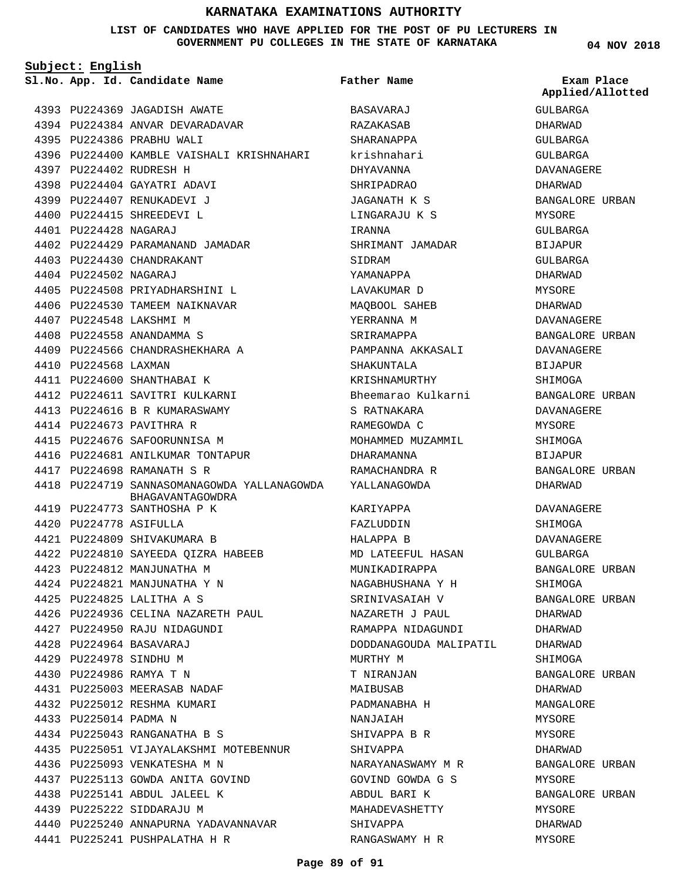# KARNATAKA EXAMINATIONS AUTHORITY

**LIST OF CANDIDATES WHO HAVE APPLIED FOR THE POST OF PU LECTURERS IN GOVERNMENT PU COLLEGES IN THE STATE OF KARNATAKA**

04 NOV 2018

**Subject: English**

| Sl.No. | App. Id. | Candidate Name | Father Name | Exam Place Applied/Allotted |
|---|---|---|---|---|
| 4393 | PU224369 | JAGADISH AWATE | BASAVARAJ | GULBARGA |
| 4394 | PU224384 | ANVAR DEVARADAVAR | RAZAKASAB | DHARWAD |
| 4395 | PU224386 | PRABHU WALI | SHARANAPPA | GULBARGA |
| 4396 | PU224400 | KAMBLE VAISHALI KRISHNAHARI | krishnahari | GULBARGA |
| 4397 | PU224402 | RUDRESH H | DHYAVANNA | DAVANAGERE |
| 4398 | PU224404 | GAYATRI ADAVI | SHRIPADRAO | DHARWAD |
| 4399 | PU224407 | RENUKADEVI J | JAGANATH K S | BANGALORE URBAN |
| 4400 | PU224415 | SHREEDEVI L | LINGARAJU K S | MYSORE |
| 4401 | PU224428 | NAGARAJ | IRANNA | GULBARGA |
| 4402 | PU224429 | PARAMANAND JAMADAR | SHRIMANT JAMADAR | BIJAPUR |
| 4403 | PU224430 | CHANDRAKANT | SIDRAM | GULBARGA |
| 4404 | PU224502 | NAGARAJ | YAMANAPPA | DHARWAD |
| 4405 | PU224508 | PRIYADHARSHINI L | LAVAKUMAR D | MYSORE |
| 4406 | PU224530 | TAMEEM NAIKNAVAR | MAQBOOL SAHEB | DHARWAD |
| 4407 | PU224548 | LAKSHMI M | YERRANNA M | DAVANAGERE |
| 4408 | PU224558 | ANANDAMMA S | SRIRAMAPPA | BANGALORE URBAN |
| 4409 | PU224566 | CHANDRASHEKHARA A | PAMPANNA AKKASALI | DAVANAGERE |
| 4410 | PU224568 | LAXMAN | SHAKUNTALA | BIJAPUR |
| 4411 | PU224600 | SHANTHABAI K | KRISHNAMURTHY | SHIMOGA |
| 4412 | PU224611 | SAVITRI KULKARNI | Bheemarao Kulkarni | BANGALORE URBAN |
| 4413 | PU224616 | B R KUMARASWAMY | S RATNAKARA | DAVANAGERE |
| 4414 | PU224673 | PAVITHRA R | RAMEGOWDA C | MYSORE |
| 4415 | PU224676 | SAFOORUNNISA M | MOHAMMED MUZAMMIL | SHIMOGA |
| 4416 | PU224681 | ANILKUMAR TONTAPUR | DHARAMANNA | BIJAPUR |
| 4417 | PU224698 | RAMANATH S R | RAMACHANDRA R | BANGALORE URBAN |
| 4418 | PU224719 | SANNASOMANAGOWDA YALLANAGOWDA BHAGAVANTAGOWDRA | YALLANAGOWDA | DHARWAD |
| 4419 | PU224773 | SANTHOSHA P K | KARIYAPPA | DAVANAGERE |
| 4420 | PU224778 | ASIFULLA | FAZLUDDIN | SHIMOGA |
| 4421 | PU224809 | SHIVAKUMARA B | HALAPPA B | DAVANAGERE |
| 4422 | PU224810 | SAYEEDA QIZRA HABEEB | MD LATEEFUL HASAN | GULBARGA |
| 4423 | PU224812 | MANJUNATHA M | MUNIKADIRAPPA | BANGALORE URBAN |
| 4424 | PU224821 | MANJUNATHA Y N | NAGABHUSHANA Y H | SHIMOGA |
| 4425 | PU224825 | LALITHA A S | SRINIVASAIAH V | BANGALORE URBAN |
| 4426 | PU224936 | CELINA NAZARETH PAUL | NAZARETH J PAUL | DHARWAD |
| 4427 | PU224950 | RAJU NIDAGUNDI | RAMAPPA NIDAGUNDI | DHARWAD |
| 4428 | PU224964 | BASAVARAJ | DODDANAGOUDA MALIPATIL | DHARWAD |
| 4429 | PU224978 | SINDHU M | MURTHY M | SHIMOGA |
| 4430 | PU224986 | RAMYA T N | T NIRANJAN | BANGALORE URBAN |
| 4431 | PU225003 | MEERASAB NADAF | MAIBUSAB | DHARWAD |
| 4432 | PU225012 | RESHMA KUMARI | PADMANABHA H | MANGALORE |
| 4433 | PU225014 | PADMA N | NANJAIAH | MYSORE |
| 4434 | PU225043 | RANGANATHA B S | SHIVAPPA B R | MYSORE |
| 4435 | PU225051 | VIJAYALAKSHMI MOTEBENNUR | SHIVAPPA | DHARWAD |
| 4436 | PU225093 | VENKATESHA M N | NARAYANASWAMY M R | BANGALORE URBAN |
| 4437 | PU225113 | GOWDA ANITA GOVIND | GOVIND GOWDA G S | MYSORE |
| 4438 | PU225141 | ABDUL JALEEL K | ABDUL BARI K | BANGALORE URBAN |
| 4439 | PU225222 | SIDDARAJU M | MAHADEVASHETTY | MYSORE |
| 4440 | PU225240 | ANNAPURNA YADAVANNAVAR | SHIVAPPA | DHARWAD |
| 4441 | PU225241 | PUSHPALATHA H R | RANGASWAMY H R | MYSORE |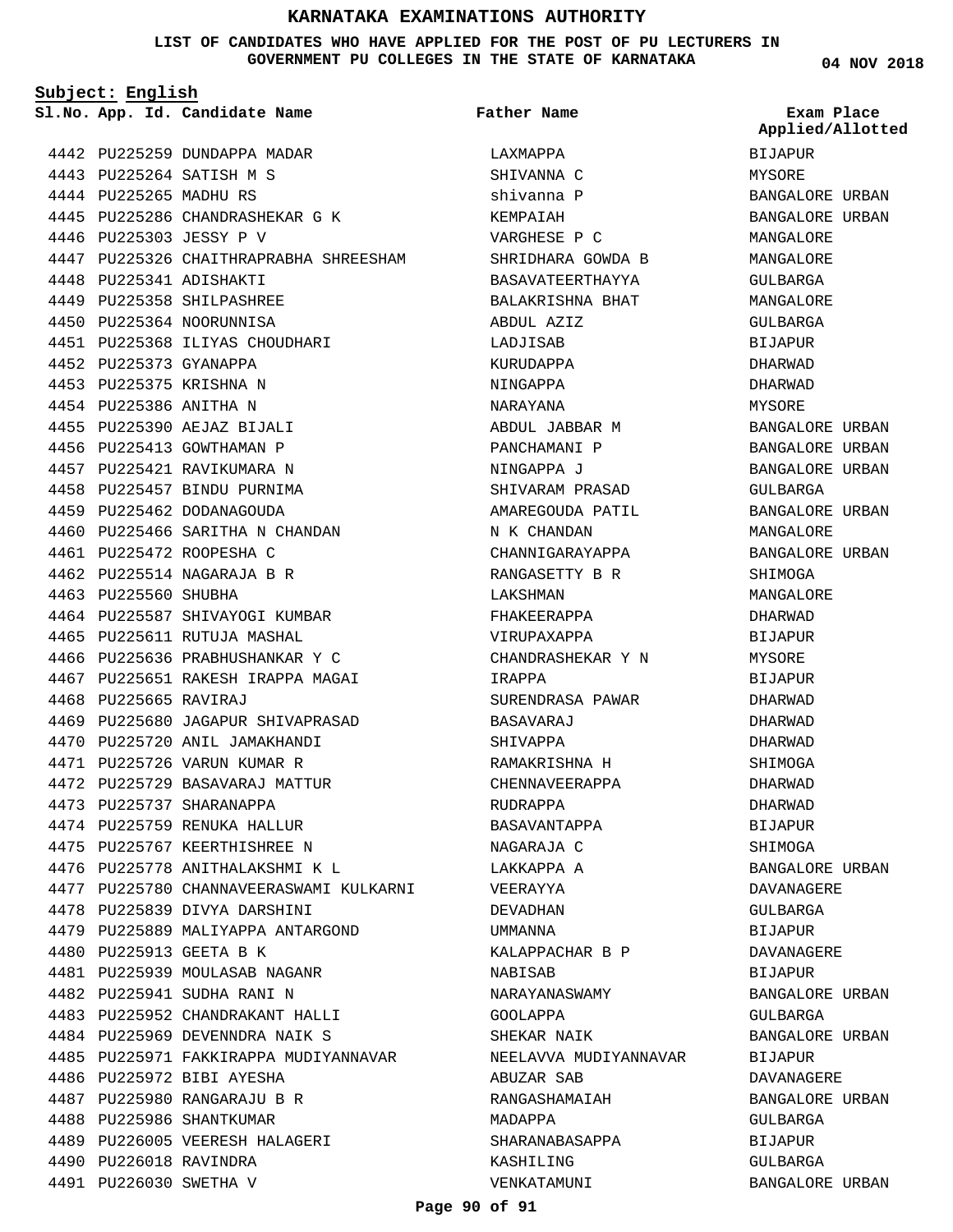# KARNATAKA EXAMINATIONS AUTHORITY

**LIST OF CANDIDATES WHO HAVE APPLIED FOR THE POST OF PU LECTURERS IN GOVERNMENT PU COLLEGES IN THE STATE OF KARNATAKA**

04 NOV 2018

**Subject: English**

| Sl.No. | App. Id. | Candidate Name | Father Name | Exam Place Applied/Allotted |
|---|---|---|---|---|
| 4442 | PU225259 | DUNDAPPA MADAR | LAXMAPPA | BIJAPUR |
| 4443 | PU225264 | SATISH M S | SHIVANNA C | MYSORE |
| 4444 | PU225265 | MADHU RS | shivanna P | BANGALORE URBAN |
| 4445 | PU225286 | CHANDRASHEKAR G K | KEMPAIAH | BANGALORE URBAN |
| 4446 | PU225303 | JESSY P V | VARGHESE P C | MANGALORE |
| 4447 | PU225326 | CHAITHRAPRABHA SHREESHAM | SHRIDHARA GOWDA B | MANGALORE |
| 4448 | PU225341 | ADISHAKTI | BASAVATEERTHAYYA | GULBARGA |
| 4449 | PU225358 | SHILPASHREE | BALAKRISHNA BHAT | MANGALORE |
| 4450 | PU225364 | NOORUNNISA | ABDUL AZIZ | GULBARGA |
| 4451 | PU225368 | ILIYAS CHOUDHARI | LADJISAB | BIJAPUR |
| 4452 | PU225373 | GYANAPPA | KURUDAPPA | DHARWAD |
| 4453 | PU225375 | KRISHNA N | NINGAPPA | DHARWAD |
| 4454 | PU225386 | ANITHA N | NARAYANA | MYSORE |
| 4455 | PU225390 | AEJAZ BIJALI | ABDUL JABBAR M | BANGALORE URBAN |
| 4456 | PU225413 | GOWTHAMAN P | PANCHAMANI P | BANGALORE URBAN |
| 4457 | PU225421 | RAVIKUMARA N | NINGAPPA J | BANGALORE URBAN |
| 4458 | PU225457 | BINDU PURNIMA | SHIVARAM PRASAD | GULBARGA |
| 4459 | PU225462 | DODANAGOUDA | AMAREGOUDA PATIL | BANGALORE URBAN |
| 4460 | PU225466 | SARITHA N CHANDAN | N K CHANDAN | MANGALORE |
| 4461 | PU225472 | ROOPESHA C | CHANNIGARAYAPPA | BANGALORE URBAN |
| 4462 | PU225514 | NAGARAJA B R | RANGASETTY B R | SHIMOGA |
| 4463 | PU225560 | SHUBHA | LAKSHMAN | MANGALORE |
| 4464 | PU225587 | SHIVAYOGI KUMBAR | FHAKEERAPPA | DHARWAD |
| 4465 | PU225611 | RUTUJA MASHAL | VIRUPAXAPPA | BIJAPUR |
| 4466 | PU225636 | PRABHUSHANKAR Y C | CHANDRASHEKAR Y N | MYSORE |
| 4467 | PU225651 | RAKESH IRAPPA MAGAI | IRAPPA | BIJAPUR |
| 4468 | PU225665 | RAVIRAJ | SURENDRASA PAWAR | DHARWAD |
| 4469 | PU225680 | JAGAPUR SHIVAPRASAD | BASAVARAJ | DHARWAD |
| 4470 | PU225720 | ANIL JAMAKHANDI | SHIVAPPA | DHARWAD |
| 4471 | PU225726 | VARUN KUMAR R | RAMAKRISHNA H | SHIMOGA |
| 4472 | PU225729 | BASAVARAJ MATTUR | CHENNAVEERAPPA | DHARWAD |
| 4473 | PU225737 | SHARANAPPA | RUDRAPPA | DHARWAD |
| 4474 | PU225759 | RENUKA HALLUR | BASAVANTAPPA | BIJAPUR |
| 4475 | PU225767 | KEERTHISHREE N | NAGARAJA C | SHIMOGA |
| 4476 | PU225778 | ANITHALAKSHMI K L | LAKKAPPA A | BANGALORE URBAN |
| 4477 | PU225780 | CHANNAVEERASWAMI KULKARNI | VEERAYYA | DAVANAGERE |
| 4478 | PU225839 | DIVYA DARSHINI | DEVADHAN | GULBARGA |
| 4479 | PU225889 | MALIYAPPA ANTARGOND | UMMANNA | BIJAPUR |
| 4480 | PU225913 | GEETA B K | KALAPPACHAR B P | DAVANAGERE |
| 4481 | PU225939 | MOULASAB NAGANR | NABISAB | BIJAPUR |
| 4482 | PU225941 | SUDHA RANI N | NARAYANASWAMY | BANGALORE URBAN |
| 4483 | PU225952 | CHANDRAKANT HALLI | GOOLAPPA | GULBARGA |
| 4484 | PU225969 | DEVENNDRA NAIK S | SHEKAR NAIK | BANGALORE URBAN |
| 4485 | PU225971 | FAKKIRAPPA MUDIYANNAVAR | NEELAVVA MUDIYANNAVAR | BIJAPUR |
| 4486 | PU225972 | BIBI AYESHA | ABUZAR SAB | DAVANAGERE |
| 4487 | PU225980 | RANGARAJU B R | RANGASHAMAIAH | BANGALORE URBAN |
| 4488 | PU225986 | SHANTKUMAR | MADAPPA | GULBARGA |
| 4489 | PU226005 | VEERESH HALAGERI | SHARANABASAPPA | BIJAPUR |
| 4490 | PU226018 | RAVINDRA | KASHILING | GULBARGA |
| 4491 | PU226030 | SWETHA V | VENKATAMUNI | BANGALORE URBAN |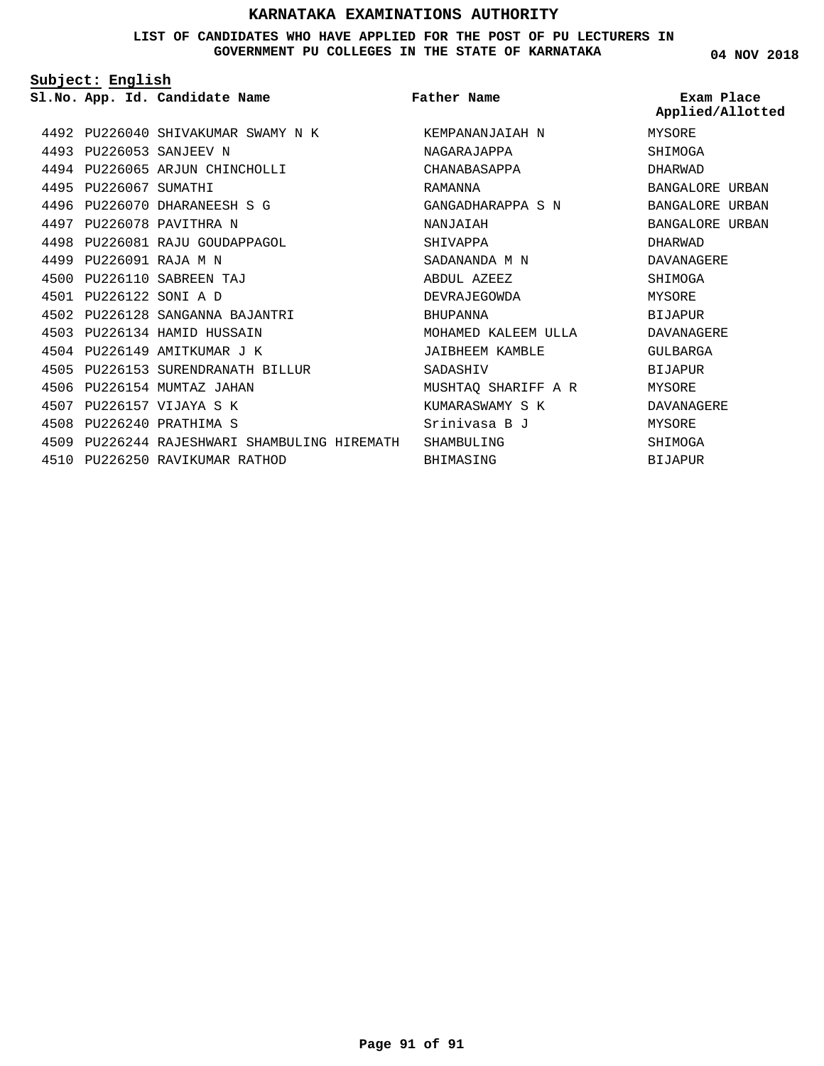**KARNATAKA EXAMINATIONS AUTHORITY**

**LIST OF CANDIDATES WHO HAVE APPLIED FOR THE POST OF PU LECTURERS IN GOVERNMENT PU COLLEGES IN THE STATE OF KARNATAKA**

**04 NOV 2018**

**Subject: English**

| Sl.No. | App. Id. | Candidate Name | Father Name | Exam Place Applied/Allotted |
|---|---|---|---|---|
| 4492 | PU226040 | SHIVAKUMAR SWAMY N K | KEMPANANJAIAH N | MYSORE |
| 4493 | PU226053 | SANJEEV N | NAGARAJAPPA | SHIMOGA |
| 4494 | PU226065 | ARJUN CHINCHOLLI | CHANABASAPPA | DHARWAD |
| 4495 | PU226067 | SUMATHI | RAMANNA | BANGALORE URBAN |
| 4496 | PU226070 | DHARANEESH S G | GANGADHARAPPA S N | BANGALORE URBAN |
| 4497 | PU226078 | PAVITHRA N | NANJAIAH | BANGALORE URBAN |
| 4498 | PU226081 | RAJU GOUDAPPAGOL | SHIVAPPA | DHARWAD |
| 4499 | PU226091 | RAJA M N | SADANANDA M N | DAVANAGERE |
| 4500 | PU226110 | SABREEN TAJ | ABDUL AZEEZ | SHIMOGA |
| 4501 | PU226122 | SONI A D | DEVRAJEGOWDA | MYSORE |
| 4502 | PU226128 | SANGANNA BAJANTRI | BHUPANNA | BIJAPUR |
| 4503 | PU226134 | HAMID HUSSAIN | MOHAMED KALEEM ULLA | DAVANAGERE |
| 4504 | PU226149 | AMITKUMAR J K | JAIBHEEM KAMBLE | GULBARGA |
| 4505 | PU226153 | SURENDRANATH BILLUR | SADASHIV | BIJAPUR |
| 4506 | PU226154 | MUMTAZ JAHAN | MUSHTAQ SHARIFF A R | MYSORE |
| 4507 | PU226157 | VIJAYA S K | KUMARASWAMY S K | DAVANAGERE |
| 4508 | PU226240 | PRATHIMA S | Srinivasa B J | MYSORE |
| 4509 | PU226244 | RAJESHWARI SHAMBULING HIREMATH | SHAMBULING | SHIMOGA |
| 4510 | PU226250 | RAVIKUMAR RATHOD | BHIMASING | BIJAPUR |